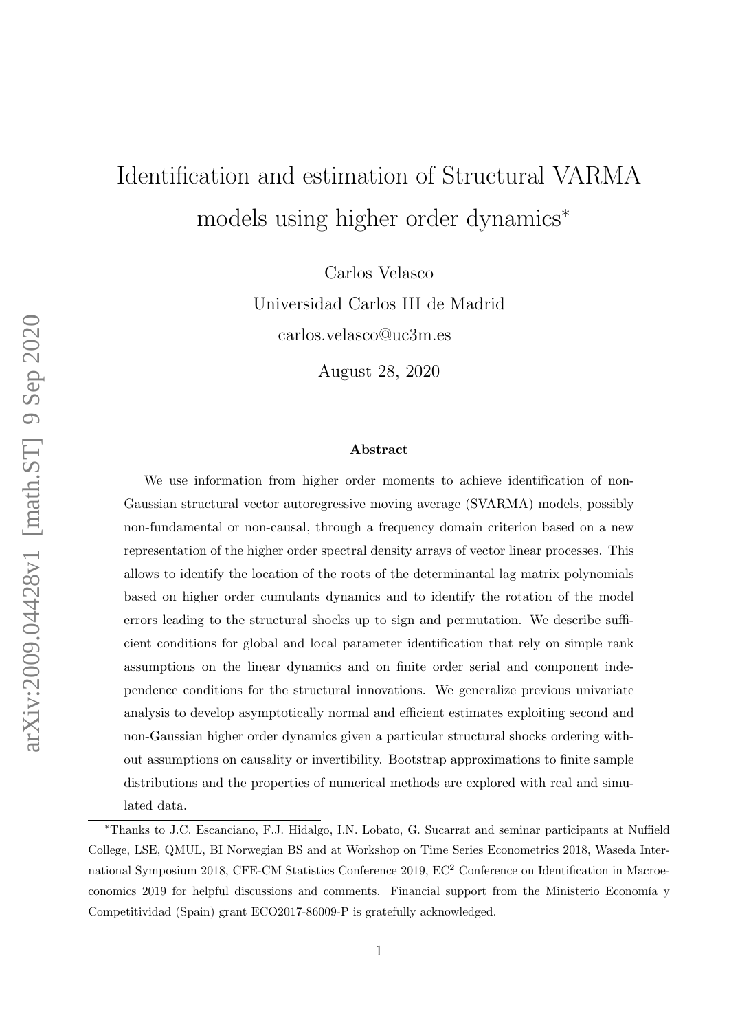# Identification and estimation of Structural VARMA models using higher order dynamics*

Carlos Velasco

Universidad Carlos III de Madrid

carlos.velasco@uc3m.es

August 28, 2020

### Abstract

We use information from higher order moments to achieve identification of non-Gaussian structural vector autoregressive moving average (SVARMA) models, possibly non-fundamental or non-causal, through a frequency domain criterion based on a new representation of the higher order spectral density arrays of vector linear processes. This allows to identify the location of the roots of the determinantal lag matrix polynomials based on higher order cumulants dynamics and to identify the rotation of the model errors leading to the structural shocks up to sign and permutation. We describe sufficient conditions for global and local parameter identification that rely on simple rank assumptions on the linear dynamics and on finite order serial and component independence conditions for the structural innovations. We generalize previous univariate analysis to develop asymptotically normal and efficient estimates exploiting second and non-Gaussian higher order dynamics given a particular structural shocks ordering without assumptions on causality or invertibility. Bootstrap approximations to finite sample distributions and the properties of numerical methods are explored with real and simulated data.

---

*Thanks to J.C. Escanciano, F.J. Hidalgo, I.N. Lobato, G. Sucarrat and seminar participants at Nuffield College, LSE, QMUL, BI Norwegian BS and at Workshop on Time Series Econometrics 2018, Waseda International Symposium 2018, CFE-CM Statistics Conference 2019, EC$^2$ Conference on Identification in Macroeconomics 2019 for helpful discussions and comments. Financial support from the Ministerio Economía y Competitividad (Spain) grant ECO2017-86009-P is gratefully acknowledged.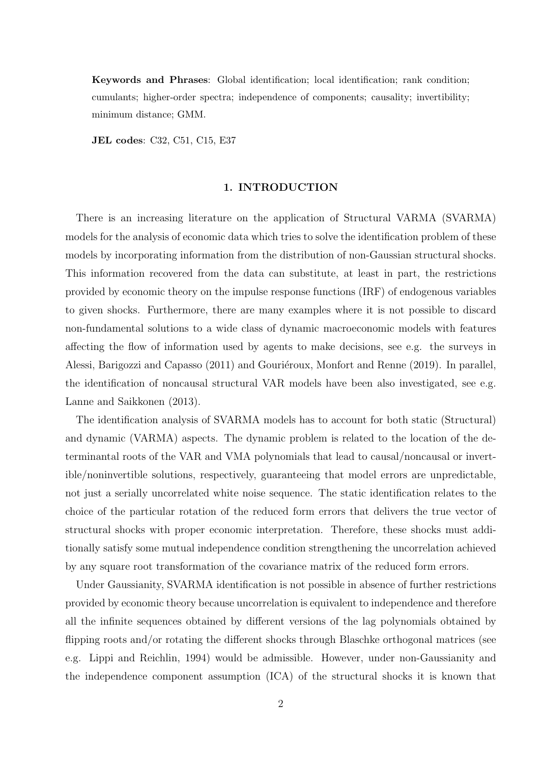**Keywords and Phrases**: Global identification; local identification; rank condition; cumulants; higher-order spectra; independence of components; causality; invertibility; minimum distance; GMM.

**JEL codes**: C32, C51, C15, E37

## 1. INTRODUCTION

There is an increasing literature on the application of Structural VARMA (SVARMA) models for the analysis of economic data which tries to solve the identification problem of these models by incorporating information from the distribution of non-Gaussian structural shocks. This information recovered from the data can substitute, at least in part, the restrictions provided by economic theory on the impulse response functions (IRF) of endogenous variables to given shocks. Furthermore, there are many examples where it is not possible to discard non-fundamental solutions to a wide class of dynamic macroeconomic models with features affecting the flow of information used by agents to make decisions, see e.g. the surveys in Alessi, Barigozzi and Capasso (2011) and Gouriéroux, Monfort and Renne (2019). In parallel, the identification of noncausal structural VAR models have been also investigated, see e.g. Lanne and Saikkonen (2013).

The identification analysis of SVARMA models has to account for both static (Structural) and dynamic (VARMA) aspects. The dynamic problem is related to the location of the determinantal roots of the VAR and VMA polynomials that lead to causal/noncausal or invertible/noninvertible solutions, respectively, guaranteeing that model errors are unpredictable, not just a serially uncorrelated white noise sequence. The static identification relates to the choice of the particular rotation of the reduced form errors that delivers the true vector of structural shocks with proper economic interpretation. Therefore, these shocks must additionally satisfy some mutual independence condition strengthening the uncorrelation achieved by any square root transformation of the covariance matrix of the reduced form errors.

Under Gaussianity, SVARMA identification is not possible in absence of further restrictions provided by economic theory because uncorrelation is equivalent to independence and therefore all the infinite sequences obtained by different versions of the lag polynomials obtained by flipping roots and/or rotating the different shocks through Blaschke orthogonal matrices (see e.g. Lippi and Reichlin, 1994) would be admissible. However, under non-Gaussianity and the independence component assumption (ICA) of the structural shocks it is known that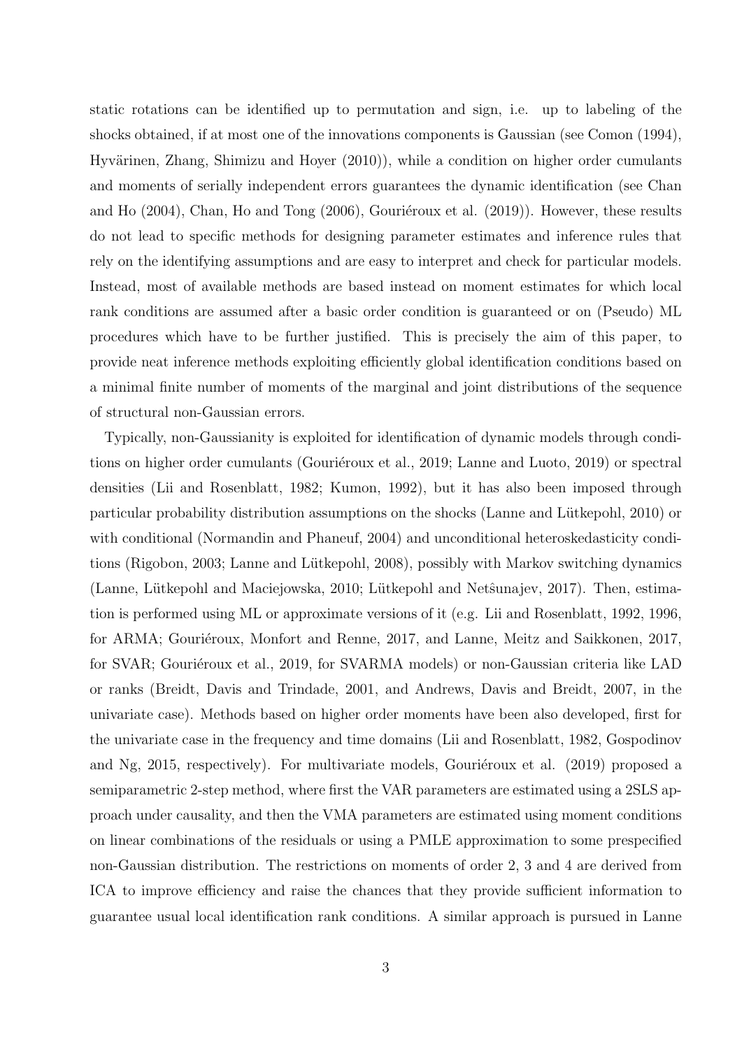static rotations can be identified up to permutation and sign, i.e. up to labeling of the shocks obtained, if at most one of the innovations components is Gaussian (see Comon (1994), Hyvärinen, Zhang, Shimizu and Hoyer (2010)), while a condition on higher order cumulants and moments of serially independent errors guarantees the dynamic identification (see Chan and Ho (2004), Chan, Ho and Tong (2006), Gouriéroux et al. (2019)). However, these results do not lead to specific methods for designing parameter estimates and inference rules that rely on the identifying assumptions and are easy to interpret and check for particular models. Instead, most of available methods are based instead on moment estimates for which local rank conditions are assumed after a basic order condition is guaranteed or on (Pseudo) ML procedures which have to be further justified. This is precisely the aim of this paper, to provide neat inference methods exploiting efficiently global identification conditions based on a minimal finite number of moments of the marginal and joint distributions of the sequence of structural non-Gaussian errors.

Typically, non-Gaussianity is exploited for identification of dynamic models through conditions on higher order cumulants (Gouriéroux et al., 2019; Lanne and Luoto, 2019) or spectral densities (Lii and Rosenblatt, 1982; Kumon, 1992), but it has also been imposed through particular probability distribution assumptions on the shocks (Lanne and Lütkepohl, 2010) or with conditional (Normandin and Phaneuf, 2004) and unconditional heteroskedasticity conditions (Rigobon, 2003; Lanne and Lütkepohl, 2008), possibly with Markov switching dynamics (Lanne, Lütkepohl and Maciejowska, 2010; Lütkepohl and Netŝunajev, 2017). Then, estimation is performed using ML or approximate versions of it (e.g. Lii and Rosenblatt, 1992, 1996, for ARMA; Gouriéroux, Monfort and Renne, 2017, and Lanne, Meitz and Saikkonen, 2017, for SVAR; Gouriéroux et al., 2019, for SVARMA models) or non-Gaussian criteria like LAD or ranks (Breidt, Davis and Trindade, 2001, and Andrews, Davis and Breidt, 2007, in the univariate case). Methods based on higher order moments have been also developed, first for the univariate case in the frequency and time domains (Lii and Rosenblatt, 1982, Gospodinov and Ng, 2015, respectively). For multivariate models, Gouriéroux et al. (2019) proposed a semiparametric 2-step method, where first the VAR parameters are estimated using a 2SLS approach under causality, and then the VMA parameters are estimated using moment conditions on linear combinations of the residuals or using a PMLE approximation to some prespecified non-Gaussian distribution. The restrictions on moments of order 2, 3 and 4 are derived from ICA to improve efficiency and raise the chances that they provide sufficient information to guarantee usual local identification rank conditions. A similar approach is pursued in Lanne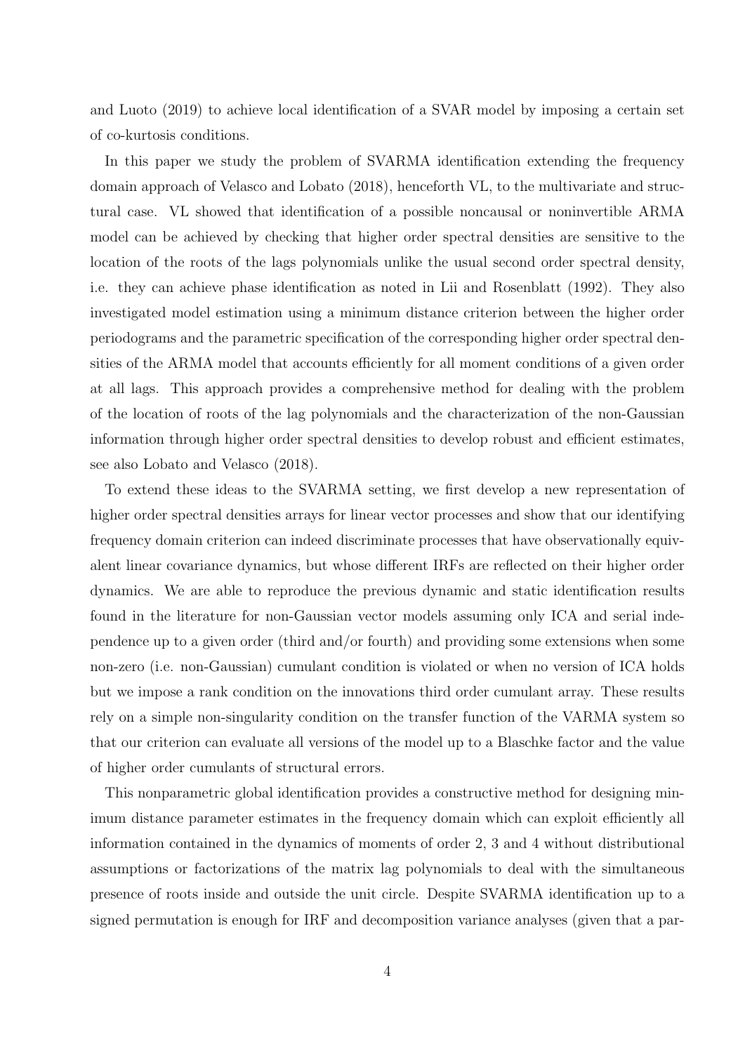and Luoto (2019) to achieve local identification of a SVAR model by imposing a certain set of co-kurtosis conditions.

In this paper we study the problem of SVARMA identification extending the frequency domain approach of Velasco and Lobato (2018), henceforth VL, to the multivariate and structural case. VL showed that identification of a possible noncausal or noninvertible ARMA model can be achieved by checking that higher order spectral densities are sensitive to the location of the roots of the lags polynomials unlike the usual second order spectral density, i.e. they can achieve phase identification as noted in Lii and Rosenblatt (1992). They also investigated model estimation using a minimum distance criterion between the higher order periodograms and the parametric specification of the corresponding higher order spectral densities of the ARMA model that accounts efficiently for all moment conditions of a given order at all lags. This approach provides a comprehensive method for dealing with the problem of the location of roots of the lag polynomials and the characterization of the non-Gaussian information through higher order spectral densities to develop robust and efficient estimates, see also Lobato and Velasco (2018).

To extend these ideas to the SVARMA setting, we first develop a new representation of higher order spectral densities arrays for linear vector processes and show that our identifying frequency domain criterion can indeed discriminate processes that have observationally equivalent linear covariance dynamics, but whose different IRFs are reflected on their higher order dynamics. We are able to reproduce the previous dynamic and static identification results found in the literature for non-Gaussian vector models assuming only ICA and serial independence up to a given order (third and/or fourth) and providing some extensions when some non-zero (i.e. non-Gaussian) cumulant condition is violated or when no version of ICA holds but we impose a rank condition on the innovations third order cumulant array. These results rely on a simple non-singularity condition on the transfer function of the VARMA system so that our criterion can evaluate all versions of the model up to a Blaschke factor and the value of higher order cumulants of structural errors.

This nonparametric global identification provides a constructive method for designing minimum distance parameter estimates in the frequency domain which can exploit efficiently all information contained in the dynamics of moments of order 2, 3 and 4 without distributional assumptions or factorizations of the matrix lag polynomials to deal with the simultaneous presence of roots inside and outside the unit circle. Despite SVARMA identification up to a signed permutation is enough for IRF and decomposition variance analyses (given that a par-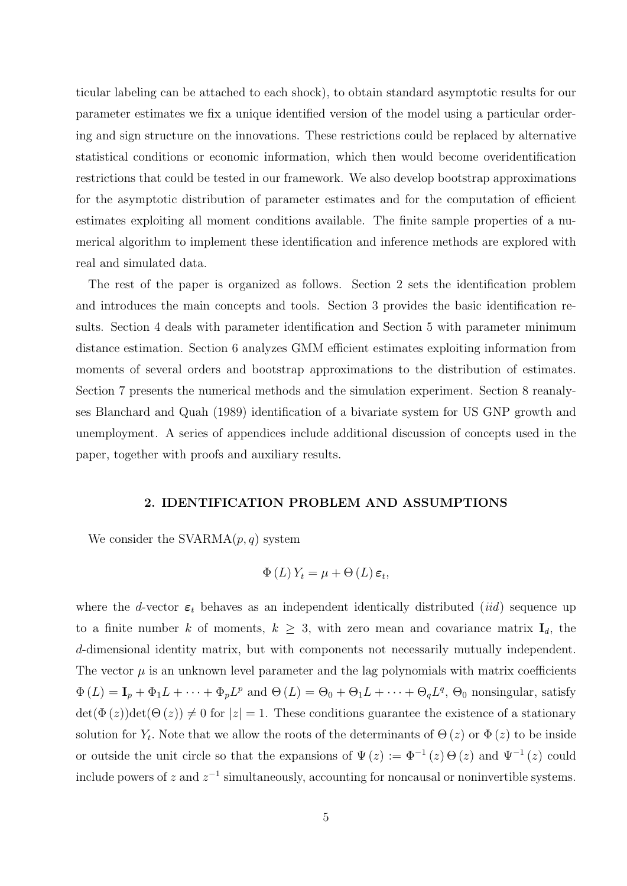ticular labeling can be attached to each shock), to obtain standard asymptotic results for our parameter estimates we fix a unique identified version of the model using a particular ordering and sign structure on the innovations. These restrictions could be replaced by alternative statistical conditions or economic information, which then would become overidentification restrictions that could be tested in our framework. We also develop bootstrap approximations for the asymptotic distribution of parameter estimates and for the computation of efficient estimates exploiting all moment conditions available. The finite sample properties of a numerical algorithm to implement these identification and inference methods are explored with real and simulated data.

The rest of the paper is organized as follows. Section 2 sets the identification problem and introduces the main concepts and tools. Section 3 provides the basic identification results. Section 4 deals with parameter identification and Section 5 with parameter minimum distance estimation. Section 6 analyzes GMM efficient estimates exploiting information from moments of several orders and bootstrap approximations to the distribution of estimates. Section 7 presents the numerical methods and the simulation experiment. Section 8 reanalyses Blanchard and Quah (1989) identification of a bivariate system for US GNP growth and unemployment. A series of appendices include additional discussion of concepts used in the paper, together with proofs and auxiliary results.

## 2. IDENTIFICATION PROBLEM AND ASSUMPTIONS

We consider the SVARMA$(p, q)$ system

$$\Phi(L) Y_t = \mu + \Theta(L) \boldsymbol{\varepsilon}_t,$$

where the $d$-vector $\boldsymbol{\varepsilon}_t$ behaves as an independent identically distributed (*iid*) sequence up to a finite number $k$ of moments, $k \geq 3$, with zero mean and covariance matrix $\mathbf{I}_d$, the $d$-dimensional identity matrix, but with components not necessarily mutually independent. The vector $\mu$ is an unknown level parameter and the lag polynomials with matrix coefficients $\Phi(L) = \mathbf{I}_p + \Phi_1 L + \cdots + \Phi_p L^p$ and $\Theta(L) = \Theta_0 + \Theta_1 L + \cdots + \Theta_q L^q$, $\Theta_0$ nonsingular, satisfy $\det(\Phi(z))\det(\Theta(z)) \neq 0$ for $|z| = 1$. These conditions guarantee the existence of a stationary solution for $Y_t$. Note that we allow the roots of the determinants of $\Theta(z)$ or $\Phi(z)$ to be inside or outside the unit circle so that the expansions of $\Psi(z) := \Phi^{-1}(z)\Theta(z)$ and $\Psi^{-1}(z)$ could include powers of $z$ and $z^{-1}$ simultaneously, accounting for noncausal or noninvertible systems.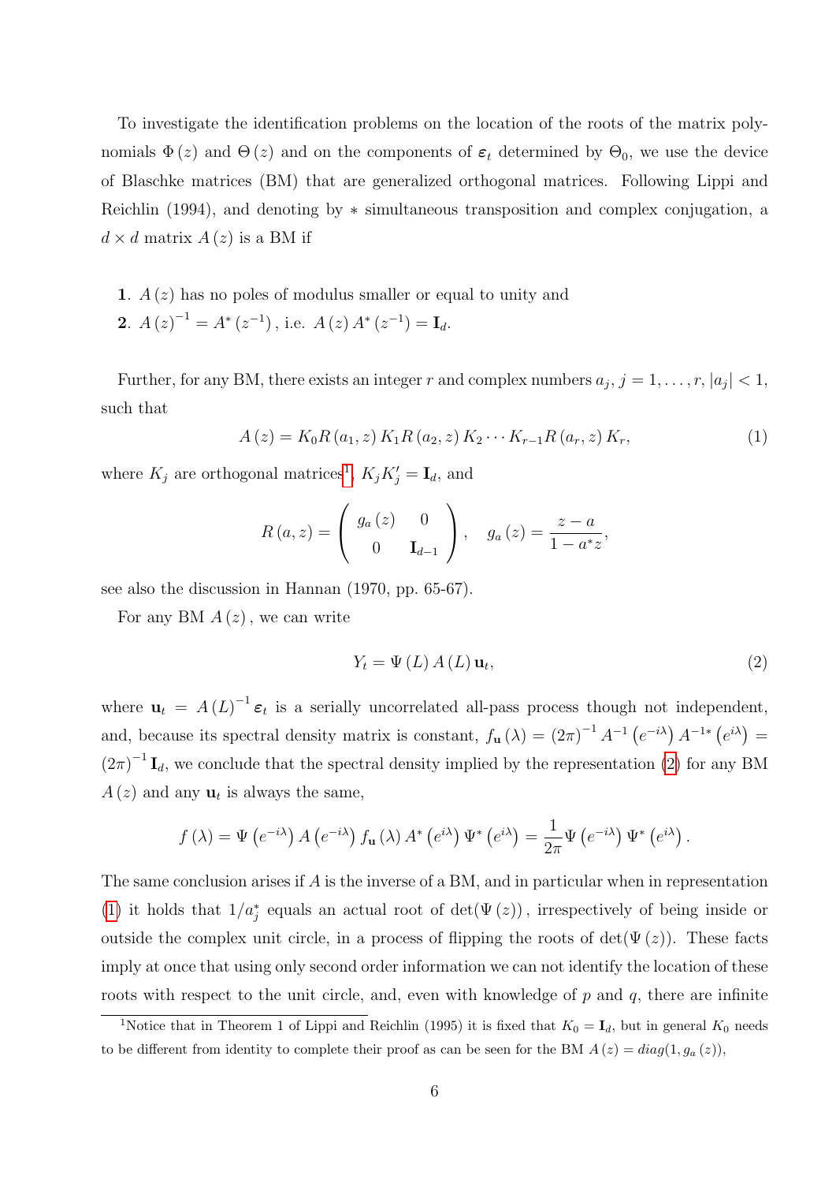To investigate the identification problems on the location of the roots of the matrix polynomials $\Phi(z)$ and $\Theta(z)$ and on the components of $\boldsymbol{\varepsilon}_t$ determined by $\Theta_0$, we use the device of Blaschke matrices (BM) that are generalized orthogonal matrices. Following Lippi and Reichlin (1994), and denoting by $*$ simultaneous transposition and complex conjugation, a $d \times d$ matrix $A(z)$ is a BM if

**1**. $A(z)$ has no poles of modulus smaller or equal to unity and

**2**. $A(z)^{-1} = A^*(z^{-1})$, i.e. $A(z)A^*(z^{-1}) = \mathbf{I}_d$.

Further, for any BM, there exists an integer $r$ and complex numbers $a_j$, $j = 1, \ldots, r$, $|a_j| < 1$, such that

$$A(z) = K_0 R(a_1, z) K_1 R(a_2, z) K_2 \cdots K_{r-1} R(a_r, z) K_r, \tag{1}$$

where $K_j$ are orthogonal matrices[1], $K_j K_j' = \mathbf{I}_d$, and

$$R(a, z) = \begin{pmatrix} g_a(z) & 0 \\ 0 & \mathbf{I}_{d-1} \end{pmatrix}, \quad g_a(z) = \frac{z - a}{1 - a^* z},$$

see also the discussion in Hannan (1970, pp. 65-67).

For any BM $A(z)$, we can write

$$Y_t = \Psi(L) A(L) \mathbf{u}_t, \tag{2}$$

where $\mathbf{u}_t = A(L)^{-1} \boldsymbol{\varepsilon}_t$ is a serially uncorrelated all-pass process though not independent, and, because its spectral density matrix is constant, $f_{\mathbf{u}}(\lambda) = (2\pi)^{-1} A^{-1}(e^{-i\lambda}) A^{-1*}(e^{i\lambda}) = (2\pi)^{-1} \mathbf{I}_d$, we conclude that the spectral density implied by the representation (2) for any BM $A(z)$ and any $\mathbf{u}_t$ is always the same,

$$f(\lambda) = \Psi(e^{-i\lambda}) A(e^{-i\lambda}) f_{\mathbf{u}}(\lambda) A^*(e^{i\lambda}) \Psi^*(e^{i\lambda}) = \frac{1}{2\pi} \Psi(e^{-i\lambda}) \Psi^*(e^{i\lambda}).$$

The same conclusion arises if $A$ is the inverse of a BM, and in particular when in representation (1) it holds that $1/a_j^*$ equals an actual root of $\det(\Psi(z))$, irrespectively of being inside or outside the complex unit circle, in a process of flipping the roots of $\det(\Psi(z))$. These facts imply at once that using only second order information we can not identify the location of these roots with respect to the unit circle, and, even with knowledge of $p$ and $q$, there are infinite

[1] Notice that in Theorem 1 of Lippi and Reichlin (1995) it is fixed that $K_0 = \mathbf{I}_d$, but in general $K_0$ needs to be different from identity to complete their proof as can be seen for the BM $A(z) = diag(1, g_a(z))$,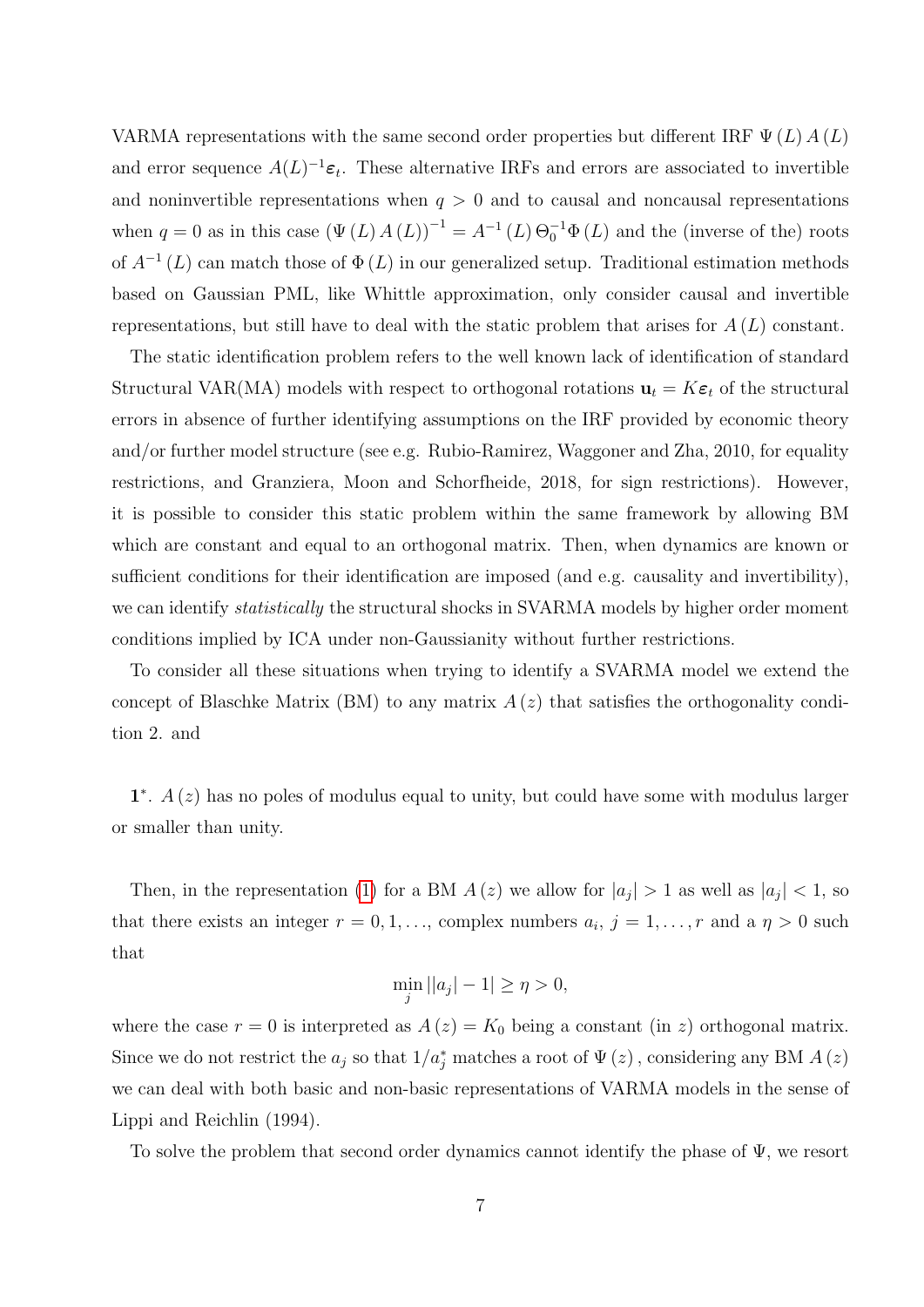VARMA representations with the same second order properties but different IRF $\Psi(L) A(L)$ and error sequence $A(L)^{-1}\boldsymbol{\varepsilon}_t$. These alternative IRFs and errors are associated to invertible and noninvertible representations when $q > 0$ and to causal and noncausal representations when $q = 0$ as in this case $(\Psi(L) A(L))^{-1} = A^{-1}(L) \Theta_0^{-1} \Phi(L)$ and the (inverse of the) roots of $A^{-1}(L)$ can match those of $\Phi(L)$ in our generalized setup. Traditional estimation methods based on Gaussian PML, like Whittle approximation, only consider causal and invertible representations, but still have to deal with the static problem that arises for $A(L)$ constant.

The static identification problem refers to the well known lack of identification of standard Structural VAR(MA) models with respect to orthogonal rotations $\mathbf{u}_t = K\boldsymbol{\varepsilon}_t$ of the structural errors in absence of further identifying assumptions on the IRF provided by economic theory and/or further model structure (see e.g. Rubio-Ramirez, Waggoner and Zha, 2010, for equality restrictions, and Granziera, Moon and Schorfheide, 2018, for sign restrictions). However, it is possible to consider this static problem within the same framework by allowing BM which are constant and equal to an orthogonal matrix. Then, when dynamics are known or sufficient conditions for their identification are imposed (and e.g. causality and invertibility), we can identify *statistically* the structural shocks in SVARMA models by higher order moment conditions implied by ICA under non-Gaussianity without further restrictions.

To consider all these situations when trying to identify a SVARMA model we extend the concept of Blaschke Matrix (BM) to any matrix $A(z)$ that satisfies the orthogonality condition 2. and

**1**$^*$. $A(z)$ has no poles of modulus equal to unity, but could have some with modulus larger or smaller than unity.

Then, in the representation (1) for a BM $A(z)$ we allow for $|a_j| > 1$ as well as $|a_j| < 1$, so that there exists an integer $r = 0, 1, \ldots$, complex numbers $a_i$, $j = 1, \ldots, r$ and a $\eta > 0$ such that

$$\min_j ||a_j| - 1| \geq \eta > 0,$$

where the case $r = 0$ is interpreted as $A(z) = K_0$ being a constant (in $z$) orthogonal matrix. Since we do not restrict the $a_j$ so that $1/a_j^*$ matches a root of $\Psi(z)$, considering any BM $A(z)$ we can deal with both basic and non-basic representations of VARMA models in the sense of Lippi and Reichlin (1994).

To solve the problem that second order dynamics cannot identify the phase of $\Psi$, we resort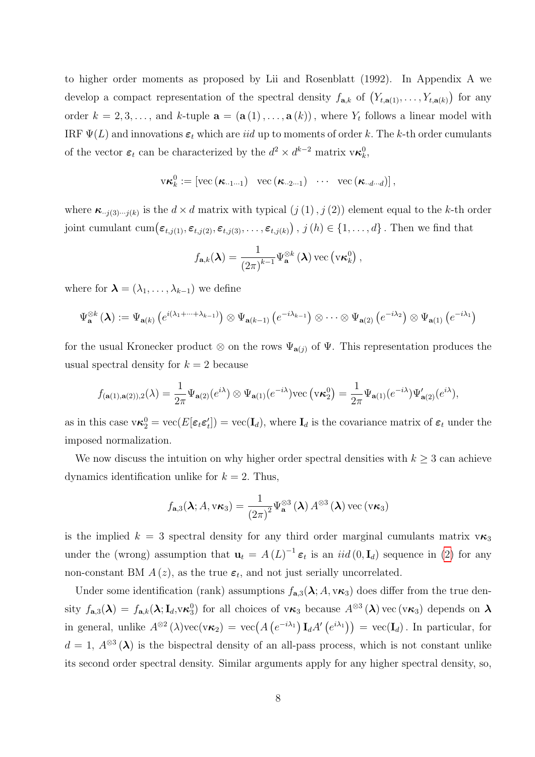to higher order moments as proposed by Lii and Rosenblatt (1992). In Appendix A we develop a compact representation of the spectral density $f_{\mathbf{a},k}$ of $\left(Y_{t,\mathbf{a}(1)},\ldots,Y_{t,\mathbf{a}(k)}\right)$ for any order $k=2,3,\ldots$, and $k$-tuple $\mathbf{a}=\left(\mathbf{a}\left(1\right),\ldots,\mathbf{a}\left(k\right)\right)$, where $Y_t$ follows a linear model with IRF $\Psi(L)$ and innovations $\boldsymbol{\varepsilon}_t$ which are *iid* up to moments of order $k$. The $k$-th order cumulants of the vector $\boldsymbol{\varepsilon}_t$ can be characterized by the $d^2\times d^{k-2}$ matrix $\mathrm{v}\boldsymbol{\kappa}_k^0$,

$$\mathrm{v}\boldsymbol{\kappa}_k^0 := \left[\mathrm{vec}\left(\boldsymbol{\kappa}_{\cdot\cdot1\cdots1}\right)\quad \mathrm{vec}\left(\boldsymbol{\kappa}_{\cdot\cdot2\cdots1}\right)\quad\cdots\quad \mathrm{vec}\left(\boldsymbol{\kappa}_{\cdot\cdot d\cdots d}\right)\right],$$

where $\boldsymbol{\kappa}_{\cdot\cdot j(3)\cdots j(k)}$ is the $d\times d$ matrix with typical $\left(j\left(1\right),j\left(2\right)\right)$ element equal to the $k$-th order joint cumulant $\mathrm{cum}\big(\varepsilon_{t,j(1)},\varepsilon_{t,j(2)},\varepsilon_{t,j(3)},\ldots,\varepsilon_{t,j(k)}\big)$, $j\left(h\right)\in\{1,\ldots,d\}$. Then we find that

$$f_{\mathbf{a},k}(\boldsymbol{\lambda}) = \frac{1}{\left(2\pi\right)^{k-1}}\Psi_{\mathbf{a}}^{\otimes k}\left(\boldsymbol{\lambda}\right)\mathrm{vec}\left(\mathrm{v}\boldsymbol{\kappa}_k^0\right),$$

where for $\boldsymbol{\lambda}=\left(\lambda_1,\ldots,\lambda_{k-1}\right)$ we define

$$\Psi_{\mathbf{a}}^{\otimes k}\left(\boldsymbol{\lambda}\right) := \Psi_{\mathbf{a}(k)}\left(e^{i(\lambda_1+\cdots+\lambda_{k-1})}\right)\otimes\Psi_{\mathbf{a}(k-1)}\left(e^{-i\lambda_{k-1}}\right)\otimes\cdots\otimes\Psi_{\mathbf{a}(2)}\left(e^{-i\lambda_2}\right)\otimes\Psi_{\mathbf{a}(1)}\left(e^{-i\lambda_1}\right)$$

for the usual Kronecker product $\otimes$ on the rows $\Psi_{\mathbf{a}(j)}$ of $\Psi$. This representation produces the usual spectral density for $k=2$ because

$$f_{(\mathbf{a}(1),\mathbf{a}(2)),2}(\lambda) = \frac{1}{2\pi}\Psi_{\mathbf{a}(2)}(e^{i\lambda})\otimes\Psi_{\mathbf{a}(1)}(e^{-i\lambda})\mathrm{vec}\left(\mathrm{v}\boldsymbol{\kappa}_2^0\right) = \frac{1}{2\pi}\Psi_{\mathbf{a}(1)}(e^{-i\lambda})\Psi_{\mathbf{a}(2)}'(e^{i\lambda}),$$

as in this case $\mathrm{v}\boldsymbol{\kappa}_2^0=\mathrm{vec}(E[\boldsymbol{\varepsilon}_t\boldsymbol{\varepsilon}_t'])=\mathrm{vec}(\mathbf{I}_d)$, where $\mathbf{I}_d$ is the covariance matrix of $\boldsymbol{\varepsilon}_t$ under the imposed normalization.

We now discuss the intuition on why higher order spectral densities with $k\geq3$ can achieve dynamics identification unlike for $k=2$. Thus,

$$f_{\mathbf{a},3}(\boldsymbol{\lambda};A,\mathrm{v}\boldsymbol{\kappa}_3) = \frac{1}{\left(2\pi\right)^2}\Psi_{\mathbf{a}}^{\otimes3}\left(\boldsymbol{\lambda}\right)A^{\otimes3}\left(\boldsymbol{\lambda}\right)\mathrm{vec}\left(\mathrm{v}\boldsymbol{\kappa}_3\right)$$

is the implied $k=3$ spectral density for any third order marginal cumulants matrix $\mathrm{v}\boldsymbol{\kappa}_3$ under the (wrong) assumption that $\mathbf{u}_t=A\left(L\right)^{-1}\boldsymbol{\varepsilon}_t$ is an $iid\left(0,\mathbf{I}_d\right)$ sequence in (2) for any non-constant BM $A\left(z\right)$, as the true $\boldsymbol{\varepsilon}_t$, and not just serially uncorrelated.

Under some identification (rank) assumptions $f_{\mathbf{a},3}(\boldsymbol{\lambda};A,\mathrm{v}\boldsymbol{\kappa}_3)$ does differ from the true density $f_{\mathbf{a},3}(\boldsymbol{\lambda})=f_{\mathbf{a},k}(\boldsymbol{\lambda};\mathbf{I}_d,\mathrm{v}\boldsymbol{\kappa}_3^0)$ for all choices of $\mathrm{v}\boldsymbol{\kappa}_3$ because $A^{\otimes3}\left(\boldsymbol{\lambda}\right)\mathrm{vec}\left(\mathrm{v}\boldsymbol{\kappa}_3\right)$ depends on $\boldsymbol{\lambda}$ in general, unlike $A^{\otimes2}\left(\lambda\right)\mathrm{vec}(\mathrm{v}\boldsymbol{\kappa}_2)=\mathrm{vec}\big(A\left(e^{-i\lambda_1}\right)\mathbf{I}_dA'\left(e^{i\lambda_1}\right)\big)=\mathrm{vec}(\mathbf{I}_d)$. In particular, for $d=1$, $A^{\otimes3}\left(\boldsymbol{\lambda}\right)$ is the bispectral density of an all-pass process, which is not constant unlike its second order spectral density. Similar arguments apply for any higher spectral density, so,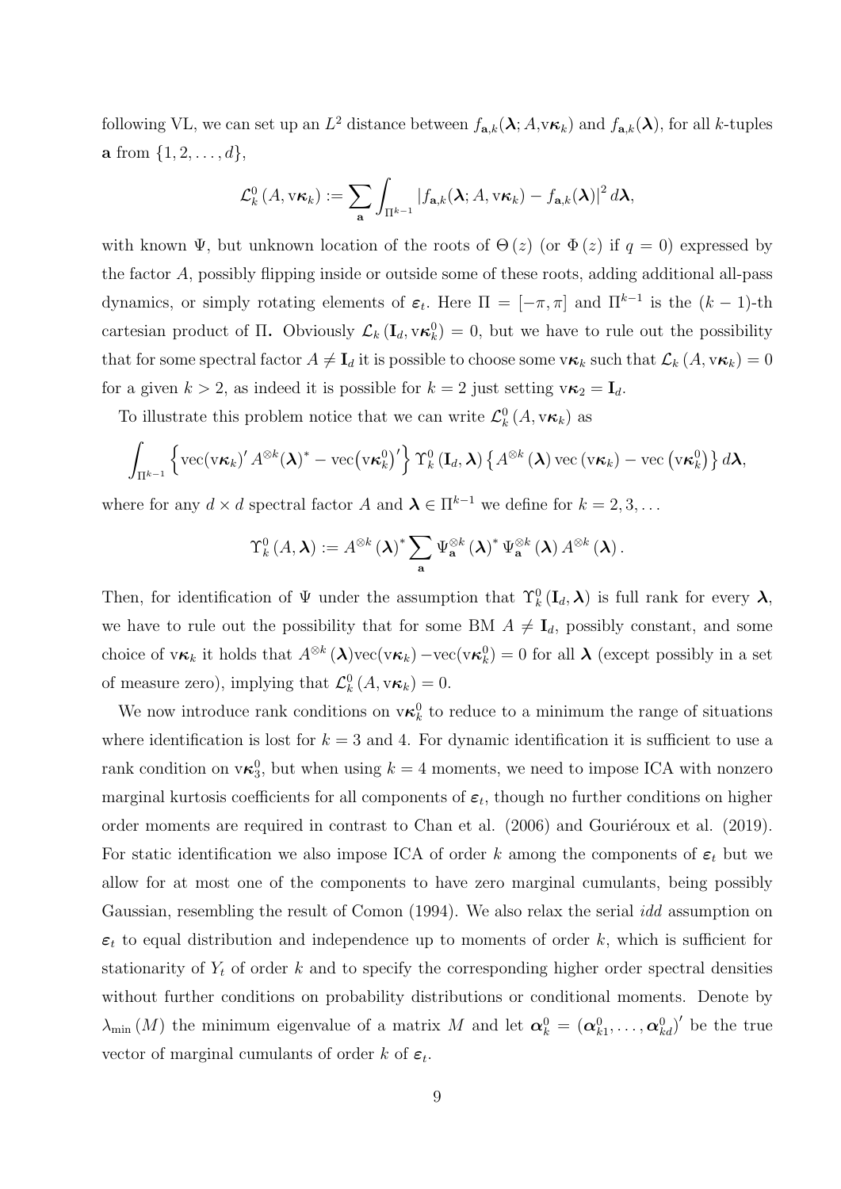following VL, we can set up an $L^2$ distance between $f_{\mathbf{a},k}(\boldsymbol{\lambda}; A, \mathrm{v}\boldsymbol{\kappa}_k)$ and $f_{\mathbf{a},k}(\boldsymbol{\lambda})$, for all $k$-tuples $\mathbf{a}$ from $\{1, 2, \ldots, d\}$,

$$
\mathcal{L}_k^0 \left(A, \mathrm{v}\boldsymbol{\kappa}_k\right) := \sum_{\mathbf{a}} \int_{\Pi^{k-1}} \left| f_{\mathbf{a},k}(\boldsymbol{\lambda}; A, \mathrm{v}\boldsymbol{\kappa}_k) - f_{\mathbf{a},k}(\boldsymbol{\lambda}) \right|^2 d\boldsymbol{\lambda},
$$

with known $\Psi$, but unknown location of the roots of $\Theta(z)$ (or $\Phi(z)$ if $q = 0$) expressed by the factor $A$, possibly flipping inside or outside some of these roots, adding additional all-pass dynamics, or simply rotating elements of $\boldsymbol{\varepsilon}_t$. Here $\Pi = [-\pi, \pi]$ and $\Pi^{k-1}$ is the $(k-1)$-th cartesian product of $\Pi$. Obviously $\mathcal{L}_k \left(\mathbf{I}_d, \mathrm{v}\boldsymbol{\kappa}_k^0\right) = 0$, but we have to rule out the possibility that for some spectral factor $A \neq \mathbf{I}_d$ it is possible to choose some $\mathrm{v}\boldsymbol{\kappa}_k$ such that $\mathcal{L}_k \left(A, \mathrm{v}\boldsymbol{\kappa}_k\right) = 0$ for a given $k > 2$, as indeed it is possible for $k = 2$ just setting $\mathrm{v}\boldsymbol{\kappa}_2 = \mathbf{I}_d$.

To illustrate this problem notice that we can write $\mathcal{L}_k^0 \left(A, \mathrm{v}\boldsymbol{\kappa}_k\right)$ as

$$
\int_{\Pi^{k-1}} \left\{ \mathrm{vec}(\mathrm{v}\boldsymbol{\kappa}_k)' A^{\otimes k}(\boldsymbol{\lambda})^* - \mathrm{vec}\left(\mathrm{v}\boldsymbol{\kappa}_k^0\right)' \right\} \Upsilon_k^0 \left(\mathbf{I}_d, \boldsymbol{\lambda}\right) \left\{ A^{\otimes k}\left(\boldsymbol{\lambda}\right) \mathrm{vec}\left(\mathrm{v}\boldsymbol{\kappa}_k\right) - \mathrm{vec}\left(\mathrm{v}\boldsymbol{\kappa}_k^0\right) \right\} d\boldsymbol{\lambda},
$$

where for any $d \times d$ spectral factor $A$ and $\boldsymbol{\lambda} \in \Pi^{k-1}$ we define for $k = 2, 3, \ldots$

$$
\Upsilon_k^0 \left(A, \boldsymbol{\lambda}\right) := A^{\otimes k}\left(\boldsymbol{\lambda}\right)^* \sum_{\mathbf{a}} \Psi_{\mathbf{a}}^{\otimes k}\left(\boldsymbol{\lambda}\right)^* \Psi_{\mathbf{a}}^{\otimes k}\left(\boldsymbol{\lambda}\right) A^{\otimes k}\left(\boldsymbol{\lambda}\right).
$$

Then, for identification of $\Psi$ under the assumption that $\Upsilon_k^0 \left(\mathbf{I}_d, \boldsymbol{\lambda}\right)$ is full rank for every $\boldsymbol{\lambda}$, we have to rule out the possibility that for some BM $A \neq \mathbf{I}_d$, possibly constant, and some choice of $\mathrm{v}\boldsymbol{\kappa}_k$ it holds that $A^{\otimes k}\left(\boldsymbol{\lambda}\right)\mathrm{vec}(\mathrm{v}\boldsymbol{\kappa}_k) - \mathrm{vec}(\mathrm{v}\boldsymbol{\kappa}_k^0) = 0$ for all $\boldsymbol{\lambda}$ (except possibly in a set of measure zero), implying that $\mathcal{L}_k^0 \left(A, \mathrm{v}\boldsymbol{\kappa}_k\right) = 0$.

We now introduce rank conditions on $\mathrm{v}\boldsymbol{\kappa}_k^0$ to reduce to a minimum the range of situations where identification is lost for $k = 3$ and 4. For dynamic identification it is sufficient to use a rank condition on $\mathrm{v}\boldsymbol{\kappa}_3^0$, but when using $k = 4$ moments, we need to impose ICA with nonzero marginal kurtosis coefficients for all components of $\boldsymbol{\varepsilon}_t$, though no further conditions on higher order moments are required in contrast to Chan et al. (2006) and Gouriéroux et al. (2019). For static identification we also impose ICA of order $k$ among the components of $\boldsymbol{\varepsilon}_t$ but we allow for at most one of the components to have zero marginal cumulants, being possibly Gaussian, resembling the result of Comon (1994). We also relax the serial *idd* assumption on $\boldsymbol{\varepsilon}_t$ to equal distribution and independence up to moments of order $k$, which is sufficient for stationarity of $Y_t$ of order $k$ and to specify the corresponding higher order spectral densities without further conditions on probability distributions or conditional moments. Denote by $\lambda_{\min}(M)$ the minimum eigenvalue of a matrix $M$ and let $\boldsymbol{\alpha}_k^0 = \left(\boldsymbol{\alpha}_{k1}^0, \ldots, \boldsymbol{\alpha}_{kd}^0\right)'$ be the true vector of marginal cumulants of order $k$ of $\boldsymbol{\varepsilon}_t$.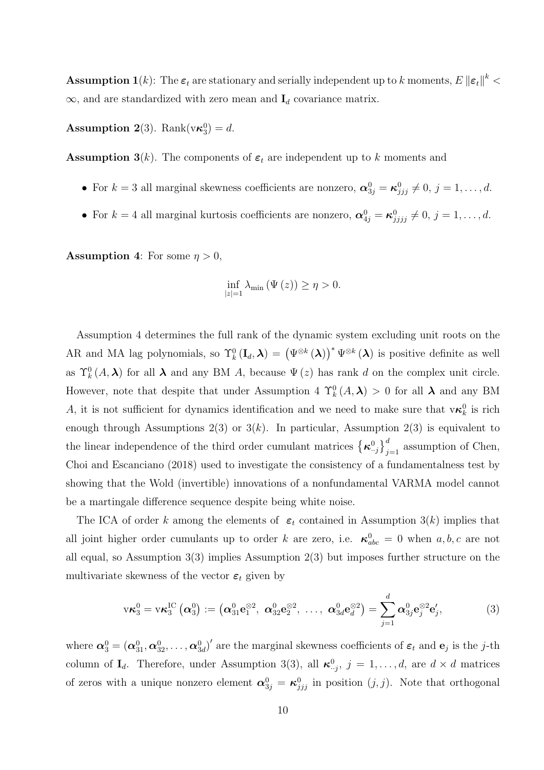**Assumption 1**$(k)$: The $\boldsymbol{\varepsilon}_t$ are stationary and serially independent up to $k$ moments, $E\left\|\boldsymbol{\varepsilon}_t\right\|^k < \infty$, and are standardized with zero mean and $\mathbf{I}_d$ covariance matrix.

**Assumption 2**(3). Rank$(\mathrm{v}\boldsymbol{\kappa}_3^0) = d$.

**Assumption 3**$(k)$. The components of $\boldsymbol{\varepsilon}_t$ are independent up to $k$ moments and

- For $k = 3$ all marginal skewness coefficients are nonzero, $\boldsymbol{\alpha}_{3j}^0 = \boldsymbol{\kappa}_{jjj}^0 \neq 0$, $j = 1, \ldots, d$.
- For $k = 4$ all marginal kurtosis coefficients are nonzero, $\boldsymbol{\alpha}_{4j}^0 = \boldsymbol{\kappa}_{jjjj}^0 \neq 0$, $j = 1, \ldots, d$.

**Assumption 4**: For some $\eta > 0$,

$$\inf_{|z|=1} \lambda_{\min}\left(\Psi\left(z\right)\right) \geq \eta > 0.$$

Assumption 4 determines the full rank of the dynamic system excluding unit roots on the AR and MA lag polynomials, so $\Upsilon_k^0\left(\mathbf{I}_d, \boldsymbol{\lambda}\right) = \left(\Psi^{\otimes k}\left(\boldsymbol{\lambda}\right)\right)^* \Psi^{\otimes k}\left(\boldsymbol{\lambda}\right)$ is positive definite as well as $\Upsilon_k^0\left(A, \boldsymbol{\lambda}\right)$ for all $\boldsymbol{\lambda}$ and any BM $A$, because $\Psi\left(z\right)$ has rank $d$ on the complex unit circle. However, note that despite that under Assumption 4 $\Upsilon_k^0\left(A, \boldsymbol{\lambda}\right) > 0$ for all $\boldsymbol{\lambda}$ and any BM $A$, it is not sufficient for dynamics identification and we need to make sure that $\mathrm{v}\boldsymbol{\kappa}_k^0$ is rich enough through Assumptions 2(3) or 3$(k)$. In particular, Assumption 2(3) is equivalent to the linear independence of the third order cumulant matrices $\left\{\boldsymbol{\kappa}_{\cdot\cdot j}^0\right\}_{j=1}^d$ assumption of Chen, Choi and Escanciano (2018) used to investigate the consistency of a fundamentalness test by showing that the Wold (invertible) innovations of a nonfundamental VARMA model cannot be a martingale difference sequence despite being white noise.

The ICA of order $k$ among the elements of $\boldsymbol{\varepsilon}_t$ contained in Assumption 3$(k)$ implies that all joint higher order cumulants up to order $k$ are zero, i.e. $\boldsymbol{\kappa}_{abc}^0 = 0$ when $a, b, c$ are not all equal, so Assumption 3(3) implies Assumption 2(3) but imposes further structure on the multivariate skewness of the vector $\boldsymbol{\varepsilon}_t$ given by

$$\mathrm{v}\boldsymbol{\kappa}_3^0 = \mathrm{v}\boldsymbol{\kappa}_3^{\mathrm{IC}}\left(\boldsymbol{\alpha}_3^0\right) := \left(\boldsymbol{\alpha}_{31}^0 \mathbf{e}_1^{\otimes 2},\ \boldsymbol{\alpha}_{32}^0 \mathbf{e}_2^{\otimes 2},\ \ldots,\ \boldsymbol{\alpha}_{3d}^0 \mathbf{e}_d^{\otimes 2}\right) = \sum_{j=1}^d \boldsymbol{\alpha}_{3j}^0 \mathbf{e}_j^{\otimes 2} \mathbf{e}_j', \tag{3}$$

where $\boldsymbol{\alpha}_3^0 = \left(\boldsymbol{\alpha}_{31}^0, \boldsymbol{\alpha}_{32}^0, \ldots, \boldsymbol{\alpha}_{3d}^0\right)'$ are the marginal skewness coefficients of $\boldsymbol{\varepsilon}_t$ and $\mathbf{e}_j$ is the $j$-th column of $\mathbf{I}_d$. Therefore, under Assumption 3(3), all $\boldsymbol{\kappa}_{\cdot\cdot j}^0$, $j = 1, \ldots, d$, are $d \times d$ matrices of zeros with a unique nonzero element $\boldsymbol{\alpha}_{3j}^0 = \boldsymbol{\kappa}_{jjj}^0$ in position $(j, j)$. Note that orthogonal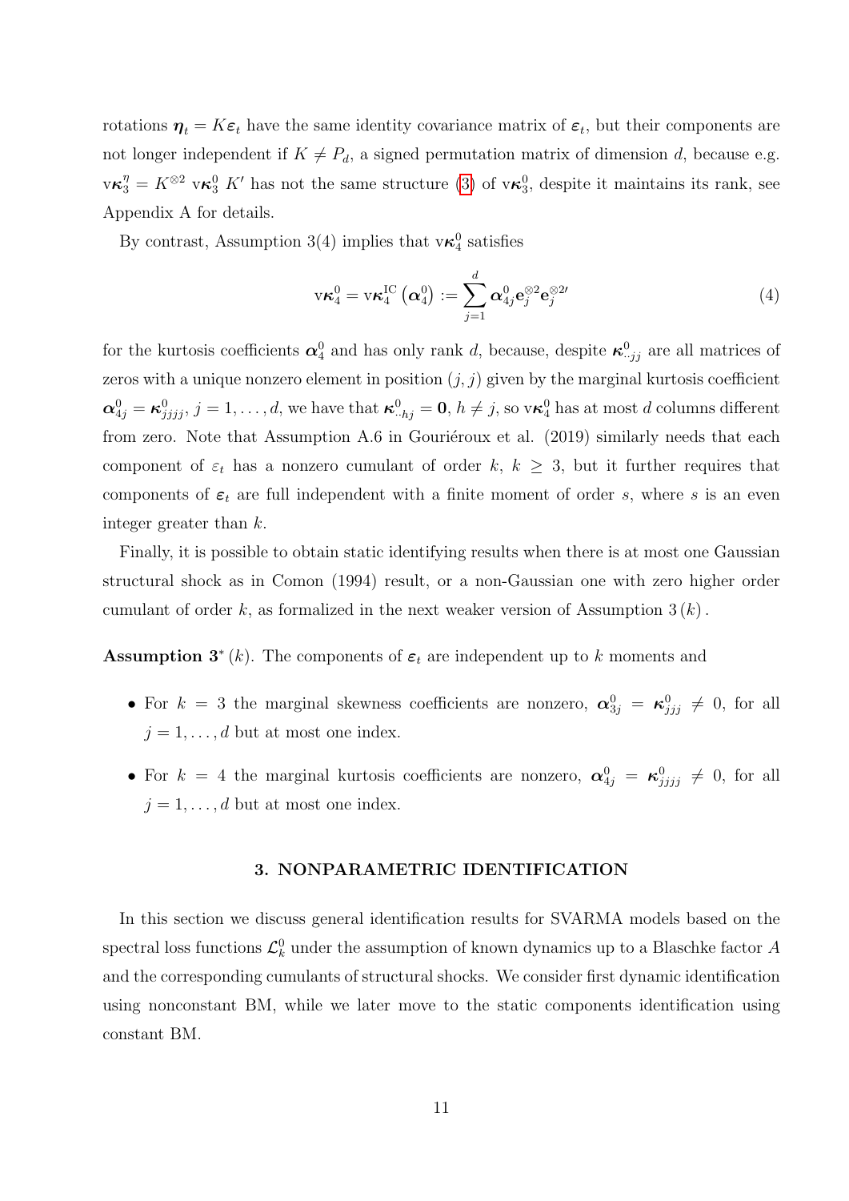rotations $\boldsymbol{\eta}_t = K\boldsymbol{\varepsilon}_t$ have the same identity covariance matrix of $\boldsymbol{\varepsilon}_t$, but their components are not longer independent if $K \neq P_d$, a signed permutation matrix of dimension $d$, because e.g. $\mathrm{v}\boldsymbol{\kappa}_3^{\eta} = K^{\otimes 2}\ \mathrm{v}\boldsymbol{\kappa}_3^0\ K'$ has not the same structure (3) of $\mathrm{v}\boldsymbol{\kappa}_3^0$, despite it maintains its rank, see Appendix A for details.

By contrast, Assumption 3(4) implies that $\mathrm{v}\boldsymbol{\kappa}_4^0$ satisfies

$$\mathrm{v}\boldsymbol{\kappa}_4^0 = \mathrm{v}\boldsymbol{\kappa}_4^{\mathrm{IC}}\left(\boldsymbol{\alpha}_4^0\right) := \sum_{j=1}^{d} \boldsymbol{\alpha}_{4j}^0 \mathbf{e}_j^{\otimes 2} \mathbf{e}_j^{\otimes 2\prime} \tag{4}$$

for the kurtosis coefficients $\boldsymbol{\alpha}_4^0$ and has only rank $d$, because, despite $\boldsymbol{\kappa}_{\cdot\cdot jj}^0$ are all matrices of zeros with a unique nonzero element in position $(j, j)$ given by the marginal kurtosis coefficient $\boldsymbol{\alpha}_{4j}^0 = \boldsymbol{\kappa}_{jjjj}^0$, $j = 1, \ldots, d$, we have that $\boldsymbol{\kappa}_{\cdot\cdot hj}^0 = \mathbf{0}$, $h \neq j$, so $\mathrm{v}\boldsymbol{\kappa}_4^0$ has at most $d$ columns different from zero. Note that Assumption A.6 in Gouriéroux et al. (2019) similarly needs that each component of $\varepsilon_t$ has a nonzero cumulant of order $k$, $k \geq 3$, but it further requires that components of $\boldsymbol{\varepsilon}_t$ are full independent with a finite moment of order $s$, where $s$ is an even integer greater than $k$.

Finally, it is possible to obtain static identifying results when there is at most one Gaussian structural shock as in Comon (1994) result, or a non-Gaussian one with zero higher order cumulant of order $k$, as formalized in the next weaker version of Assumption $3\,(k)$.

**Assumption 3*** $(k)$. The components of $\boldsymbol{\varepsilon}_t$ are independent up to $k$ moments and

- For $k = 3$ the marginal skewness coefficients are nonzero, $\boldsymbol{\alpha}_{3j}^0 = \boldsymbol{\kappa}_{jjj}^0 \neq 0$, for all $j = 1, \ldots, d$ but at most one index.
- For $k = 4$ the marginal kurtosis coefficients are nonzero, $\boldsymbol{\alpha}_{4j}^0 = \boldsymbol{\kappa}_{jjjj}^0 \neq 0$, for all $j = 1, \ldots, d$ but at most one index.

## 3. NONPARAMETRIC IDENTIFICATION

In this section we discuss general identification results for SVARMA models based on the spectral loss functions $\mathcal{L}_k^0$ under the assumption of known dynamics up to a Blaschke factor $A$ and the corresponding cumulants of structural shocks. We consider first dynamic identification using nonconstant BM, while we later move to the static components identification using constant BM.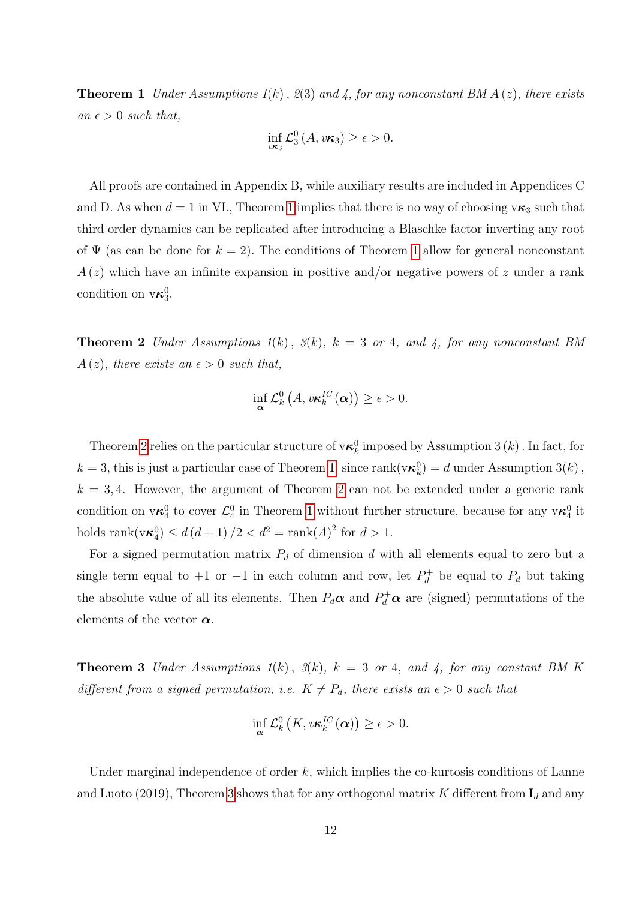**Theorem 1** *Under Assumptions 1$(k)$, 2(3) and 4, for any nonconstant BM $A(z)$, there exists an $\epsilon > 0$ such that,*

$$\inf_{v\boldsymbol{\kappa}_3} \mathcal{L}_3^0 (A, v\boldsymbol{\kappa}_3) \geq \epsilon > 0.$$

All proofs are contained in Appendix B, while auxiliary results are included in Appendices C and D. As when $d = 1$ in VL, Theorem 1 implies that there is no way of choosing $\mathrm{v}\boldsymbol{\kappa}_3$ such that third order dynamics can be replicated after introducing a Blaschke factor inverting any root of $\Psi$ (as can be done for $k = 2$). The conditions of Theorem 1 allow for general nonconstant $A(z)$ which have an infinite expansion in positive and/or negative powers of $z$ under a rank condition on $\mathrm{v}\boldsymbol{\kappa}_3^0$.

**Theorem 2** *Under Assumptions 1$(k)$, 3$(k)$, $k = 3$ or 4, and 4, for any nonconstant BM $A(z)$, there exists an $\epsilon > 0$ such that,*

$$\inf_{\boldsymbol{\alpha}} \mathcal{L}_k^0 \left(A, v\boldsymbol{\kappa}_k^{IC}(\boldsymbol{\alpha})\right) \geq \epsilon > 0.$$

Theorem 2 relies on the particular structure of $\mathrm{v}\boldsymbol{\kappa}_k^0$ imposed by Assumption 3$(k)$. In fact, for $k = 3$, this is just a particular case of Theorem 1, since $\mathrm{rank}(\mathrm{v}\boldsymbol{\kappa}_k^0) = d$ under Assumption 3$(k)$, $k = 3, 4$. However, the argument of Theorem 2 can not be extended under a generic rank condition on $\mathrm{v}\boldsymbol{\kappa}_4^0$ to cover $\mathcal{L}_4^0$ in Theorem 1 without further structure, because for any $\mathrm{v}\boldsymbol{\kappa}_4^0$ it holds $\mathrm{rank}(\mathrm{v}\boldsymbol{\kappa}_4^0) \leq d(d+1)/2 < d^2 = \mathrm{rank}(A)^2$ for $d > 1$.

For a signed permutation matrix $P_d$ of dimension $d$ with all elements equal to zero but a single term equal to $+1$ or $-1$ in each column and row, let $P_d^+$ be equal to $P_d$ but taking the absolute value of all its elements. Then $P_d\boldsymbol{\alpha}$ and $P_d^+\boldsymbol{\alpha}$ are (signed) permutations of the elements of the vector $\boldsymbol{\alpha}$.

**Theorem 3** *Under Assumptions 1$(k)$, 3$(k)$, $k = 3$ or 4, and 4, for any constant BM $K$ different from a signed permutation, i.e. $K \neq P_d$, there exists an $\epsilon > 0$ such that*

$$\inf_{\boldsymbol{\alpha}} \mathcal{L}_k^0 \left(K, v\boldsymbol{\kappa}_k^{IC}(\boldsymbol{\alpha})\right) \geq \epsilon > 0.$$

Under marginal independence of order $k$, which implies the co-kurtosis conditions of Lanne and Luoto (2019), Theorem 3 shows that for any orthogonal matrix $K$ different from $\mathbf{I}_d$ and any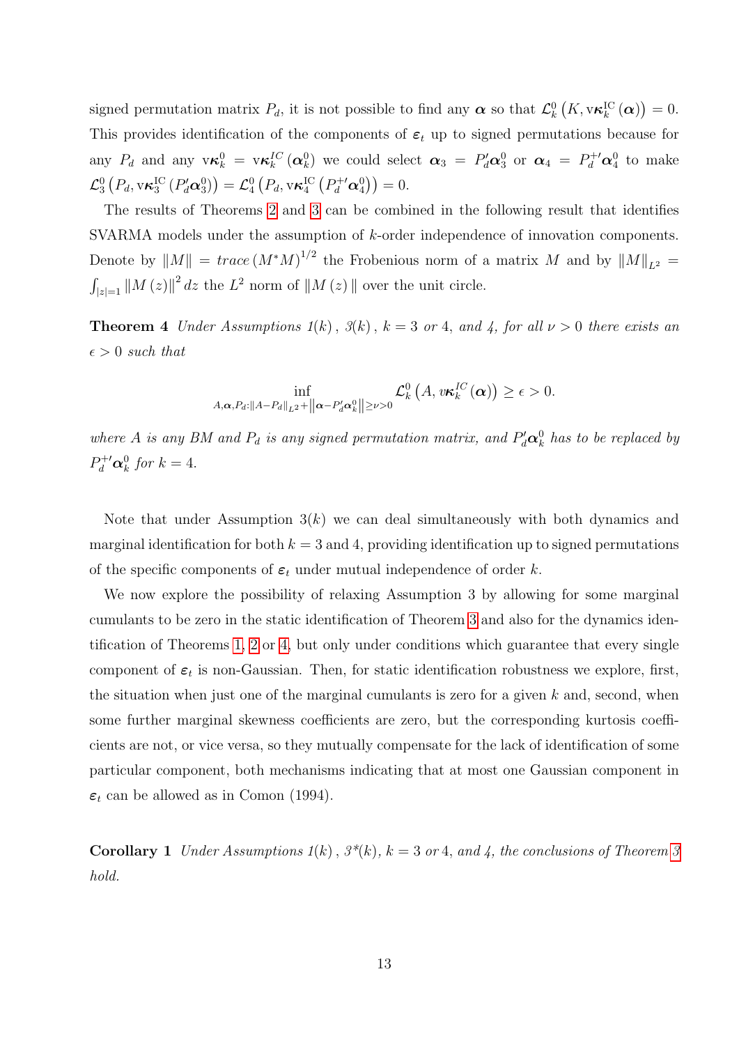signed permutation matrix $P_d$, it is not possible to find any $\boldsymbol{\alpha}$ so that $\mathcal{L}_k^0\left(K, \mathrm{v}\boldsymbol{\kappa}_k^{\mathrm{IC}}(\boldsymbol{\alpha})\right) = 0$. This provides identification of the components of $\boldsymbol{\varepsilon}_t$ up to signed permutations because for any $P_d$ and any $\mathrm{v}\boldsymbol{\kappa}_k^0 = \mathrm{v}\boldsymbol{\kappa}_k^{IC}(\boldsymbol{\alpha}_k^0)$ we could select $\boldsymbol{\alpha}_3 = P_d'\boldsymbol{\alpha}_3^0$ or $\boldsymbol{\alpha}_4 = P_d^{+\prime}\boldsymbol{\alpha}_4^0$ to make $\mathcal{L}_3^0\left(P_d, \mathrm{v}\boldsymbol{\kappa}_3^{\mathrm{IC}}(P_d'\boldsymbol{\alpha}_3^0)\right) = \mathcal{L}_4^0\left(P_d, \mathrm{v}\boldsymbol{\kappa}_4^{\mathrm{IC}}(P_d^{+\prime}\boldsymbol{\alpha}_4^0)\right) = 0$.

The results of Theorems 2 and 3 can be combined in the following result that identifies SVARMA models under the assumption of $k$-order independence of innovation components. Denote by $\|M\| = trace\,(M^*M)^{1/2}$ the Frobenious norm of a matrix $M$ and by $\|M\|_{L^2} = \int_{|z|=1} \|M(z)\|^2 dz$ the $L^2$ norm of $\|M(z)\|$ over the unit circle.

**Theorem 4** *Under Assumptions 1(k), 3(k), $k = 3$ or 4, and 4, for all $\nu > 0$ there exists an $\epsilon > 0$ such that*

$$\inf_{A,\boldsymbol{\alpha},P_d:\|A-P_d\|_{L^2}+\left\|\boldsymbol{\alpha}-P_d'\boldsymbol{\alpha}_k^0\right\|\geq\nu>0} \mathcal{L}_k^0\left(A, v\boldsymbol{\kappa}_k^{IC}(\boldsymbol{\alpha})\right) \geq \epsilon > 0.$$

*where $A$ is any BM and $P_d$ is any signed permutation matrix, and $P_d'\boldsymbol{\alpha}_k^0$ has to be replaced by $P_d^{+\prime}\boldsymbol{\alpha}_k^0$ for $k = 4$.*

Note that under Assumption 3$(k)$ we can deal simultaneously with both dynamics and marginal identification for both $k = 3$ and 4, providing identification up to signed permutations of the specific components of $\boldsymbol{\varepsilon}_t$ under mutual independence of order $k$.

We now explore the possibility of relaxing Assumption 3 by allowing for some marginal cumulants to be zero in the static identification of Theorem 3 and also for the dynamics identification of Theorems 1, 2 or 4, but only under conditions which guarantee that every single component of $\boldsymbol{\varepsilon}_t$ is non-Gaussian. Then, for static identification robustness we explore, first, the situation when just one of the marginal cumulants is zero for a given $k$ and, second, when some further marginal skewness coefficients are zero, but the corresponding kurtosis coefficients are not, or vice versa, so they mutually compensate for the lack of identification of some particular component, both mechanisms indicating that at most one Gaussian component in $\boldsymbol{\varepsilon}_t$ can be allowed as in Comon (1994).

**Corollary 1** *Under Assumptions 1(k), 3\*(k), $k = 3$ or 4, and 4, the conclusions of Theorem 3 hold.*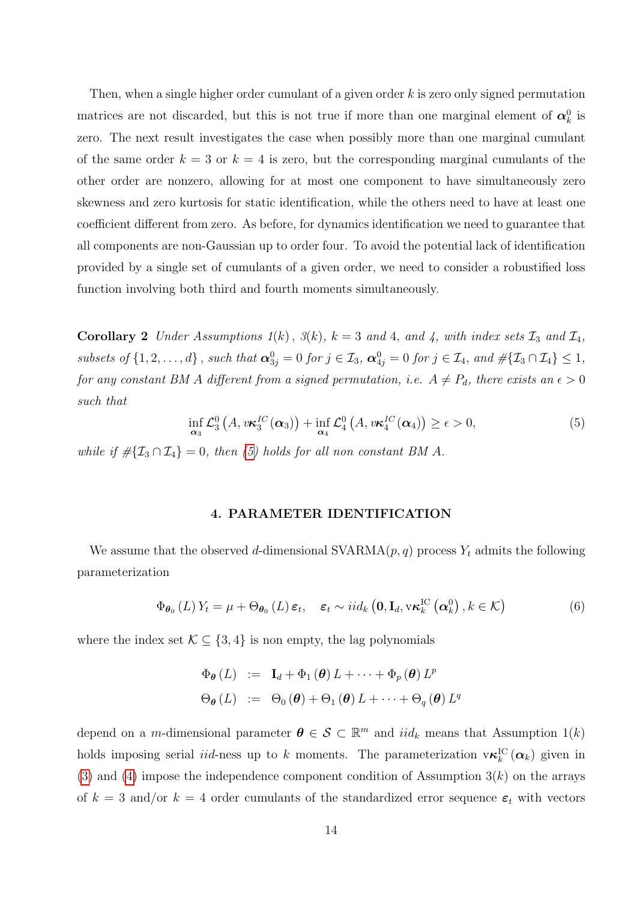Then, when a single higher order cumulant of a given order $k$ is zero only signed permutation matrices are not discarded, but this is not true if more than one marginal element of $\boldsymbol{\alpha}_k^0$ is zero. The next result investigates the case when possibly more than one marginal cumulant of the same order $k = 3$ or $k = 4$ is zero, but the corresponding marginal cumulants of the other order are nonzero, allowing for at most one component to have simultaneously zero skewness and zero kurtosis for static identification, while the others need to have at least one coefficient different from zero. As before, for dynamics identification we need to guarantee that all components are non-Gaussian up to order four. To avoid the potential lack of identification provided by a single set of cumulants of a given order, we need to consider a robustified loss function involving both third and fourth moments simultaneously.

**Corollary 2** *Under Assumptions 1$(k)$, 3$(k)$, $k = 3$ and 4, and 4, with index sets $\mathcal{I}_3$ and $\mathcal{I}_4$, subsets of $\{1, 2, \ldots, d\}$, such that $\boldsymbol{\alpha}_{3j}^0 = 0$ for $j \in \mathcal{I}_3$, $\boldsymbol{\alpha}_{4j}^0 = 0$ for $j \in \mathcal{I}_4$, and $\#\{\mathcal{I}_3 \cap \mathcal{I}_4\} \leq 1$, for any constant BM $A$ different from a signed permutation, i.e. $A \neq P_d$, there exists an $\epsilon > 0$ such that*

$$\inf_{\boldsymbol{\alpha}_3} \mathcal{L}_3^0\left(A, v\boldsymbol{\kappa}_3^{IC}(\boldsymbol{\alpha}_3)\right) + \inf_{\boldsymbol{\alpha}_4} \mathcal{L}_4^0\left(A, v\boldsymbol{\kappa}_4^{IC}(\boldsymbol{\alpha}_4)\right) \geq \epsilon > 0, \tag{5}$$

*while if $\#\{\mathcal{I}_3 \cap \mathcal{I}_4\} = 0$, then (5) holds for all non constant BM $A$.*

## 4. PARAMETER IDENTIFICATION

We assume that the observed $d$-dimensional SVARMA$(p, q)$ process $Y_t$ admits the following parameterization

$$\Phi_{\boldsymbol{\theta}_0}(L)\, Y_t = \mu + \Theta_{\boldsymbol{\theta}_0}(L)\, \boldsymbol{\varepsilon}_t, \quad \boldsymbol{\varepsilon}_t \sim iid_k\left(\mathbf{0}, \mathbf{I}_d, \mathrm{v}\boldsymbol{\kappa}_k^{\mathrm{IC}}\left(\boldsymbol{\alpha}_k^0\right), k \in \mathcal{K}\right) \tag{6}$$

where the index set $\mathcal{K} \subseteq \{3, 4\}$ is non empty, the lag polynomials

$$\begin{aligned}
\Phi_{\boldsymbol{\theta}}(L) &:= \mathbf{I}_d + \Phi_1(\boldsymbol{\theta})\, L + \cdots + \Phi_p(\boldsymbol{\theta})\, L^p \\
\Theta_{\boldsymbol{\theta}}(L) &:= \Theta_0(\boldsymbol{\theta}) + \Theta_1(\boldsymbol{\theta})\, L + \cdots + \Theta_q(\boldsymbol{\theta})\, L^q
\end{aligned}$$

depend on a $m$-dimensional parameter $\boldsymbol{\theta} \in \mathcal{S} \subset \mathbb{R}^m$ and $iid_k$ means that Assumption 1$(k)$ holds imposing serial $iid$-ness up to $k$ moments. The parameterization $\mathrm{v}\boldsymbol{\kappa}_k^{\mathrm{IC}}(\boldsymbol{\alpha}_k)$ given in (3) and (4) impose the independence component condition of Assumption 3$(k)$ on the arrays of $k = 3$ and/or $k = 4$ order cumulants of the standardized error sequence $\boldsymbol{\varepsilon}_t$ with vectors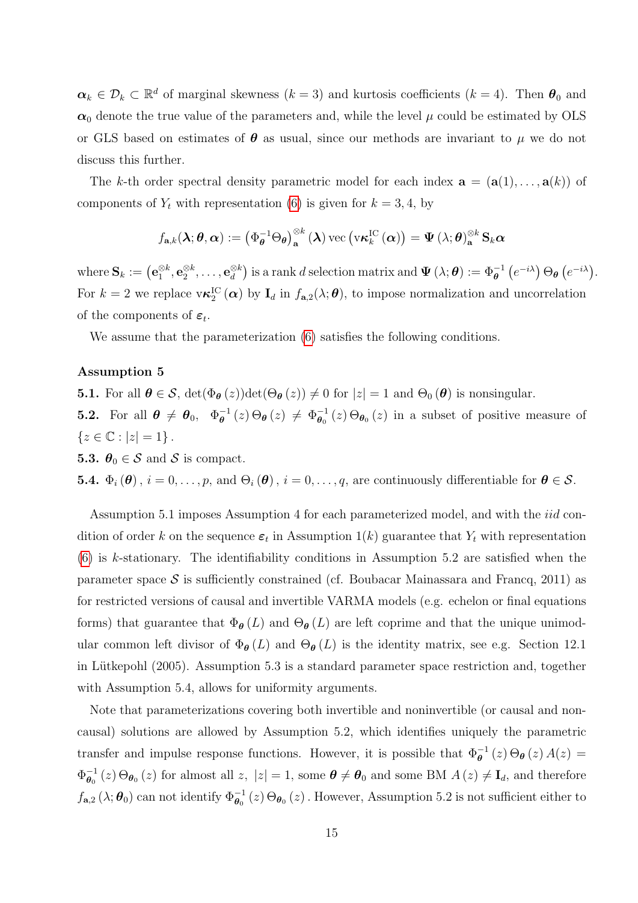$\boldsymbol{\alpha}_k \in \mathcal{D}_k \subset \mathbb{R}^d$ of marginal skewness ($k = 3$) and kurtosis coefficients ($k = 4$). Then $\boldsymbol{\theta}_0$ and $\boldsymbol{\alpha}_0$ denote the true value of the parameters and, while the level $\mu$ could be estimated by OLS or GLS based on estimates of $\boldsymbol{\theta}$ as usual, since our methods are invariant to $\mu$ we do not discuss this further.

The $k$-th order spectral density parametric model for each index $\mathbf{a} = (\mathbf{a}(1), \ldots, \mathbf{a}(k))$ of components of $Y_t$ with representation (6) is given for $k = 3, 4$, by

$$f_{\mathbf{a},k}(\boldsymbol{\lambda}; \boldsymbol{\theta}, \boldsymbol{\alpha}) := \left(\Phi_{\boldsymbol{\theta}}^{-1}\Theta_{\boldsymbol{\theta}}\right)_{\mathbf{a}}^{\otimes k}(\boldsymbol{\lambda}) \operatorname{vec}\left(\mathrm{v}\boldsymbol{\kappa}_k^{\mathrm{IC}}(\boldsymbol{\alpha})\right) = \boldsymbol{\Psi}(\lambda; \boldsymbol{\theta})_{\mathbf{a}}^{\otimes k} \mathbf{S}_k \boldsymbol{\alpha}$$

where $\mathbf{S}_k := \left(\mathbf{e}_1^{\otimes k}, \mathbf{e}_2^{\otimes k}, \ldots, \mathbf{e}_d^{\otimes k}\right)$ is a rank $d$ selection matrix and $\boldsymbol{\Psi}(\lambda; \boldsymbol{\theta}) := \Phi_{\boldsymbol{\theta}}^{-1}\left(e^{-i\lambda}\right)\Theta_{\boldsymbol{\theta}}\left(e^{-i\lambda}\right)$. For $k = 2$ we replace $\mathrm{v}\boldsymbol{\kappa}_2^{\mathrm{IC}}(\boldsymbol{\alpha})$ by $\mathbf{I}_d$ in $f_{\mathbf{a},2}(\lambda; \boldsymbol{\theta})$, to impose normalization and uncorrelation of the components of $\boldsymbol{\varepsilon}_t$.

We assume that the parameterization (6) satisfies the following conditions.

**Assumption 5**

**5.1.** For all $\boldsymbol{\theta} \in \mathcal{S}$, $\det(\Phi_{\boldsymbol{\theta}}(z))\det(\Theta_{\boldsymbol{\theta}}(z)) \neq 0$ for $|z| = 1$ and $\Theta_0(\boldsymbol{\theta})$ is nonsingular.

**5.2.** For all $\boldsymbol{\theta} \neq \boldsymbol{\theta}_0$, $\Phi_{\boldsymbol{\theta}}^{-1}(z)\Theta_{\boldsymbol{\theta}}(z) \neq \Phi_{\boldsymbol{\theta}_0}^{-1}(z)\Theta_{\boldsymbol{\theta}_0}(z)$ in a subset of positive measure of $\{z \in \mathbb{C} : |z| = 1\}$.

**5.3.** $\boldsymbol{\theta}_0 \in \mathcal{S}$ and $\mathcal{S}$ is compact.

**5.4.** $\Phi_i(\boldsymbol{\theta})$, $i = 0, \ldots, p$, and $\Theta_i(\boldsymbol{\theta})$, $i = 0, \ldots, q$, are continuously differentiable for $\boldsymbol{\theta} \in \mathcal{S}$.

Assumption 5.1 imposes Assumption 4 for each parameterized model, and with the *iid* condition of order $k$ on the sequence $\boldsymbol{\varepsilon}_t$ in Assumption 1($k$) guarantee that $Y_t$ with representation (6) is $k$-stationary. The identifiability conditions in Assumption 5.2 are satisfied when the parameter space $\mathcal{S}$ is sufficiently constrained (cf. Boubacar Mainassara and Francq, 2011) as for restricted versions of causal and invertible VARMA models (e.g. echelon or final equations forms) that guarantee that $\Phi_{\boldsymbol{\theta}}(L)$ and $\Theta_{\boldsymbol{\theta}}(L)$ are left coprime and that the unique unimodular common left divisor of $\Phi_{\boldsymbol{\theta}}(L)$ and $\Theta_{\boldsymbol{\theta}}(L)$ is the identity matrix, see e.g. Section 12.1 in Lütkepohl (2005). Assumption 5.3 is a standard parameter space restriction and, together with Assumption 5.4, allows for uniformity arguments.

Note that parameterizations covering both invertible and noninvertible (or causal and noncausal) solutions are allowed by Assumption 5.2, which identifies uniquely the parametric transfer and impulse response functions. However, it is possible that $\Phi_{\boldsymbol{\theta}}^{-1}(z)\Theta_{\boldsymbol{\theta}}(z)A(z) = \Phi_{\boldsymbol{\theta}_0}^{-1}(z)\Theta_{\boldsymbol{\theta}_0}(z)$ for almost all $z$, $|z| = 1$, some $\boldsymbol{\theta} \neq \boldsymbol{\theta}_0$ and some BM $A(z) \neq \mathbf{I}_d$, and therefore $f_{\mathbf{a},2}(\lambda; \boldsymbol{\theta}_0)$ can not identify $\Phi_{\boldsymbol{\theta}_0}^{-1}(z)\Theta_{\boldsymbol{\theta}_0}(z)$. However, Assumption 5.2 is not sufficient either to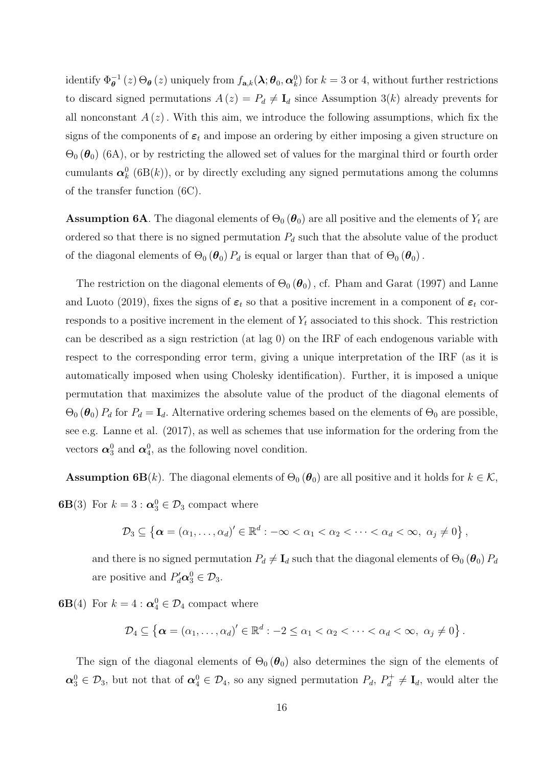identify $\Phi_{\boldsymbol{\theta}}^{-1}(z)\,\Theta_{\boldsymbol{\theta}}(z)$ uniquely from $f_{\mathbf{a},k}(\boldsymbol{\lambda};\boldsymbol{\theta}_0,\boldsymbol{\alpha}_k^0)$ for $k=3$ or 4, without further restrictions to discard signed permutations $A(z)=P_d\neq\mathbf{I}_d$ since Assumption 3($k$) already prevents for all nonconstant $A(z)$. With this aim, we introduce the following assumptions, which fix the signs of the components of $\boldsymbol{\varepsilon}_t$ and impose an ordering by either imposing a given structure on $\Theta_0(\boldsymbol{\theta}_0)$ (6A), or by restricting the allowed set of values for the marginal third or fourth order cumulants $\boldsymbol{\alpha}_k^0$ (6B($k$)), or by directly excluding any signed permutations among the columns of the transfer function (6C).

**Assumption 6A**. The diagonal elements of $\Theta_0(\boldsymbol{\theta}_0)$ are all positive and the elements of $Y_t$ are ordered so that there is no signed permutation $P_d$ such that the absolute value of the product of the diagonal elements of $\Theta_0(\boldsymbol{\theta}_0)\,P_d$ is equal or larger than that of $\Theta_0(\boldsymbol{\theta}_0)$.

The restriction on the diagonal elements of $\Theta_0(\boldsymbol{\theta}_0)$, cf. Pham and Garat (1997) and Lanne and Luoto (2019), fixes the signs of $\boldsymbol{\varepsilon}_t$ so that a positive increment in a component of $\boldsymbol{\varepsilon}_t$ corresponds to a positive increment in the element of $Y_t$ associated to this shock. This restriction can be described as a sign restriction (at lag 0) on the IRF of each endogenous variable with respect to the corresponding error term, giving a unique interpretation of the IRF (as it is automatically imposed when using Cholesky identification). Further, it is imposed a unique permutation that maximizes the absolute value of the product of the diagonal elements of $\Theta_0(\boldsymbol{\theta}_0)\,P_d$ for $P_d=\mathbf{I}_d$. Alternative ordering schemes based on the elements of $\Theta_0$ are possible, see e.g. Lanne et al. (2017), as well as schemes that use information for the ordering from the vectors $\boldsymbol{\alpha}_3^0$ and $\boldsymbol{\alpha}_4^0$, as the following novel condition.

**Assumption 6B**($k$). The diagonal elements of $\Theta_0(\boldsymbol{\theta}_0)$ are all positive and it holds for $k\in\mathcal{K}$,

**6B**(3) For $k=3:\boldsymbol{\alpha}_3^0\in\mathcal{D}_3$ compact where

$$\mathcal{D}_3\subseteq\left\{\boldsymbol{\alpha}=(\alpha_1,\ldots,\alpha_d)'\in\mathbb{R}^d:-\infty<\alpha_1<\alpha_2<\cdots<\alpha_d<\infty,\ \alpha_j\neq0\right\},$$

and there is no signed permutation $P_d\neq\mathbf{I}_d$ such that the diagonal elements of $\Theta_0(\boldsymbol{\theta}_0)\,P_d$ are positive and $P_d'\boldsymbol{\alpha}_3^0\in\mathcal{D}_3$.

**6B**(4) For $k=4:\boldsymbol{\alpha}_4^0\in\mathcal{D}_4$ compact where

$$\mathcal{D}_4\subseteq\left\{\boldsymbol{\alpha}=(\alpha_1,\ldots,\alpha_d)'\in\mathbb{R}^d:-2\leq\alpha_1<\alpha_2<\cdots<\alpha_d<\infty,\ \alpha_j\neq0\right\}.$$

The sign of the diagonal elements of $\Theta_0(\boldsymbol{\theta}_0)$ also determines the sign of the elements of $\boldsymbol{\alpha}_3^0\in\mathcal{D}_3$, but not that of $\boldsymbol{\alpha}_4^0\in\mathcal{D}_4$, so any signed permutation $P_d$, $P_d^+\neq\mathbf{I}_d$, would alter the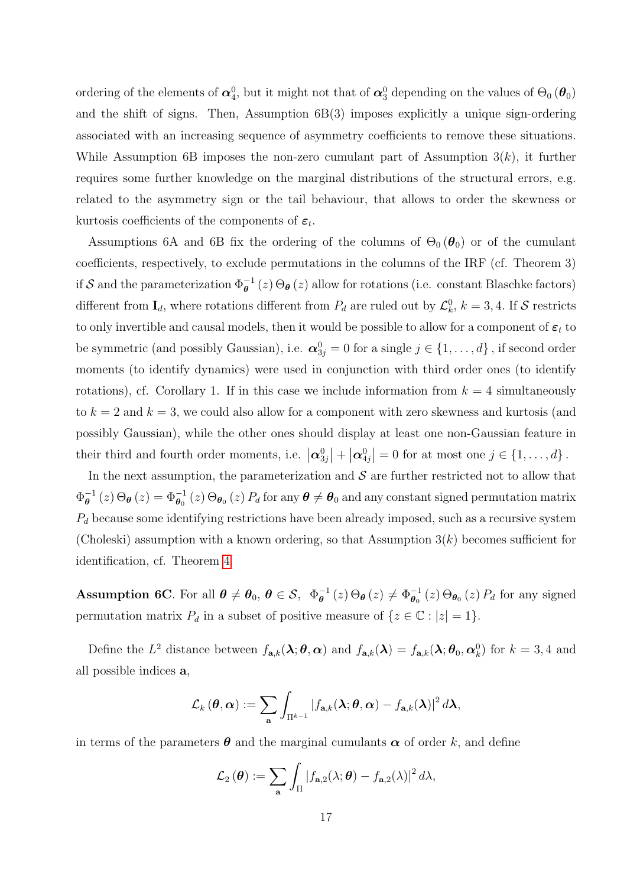ordering of the elements of $\boldsymbol{\alpha}_4^0$, but it might not that of $\boldsymbol{\alpha}_3^0$ depending on the values of $\Theta_0(\boldsymbol{\theta}_0)$ and the shift of signs. Then, Assumption 6B(3) imposes explicitly a unique sign-ordering associated with an increasing sequence of asymmetry coefficients to remove these situations. While Assumption 6B imposes the non-zero cumulant part of Assumption 3($k$), it further requires some further knowledge on the marginal distributions of the structural errors, e.g. related to the asymmetry sign or the tail behaviour, that allows to order the skewness or kurtosis coefficients of the components of $\boldsymbol{\varepsilon}_t$.

Assumptions 6A and 6B fix the ordering of the columns of $\Theta_0(\boldsymbol{\theta}_0)$ or of the cumulant coefficients, respectively, to exclude permutations in the columns of the IRF (cf. Theorem 3) if $\mathcal{S}$ and the parameterization $\Phi_{\boldsymbol{\theta}}^{-1}(z)\,\Theta_{\boldsymbol{\theta}}(z)$ allow for rotations (i.e. constant Blaschke factors) different from $\mathbf{I}_d$, where rotations different from $P_d$ are ruled out by $\mathcal{L}_k^0$, $k=3,4$. If $\mathcal{S}$ restricts to only invertible and causal models, then it would be possible to allow for a component of $\boldsymbol{\varepsilon}_t$ to be symmetric (and possibly Gaussian), i.e. $\boldsymbol{\alpha}_{3j}^0 = 0$ for a single $j \in \{1,\ldots,d\}$, if second order moments (to identify dynamics) were used in conjunction with third order ones (to identify rotations), cf. Corollary 1. If in this case we include information from $k=4$ simultaneously to $k=2$ and $k=3$, we could also allow for a component with zero skewness and kurtosis (and possibly Gaussian), while the other ones should display at least one non-Gaussian feature in their third and fourth order moments, i.e. $\left|\boldsymbol{\alpha}_{3j}^0\right| + \left|\boldsymbol{\alpha}_{4j}^0\right| = 0$ for at most one $j \in \{1,\ldots,d\}$.

In the next assumption, the parameterization and $\mathcal{S}$ are further restricted not to allow that $\Phi_{\boldsymbol{\theta}}^{-1}(z)\,\Theta_{\boldsymbol{\theta}}(z) = \Phi_{\boldsymbol{\theta}_0}^{-1}(z)\,\Theta_{\boldsymbol{\theta}_0}(z)\,P_d$ for any $\boldsymbol{\theta} \neq \boldsymbol{\theta}_0$ and any constant signed permutation matrix $P_d$ because some identifying restrictions have been already imposed, such as a recursive system (Choleski) assumption with a known ordering, so that Assumption 3($k$) becomes sufficient for identification, cf. Theorem 4.

**Assumption 6C**. For all $\boldsymbol{\theta} \neq \boldsymbol{\theta}_0$, $\boldsymbol{\theta} \in \mathcal{S}$, $\Phi_{\boldsymbol{\theta}}^{-1}(z)\,\Theta_{\boldsymbol{\theta}}(z) \neq \Phi_{\boldsymbol{\theta}_0}^{-1}(z)\,\Theta_{\boldsymbol{\theta}_0}(z)\,P_d$ for any signed permutation matrix $P_d$ in a subset of positive measure of $\{z \in \mathbb{C} : |z| = 1\}$.

Define the $L^2$ distance between $f_{\mathbf{a},k}(\boldsymbol{\lambda};\boldsymbol{\theta},\boldsymbol{\alpha})$ and $f_{\mathbf{a},k}(\boldsymbol{\lambda}) = f_{\mathbf{a},k}(\boldsymbol{\lambda};\boldsymbol{\theta}_0,\boldsymbol{\alpha}_k^0)$ for $k=3,4$ and all possible indices $\mathbf{a}$,

$$\mathcal{L}_k(\boldsymbol{\theta},\boldsymbol{\alpha}) := \sum_{\mathbf{a}} \int_{\Pi^{k-1}} \left| f_{\mathbf{a},k}(\boldsymbol{\lambda};\boldsymbol{\theta},\boldsymbol{\alpha}) - f_{\mathbf{a},k}(\boldsymbol{\lambda}) \right|^2 d\boldsymbol{\lambda},$$

in terms of the parameters $\boldsymbol{\theta}$ and the marginal cumulants $\boldsymbol{\alpha}$ of order $k$, and define

$$\mathcal{L}_2(\boldsymbol{\theta}) := \sum_{\mathbf{a}} \int_{\Pi} \left| f_{\mathbf{a},2}(\lambda;\boldsymbol{\theta}) - f_{\mathbf{a},2}(\lambda) \right|^2 d\lambda,$$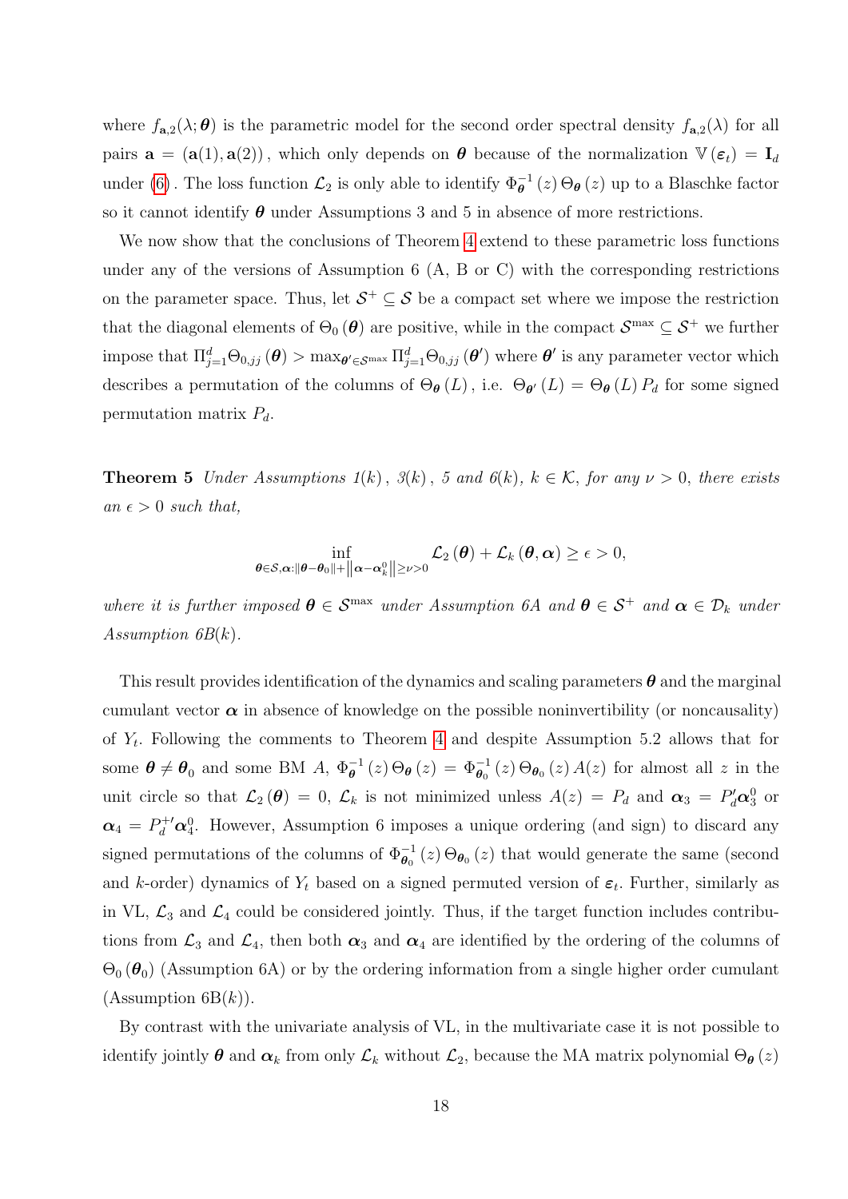where $f_{\mathbf{a},2}(\lambda;\boldsymbol{\theta})$ is the parametric model for the second order spectral density $f_{\mathbf{a},2}(\lambda)$ for all pairs $\mathbf{a} = (\mathbf{a}(1), \mathbf{a}(2))$, which only depends on $\boldsymbol{\theta}$ because of the normalization $\mathbb{V}(\boldsymbol{\varepsilon}_t) = \mathbf{I}_d$ under (6). The loss function $\mathcal{L}_2$ is only able to identify $\Phi_{\boldsymbol{\theta}}^{-1}(z)\,\Theta_{\boldsymbol{\theta}}(z)$ up to a Blaschke factor so it cannot identify $\boldsymbol{\theta}$ under Assumptions 3 and 5 in absence of more restrictions.

We now show that the conclusions of Theorem 4 extend to these parametric loss functions under any of the versions of Assumption 6 (A, B or C) with the corresponding restrictions on the parameter space. Thus, let $\mathcal{S}^+ \subseteq \mathcal{S}$ be a compact set where we impose the restriction that the diagonal elements of $\Theta_0(\boldsymbol{\theta})$ are positive, while in the compact $\mathcal{S}^{\max} \subseteq \mathcal{S}^+$ we further impose that $\Pi_{j=1}^d \Theta_{0,jj}(\boldsymbol{\theta}) > \max_{\boldsymbol{\theta}' \in \mathcal{S}^{\max}} \Pi_{j=1}^d \Theta_{0,jj}(\boldsymbol{\theta}')$ where $\boldsymbol{\theta}'$ is any parameter vector which describes a permutation of the columns of $\Theta_{\boldsymbol{\theta}}(L)$, i.e. $\Theta_{\boldsymbol{\theta}'}(L) = \Theta_{\boldsymbol{\theta}}(L)\,P_d$ for some signed permutation matrix $P_d$.

**Theorem 5** *Under Assumptions 1$(k)$, 3$(k)$, 5 and 6$(k)$, $k \in \mathcal{K}$, for any $\nu > 0$, there exists an $\epsilon > 0$ such that,*

$$\inf_{\boldsymbol{\theta}\in\mathcal{S},\boldsymbol{\alpha}:\|\boldsymbol{\theta}-\boldsymbol{\theta}_0\|+\left\|\boldsymbol{\alpha}-\boldsymbol{\alpha}_k^0\right\|\geq\nu>0} \mathcal{L}_2(\boldsymbol{\theta}) + \mathcal{L}_k(\boldsymbol{\theta},\boldsymbol{\alpha}) \geq \epsilon > 0,$$

*where it is further imposed $\boldsymbol{\theta} \in \mathcal{S}^{\max}$ under Assumption 6A and $\boldsymbol{\theta} \in \mathcal{S}^+$ and $\boldsymbol{\alpha} \in \mathcal{D}_k$ under Assumption 6B$(k)$.*

This result provides identification of the dynamics and scaling parameters $\boldsymbol{\theta}$ and the marginal cumulant vector $\boldsymbol{\alpha}$ in absence of knowledge on the possible noninvertibility (or noncausality) of $Y_t$. Following the comments to Theorem 4 and despite Assumption 5.2 allows that for some $\boldsymbol{\theta} \neq \boldsymbol{\theta}_0$ and some BM $A$, $\Phi_{\boldsymbol{\theta}}^{-1}(z)\,\Theta_{\boldsymbol{\theta}}(z) = \Phi_{\boldsymbol{\theta}_0}^{-1}(z)\,\Theta_{\boldsymbol{\theta}_0}(z)\,A(z)$ for almost all $z$ in the unit circle so that $\mathcal{L}_2(\boldsymbol{\theta}) = 0$, $\mathcal{L}_k$ is not minimized unless $A(z) = P_d$ and $\boldsymbol{\alpha}_3 = P_d'\boldsymbol{\alpha}_3^0$ or $\boldsymbol{\alpha}_4 = P_d^{+\prime}\boldsymbol{\alpha}_4^0$. However, Assumption 6 imposes a unique ordering (and sign) to discard any signed permutations of the columns of $\Phi_{\boldsymbol{\theta}_0}^{-1}(z)\,\Theta_{\boldsymbol{\theta}_0}(z)$ that would generate the same (second and $k$-order) dynamics of $Y_t$ based on a signed permuted version of $\boldsymbol{\varepsilon}_t$. Further, similarly as in VL, $\mathcal{L}_3$ and $\mathcal{L}_4$ could be considered jointly. Thus, if the target function includes contributions from $\mathcal{L}_3$ and $\mathcal{L}_4$, then both $\boldsymbol{\alpha}_3$ and $\boldsymbol{\alpha}_4$ are identified by the ordering of the columns of $\Theta_0(\boldsymbol{\theta}_0)$ (Assumption 6A) or by the ordering information from a single higher order cumulant (Assumption 6B$(k)$).

By contrast with the univariate analysis of VL, in the multivariate case it is not possible to identify jointly $\boldsymbol{\theta}$ and $\boldsymbol{\alpha}_k$ from only $\mathcal{L}_k$ without $\mathcal{L}_2$, because the MA matrix polynomial $\Theta_{\boldsymbol{\theta}}(z)$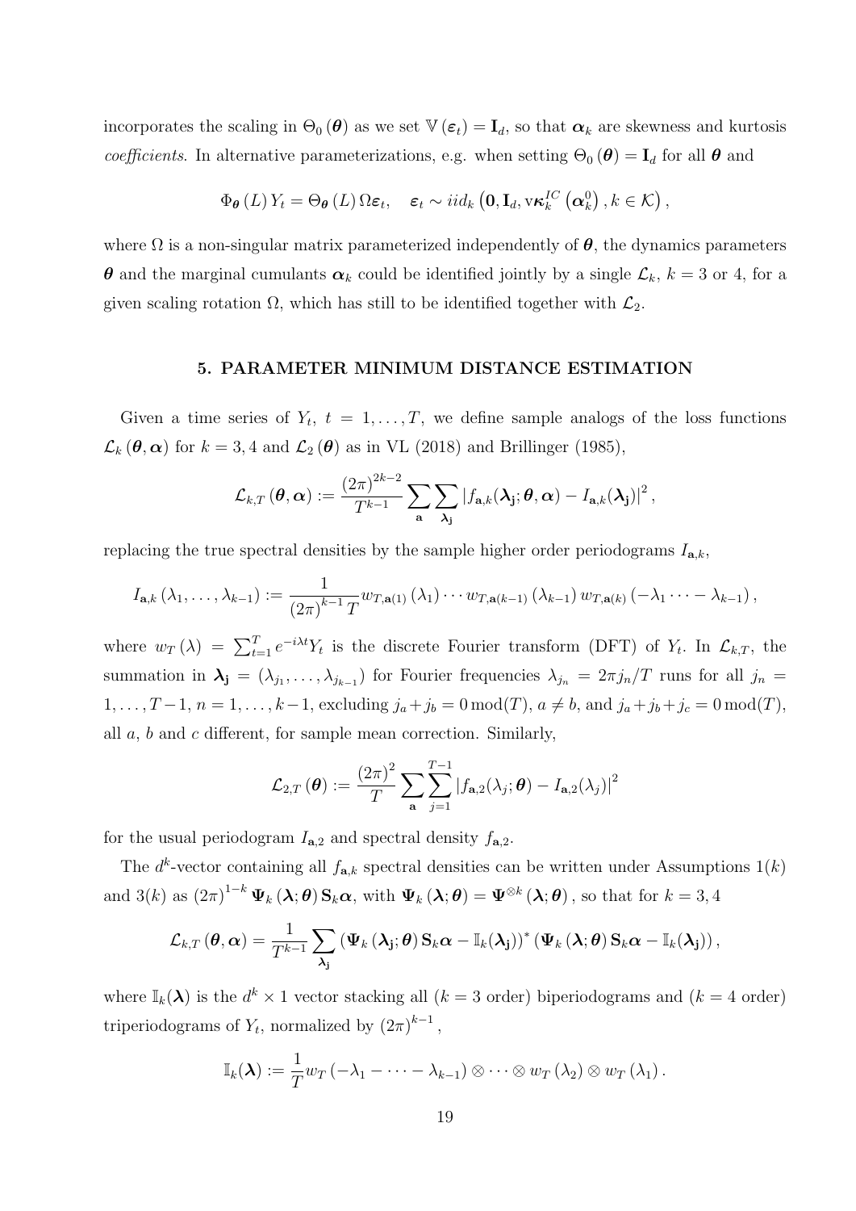incorporates the scaling in $\Theta_0(\boldsymbol{\theta})$ as we set $\mathbb{V}(\boldsymbol{\varepsilon}_t) = \mathbf{I}_d$, so that $\boldsymbol{\alpha}_k$ are skewness and kurtosis *coefficients*. In alternative parameterizations, e.g. when setting $\Theta_0(\boldsymbol{\theta}) = \mathbf{I}_d$ for all $\boldsymbol{\theta}$ and

$$\Phi_{\boldsymbol{\theta}}(L) Y_t = \Theta_{\boldsymbol{\theta}}(L) \Omega \boldsymbol{\varepsilon}_t, \quad \boldsymbol{\varepsilon}_t \sim iid_k\left(\mathbf{0}, \mathbf{I}_d, \mathrm{v}\boldsymbol{\kappa}_k^{IC}\left(\boldsymbol{\alpha}_k^0\right), k \in \mathcal{K}\right),$$

where $\Omega$ is a non-singular matrix parameterized independently of $\boldsymbol{\theta}$, the dynamics parameters $\boldsymbol{\theta}$ and the marginal cumulants $\boldsymbol{\alpha}_k$ could be identified jointly by a single $\mathcal{L}_k$, $k = 3$ or 4, for a given scaling rotation $\Omega$, which has still to be identified together with $\mathcal{L}_2$.

## 5. PARAMETER MINIMUM DISTANCE ESTIMATION

Given a time series of $Y_t$, $t = 1, \ldots, T$, we define sample analogs of the loss functions $\mathcal{L}_k(\boldsymbol{\theta}, \boldsymbol{\alpha})$ for $k = 3, 4$ and $\mathcal{L}_2(\boldsymbol{\theta})$ as in VL (2018) and Brillinger (1985),

$$\mathcal{L}_{k,T}(\boldsymbol{\theta}, \boldsymbol{\alpha}) := \frac{(2\pi)^{2k-2}}{T^{k-1}} \sum_{\mathbf{a}} \sum_{\boldsymbol{\lambda}_\mathbf{j}} \left| f_{\mathbf{a},k}(\boldsymbol{\lambda}_\mathbf{j}; \boldsymbol{\theta}, \boldsymbol{\alpha}) - I_{\mathbf{a},k}(\boldsymbol{\lambda}_\mathbf{j}) \right|^2,$$

replacing the true spectral densities by the sample higher order periodograms $I_{\mathbf{a},k}$,

$$I_{\mathbf{a},k}(\lambda_1, \ldots, \lambda_{k-1}) := \frac{1}{(2\pi)^{k-1} T} w_{T,\mathbf{a}(1)}(\lambda_1) \cdots w_{T,\mathbf{a}(k-1)}(\lambda_{k-1}) \, w_{T,\mathbf{a}(k)}(-\lambda_1 \cdots - \lambda_{k-1}),$$

where $w_T(\lambda) = \sum_{t=1}^T e^{-i\lambda t} Y_t$ is the discrete Fourier transform (DFT) of $Y_t$. In $\mathcal{L}_{k,T}$, the summation in $\boldsymbol{\lambda}_\mathbf{j} = (\lambda_{j_1}, \ldots, \lambda_{j_{k-1}})$ for Fourier frequencies $\lambda_{j_n} = 2\pi j_n / T$ runs for all $j_n = 1, \ldots, T-1$, $n = 1, \ldots, k-1$, excluding $j_a + j_b = 0 \bmod(T)$, $a \neq b$, and $j_a + j_b + j_c = 0 \bmod(T)$, all $a$, $b$ and $c$ different, for sample mean correction. Similarly,

$$\mathcal{L}_{2,T}(\boldsymbol{\theta}) := \frac{(2\pi)^2}{T} \sum_{\mathbf{a}} \sum_{j=1}^{T-1} \left| f_{\mathbf{a},2}(\lambda_j; \boldsymbol{\theta}) - I_{\mathbf{a},2}(\lambda_j) \right|^2$$

for the usual periodogram $I_{\mathbf{a},2}$ and spectral density $f_{\mathbf{a},2}$.

The $d^k$-vector containing all $f_{\mathbf{a},k}$ spectral densities can be written under Assumptions 1($k$) and 3($k$) as $(2\pi)^{1-k} \boldsymbol{\Psi}_k(\boldsymbol{\lambda}; \boldsymbol{\theta}) \mathbf{S}_k \boldsymbol{\alpha}$, with $\boldsymbol{\Psi}_k(\boldsymbol{\lambda}; \boldsymbol{\theta}) = \boldsymbol{\Psi}^{\otimes k}(\boldsymbol{\lambda}; \boldsymbol{\theta})$, so that for $k = 3, 4$

$$\mathcal{L}_{k,T}(\boldsymbol{\theta}, \boldsymbol{\alpha}) = \frac{1}{T^{k-1}} \sum_{\boldsymbol{\lambda}_\mathbf{j}} \left(\boldsymbol{\Psi}_k(\boldsymbol{\lambda}_\mathbf{j}; \boldsymbol{\theta}) \mathbf{S}_k \boldsymbol{\alpha} - \mathbb{I}_k(\boldsymbol{\lambda}_\mathbf{j})\right)^* \left(\boldsymbol{\Psi}_k(\boldsymbol{\lambda}; \boldsymbol{\theta}) \mathbf{S}_k \boldsymbol{\alpha} - \mathbb{I}_k(\boldsymbol{\lambda}_\mathbf{j})\right),$$

where $\mathbb{I}_k(\boldsymbol{\lambda})$ is the $d^k \times 1$ vector stacking all ($k = 3$ order) biperiodograms and ($k = 4$ order) triperiodograms of $Y_t$, normalized by $(2\pi)^{k-1}$,

$$\mathbb{I}_k(\boldsymbol{\lambda}) := \frac{1}{T} w_T(-\lambda_1 - \cdots - \lambda_{k-1}) \otimes \cdots \otimes w_T(\lambda_2) \otimes w_T(\lambda_1).$$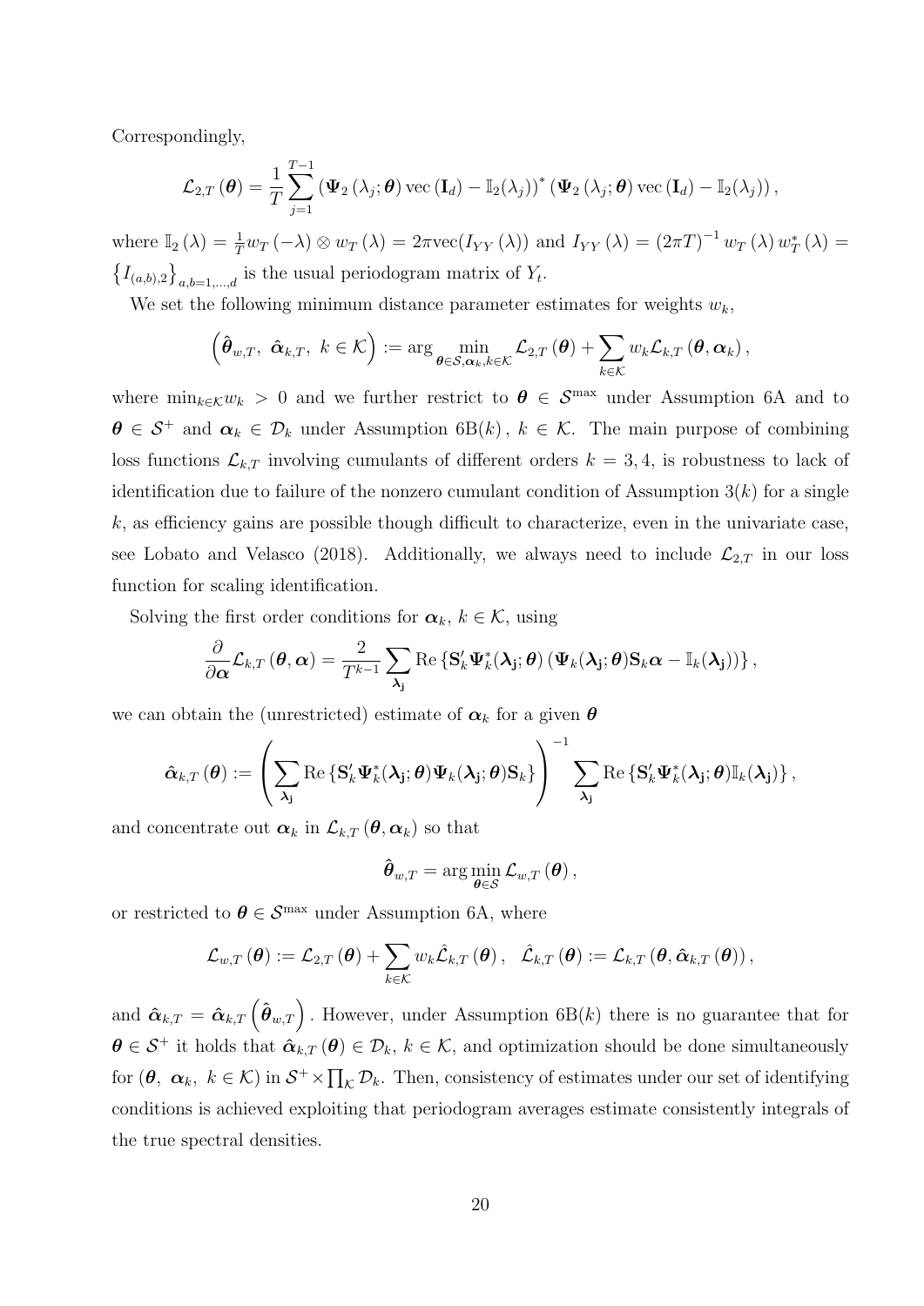Correspondingly,

$$\mathcal{L}_{2,T}(\boldsymbol{\theta}) = \frac{1}{T}\sum_{j=1}^{T-1} \left(\boldsymbol{\Psi}_2(\lambda_j;\boldsymbol{\theta})\operatorname{vec}(\mathbf{I}_d) - \mathbb{I}_2(\lambda_j)\right)^* \left(\boldsymbol{\Psi}_2(\lambda_j;\boldsymbol{\theta})\operatorname{vec}(\mathbf{I}_d) - \mathbb{I}_2(\lambda_j)\right),$$

where $\mathbb{I}_2(\lambda) = \frac{1}{T}w_T(-\lambda)\otimes w_T(\lambda) = 2\pi\operatorname{vec}(I_{YY}(\lambda))$ and $I_{YY}(\lambda) = (2\pi T)^{-1} w_T(\lambda) w_T^*(\lambda) = \left\{I_{(a,b),2}\right\}_{a,b=1,\ldots,d}$ is the usual periodogram matrix of $Y_t$.

We set the following minimum distance parameter estimates for weights $w_k$,

$$\left(\hat{\boldsymbol{\theta}}_{w,T},\ \hat{\boldsymbol{\alpha}}_{k,T},\ k\in\mathcal{K}\right) := \arg\min_{\boldsymbol{\theta}\in\mathcal{S},\boldsymbol{\alpha}_k,k\in\mathcal{K}} \mathcal{L}_{2,T}(\boldsymbol{\theta}) + \sum_{k\in\mathcal{K}} w_k \mathcal{L}_{k,T}(\boldsymbol{\theta},\boldsymbol{\alpha}_k),$$

where $\min_{k\in\mathcal{K}} w_k > 0$ and we further restrict to $\boldsymbol{\theta}\in\mathcal{S}^{\max}$ under Assumption 6A and to $\boldsymbol{\theta}\in\mathcal{S}^+$ and $\boldsymbol{\alpha}_k\in\mathcal{D}_k$ under Assumption 6B$(k)$, $k\in\mathcal{K}$. The main purpose of combining loss functions $\mathcal{L}_{k,T}$ involving cumulants of different orders $k=3,4$, is robustness to lack of identification due to failure of the nonzero cumulant condition of Assumption 3$(k)$ for a single $k$, as efficiency gains are possible though difficult to characterize, even in the univariate case, see Lobato and Velasco (2018). Additionally, we always need to include $\mathcal{L}_{2,T}$ in our loss function for scaling identification.

Solving the first order conditions for $\boldsymbol{\alpha}_k$, $k\in\mathcal{K}$, using

$$\frac{\partial}{\partial\boldsymbol{\alpha}}\mathcal{L}_{k,T}(\boldsymbol{\theta},\boldsymbol{\alpha}) = \frac{2}{T^{k-1}}\sum_{\boldsymbol{\lambda}_{\mathbf{j}}} \operatorname{Re}\left\{\mathbf{S}_k'\boldsymbol{\Psi}_k^*(\boldsymbol{\lambda}_{\mathbf{j}};\boldsymbol{\theta})\left(\boldsymbol{\Psi}_k(\boldsymbol{\lambda}_{\mathbf{j}};\boldsymbol{\theta})\mathbf{S}_k\boldsymbol{\alpha} - \mathbb{I}_k(\boldsymbol{\lambda}_{\mathbf{j}})\right)\right\},$$

we can obtain the (unrestricted) estimate of $\boldsymbol{\alpha}_k$ for a given $\boldsymbol{\theta}$

$$\hat{\boldsymbol{\alpha}}_{k,T}(\boldsymbol{\theta}) := \left(\sum_{\boldsymbol{\lambda}_{\mathbf{j}}} \operatorname{Re}\left\{\mathbf{S}_k'\boldsymbol{\Psi}_k^*(\boldsymbol{\lambda}_{\mathbf{j}};\boldsymbol{\theta})\boldsymbol{\Psi}_k(\boldsymbol{\lambda}_{\mathbf{j}};\boldsymbol{\theta})\mathbf{S}_k\right\}\right)^{-1} \sum_{\boldsymbol{\lambda}_{\mathbf{j}}} \operatorname{Re}\left\{\mathbf{S}_k'\boldsymbol{\Psi}_k^*(\boldsymbol{\lambda}_{\mathbf{j}};\boldsymbol{\theta})\mathbb{I}_k(\boldsymbol{\lambda}_{\mathbf{j}})\right\},$$

and concentrate out $\boldsymbol{\alpha}_k$ in $\mathcal{L}_{k,T}(\boldsymbol{\theta},\boldsymbol{\alpha}_k)$ so that

$$\hat{\boldsymbol{\theta}}_{w,T} = \arg\min_{\boldsymbol{\theta}\in\mathcal{S}} \mathcal{L}_{w,T}(\boldsymbol{\theta}),$$

or restricted to $\boldsymbol{\theta}\in\mathcal{S}^{\max}$ under Assumption 6A, where

$$\mathcal{L}_{w,T}(\boldsymbol{\theta}) := \mathcal{L}_{2,T}(\boldsymbol{\theta}) + \sum_{k\in\mathcal{K}} w_k\hat{\mathcal{L}}_{k,T}(\boldsymbol{\theta}),\quad \hat{\mathcal{L}}_{k,T}(\boldsymbol{\theta}) := \mathcal{L}_{k,T}(\boldsymbol{\theta},\hat{\boldsymbol{\alpha}}_{k,T}(\boldsymbol{\theta})),$$

and $\hat{\boldsymbol{\alpha}}_{k,T} = \hat{\boldsymbol{\alpha}}_{k,T}\left(\hat{\boldsymbol{\theta}}_{w,T}\right)$. However, under Assumption 6B$(k)$ there is no guarantee that for $\boldsymbol{\theta}\in\mathcal{S}^+$ it holds that $\hat{\boldsymbol{\alpha}}_{k,T}(\boldsymbol{\theta})\in\mathcal{D}_k$, $k\in\mathcal{K}$, and optimization should be done simultaneously for $(\boldsymbol{\theta},\ \boldsymbol{\alpha}_k,\ k\in\mathcal{K})$ in $\mathcal{S}^+\times\prod_{\mathcal{K}}\mathcal{D}_k$. Then, consistency of estimates under our set of identifying conditions is achieved exploiting that periodogram averages estimate consistently integrals of the true spectral densities.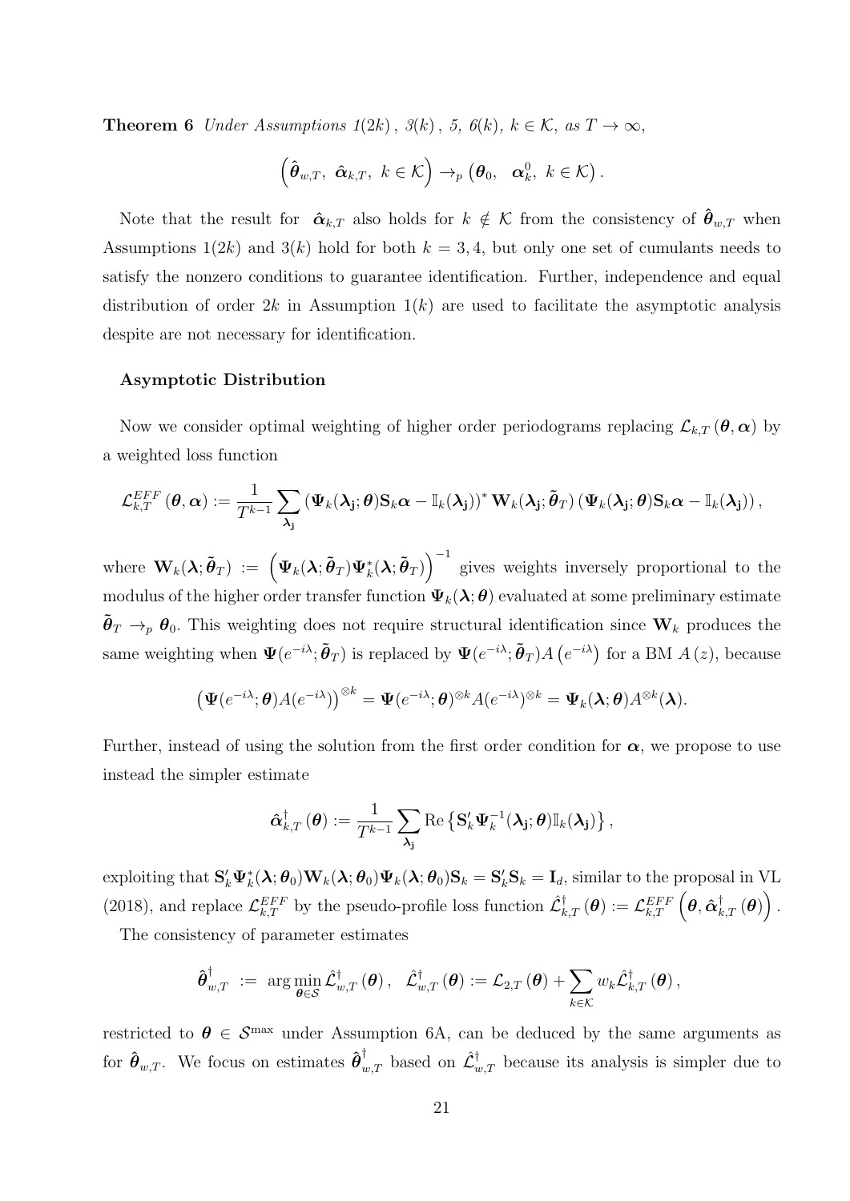**Theorem 6** *Under Assumptions 1(2k), 3(k), 5, 6(k), $k \in \mathcal{K}$, as $T \to \infty$,*

$$\left(\hat{\boldsymbol{\theta}}_{w,T},\ \hat{\boldsymbol{\alpha}}_{k,T},\ k \in \mathcal{K}\right) \to_p \left(\boldsymbol{\theta}_0,\ \ \boldsymbol{\alpha}_k^0,\ k \in \mathcal{K}\right).$$

Note that the result for $\hat{\boldsymbol{\alpha}}_{k,T}$ also holds for $k \notin \mathcal{K}$ from the consistency of $\hat{\boldsymbol{\theta}}_{w,T}$ when Assumptions 1(2k) and 3(k) hold for both $k = 3, 4$, but only one set of cumulants needs to satisfy the nonzero conditions to guarantee identification. Further, independence and equal distribution of order $2k$ in Assumption 1(k) are used to facilitate the asymptotic analysis despite are not necessary for identification.

**Asymptotic Distribution**

Now we consider optimal weighting of higher order periodograms replacing $\mathcal{L}_{k,T}(\boldsymbol{\theta}, \boldsymbol{\alpha})$ by a weighted loss function

$$\mathcal{L}_{k,T}^{EFF}(\boldsymbol{\theta}, \boldsymbol{\alpha}) := \frac{1}{T^{k-1}} \sum_{\boldsymbol{\lambda}_{\mathbf{j}}} \left(\boldsymbol{\Psi}_k(\boldsymbol{\lambda}_{\mathbf{j}}; \boldsymbol{\theta})\mathbf{S}_k \boldsymbol{\alpha} - \mathbb{I}_k(\boldsymbol{\lambda}_{\mathbf{j}})\right)^* \mathbf{W}_k(\boldsymbol{\lambda}_{\mathbf{j}}; \tilde{\boldsymbol{\theta}}_T) \left(\boldsymbol{\Psi}_k(\boldsymbol{\lambda}_{\mathbf{j}}; \boldsymbol{\theta})\mathbf{S}_k \boldsymbol{\alpha} - \mathbb{I}_k(\boldsymbol{\lambda}_{\mathbf{j}})\right),$$

where $\mathbf{W}_k(\boldsymbol{\lambda}; \tilde{\boldsymbol{\theta}}_T) := \left(\boldsymbol{\Psi}_k(\boldsymbol{\lambda}; \tilde{\boldsymbol{\theta}}_T)\boldsymbol{\Psi}_k^*(\boldsymbol{\lambda}; \tilde{\boldsymbol{\theta}}_T)\right)^{-1}$ gives weights inversely proportional to the modulus of the higher order transfer function $\boldsymbol{\Psi}_k(\boldsymbol{\lambda}; \boldsymbol{\theta})$ evaluated at some preliminary estimate $\tilde{\boldsymbol{\theta}}_T \to_p \boldsymbol{\theta}_0$. This weighting does not require structural identification since $\mathbf{W}_k$ produces the same weighting when $\boldsymbol{\Psi}(e^{-i\lambda}; \tilde{\boldsymbol{\theta}}_T)$ is replaced by $\boldsymbol{\Psi}(e^{-i\lambda}; \tilde{\boldsymbol{\theta}}_T)A\left(e^{-i\lambda}\right)$ for a BM $A(z)$, because

$$\left(\boldsymbol{\Psi}(e^{-i\lambda}; \boldsymbol{\theta})A(e^{-i\lambda})\right)^{\otimes k} = \boldsymbol{\Psi}(e^{-i\lambda}; \boldsymbol{\theta})^{\otimes k} A(e^{-i\lambda})^{\otimes k} = \boldsymbol{\Psi}_k(\boldsymbol{\lambda}; \boldsymbol{\theta}) A^{\otimes k}(\boldsymbol{\lambda}).$$

Further, instead of using the solution from the first order condition for $\boldsymbol{\alpha}$, we propose to use instead the simpler estimate

$$\hat{\boldsymbol{\alpha}}_{k,T}^{\dagger}(\boldsymbol{\theta}) := \frac{1}{T^{k-1}} \sum_{\boldsymbol{\lambda}_{\mathbf{j}}} \mathrm{Re}\left\{\mathbf{S}_k' \boldsymbol{\Psi}_k^{-1}(\boldsymbol{\lambda}_{\mathbf{j}}; \boldsymbol{\theta}) \mathbb{I}_k(\boldsymbol{\lambda}_{\mathbf{j}})\right\},$$

exploiting that $\mathbf{S}_k' \boldsymbol{\Psi}_k^*(\boldsymbol{\lambda}; \boldsymbol{\theta}_0) \mathbf{W}_k(\boldsymbol{\lambda}; \boldsymbol{\theta}_0) \boldsymbol{\Psi}_k(\boldsymbol{\lambda}; \boldsymbol{\theta}_0) \mathbf{S}_k = \mathbf{S}_k' \mathbf{S}_k = \mathbf{I}_d$, similar to the proposal in VL (2018), and replace $\mathcal{L}_{k,T}^{EFF}$ by the pseudo-profile loss function $\hat{\mathcal{L}}_{k,T}^{\dagger}(\boldsymbol{\theta}) := \mathcal{L}_{k,T}^{EFF}\left(\boldsymbol{\theta}, \hat{\boldsymbol{\alpha}}_{k,T}^{\dagger}(\boldsymbol{\theta})\right)$.

The consistency of parameter estimates

$$\hat{\boldsymbol{\theta}}_{w,T}^{\dagger} := \arg\min_{\boldsymbol{\theta} \in \mathcal{S}} \hat{\mathcal{L}}_{w,T}^{\dagger}(\boldsymbol{\theta}), \quad \hat{\mathcal{L}}_{w,T}^{\dagger}(\boldsymbol{\theta}) := \mathcal{L}_{2,T}(\boldsymbol{\theta}) + \sum_{k \in \mathcal{K}} w_k \hat{\mathcal{L}}_{k,T}^{\dagger}(\boldsymbol{\theta}),$$

restricted to $\boldsymbol{\theta} \in \mathcal{S}^{\max}$ under Assumption 6A, can be deduced by the same arguments as for $\hat{\boldsymbol{\theta}}_{w,T}$. We focus on estimates $\hat{\boldsymbol{\theta}}_{w,T}^{\dagger}$ based on $\hat{\mathcal{L}}_{w,T}^{\dagger}$ because its analysis is simpler due to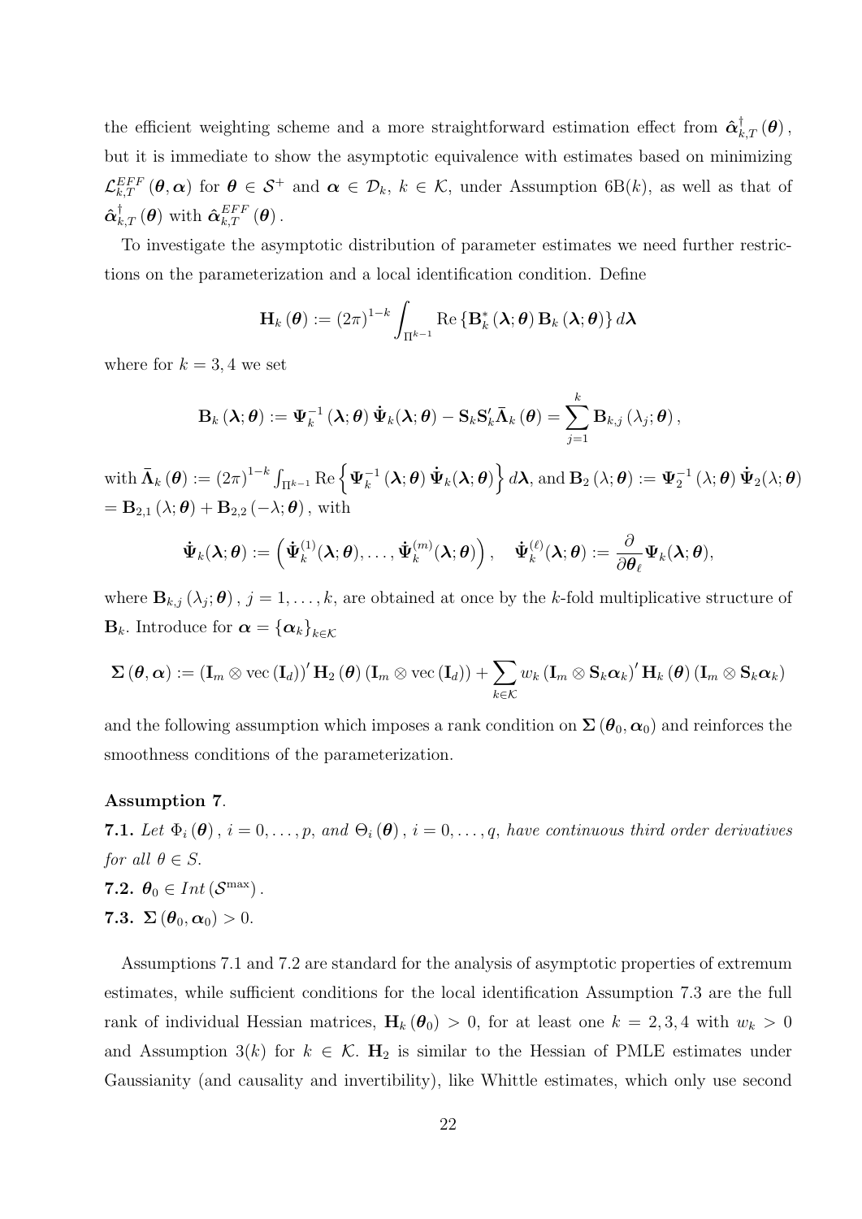the efficient weighting scheme and a more straightforward estimation effect from $\hat{\boldsymbol{\alpha}}_{k,T}^{\dagger}(\boldsymbol{\theta})$, but it is immediate to show the asymptotic equivalence with estimates based on minimizing $\mathcal{L}_{k,T}^{EFF}(\boldsymbol{\theta},\boldsymbol{\alpha})$ for $\boldsymbol{\theta} \in \mathcal{S}^{+}$ and $\boldsymbol{\alpha} \in \mathcal{D}_k$, $k \in \mathcal{K}$, under Assumption 6B($k$), as well as that of $\hat{\boldsymbol{\alpha}}_{k,T}^{\dagger}(\boldsymbol{\theta})$ with $\hat{\boldsymbol{\alpha}}_{k,T}^{EFF}(\boldsymbol{\theta})$.

To investigate the asymptotic distribution of parameter estimates we need further restrictions on the parameterization and a local identification condition. Define

$$\mathbf{H}_k(\boldsymbol{\theta}) := (2\pi)^{1-k}\int_{\Pi^{k-1}} \operatorname{Re}\left\{\mathbf{B}_k^{*}(\boldsymbol{\lambda};\boldsymbol{\theta})\,\mathbf{B}_k(\boldsymbol{\lambda};\boldsymbol{\theta})\right\} d\boldsymbol{\lambda}$$

where for $k=3,4$ we set

$$\mathbf{B}_k(\boldsymbol{\lambda};\boldsymbol{\theta}) := \boldsymbol{\Psi}_k^{-1}(\boldsymbol{\lambda};\boldsymbol{\theta})\,\dot{\boldsymbol{\Psi}}_k(\boldsymbol{\lambda};\boldsymbol{\theta}) - \mathbf{S}_k\mathbf{S}_k'\bar{\boldsymbol{\Lambda}}_k(\boldsymbol{\theta}) = \sum_{j=1}^{k}\mathbf{B}_{k,j}(\lambda_j;\boldsymbol{\theta}),$$

with $\bar{\boldsymbol{\Lambda}}_k(\boldsymbol{\theta}) := (2\pi)^{1-k}\int_{\Pi^{k-1}}\operatorname{Re}\left\{\boldsymbol{\Psi}_k^{-1}(\boldsymbol{\lambda};\boldsymbol{\theta})\,\dot{\boldsymbol{\Psi}}_k(\boldsymbol{\lambda};\boldsymbol{\theta})\right\}d\boldsymbol{\lambda}$, and $\mathbf{B}_2(\lambda;\boldsymbol{\theta}) := \boldsymbol{\Psi}_2^{-1}(\lambda;\boldsymbol{\theta})\,\dot{\boldsymbol{\Psi}}_2(\lambda;\boldsymbol{\theta})$ $= \mathbf{B}_{2,1}(\lambda;\boldsymbol{\theta}) + \mathbf{B}_{2,2}(-\lambda;\boldsymbol{\theta})$, with

$$\dot{\boldsymbol{\Psi}}_k(\boldsymbol{\lambda};\boldsymbol{\theta}) := \left(\dot{\boldsymbol{\Psi}}_k^{(1)}(\boldsymbol{\lambda};\boldsymbol{\theta}),\ldots,\dot{\boldsymbol{\Psi}}_k^{(m)}(\boldsymbol{\lambda};\boldsymbol{\theta})\right), \quad \dot{\boldsymbol{\Psi}}_k^{(\ell)}(\boldsymbol{\lambda};\boldsymbol{\theta}) := \frac{\partial}{\partial\boldsymbol{\theta}_\ell}\boldsymbol{\Psi}_k(\boldsymbol{\lambda};\boldsymbol{\theta}),$$

where $\mathbf{B}_{k,j}(\lambda_j;\boldsymbol{\theta})$, $j=1,\ldots,k$, are obtained at once by the $k$-fold multiplicative structure of $\mathbf{B}_k$. Introduce for $\boldsymbol{\alpha} = \{\boldsymbol{\alpha}_k\}_{k\in\mathcal{K}}$

$$\boldsymbol{\Sigma}(\boldsymbol{\theta},\boldsymbol{\alpha}) := \left(\mathbf{I}_m \otimes \operatorname{vec}(\mathbf{I}_d)\right)'\mathbf{H}_2(\boldsymbol{\theta})\left(\mathbf{I}_m \otimes \operatorname{vec}(\mathbf{I}_d)\right) + \sum_{k\in\mathcal{K}} w_k\left(\mathbf{I}_m \otimes \mathbf{S}_k\boldsymbol{\alpha}_k\right)'\mathbf{H}_k(\boldsymbol{\theta})\left(\mathbf{I}_m \otimes \mathbf{S}_k\boldsymbol{\alpha}_k\right)$$

and the following assumption which imposes a rank condition on $\boldsymbol{\Sigma}(\boldsymbol{\theta}_0,\boldsymbol{\alpha}_0)$ and reinforces the smoothness conditions of the parameterization.

**Assumption 7**.

**7.1.** *Let $\Phi_i(\boldsymbol{\theta})$, $i=0,\ldots,p$, and $\Theta_i(\boldsymbol{\theta})$, $i=0,\ldots,q$, have continuous third order derivatives for all $\theta \in S$.*

**7.2.** $\boldsymbol{\theta}_0 \in Int(\mathcal{S}^{\max})$.

**7.3.** $\boldsymbol{\Sigma}(\boldsymbol{\theta}_0,\boldsymbol{\alpha}_0) > 0$.

Assumptions 7.1 and 7.2 are standard for the analysis of asymptotic properties of extremum estimates, while sufficient conditions for the local identification Assumption 7.3 are the full rank of individual Hessian matrices, $\mathbf{H}_k(\boldsymbol{\theta}_0) > 0$, for at least one $k=2,3,4$ with $w_k > 0$ and Assumption 3($k$) for $k \in \mathcal{K}$. $\mathbf{H}_2$ is similar to the Hessian of PMLE estimates under Gaussianity (and causality and invertibility), like Whittle estimates, which only use second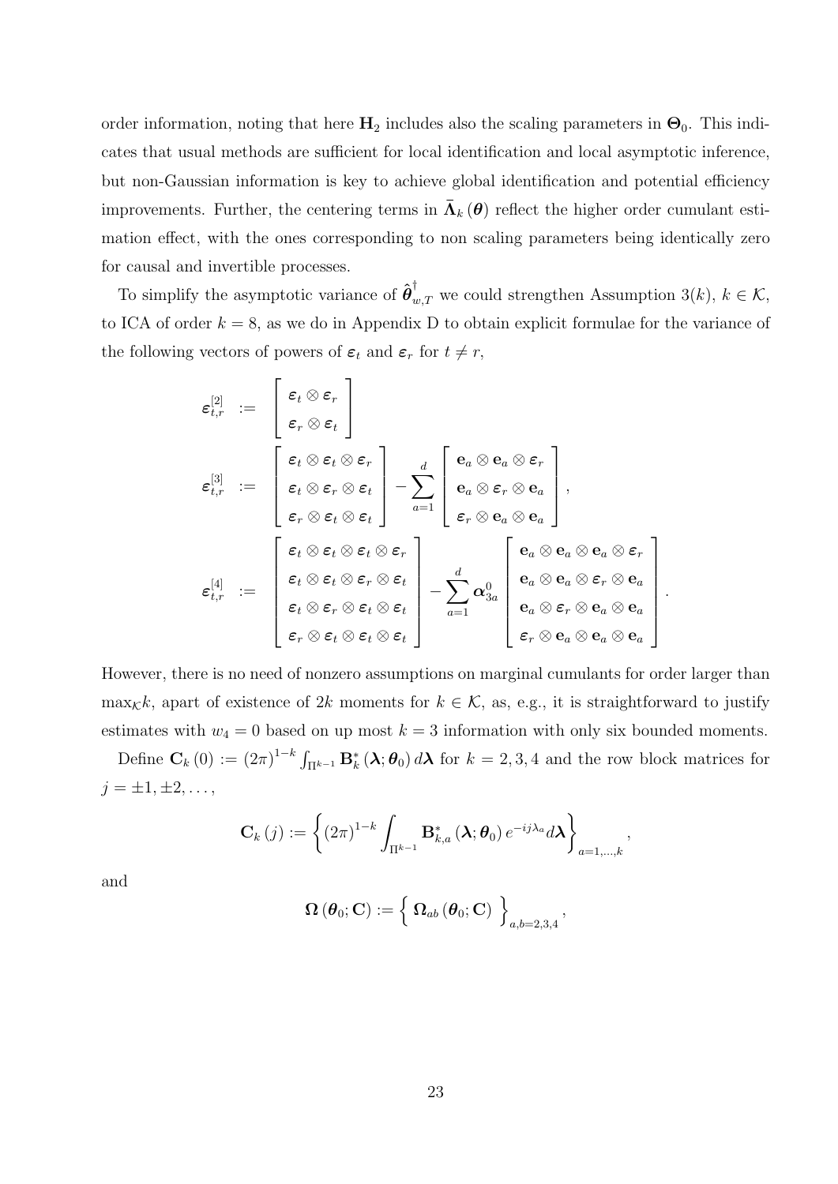order information, noting that here $\mathbf{H}_2$ includes also the scaling parameters in $\mathbf{\Theta}_0$. This indicates that usual methods are sufficient for local identification and local asymptotic inference, but non-Gaussian information is key to achieve global identification and potential efficiency improvements. Further, the centering terms in $\bar{\mathbf{\Lambda}}_k(\boldsymbol{\theta})$ reflect the higher order cumulant estimation effect, with the ones corresponding to non scaling parameters being identically zero for causal and invertible processes.

To simplify the asymptotic variance of $\hat{\boldsymbol{\theta}}^{\dagger}_{w,T}$ we could strengthen Assumption 3($k$), $k \in \mathcal{K}$, to ICA of order $k = 8$, as we do in Appendix D to obtain explicit formulae for the variance of the following vectors of powers of $\boldsymbol{\varepsilon}_t$ and $\boldsymbol{\varepsilon}_r$ for $t \neq r$,

$$
\begin{aligned}
\boldsymbol{\varepsilon}_{t,r}^{[2]} &:= \begin{bmatrix} \boldsymbol{\varepsilon}_t \otimes \boldsymbol{\varepsilon}_r \\ \boldsymbol{\varepsilon}_r \otimes \boldsymbol{\varepsilon}_t \end{bmatrix} \\
\boldsymbol{\varepsilon}_{t,r}^{[3]} &:= \begin{bmatrix} \boldsymbol{\varepsilon}_t \otimes \boldsymbol{\varepsilon}_t \otimes \boldsymbol{\varepsilon}_r \\ \boldsymbol{\varepsilon}_t \otimes \boldsymbol{\varepsilon}_r \otimes \boldsymbol{\varepsilon}_t \\ \boldsymbol{\varepsilon}_r \otimes \boldsymbol{\varepsilon}_t \otimes \boldsymbol{\varepsilon}_t \end{bmatrix} - \sum_{a=1}^{d} \begin{bmatrix} \mathbf{e}_a \otimes \mathbf{e}_a \otimes \boldsymbol{\varepsilon}_r \\ \mathbf{e}_a \otimes \boldsymbol{\varepsilon}_r \otimes \mathbf{e}_a \\ \boldsymbol{\varepsilon}_r \otimes \mathbf{e}_a \otimes \mathbf{e}_a \end{bmatrix}, \\
\boldsymbol{\varepsilon}_{t,r}^{[4]} &:= \begin{bmatrix} \boldsymbol{\varepsilon}_t \otimes \boldsymbol{\varepsilon}_t \otimes \boldsymbol{\varepsilon}_t \otimes \boldsymbol{\varepsilon}_r \\ \boldsymbol{\varepsilon}_t \otimes \boldsymbol{\varepsilon}_t \otimes \boldsymbol{\varepsilon}_r \otimes \boldsymbol{\varepsilon}_t \\ \boldsymbol{\varepsilon}_t \otimes \boldsymbol{\varepsilon}_r \otimes \boldsymbol{\varepsilon}_t \otimes \boldsymbol{\varepsilon}_t \\ \boldsymbol{\varepsilon}_r \otimes \boldsymbol{\varepsilon}_t \otimes \boldsymbol{\varepsilon}_t \otimes \boldsymbol{\varepsilon}_t \end{bmatrix} - \sum_{a=1}^{d} \boldsymbol{\alpha}_{3a}^{0} \begin{bmatrix} \mathbf{e}_a \otimes \mathbf{e}_a \otimes \mathbf{e}_a \otimes \boldsymbol{\varepsilon}_r \\ \mathbf{e}_a \otimes \mathbf{e}_a \otimes \boldsymbol{\varepsilon}_r \otimes \mathbf{e}_a \\ \mathbf{e}_a \otimes \boldsymbol{\varepsilon}_r \otimes \mathbf{e}_a \otimes \mathbf{e}_a \\ \boldsymbol{\varepsilon}_r \otimes \mathbf{e}_a \otimes \mathbf{e}_a \otimes \mathbf{e}_a \end{bmatrix}.
\end{aligned}
$$

However, there is no need of nonzero assumptions on marginal cumulants for order larger than $\max_{\mathcal{K}} k$, apart of existence of $2k$ moments for $k \in \mathcal{K}$, as, e.g., it is straightforward to justify estimates with $w_4 = 0$ based on up most $k = 3$ information with only six bounded moments.

Define $\mathbf{C}_k(0) := (2\pi)^{1-k} \int_{\Pi^{k-1}} \mathbf{B}_k^*(\boldsymbol{\lambda}; \boldsymbol{\theta}_0) \, d\boldsymbol{\lambda}$ for $k = 2, 3, 4$ and the row block matrices for $j = \pm 1, \pm 2, \ldots$,

$$
\mathbf{C}_k(j) := \left\{ (2\pi)^{1-k} \int_{\Pi^{k-1}} \mathbf{B}_{k,a}^*(\boldsymbol{\lambda}; \boldsymbol{\theta}_0) \, e^{-ij\lambda_a} d\boldsymbol{\lambda} \right\}_{a=1,\ldots,k},
$$

and

$$
\mathbf{\Omega}(\boldsymbol{\theta}_0; \mathbf{C}) := \left\{ \, \mathbf{\Omega}_{ab}(\boldsymbol{\theta}_0; \mathbf{C}) \, \right\}_{a,b=2,3,4},
$$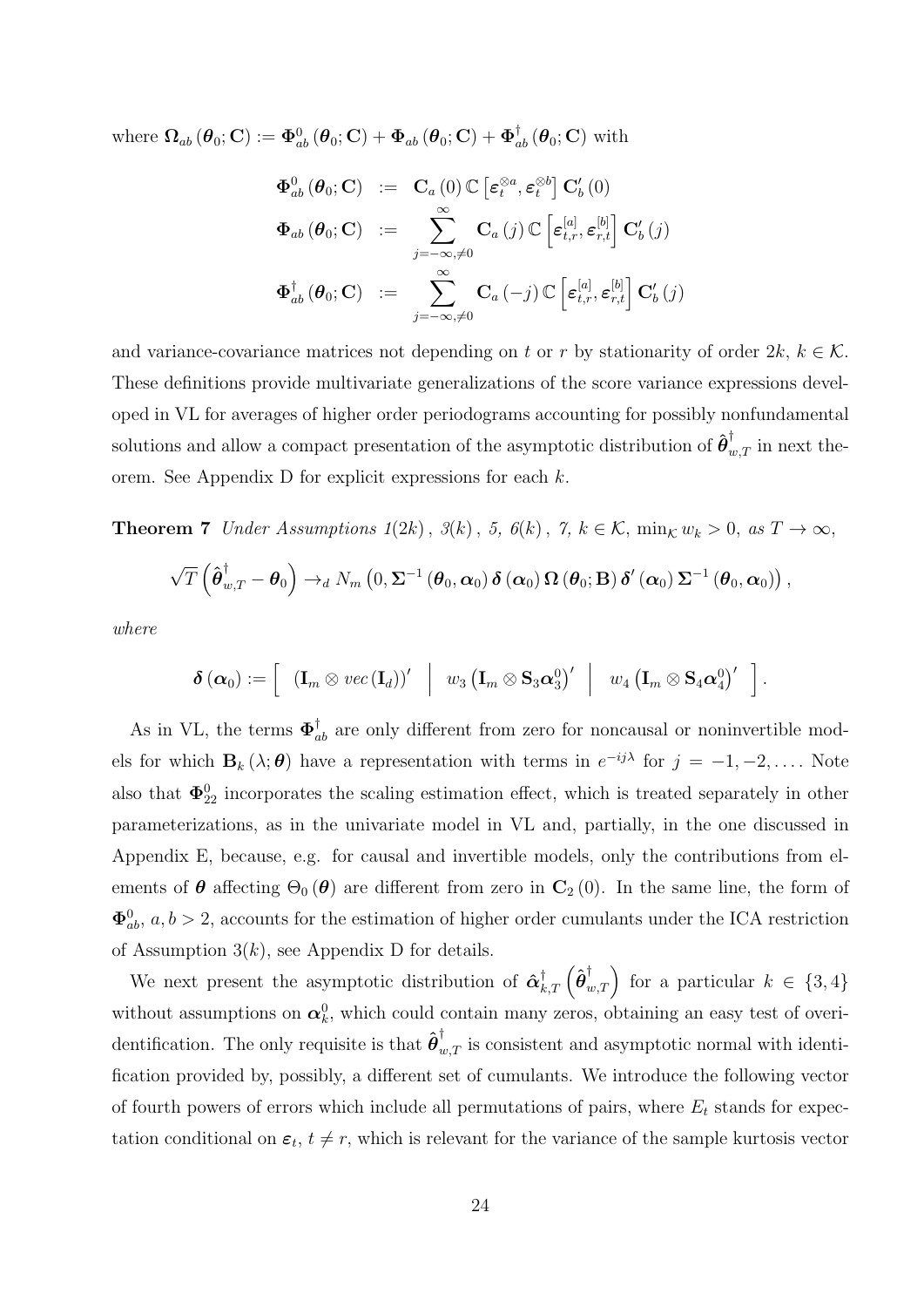where $\mathbf{\Omega}_{ab}(\boldsymbol{\theta}_0;\mathbf{C}) := \mathbf{\Phi}^0_{ab}(\boldsymbol{\theta}_0;\mathbf{C}) + \mathbf{\Phi}_{ab}(\boldsymbol{\theta}_0;\mathbf{C}) + \mathbf{\Phi}^\dagger_{ab}(\boldsymbol{\theta}_0;\mathbf{C})$ with

$$
\begin{aligned}
\mathbf{\Phi}^0_{ab}(\boldsymbol{\theta}_0;\mathbf{C}) &:= \mathbf{C}_a(0)\,\mathbb{C}\left[\boldsymbol{\varepsilon}_t^{\otimes a},\boldsymbol{\varepsilon}_t^{\otimes b}\right]\mathbf{C}_b'(0)\\
\mathbf{\Phi}_{ab}(\boldsymbol{\theta}_0;\mathbf{C}) &:= \sum_{j=-\infty,\neq 0}^{\infty}\mathbf{C}_a(j)\,\mathbb{C}\left[\boldsymbol{\varepsilon}_{t,r}^{[a]},\boldsymbol{\varepsilon}_{r,t}^{[b]}\right]\mathbf{C}_b'(j)\\
\mathbf{\Phi}^\dagger_{ab}(\boldsymbol{\theta}_0;\mathbf{C}) &:= \sum_{j=-\infty,\neq 0}^{\infty}\mathbf{C}_a(-j)\,\mathbb{C}\left[\boldsymbol{\varepsilon}_{t,r}^{[a]},\boldsymbol{\varepsilon}_{r,t}^{[b]}\right]\mathbf{C}_b'(j)
\end{aligned}
$$

and variance-covariance matrices not depending on $t$ or $r$ by stationarity of order $2k$, $k\in\mathcal{K}$. These definitions provide multivariate generalizations of the score variance expressions developed in VL for averages of higher order periodograms accounting for possibly nonfundamental solutions and allow a compact presentation of the asymptotic distribution of $\hat{\boldsymbol{\theta}}^\dagger_{w,T}$ in next theorem. See Appendix D for explicit expressions for each $k$.

**Theorem 7** *Under Assumptions 1(2k), 3(k), 5, 6(k), 7, $k\in\mathcal{K}$, $\min_{\mathcal{K}} w_k > 0$, as $T\to\infty$,*

$$
\sqrt{T}\left(\hat{\boldsymbol{\theta}}^\dagger_{w,T}-\boldsymbol{\theta}_0\right)\to_d N_m\left(0,\mathbf{\Sigma}^{-1}(\boldsymbol{\theta}_0,\boldsymbol{\alpha}_0)\,\boldsymbol{\delta}(\boldsymbol{\alpha}_0)\,\mathbf{\Omega}(\boldsymbol{\theta}_0;\mathbf{B})\,\boldsymbol{\delta}'(\boldsymbol{\alpha}_0)\,\mathbf{\Sigma}^{-1}(\boldsymbol{\theta}_0,\boldsymbol{\alpha}_0)\right),
$$

*where*

$$
\boldsymbol{\delta}(\boldsymbol{\alpha}_0) := \left[\begin{array}{c|c|c}(\mathbf{I}_m\otimes vec(\mathbf{I}_d))' & w_3\left(\mathbf{I}_m\otimes\mathbf{S}_3\boldsymbol{\alpha}_3^0\right)' & w_4\left(\mathbf{I}_m\otimes\mathbf{S}_4\boldsymbol{\alpha}_4^0\right)'\end{array}\right].
$$

As in VL, the terms $\mathbf{\Phi}^\dagger_{ab}$ are only different from zero for noncausal or noninvertible models for which $\mathbf{B}_k(\lambda;\boldsymbol{\theta})$ have a representation with terms in $e^{-ij\lambda}$ for $j=-1,-2,\ldots$. Note also that $\mathbf{\Phi}^0_{22}$ incorporates the scaling estimation effect, which is treated separately in other parameterizations, as in the univariate model in VL and, partially, in the one discussed in Appendix E, because, e.g. for causal and invertible models, only the contributions from elements of $\boldsymbol{\theta}$ affecting $\Theta_0(\boldsymbol{\theta})$ are different from zero in $\mathbf{C}_2(0)$. In the same line, the form of $\mathbf{\Phi}^0_{ab}$, $a,b>2$, accounts for the estimation of higher order cumulants under the ICA restriction of Assumption $3(k)$, see Appendix D for details.

We next present the asymptotic distribution of $\hat{\boldsymbol{\alpha}}^\dagger_{k,T}\left(\hat{\boldsymbol{\theta}}^\dagger_{w,T}\right)$ for a particular $k\in\{3,4\}$ without assumptions on $\boldsymbol{\alpha}^0_k$, which could contain many zeros, obtaining an easy test of overidentification. The only requisite is that $\hat{\boldsymbol{\theta}}^\dagger_{w,T}$ is consistent and asymptotic normal with identification provided by, possibly, a different set of cumulants. We introduce the following vector of fourth powers of errors which include all permutations of pairs, where $E_t$ stands for expectation conditional on $\boldsymbol{\varepsilon}_t$, $t\neq r$, which is relevant for the variance of the sample kurtosis vector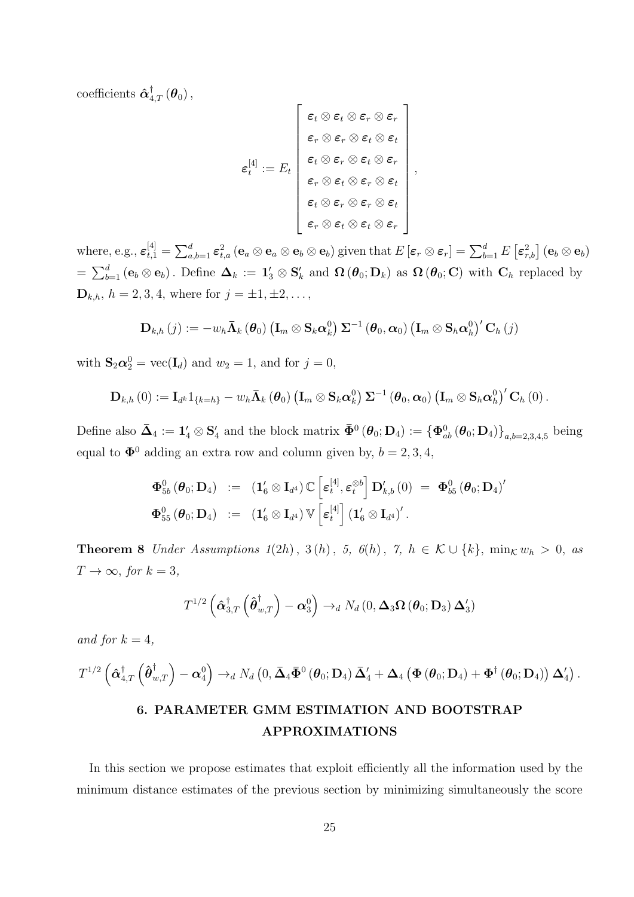coefficients $\hat{\boldsymbol{\alpha}}^{\dagger}_{4,T}(\boldsymbol{\theta}_0)$,

$$
\boldsymbol{\varepsilon}^{[4]}_t := E_t \begin{bmatrix} \boldsymbol{\varepsilon}_t \otimes \boldsymbol{\varepsilon}_t \otimes \boldsymbol{\varepsilon}_r \otimes \boldsymbol{\varepsilon}_r \\ \boldsymbol{\varepsilon}_r \otimes \boldsymbol{\varepsilon}_r \otimes \boldsymbol{\varepsilon}_t \otimes \boldsymbol{\varepsilon}_t \\ \boldsymbol{\varepsilon}_t \otimes \boldsymbol{\varepsilon}_r \otimes \boldsymbol{\varepsilon}_t \otimes \boldsymbol{\varepsilon}_r \\ \boldsymbol{\varepsilon}_r \otimes \boldsymbol{\varepsilon}_t \otimes \boldsymbol{\varepsilon}_r \otimes \boldsymbol{\varepsilon}_t \\ \boldsymbol{\varepsilon}_t \otimes \boldsymbol{\varepsilon}_r \otimes \boldsymbol{\varepsilon}_r \otimes \boldsymbol{\varepsilon}_t \\ \boldsymbol{\varepsilon}_r \otimes \boldsymbol{\varepsilon}_t \otimes \boldsymbol{\varepsilon}_t \otimes \boldsymbol{\varepsilon}_r \end{bmatrix},
$$

where, e.g., $\boldsymbol{\varepsilon}^{[4]}_{t,1} = \sum_{a,b=1}^{d} \varepsilon^2_{t,a} (\mathbf{e}_a \otimes \mathbf{e}_a \otimes \mathbf{e}_b \otimes \mathbf{e}_b)$ given that $E[\boldsymbol{\varepsilon}_r \otimes \boldsymbol{\varepsilon}_r] = \sum_{b=1}^{d} E\left[\varepsilon^2_{r,b}\right] (\mathbf{e}_b \otimes \mathbf{e}_b)$ $= \sum_{b=1}^{d} (\mathbf{e}_b \otimes \mathbf{e}_b)$. Define $\boldsymbol{\Delta}_k := \mathbf{1}'_3 \otimes \mathbf{S}'_k$ and $\boldsymbol{\Omega}(\boldsymbol{\theta}_0; \mathbf{D}_k)$ as $\boldsymbol{\Omega}(\boldsymbol{\theta}_0; \mathbf{C})$ with $\mathbf{C}_h$ replaced by $\mathbf{D}_{k,h}$, $h = 2, 3, 4$, where for $j = \pm 1, \pm 2, \ldots$,

$$
\mathbf{D}_{k,h}(j) := -w_h \bar{\boldsymbol{\Lambda}}_k(\boldsymbol{\theta}_0) \left(\mathbf{I}_m \otimes \mathbf{S}_k \boldsymbol{\alpha}^0_k\right) \boldsymbol{\Sigma}^{-1}(\boldsymbol{\theta}_0, \boldsymbol{\alpha}_0) \left(\mathbf{I}_m \otimes \mathbf{S}_h \boldsymbol{\alpha}^0_h\right)' \mathbf{C}_h(j)
$$

with $\mathbf{S}_2 \boldsymbol{\alpha}^0_2 = \mathrm{vec}(\mathbf{I}_d)$ and $w_2 = 1$, and for $j = 0$,

$$
\mathbf{D}_{k,h}(0) := \mathbf{I}_{d^k} 1_{\{k=h\}} - w_h \bar{\boldsymbol{\Lambda}}_k(\boldsymbol{\theta}_0) \left(\mathbf{I}_m \otimes \mathbf{S}_k \boldsymbol{\alpha}^0_k\right) \boldsymbol{\Sigma}^{-1}(\boldsymbol{\theta}_0, \boldsymbol{\alpha}_0) \left(\mathbf{I}_m \otimes \mathbf{S}_h \boldsymbol{\alpha}^0_h\right)' \mathbf{C}_h(0).
$$

Define also $\bar{\boldsymbol{\Delta}}_4 := \mathbf{1}'_4 \otimes \mathbf{S}'_4$ and the block matrix $\bar{\boldsymbol{\Phi}}^0(\boldsymbol{\theta}_0; \mathbf{D}_4) := \{\boldsymbol{\Phi}^0_{ab}(\boldsymbol{\theta}_0; \mathbf{D}_4)\}_{a,b=2,3,4,5}$ being equal to $\boldsymbol{\Phi}^0$ adding an extra row and column given by, $b = 2, 3, 4$,

$$
\begin{aligned}
\boldsymbol{\Phi}^0_{5b}(\boldsymbol{\theta}_0; \mathbf{D}_4) &:= (\mathbf{1}'_6 \otimes \mathbf{I}_{d^4}) \mathbb{C}\left[\boldsymbol{\varepsilon}^{[4]}_t, \boldsymbol{\varepsilon}^{\otimes b}_t\right] \mathbf{D}'_{k,b}(0) \;=\; \boldsymbol{\Phi}^0_{b5}(\boldsymbol{\theta}_0; \mathbf{D}_4)' \\
\boldsymbol{\Phi}^0_{55}(\boldsymbol{\theta}_0; \mathbf{D}_4) &:= (\mathbf{1}'_6 \otimes \mathbf{I}_{d^4}) \mathbb{V}\left[\boldsymbol{\varepsilon}^{[4]}_t\right] (\mathbf{1}'_6 \otimes \mathbf{I}_{d^4})'.
\end{aligned}
$$

**Theorem 8** *Under Assumptions 1(2h), 3(h), 5, 6(h), 7, $h \in \mathcal{K} \cup \{k\}$, $\min_{\mathcal{K}} w_h > 0$, as $T \to \infty$, for $k = 3$,*

$$
T^{1/2}\left(\hat{\boldsymbol{\alpha}}^{\dagger}_{3,T}\left(\hat{\boldsymbol{\theta}}^{\dagger}_{w,T}\right) - \boldsymbol{\alpha}^0_3\right) \to_d N_d\left(0, \boldsymbol{\Delta}_3 \boldsymbol{\Omega}(\boldsymbol{\theta}_0; \mathbf{D}_3) \boldsymbol{\Delta}'_3\right)
$$

*and for $k = 4$,*

$$
T^{1/2}\left(\hat{\boldsymbol{\alpha}}^{\dagger}_{4,T}\left(\hat{\boldsymbol{\theta}}^{\dagger}_{w,T}\right) - \boldsymbol{\alpha}^0_4\right) \to_d N_d\left(0, \bar{\boldsymbol{\Delta}}_4 \bar{\boldsymbol{\Phi}}^0(\boldsymbol{\theta}_0; \mathbf{D}_4) \bar{\boldsymbol{\Delta}}'_4 + \boldsymbol{\Delta}_4\left(\boldsymbol{\Phi}(\boldsymbol{\theta}_0; \mathbf{D}_4) + \boldsymbol{\Phi}^{\dagger}(\boldsymbol{\theta}_0; \mathbf{D}_4)\right) \boldsymbol{\Delta}'_4\right).
$$

## 6. PARAMETER GMM ESTIMATION AND BOOTSTRAP APPROXIMATIONS

In this section we propose estimates that exploit efficiently all the information used by the minimum distance estimates of the previous section by minimizing simultaneously the score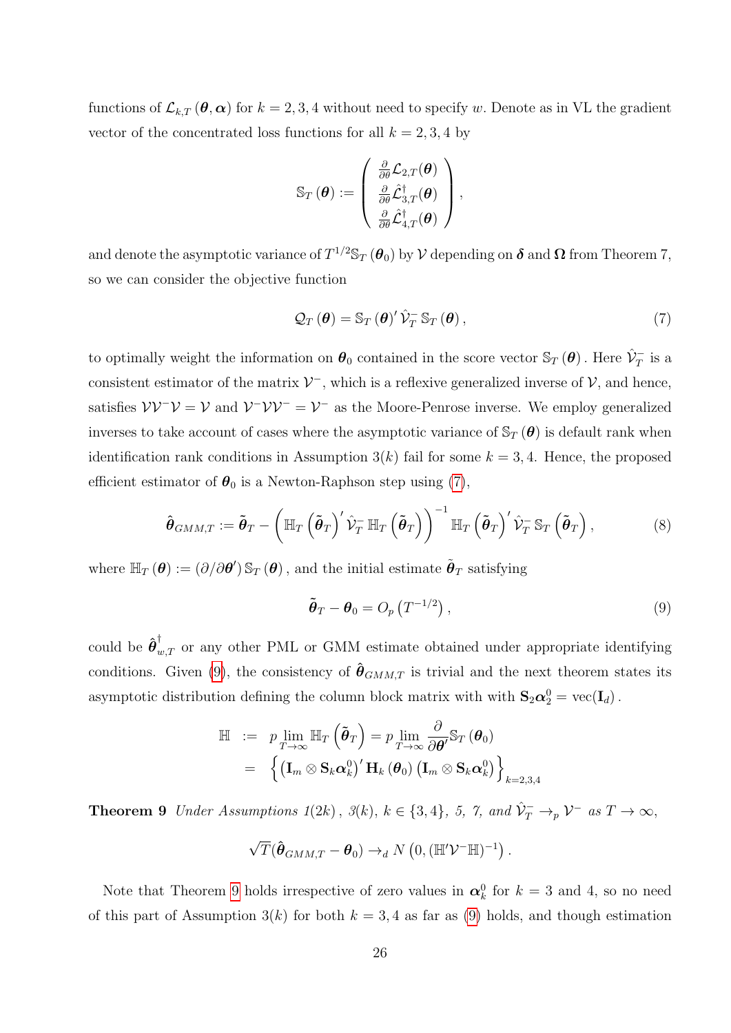functions of $\mathcal{L}_{k,T}(\boldsymbol{\theta}, \boldsymbol{\alpha})$ for $k = 2, 3, 4$ without need to specify $w$. Denote as in VL the gradient vector of the concentrated loss functions for all $k = 2, 3, 4$ by

$$
\mathbb{S}_T(\boldsymbol{\theta}) := \begin{pmatrix} \frac{\partial}{\partial \theta} \mathcal{L}_{2,T}(\boldsymbol{\theta}) \\ \frac{\partial}{\partial \theta} \hat{\mathcal{L}}_{3,T}^{\dagger}(\boldsymbol{\theta}) \\ \frac{\partial}{\partial \theta} \hat{\mathcal{L}}_{4,T}^{\dagger}(\boldsymbol{\theta}) \end{pmatrix},
$$

and denote the asymptotic variance of $T^{1/2}\mathbb{S}_T(\boldsymbol{\theta}_0)$ by $\mathcal{V}$ depending on $\boldsymbol{\delta}$ and $\boldsymbol{\Omega}$ from Theorem 7, so we can consider the objective function

$$
\mathcal{Q}_T(\boldsymbol{\theta}) = \mathbb{S}_T(\boldsymbol{\theta})' \hat{\mathcal{V}}_T^{-} \mathbb{S}_T(\boldsymbol{\theta}), \tag{7}
$$

to optimally weight the information on $\boldsymbol{\theta}_0$ contained in the score vector $\mathbb{S}_T(\boldsymbol{\theta})$. Here $\hat{\mathcal{V}}_T^{-}$ is a consistent estimator of the matrix $\mathcal{V}^{-}$, which is a reflexive generalized inverse of $\mathcal{V}$, and hence, satisfies $\mathcal{V}\mathcal{V}^{-}\mathcal{V} = \mathcal{V}$ and $\mathcal{V}^{-}\mathcal{V}\mathcal{V}^{-} = \mathcal{V}^{-}$ as the Moore-Penrose inverse. We employ generalized inverses to take account of cases where the asymptotic variance of $\mathbb{S}_T(\boldsymbol{\theta})$ is default rank when identification rank conditions in Assumption 3($k$) fail for some $k = 3, 4$. Hence, the proposed efficient estimator of $\boldsymbol{\theta}_0$ is a Newton-Raphson step using (7),

$$
\hat{\boldsymbol{\theta}}_{GMM,T} := \tilde{\boldsymbol{\theta}}_T - \left( \mathbb{H}_T\left(\tilde{\boldsymbol{\theta}}_T\right)' \hat{\mathcal{V}}_T^{-} \mathbb{H}_T\left(\tilde{\boldsymbol{\theta}}_T\right) \right)^{-1} \mathbb{H}_T\left(\tilde{\boldsymbol{\theta}}_T\right)' \hat{\mathcal{V}}_T^{-} \mathbb{S}_T\left(\tilde{\boldsymbol{\theta}}_T\right), \tag{8}
$$

where $\mathbb{H}_T(\boldsymbol{\theta}) := (\partial/\partial\boldsymbol{\theta}')\, \mathbb{S}_T(\boldsymbol{\theta})$, and the initial estimate $\tilde{\boldsymbol{\theta}}_T$ satisfying

$$
\tilde{\boldsymbol{\theta}}_T - \boldsymbol{\theta}_0 = O_p\left(T^{-1/2}\right), \tag{9}
$$

could be $\hat{\boldsymbol{\theta}}_{w,T}^{\dagger}$ or any other PML or GMM estimate obtained under appropriate identifying conditions. Given (9), the consistency of $\hat{\boldsymbol{\theta}}_{GMM,T}$ is trivial and the next theorem states its asymptotic distribution defining the column block matrix with with $\mathbf{S}_2\boldsymbol{\alpha}_2^0 = \mathrm{vec}(\mathbf{I}_d)$.

$$
\begin{aligned}
\mathbb{H} &:= p\lim_{T\to\infty} \mathbb{H}_T\left(\tilde{\boldsymbol{\theta}}_T\right) = p\lim_{T\to\infty} \frac{\partial}{\partial \boldsymbol{\theta}'} \mathbb{S}_T(\boldsymbol{\theta}_0) \\
&= \left\{ \left(\mathbf{I}_m \otimes \mathbf{S}_k \boldsymbol{\alpha}_k^0\right)' \mathbf{H}_k(\boldsymbol{\theta}_0) \left(\mathbf{I}_m \otimes \mathbf{S}_k \boldsymbol{\alpha}_k^0\right) \right\}_{k=2,3,4}
\end{aligned}
$$

**Theorem 9** *Under Assumptions 1(2k), 3(k), $k \in \{3, 4\}$, 5, 7, and $\hat{\mathcal{V}}_T^{-} \to_p \mathcal{V}^{-}$ as $T \to \infty$,*

$$
\sqrt{T}(\hat{\boldsymbol{\theta}}_{GMM,T} - \boldsymbol{\theta}_0) \to_d N\left(0, (\mathbb{H}'\mathcal{V}^{-}\mathbb{H})^{-1}\right).
$$

Note that Theorem 9 holds irrespective of zero values in $\boldsymbol{\alpha}_k^0$ for $k = 3$ and 4, so no need of this part of Assumption 3($k$) for both $k = 3, 4$ as far as (9) holds, and though estimation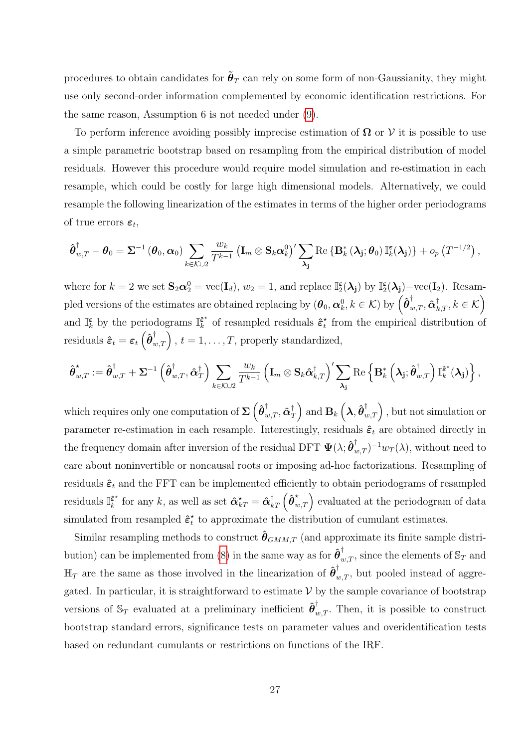procedures to obtain candidates for $\tilde{\boldsymbol{\theta}}_T$ can rely on some form of non-Gaussianity, they might use only second-order information complemented by economic identification restrictions. For the same reason, Assumption 6 is not needed under (9).

To perform inference avoiding possibly imprecise estimation of $\boldsymbol{\Omega}$ or $\mathcal{V}$ it is possible to use a simple parametric bootstrap based on resampling from the empirical distribution of model residuals. However this procedure would require model simulation and re-estimation in each resample, which could be costly for large high dimensional models. Alternatively, we could resample the following linearization of the estimates in terms of the higher order periodograms of true errors $\boldsymbol{\varepsilon}_t$,

$$\hat{\boldsymbol{\theta}}^{\dagger}_{w,T} - \boldsymbol{\theta}_0 = \boldsymbol{\Sigma}^{-1}\left(\boldsymbol{\theta}_0, \boldsymbol{\alpha}_0\right) \sum_{k \in \mathcal{K} \cup 2} \frac{w_k}{T^{k-1}} \left(\mathbf{I}_m \otimes \mathbf{S}_k \boldsymbol{\alpha}_k^0\right)' \sum_{\boldsymbol{\lambda}_{\mathbf{j}}} \mathrm{Re}\left\{\mathbf{B}_k^*\left(\boldsymbol{\lambda}_{\mathbf{j}}; \boldsymbol{\theta}_0\right) \mathbb{I}_k^{\boldsymbol{\varepsilon}}(\boldsymbol{\lambda}_{\mathbf{j}})\right\} + o_p\left(T^{-1/2}\right),$$

where for $k=2$ we set $\mathbf{S}_2 \boldsymbol{\alpha}_2^0 = \mathrm{vec}(\mathbf{I}_d)$, $w_2 = 1$, and replace $\mathbb{I}_2^{\boldsymbol{\varepsilon}}(\boldsymbol{\lambda}_{\mathbf{j}})$ by $\mathbb{I}_2^{\boldsymbol{\varepsilon}}(\boldsymbol{\lambda}_{\mathbf{j}}) - \mathrm{vec}(\mathbf{I}_2)$. Resampled versions of the estimates are obtained replacing by $(\boldsymbol{\theta}_0, \boldsymbol{\alpha}_k^0, k \in \mathcal{K})$ by $\left(\hat{\boldsymbol{\theta}}^{\dagger}_{w,T}, \hat{\boldsymbol{\alpha}}^{\dagger}_{k,T}, k \in \mathcal{K}\right)$ and $\mathbb{I}_k^{\boldsymbol{\varepsilon}}$ by the periodograms $\mathbb{I}_k^{\hat{\boldsymbol{\varepsilon}}^{\star}}$ of resampled residuals $\hat{\boldsymbol{\varepsilon}}_t^{\star}$ from the empirical distribution of residuals $\hat{\boldsymbol{\varepsilon}}_t = \boldsymbol{\varepsilon}_t\left(\hat{\boldsymbol{\theta}}^{\dagger}_{w,T}\right)$, $t = 1, \ldots, T$, properly standardized,

$$\hat{\boldsymbol{\theta}}^{\star}_{w,T} := \hat{\boldsymbol{\theta}}^{\dagger}_{w,T} + \boldsymbol{\Sigma}^{-1}\left(\hat{\boldsymbol{\theta}}^{\dagger}_{w,T}, \hat{\boldsymbol{\alpha}}^{\dagger}_T\right) \sum_{k \in \mathcal{K} \cup 2} \frac{w_k}{T^{k-1}} \left(\mathbf{I}_m \otimes \mathbf{S}_k \hat{\boldsymbol{\alpha}}^{\dagger}_{k,T}\right)' \sum_{\boldsymbol{\lambda}_{\mathbf{j}}} \mathrm{Re}\left\{\mathbf{B}_k^*\left(\boldsymbol{\lambda}_{\mathbf{j}}; \hat{\boldsymbol{\theta}}^{\dagger}_{w,T}\right) \mathbb{I}_k^{\hat{\boldsymbol{\varepsilon}}^{\star}}(\boldsymbol{\lambda}_{\mathbf{j}})\right\},$$

which requires only one computation of $\boldsymbol{\Sigma}\left(\hat{\boldsymbol{\theta}}^{\dagger}_{w,T}, \hat{\boldsymbol{\alpha}}^{\dagger}_T\right)$ and $\mathbf{B}_k\left(\boldsymbol{\lambda}, \hat{\boldsymbol{\theta}}^{\dagger}_{w,T}\right)$, but not simulation or parameter re-estimation in each resample. Interestingly, residuals $\hat{\boldsymbol{\varepsilon}}_t$ are obtained directly in the frequency domain after inversion of the residual DFT $\boldsymbol{\Psi}(\lambda; \hat{\boldsymbol{\theta}}^{\dagger}_{w,T})^{-1} w_T(\lambda)$, without need to care about noninvertible or noncausal roots or imposing ad-hoc factorizations. Resampling of residuals $\hat{\boldsymbol{\varepsilon}}_t$ and the FFT can be implemented efficiently to obtain periodograms of resampled residuals $\mathbb{I}_k^{\hat{\boldsymbol{\varepsilon}}^{\star}}$ for any $k$, as well as set $\hat{\boldsymbol{\alpha}}^{\star}_{kT} = \hat{\boldsymbol{\alpha}}^{\dagger}_{kT}\left(\hat{\boldsymbol{\theta}}^{\star}_{w,T}\right)$ evaluated at the periodogram of data simulated from resampled $\hat{\boldsymbol{\varepsilon}}_t^{\star}$ to approximate the distribution of cumulant estimates.

Similar resampling methods to construct $\hat{\boldsymbol{\theta}}_{GMM,T}$ (and approximate its finite sample distribution) can be implemented from (8) in the same way as for $\hat{\boldsymbol{\theta}}^{\dagger}_{w,T}$, since the elements of $\mathbb{S}_T$ and $\mathbb{H}_T$ are the same as those involved in the linearization of $\hat{\boldsymbol{\theta}}^{\dagger}_{w,T}$, but pooled instead of aggregated. In particular, it is straightforward to estimate $\mathcal{V}$ by the sample covariance of bootstrap versions of $\mathbb{S}_T$ evaluated at a preliminary inefficient $\hat{\boldsymbol{\theta}}^{\dagger}_{w,T}$. Then, it is possible to construct bootstrap standard errors, significance tests on parameter values and overidentification tests based on redundant cumulants or restrictions on functions of the IRF.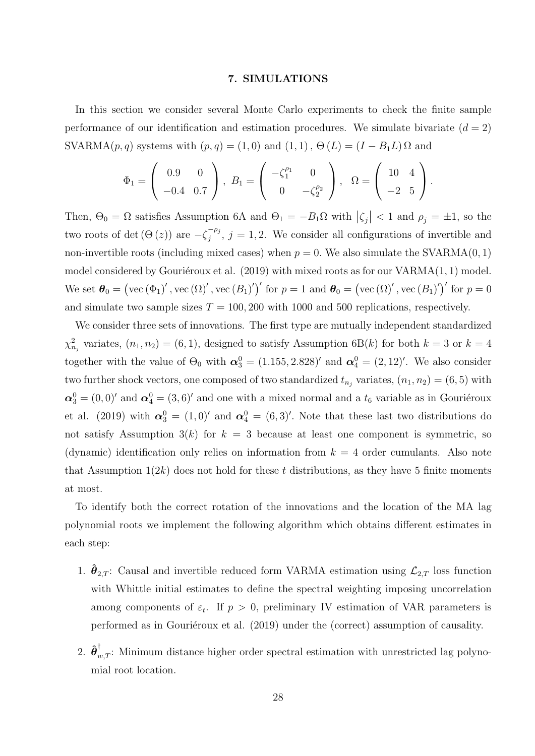## 7. SIMULATIONS

In this section we consider several Monte Carlo experiments to check the finite sample performance of our identification and estimation procedures. We simulate bivariate ($d = 2$) SVARMA$(p, q)$ systems with $(p, q) = (1, 0)$ and $(1, 1)$, $\Theta(L) = (I - B_1 L)\Omega$ and

$$\Phi_1 = \begin{pmatrix} 0.9 & 0 \\ -0.4 & 0.7 \end{pmatrix}, \; B_1 = \begin{pmatrix} -\zeta_1^{\rho_1} & 0 \\ 0 & -\zeta_2^{\rho_2} \end{pmatrix}, \; \Omega = \begin{pmatrix} 10 & 4 \\ -2 & 5 \end{pmatrix}.$$

Then, $\Theta_0 = \Omega$ satisfies Assumption 6A and $\Theta_1 = -B_1\Omega$ with $|\zeta_j| < 1$ and $\rho_j = \pm 1$, so the two roots of $\det(\Theta(z))$ are $-\zeta_j^{-\rho_j}$, $j = 1, 2$. We consider all configurations of invertible and non-invertible roots (including mixed cases) when $p = 0$. We also simulate the SVARMA$(0, 1)$ model considered by Gouriéroux et al. (2019) with mixed roots as for our VARMA$(1, 1)$ model. We set $\boldsymbol{\theta}_0 = \left(\text{vec}(\Phi_1)', \text{vec}(\Omega)', \text{vec}(B_1)'\right)'$ for $p = 1$ and $\boldsymbol{\theta}_0 = \left(\text{vec}(\Omega)', \text{vec}(B_1)'\right)'$ for $p = 0$ and simulate two sample sizes $T = 100, 200$ with 1000 and 500 replications, respectively.

We consider three sets of innovations. The first type are mutually independent standardized $\chi^2_{n_j}$ variates, $(n_1, n_2) = (6, 1)$, designed to satisfy Assumption 6B$(k)$ for both $k = 3$ or $k = 4$ together with the value of $\Theta_0$ with $\boldsymbol{\alpha}_3^0 = (1.155, 2.828)'$ and $\boldsymbol{\alpha}_4^0 = (2, 12)'$. We also consider two further shock vectors, one composed of two standardized $t_{n_j}$ variates, $(n_1, n_2) = (6, 5)$ with $\boldsymbol{\alpha}_3^0 = (0, 0)'$ and $\boldsymbol{\alpha}_4^0 = (3, 6)'$ and one with a mixed normal and a $t_6$ variable as in Gouriéroux et al. (2019) with $\boldsymbol{\alpha}_3^0 = (1, 0)'$ and $\boldsymbol{\alpha}_4^0 = (6, 3)'$. Note that these last two distributions do not satisfy Assumption 3$(k)$ for $k = 3$ because at least one component is symmetric, so (dynamic) identification only relies on information from $k = 4$ order cumulants. Also note that Assumption 1$(2k)$ does not hold for these $t$ distributions, as they have 5 finite moments at most.

To identify both the correct rotation of the innovations and the location of the MA lag polynomial roots we implement the following algorithm which obtains different estimates in each step:

1. $\hat{\boldsymbol{\theta}}_{2,T}$: Causal and invertible reduced form VARMA estimation using $\mathcal{L}_{2,T}$ loss function with Whittle initial estimates to define the spectral weighting imposing uncorrelation among components of $\varepsilon_t$. If $p > 0$, preliminary IV estimation of VAR parameters is performed as in Gouriéroux et al. (2019) under the (correct) assumption of causality.

2. $\hat{\boldsymbol{\theta}}^{\dagger}_{w,T}$: Minimum distance higher order spectral estimation with unrestricted lag polynomial root location.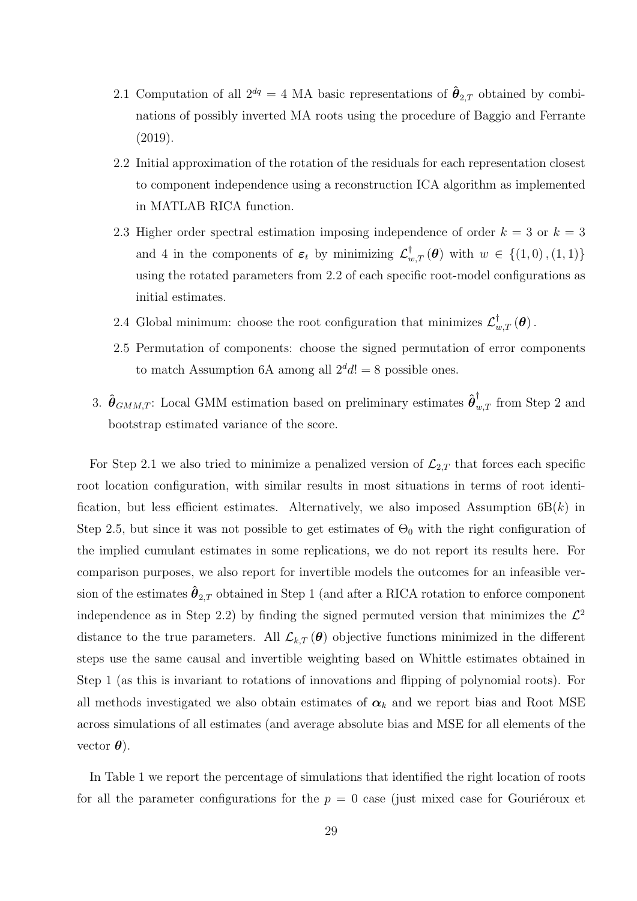2.1 Computation of all $2^{dq} = 4$ MA basic representations of $\hat{\boldsymbol{\theta}}_{2,T}$ obtained by combinations of possibly inverted MA roots using the procedure of Baggio and Ferrante (2019).

2.2 Initial approximation of the rotation of the residuals for each representation closest to component independence using a reconstruction ICA algorithm as implemented in MATLAB RICA function.

2.3 Higher order spectral estimation imposing independence of order $k = 3$ or $k = 3$ and 4 in the components of $\boldsymbol{\varepsilon}_t$ by minimizing $\mathcal{L}^{\dagger}_{w,T}(\boldsymbol{\theta})$ with $w \in \{(1,0),(1,1)\}$ using the rotated parameters from 2.2 of each specific root-model configurations as initial estimates.

2.4 Global minimum: choose the root configuration that minimizes $\mathcal{L}^{\dagger}_{w,T}(\boldsymbol{\theta})$.

2.5 Permutation of components: choose the signed permutation of error components to match Assumption 6A among all $2^d d! = 8$ possible ones.

3. $\hat{\boldsymbol{\theta}}_{GMM,T}$: Local GMM estimation based on preliminary estimates $\hat{\boldsymbol{\theta}}^{\dagger}_{w,T}$ from Step 2 and bootstrap estimated variance of the score.

For Step 2.1 we also tried to minimize a penalized version of $\mathcal{L}_{2,T}$ that forces each specific root location configuration, with similar results in most situations in terms of root identification, but less efficient estimates. Alternatively, we also imposed Assumption 6B($k$) in Step 2.5, but since it was not possible to get estimates of $\Theta_0$ with the right configuration of the implied cumulant estimates in some replications, we do not report its results here. For comparison purposes, we also report for invertible models the outcomes for an infeasible version of the estimates $\hat{\boldsymbol{\theta}}_{2,T}$ obtained in Step 1 (and after a RICA rotation to enforce component independence as in Step 2.2) by finding the signed permuted version that minimizes the $\mathcal{L}^2$ distance to the true parameters. All $\mathcal{L}_{k,T}(\boldsymbol{\theta})$ objective functions minimized in the different steps use the same causal and invertible weighting based on Whittle estimates obtained in Step 1 (as this is invariant to rotations of innovations and flipping of polynomial roots). For all methods investigated we also obtain estimates of $\boldsymbol{\alpha}_k$ and we report bias and Root MSE across simulations of all estimates (and average absolute bias and MSE for all elements of the vector $\boldsymbol{\theta}$).

In Table 1 we report the percentage of simulations that identified the right location of roots for all the parameter configurations for the $p = 0$ case (just mixed case for Gouriéroux et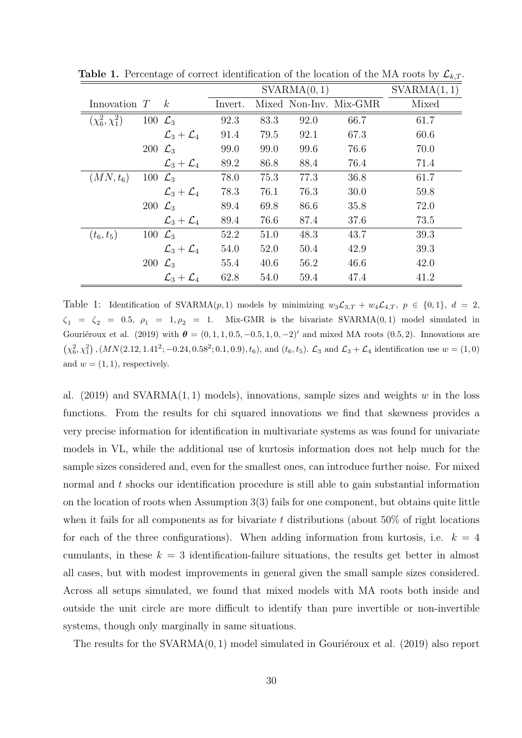**Table 1.** Percentage of correct identification of the location of the MA roots by $\mathcal{L}_{k,T}$.

| Innovation | $T$ | $k$ | SVARMA(0,1) Invert. | SVARMA(0,1) Mixed | SVARMA(0,1) Non-Inv. | SVARMA(0,1) Mix-GMR | SVARMA(1,1) Mixed |
|---|---|---|---|---|---|---|---|
| $(\chi_6^2, \chi_1^2)$ | 100 | $\mathcal{L}_3$ | 92.3 | 83.3 | 92.0 | 66.7 | 61.7 |
| | | $\mathcal{L}_3 + \mathcal{L}_4$ | 91.4 | 79.5 | 92.1 | 67.3 | 60.6 |
| | 200 | $\mathcal{L}_3$ | 99.0 | 99.0 | 99.6 | 76.6 | 70.0 |
| | | $\mathcal{L}_3 + \mathcal{L}_4$ | 89.2 | 86.8 | 88.4 | 76.4 | 71.4 |
| $(MN, t_6)$ | 100 | $\mathcal{L}_3$ | 78.0 | 75.3 | 77.3 | 36.8 | 61.7 |
| | | $\mathcal{L}_3 + \mathcal{L}_4$ | 78.3 | 76.1 | 76.3 | 30.0 | 59.8 |
| | 200 | $\mathcal{L}_3$ | 89.4 | 69.8 | 86.6 | 35.8 | 72.0 |
| | | $\mathcal{L}_3 + \mathcal{L}_4$ | 89.4 | 76.6 | 87.4 | 37.6 | 73.5 |
| $(t_6, t_5)$ | 100 | $\mathcal{L}_3$ | 52.2 | 51.0 | 48.3 | 43.7 | 39.3 |
| | | $\mathcal{L}_3 + \mathcal{L}_4$ | 54.0 | 52.0 | 50.4 | 42.9 | 39.3 |
| | 200 | $\mathcal{L}_3$ | 55.4 | 40.6 | 56.2 | 46.6 | 42.0 |
| | | $\mathcal{L}_3 + \mathcal{L}_4$ | 62.8 | 54.0 | 59.4 | 47.4 | 41.2 |

Table 1: Identification of SVARMA$(p,1)$ models by minimizing $w_3\mathcal{L}_{3,T} + w_4\mathcal{L}_{4,T}$, $p \in \{0,1\}$, $d = 2$, $\zeta_1 = \zeta_2 = 0.5$, $\rho_1 = 1, \rho_2 = 1$. Mix-GMR is the bivariate SVARMA(0,1) model simulated in Gouriéroux et al. (2019) with $\boldsymbol{\theta} = (0,1,1,0.5,-0.5,1,0,-2)'$ and mixed MA roots $(0.5,2)$. Innovations are $(\chi_6^2, \chi_1^2)$, $(MN(2.12, 1.41^2; -0.24, 0.58^2; 0.1, 0.9), t_6)$, and $(t_6, t_5)$. $\mathcal{L}_3$ and $\mathcal{L}_3 + \mathcal{L}_4$ identification use $w = (1,0)$ and $w = (1,1)$, respectively.

al. (2019) and SVARMA(1,1) models), innovations, sample sizes and weights $w$ in the loss functions. From the results for chi squared innovations we find that skewness provides a very precise information for identification in multivariate systems as was found for univariate models in VL, while the additional use of kurtosis information does not help much for the sample sizes considered and, even for the smallest ones, can introduce further noise. For mixed normal and $t$ shocks our identification procedure is still able to gain substantial information on the location of roots when Assumption 3(3) fails for one component, but obtains quite little when it fails for all components as for bivariate $t$ distributions (about 50% of right locations for each of the three configurations). When adding information from kurtosis, i.e. $k = 4$ cumulants, in these $k = 3$ identification-failure situations, the results get better in almost all cases, but with modest improvements in general given the small sample sizes considered. Across all setups simulated, we found that mixed models with MA roots both inside and outside the unit circle are more difficult to identify than pure invertible or non-invertible systems, though only marginally in same situations.

The results for the SVARMA(0,1) model simulated in Gouriéroux et al. (2019) also report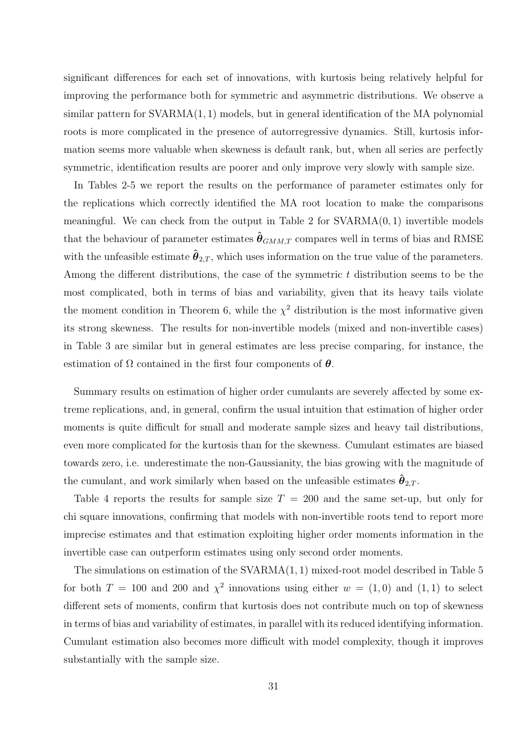significant differences for each set of innovations, with kurtosis being relatively helpful for improving the performance both for symmetric and asymmetric distributions. We observe a similar pattern for SVARMA$(1,1)$ models, but in general identification of the MA polynomial roots is more complicated in the presence of autorregressive dynamics. Still, kurtosis information seems more valuable when skewness is default rank, but, when all series are perfectly symmetric, identification results are poorer and only improve very slowly with sample size.

In Tables 2-5 we report the results on the performance of parameter estimates only for the replications which correctly identified the MA root location to make the comparisons meaningful. We can check from the output in Table 2 for SVARMA$(0,1)$ invertible models that the behaviour of parameter estimates $\hat{\boldsymbol{\theta}}_{GMM,T}$ compares well in terms of bias and RMSE with the unfeasible estimate $\hat{\boldsymbol{\theta}}_{2,T}$, which uses information on the true value of the parameters. Among the different distributions, the case of the symmetric $t$ distribution seems to be the most complicated, both in terms of bias and variability, given that its heavy tails violate the moment condition in Theorem 6, while the $\chi^2$ distribution is the most informative given its strong skewness. The results for non-invertible models (mixed and non-invertible cases) in Table 3 are similar but in general estimates are less precise comparing, for instance, the estimation of $\Omega$ contained in the first four components of $\boldsymbol{\theta}$.

Summary results on estimation of higher order cumulants are severely affected by some extreme replications, and, in general, confirm the usual intuition that estimation of higher order moments is quite difficult for small and moderate sample sizes and heavy tail distributions, even more complicated for the kurtosis than for the skewness. Cumulant estimates are biased towards zero, i.e. underestimate the non-Gaussianity, the bias growing with the magnitude of the cumulant, and work similarly when based on the unfeasible estimates $\hat{\boldsymbol{\theta}}_{2,T}$.

Table 4 reports the results for sample size $T = 200$ and the same set-up, but only for chi square innovations, confirming that models with non-invertible roots tend to report more imprecise estimates and that estimation exploiting higher order moments information in the invertible case can outperform estimates using only second order moments.

The simulations on estimation of the SVARMA$(1,1)$ mixed-root model described in Table 5 for both $T = 100$ and 200 and $\chi^2$ innovations using either $w = (1,0)$ and $(1,1)$ to select different sets of moments, confirm that kurtosis does not contribute much on top of skewness in terms of bias and variability of estimates, in parallel with its reduced identifying information. Cumulant estimation also becomes more difficult with model complexity, though it improves substantially with the sample size.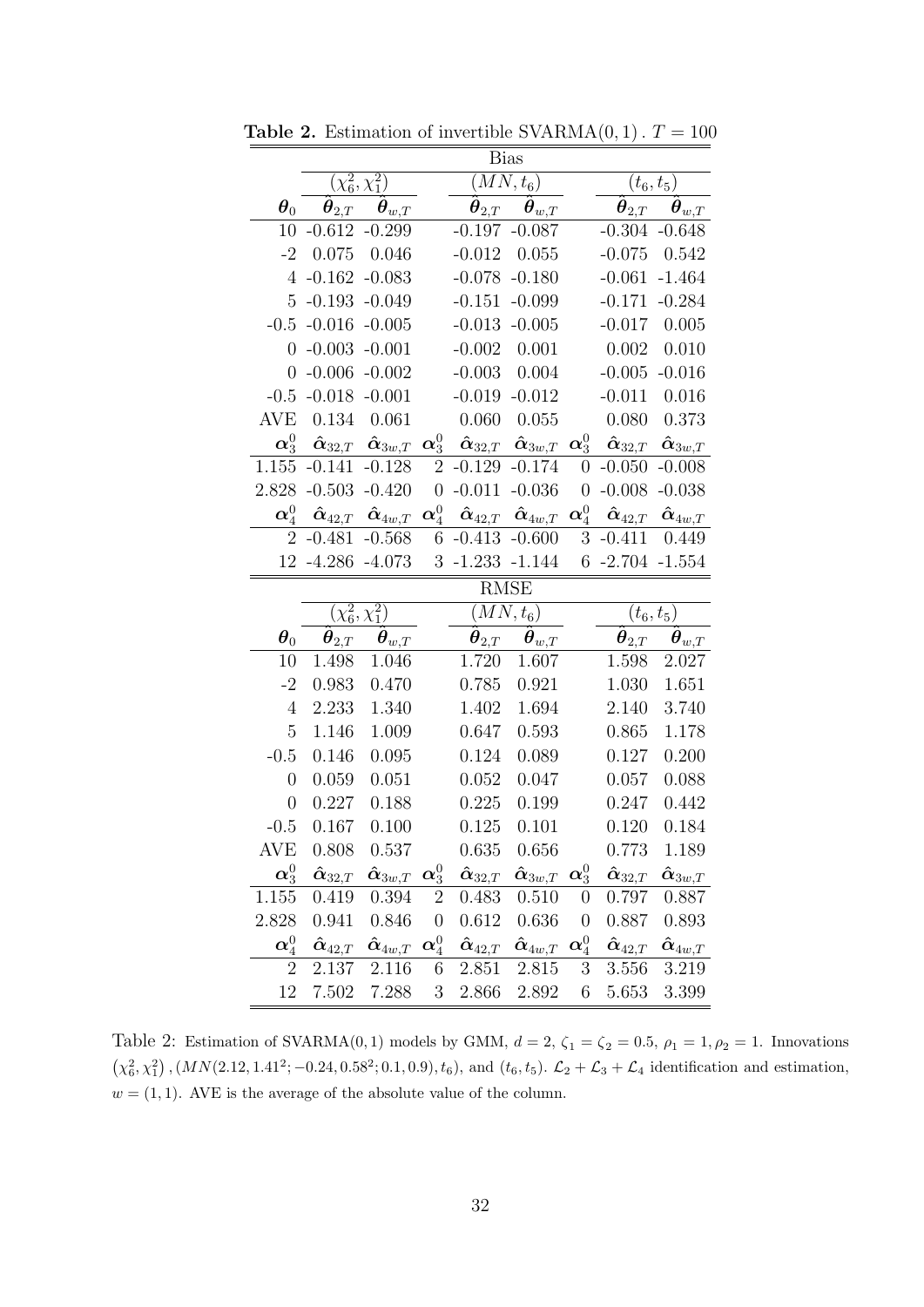**Table 2.** Estimation of invertible SVARMA$(0,1)$. $T = 100$

| | Bias | | | | | | | |
|---|---|---|---|---|---|---|---|---|
| | $(\chi_6^2, \chi_1^2)$ | | | $(MN, t_6)$ | | | $(t_6, t_5)$ | |
| $\boldsymbol{\theta}_0$ | $\hat{\boldsymbol{\theta}}_{2,T}$ | $\hat{\boldsymbol{\theta}}_{w,T}$ | | $\hat{\boldsymbol{\theta}}_{2,T}$ | $\hat{\boldsymbol{\theta}}_{w,T}$ | | $\hat{\boldsymbol{\theta}}_{2,T}$ | $\hat{\boldsymbol{\theta}}_{w,T}$ |
| 10 | -0.612 | -0.299 | | -0.197 | -0.087 | | -0.304 | -0.648 |
| -2 | 0.075 | 0.046 | | -0.012 | 0.055 | | -0.075 | 0.542 |
| 4 | -0.162 | -0.083 | | -0.078 | -0.180 | | -0.061 | -1.464 |
| 5 | -0.193 | -0.049 | | -0.151 | -0.099 | | -0.171 | -0.284 |
| -0.5 | -0.016 | -0.005 | | -0.013 | -0.005 | | -0.017 | 0.005 |
| 0 | -0.003 | -0.001 | | -0.002 | 0.001 | | 0.002 | 0.010 |
| 0 | -0.006 | -0.002 | | -0.003 | 0.004 | | -0.005 | -0.016 |
| -0.5 | -0.018 | -0.001 | | -0.019 | -0.012 | | -0.011 | 0.016 |
| AVE | 0.134 | 0.061 | | 0.060 | 0.055 | | 0.080 | 0.373 |
| $\boldsymbol{\alpha}_3^0$ | $\hat{\boldsymbol{\alpha}}_{32,T}$ | $\hat{\boldsymbol{\alpha}}_{3w,T}$ | $\boldsymbol{\alpha}_3^0$ | $\hat{\boldsymbol{\alpha}}_{32,T}$ | $\hat{\boldsymbol{\alpha}}_{3w,T}$ | $\boldsymbol{\alpha}_3^0$ | $\hat{\boldsymbol{\alpha}}_{32,T}$ | $\hat{\boldsymbol{\alpha}}_{3w,T}$ |
| 1.155 | -0.141 | -0.128 | 2 | -0.129 | -0.174 | 0 | -0.050 | -0.008 |
| 2.828 | -0.503 | -0.420 | 0 | -0.011 | -0.036 | 0 | -0.008 | -0.038 |
| $\boldsymbol{\alpha}_4^0$ | $\hat{\boldsymbol{\alpha}}_{42,T}$ | $\hat{\boldsymbol{\alpha}}_{4w,T}$ | $\boldsymbol{\alpha}_4^0$ | $\hat{\boldsymbol{\alpha}}_{42,T}$ | $\hat{\boldsymbol{\alpha}}_{4w,T}$ | $\boldsymbol{\alpha}_4^0$ | $\hat{\boldsymbol{\alpha}}_{42,T}$ | $\hat{\boldsymbol{\alpha}}_{4w,T}$ |
| 2 | -0.481 | -0.568 | 6 | -0.413 | -0.600 | 3 | -0.411 | 0.449 |
| 12 | -4.286 | -4.073 | 3 | -1.233 | -1.144 | 6 | -2.704 | -1.554 |
| | **RMSE** | | | | | | | |
| | $(\chi_6^2, \chi_1^2)$ | | | $(MN, t_6)$ | | | $(t_6, t_5)$ | |
| $\boldsymbol{\theta}_0$ | $\hat{\boldsymbol{\theta}}_{2,T}$ | $\hat{\boldsymbol{\theta}}_{w,T}$ | | $\hat{\boldsymbol{\theta}}_{2,T}$ | $\hat{\boldsymbol{\theta}}_{w,T}$ | | $\hat{\boldsymbol{\theta}}_{2,T}$ | $\hat{\boldsymbol{\theta}}_{w,T}$ |
| 10 | 1.498 | 1.046 | | 1.720 | 1.607 | | 1.598 | 2.027 |
| -2 | 0.983 | 0.470 | | 0.785 | 0.921 | | 1.030 | 1.651 |
| 4 | 2.233 | 1.340 | | 1.402 | 1.694 | | 2.140 | 3.740 |
| 5 | 1.146 | 1.009 | | 0.647 | 0.593 | | 0.865 | 1.178 |
| -0.5 | 0.146 | 0.095 | | 0.124 | 0.089 | | 0.127 | 0.200 |
| 0 | 0.059 | 0.051 | | 0.052 | 0.047 | | 0.057 | 0.088 |
| 0 | 0.227 | 0.188 | | 0.225 | 0.199 | | 0.247 | 0.442 |
| -0.5 | 0.167 | 0.100 | | 0.125 | 0.101 | | 0.120 | 0.184 |
| AVE | 0.808 | 0.537 | | 0.635 | 0.656 | | 0.773 | 1.189 |
| $\boldsymbol{\alpha}_3^0$ | $\hat{\boldsymbol{\alpha}}_{32,T}$ | $\hat{\boldsymbol{\alpha}}_{3w,T}$ | $\boldsymbol{\alpha}_3^0$ | $\hat{\boldsymbol{\alpha}}_{32,T}$ | $\hat{\boldsymbol{\alpha}}_{3w,T}$ | $\boldsymbol{\alpha}_3^0$ | $\hat{\boldsymbol{\alpha}}_{32,T}$ | $\hat{\boldsymbol{\alpha}}_{3w,T}$ |
| 1.155 | 0.419 | 0.394 | 2 | 0.483 | 0.510 | 0 | 0.797 | 0.887 |
| 2.828 | 0.941 | 0.846 | 0 | 0.612 | 0.636 | 0 | 0.887 | 0.893 |
| $\boldsymbol{\alpha}_4^0$ | $\hat{\boldsymbol{\alpha}}_{42,T}$ | $\hat{\boldsymbol{\alpha}}_{4w,T}$ | $\boldsymbol{\alpha}_4^0$ | $\hat{\boldsymbol{\alpha}}_{42,T}$ | $\hat{\boldsymbol{\alpha}}_{4w,T}$ | $\boldsymbol{\alpha}_4^0$ | $\hat{\boldsymbol{\alpha}}_{42,T}$ | $\hat{\boldsymbol{\alpha}}_{4w,T}$ |
| 2 | 2.137 | 2.116 | 6 | 2.851 | 2.815 | 3 | 3.556 | 3.219 |
| 12 | 7.502 | 7.288 | 3 | 2.866 | 2.892 | 6 | 5.653 | 3.399 |

Table 2: Estimation of SVARMA$(0,1)$ models by GMM, $d = 2$, $\zeta_1 = \zeta_2 = 0.5$, $\rho_1 = 1, \rho_2 = 1$. Innovations $(\chi_6^2, \chi_1^2)$, $(MN(2.12, 1.41^2; -0.24, 0.58^2; 0.1, 0.9), t_6)$, and $(t_6, t_5)$. $\mathcal{L}_2 + \mathcal{L}_3 + \mathcal{L}_4$ identification and estimation, $w = (1, 1)$. AVE is the average of the absolute value of the column.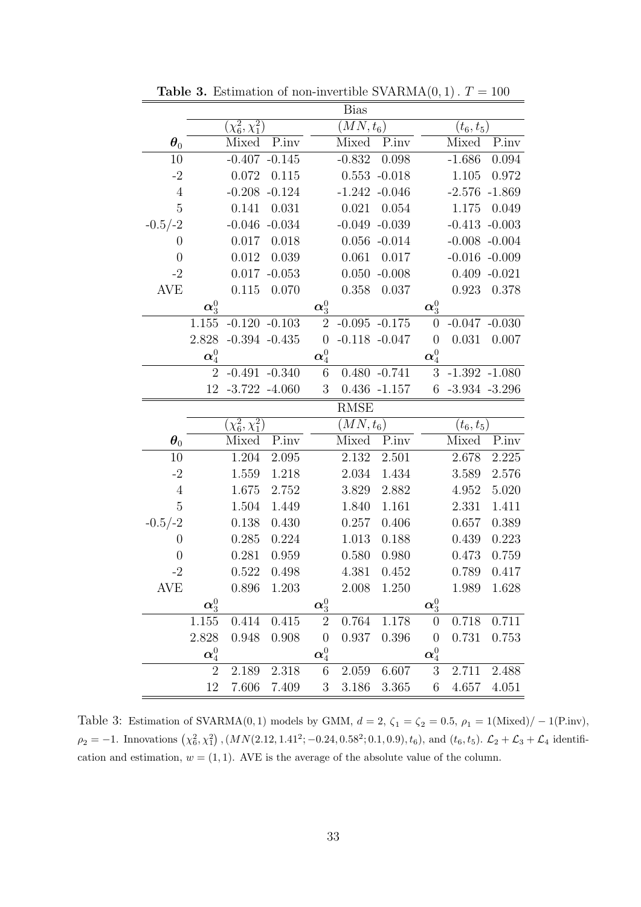**Table 3.** Estimation of non-invertible SVARMA$(0,1)$. $T = 100$

| | Bias | | | | | | | | |
|---|---|---|---|---|---|---|---|---|---|
| | $(\chi_6^2, \chi_1^2)$ | | | $(MN, t_6)$ | | | $(t_6, t_5)$ | | |
| $\boldsymbol{\theta}_0$ | | Mixed | P.inv | | Mixed | P.inv | | Mixed | P.inv |
| 10 | | -0.407 | -0.145 | | -0.832 | 0.098 | | -1.686 | 0.094 |
| -2 | | 0.072 | 0.115 | | 0.553 | -0.018 | | 1.105 | 0.972 |
| 4 | | -0.208 | -0.124 | | -1.242 | -0.046 | | -2.576 | -1.869 |
| 5 | | 0.141 | 0.031 | | 0.021 | 0.054 | | 1.175 | 0.049 |
| -0.5/-2 | | -0.046 | -0.034 | | -0.049 | -0.039 | | -0.413 | -0.003 |
| 0 | | 0.017 | 0.018 | | 0.056 | -0.014 | | -0.008 | -0.004 |
| 0 | | 0.012 | 0.039 | | 0.061 | 0.017 | | -0.016 | -0.009 |
| -2 | | 0.017 | -0.053 | | 0.050 | -0.008 | | 0.409 | -0.021 |
| AVE | | 0.115 | 0.070 | | 0.358 | 0.037 | | 0.923 | 0.378 |
| | $\boldsymbol{\alpha}_3^0$ | | | $\boldsymbol{\alpha}_3^0$ | | | $\boldsymbol{\alpha}_3^0$ | | |
| | 1.155 | -0.120 | -0.103 | 2 | -0.095 | -0.175 | 0 | -0.047 | -0.030 |
| | 2.828 | -0.394 | -0.435 | 0 | -0.118 | -0.047 | 0 | 0.031 | 0.007 |
| | $\boldsymbol{\alpha}_4^0$ | | | $\boldsymbol{\alpha}_4^0$ | | | $\boldsymbol{\alpha}_4^0$ | | |
| | 2 | -0.491 | -0.340 | 6 | 0.480 | -0.741 | 3 | -1.392 | -1.080 |
| | 12 | -3.722 | -4.060 | 3 | 0.436 | -1.157 | 6 | -3.934 | -3.296 |

| | RMSE | | | | | | | | |
|---|---|---|---|---|---|---|---|---|---|
| | $(\chi_6^2, \chi_1^2)$ | | | $(MN, t_6)$ | | | $(t_6, t_5)$ | | |
| $\boldsymbol{\theta}_0$ | | Mixed | P.inv | | Mixed | P.inv | | Mixed | P.inv |
| 10 | | 1.204 | 2.095 | | 2.132 | 2.501 | | 2.678 | 2.225 |
| -2 | | 1.559 | 1.218 | | 2.034 | 1.434 | | 3.589 | 2.576 |
| 4 | | 1.675 | 2.752 | | 3.829 | 2.882 | | 4.952 | 5.020 |
| 5 | | 1.504 | 1.449 | | 1.840 | 1.161 | | 2.331 | 1.411 |
| -0.5/-2 | | 0.138 | 0.430 | | 0.257 | 0.406 | | 0.657 | 0.389 |
| 0 | | 0.285 | 0.224 | | 1.013 | 0.188 | | 0.439 | 0.223 |
| 0 | | 0.281 | 0.959 | | 0.580 | 0.980 | | 0.473 | 0.759 |
| -2 | | 0.522 | 0.498 | | 4.381 | 0.452 | | 0.789 | 0.417 |
| AVE | | 0.896 | 1.203 | | 2.008 | 1.250 | | 1.989 | 1.628 |
| | $\boldsymbol{\alpha}_3^0$ | | | $\boldsymbol{\alpha}_3^0$ | | | $\boldsymbol{\alpha}_3^0$ | | |
| | 1.155 | 0.414 | 0.415 | 2 | 0.764 | 1.178 | 0 | 0.718 | 0.711 |
| | 2.828 | 0.948 | 0.908 | 0 | 0.937 | 0.396 | 0 | 0.731 | 0.753 |
| | $\boldsymbol{\alpha}_4^0$ | | | $\boldsymbol{\alpha}_4^0$ | | | $\boldsymbol{\alpha}_4^0$ | | |
| | 2 | 2.189 | 2.318 | 6 | 2.059 | 6.607 | 3 | 2.711 | 2.488 |
| | 12 | 7.606 | 7.409 | 3 | 3.186 | 3.365 | 6 | 4.657 | 4.051 |

Table 3: Estimation of SVARMA$(0,1)$ models by GMM, $d = 2$, $\zeta_1 = \zeta_2 = 0.5$, $\rho_1 = 1(\text{Mixed})/-1(\text{P.inv})$, $\rho_2 = -1$. Innovations $(\chi_6^2, \chi_1^2)$, $(MN(2.12, 1.41^2; -0.24, 0.58^2; 0.1, 0.9), t_6)$, and $(t_6, t_5)$. $\mathcal{L}_2 + \mathcal{L}_3 + \mathcal{L}_4$ identification and estimation, $w = (1,1)$. AVE is the average of the absolute value of the column.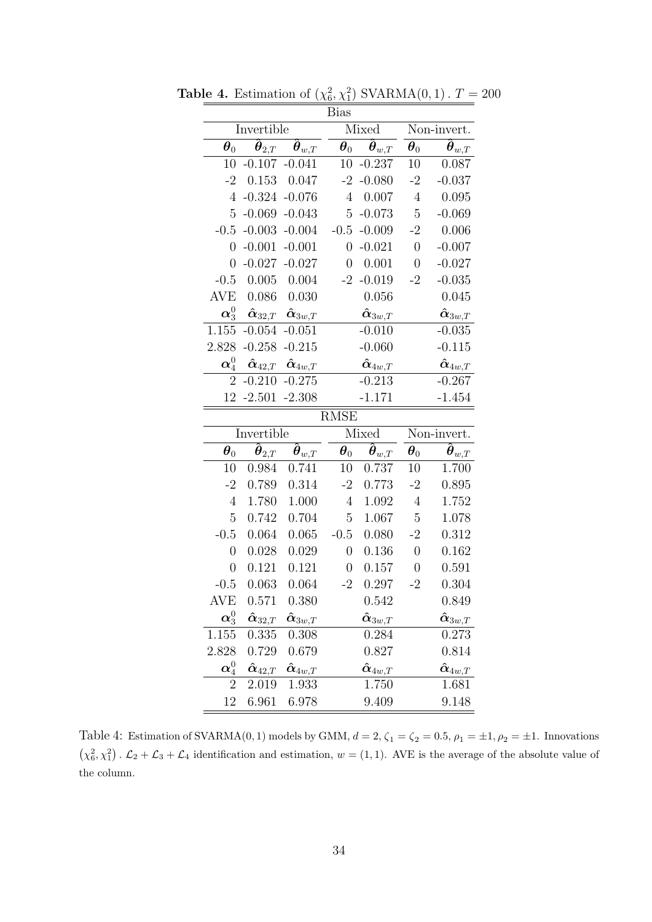**Table 4.** Estimation of $(\chi_6^2, \chi_1^2)$ SVARMA$(0,1)$. $T = 200$

| Bias | | | | | | |
|---|---|---|---|---|---|---|
| Invertible | | | Mixed | | Non-invert. | |
| $\boldsymbol{\theta}_0$ | $\hat{\boldsymbol{\theta}}_{2,T}$ | $\hat{\boldsymbol{\theta}}_{w,T}$ | $\boldsymbol{\theta}_0$ | $\hat{\boldsymbol{\theta}}_{w,T}$ | $\boldsymbol{\theta}_0$ | $\hat{\boldsymbol{\theta}}_{w,T}$ |
| 10 | -0.107 | -0.041 | 10 | -0.237 | 10 | 0.087 |
| -2 | 0.153 | 0.047 | -2 | -0.080 | -2 | -0.037 |
| 4 | -0.324 | -0.076 | 4 | 0.007 | 4 | 0.095 |
| 5 | -0.069 | -0.043 | 5 | -0.073 | 5 | -0.069 |
| -0.5 | -0.003 | -0.004 | -0.5 | -0.009 | -2 | 0.006 |
| 0 | -0.001 | -0.001 | 0 | -0.021 | 0 | -0.007 |
| 0 | -0.027 | -0.027 | 0 | 0.001 | 0 | -0.027 |
| -0.5 | 0.005 | 0.004 | -2 | -0.019 | -2 | -0.035 |
| AVE | 0.086 | 0.030 | | 0.056 | | 0.045 |
| $\boldsymbol{\alpha}_3^0$ | $\hat{\boldsymbol{\alpha}}_{32,T}$ | $\hat{\boldsymbol{\alpha}}_{3w,T}$ | | $\hat{\boldsymbol{\alpha}}_{3w,T}$ | | $\hat{\boldsymbol{\alpha}}_{3w,T}$ |
| 1.155 | -0.054 | -0.051 | | -0.010 | | -0.035 |
| 2.828 | -0.258 | -0.215 | | -0.060 | | -0.115 |
| $\boldsymbol{\alpha}_4^0$ | $\hat{\boldsymbol{\alpha}}_{42,T}$ | $\hat{\boldsymbol{\alpha}}_{4w,T}$ | | $\hat{\boldsymbol{\alpha}}_{4w,T}$ | | $\hat{\boldsymbol{\alpha}}_{4w,T}$ |
| 2 | -0.210 | -0.275 | | -0.213 | | -0.267 |
| 12 | -2.501 | -2.308 | | -1.171 | | -1.454 |
| **RMSE** | | | | | | |
| Invertible | | | Mixed | | Non-invert. | |
| $\boldsymbol{\theta}_0$ | $\hat{\boldsymbol{\theta}}_{2,T}$ | $\hat{\boldsymbol{\theta}}_{w,T}$ | $\boldsymbol{\theta}_0$ | $\hat{\boldsymbol{\theta}}_{w,T}$ | $\boldsymbol{\theta}_0$ | $\hat{\boldsymbol{\theta}}_{w,T}$ |
| 10 | 0.984 | 0.741 | 10 | 0.737 | 10 | 1.700 |
| -2 | 0.789 | 0.314 | -2 | 0.773 | -2 | 0.895 |
| 4 | 1.780 | 1.000 | 4 | 1.092 | 4 | 1.752 |
| 5 | 0.742 | 0.704 | 5 | 1.067 | 5 | 1.078 |
| -0.5 | 0.064 | 0.065 | -0.5 | 0.080 | -2 | 0.312 |
| 0 | 0.028 | 0.029 | 0 | 0.136 | 0 | 0.162 |
| 0 | 0.121 | 0.121 | 0 | 0.157 | 0 | 0.591 |
| -0.5 | 0.063 | 0.064 | -2 | 0.297 | -2 | 0.304 |
| AVE | 0.571 | 0.380 | | 0.542 | | 0.849 |
| $\boldsymbol{\alpha}_3^0$ | $\hat{\boldsymbol{\alpha}}_{32,T}$ | $\hat{\boldsymbol{\alpha}}_{3w,T}$ | | $\hat{\boldsymbol{\alpha}}_{3w,T}$ | | $\hat{\boldsymbol{\alpha}}_{3w,T}$ |
| 1.155 | 0.335 | 0.308 | | 0.284 | | 0.273 |
| 2.828 | 0.729 | 0.679 | | 0.827 | | 0.814 |
| $\boldsymbol{\alpha}_4^0$ | $\hat{\boldsymbol{\alpha}}_{42,T}$ | $\hat{\boldsymbol{\alpha}}_{4w,T}$ | | $\hat{\boldsymbol{\alpha}}_{4w,T}$ | | $\hat{\boldsymbol{\alpha}}_{4w,T}$ |
| 2 | 2.019 | 1.933 | | 1.750 | | 1.681 |
| 12 | 6.961 | 6.978 | | 9.409 | | 9.148 |

Table 4: Estimation of SVARMA$(0,1)$ models by GMM, $d = 2$, $\zeta_1 = \zeta_2 = 0.5$, $\rho_1 = \pm 1$, $\rho_2 = \pm 1$. Innovations $(\chi_6^2, \chi_1^2)$. $\mathcal{L}_2 + \mathcal{L}_3 + \mathcal{L}_4$ identification and estimation, $w = (1,1)$. AVE is the average of the absolute value of the column.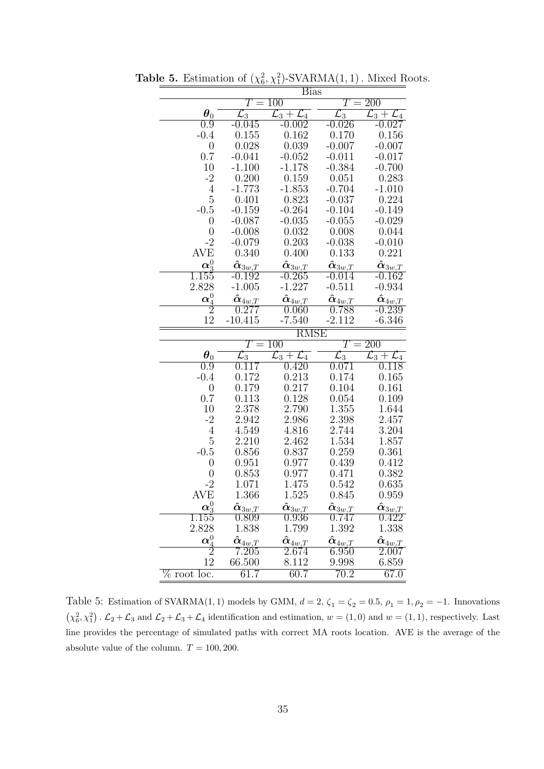**Table 5.** Estimation of $(\chi^2_6, \chi^2_1)$-SVARMA$(1,1)$. Mixed Roots.

| | Bias | | | |
|---|---|---|---|---|
| | $T=100$ | | $T=200$ | |
| $\boldsymbol{\theta}_0$ | $\mathcal{L}_3$ | $\mathcal{L}_3+\mathcal{L}_4$ | $\mathcal{L}_3$ | $\mathcal{L}_3+\mathcal{L}_4$ |
| 0.9 | -0.045 | -0.002 | -0.026 | -0.027 |
| -0.4 | 0.155 | 0.162 | 0.170 | 0.156 |
| 0 | 0.028 | 0.039 | -0.007 | -0.007 |
| 0.7 | -0.041 | -0.052 | -0.011 | -0.017 |
| 10 | -1.100 | -1.178 | -0.384 | -0.700 |
| -2 | 0.200 | 0.159 | 0.051 | 0.283 |
| 4 | -1.773 | -1.853 | -0.704 | -1.010 |
| 5 | 0.401 | 0.823 | -0.037 | 0.224 |
| -0.5 | -0.159 | -0.264 | -0.104 | -0.149 |
| 0 | -0.087 | -0.035 | -0.055 | -0.029 |
| 0 | -0.008 | 0.032 | 0.008 | 0.044 |
| -2 | -0.079 | 0.203 | -0.038 | -0.010 |
| AVE | 0.340 | 0.400 | 0.133 | 0.221 |
| $\boldsymbol{\alpha}_3^0$ | $\hat{\boldsymbol{\alpha}}_{3w,T}$ | $\hat{\boldsymbol{\alpha}}_{3w,T}$ | $\hat{\boldsymbol{\alpha}}_{3w,T}$ | $\hat{\boldsymbol{\alpha}}_{3w,T}$ |
| 1.155 | -0.192 | -0.265 | -0.014 | -0.162 |
| 2.828 | -1.005 | -1.227 | -0.511 | -0.934 |
| $\boldsymbol{\alpha}_4^0$ | $\hat{\boldsymbol{\alpha}}_{4w,T}$ | $\hat{\boldsymbol{\alpha}}_{4w,T}$ | $\hat{\boldsymbol{\alpha}}_{4w,T}$ | $\hat{\boldsymbol{\alpha}}_{4w,T}$ |
| 2 | 0.277 | 0.060 | 0.788 | -0.239 |
| 12 | -10.415 | -7.540 | -2.112 | -6.346 |
| | **RMSE** | | | |
| | $T=100$ | | $T=200$ | |
| $\boldsymbol{\theta}_0$ | $\mathcal{L}_3$ | $\mathcal{L}_3+\mathcal{L}_4$ | $\mathcal{L}_3$ | $\mathcal{L}_3+\mathcal{L}_4$ |
| 0.9 | 0.117 | 0.420 | 0.071 | 0.118 |
| -0.4 | 0.172 | 0.213 | 0.174 | 0.165 |
| 0 | 0.179 | 0.217 | 0.104 | 0.161 |
| 0.7 | 0.113 | 0.128 | 0.054 | 0.109 |
| 10 | 2.378 | 2.790 | 1.355 | 1.644 |
| -2 | 2.942 | 2.986 | 2.398 | 2.457 |
| 4 | 4.549 | 4.816 | 2.744 | 3.204 |
| 5 | 2.210 | 2.462 | 1.534 | 1.857 |
| -0.5 | 0.856 | 0.837 | 0.259 | 0.361 |
| 0 | 0.951 | 0.977 | 0.439 | 0.412 |
| 0 | 0.853 | 0.977 | 0.471 | 0.382 |
| -2 | 1.071 | 1.475 | 0.542 | 0.635 |
| AVE | 1.366 | 1.525 | 0.845 | 0.959 |
| $\boldsymbol{\alpha}_3^0$ | $\hat{\boldsymbol{\alpha}}_{3w,T}$ | $\hat{\boldsymbol{\alpha}}_{3w,T}$ | $\hat{\boldsymbol{\alpha}}_{3w,T}$ | $\hat{\boldsymbol{\alpha}}_{3w,T}$ |
| 1.155 | 0.809 | 0.936 | 0.747 | 0.422 |
| 2.828 | 1.838 | 1.799 | 1.392 | 1.338 |
| $\boldsymbol{\alpha}_4^0$ | $\hat{\boldsymbol{\alpha}}_{4w,T}$ | $\hat{\boldsymbol{\alpha}}_{4w,T}$ | $\hat{\boldsymbol{\alpha}}_{4w,T}$ | $\hat{\boldsymbol{\alpha}}_{4w,T}$ |
| 2 | 7.205 | 2.674 | 6.950 | 2.007 |
| 12 | 66.500 | 8.112 | 9.998 | 6.859 |
| % root loc. | 61.7 | 60.7 | 70.2 | 67.0 |

Table 5: Estimation of SVARMA$(1,1)$ models by GMM, $d=2$, $\zeta_1=\zeta_2=0.5$, $\rho_1=1, \rho_2=-1$. Innovations $(\chi^2_6, \chi^2_1)$. $\mathcal{L}_2+\mathcal{L}_3$ and $\mathcal{L}_2+\mathcal{L}_3+\mathcal{L}_4$ identification and estimation, $w=(1,0)$ and $w=(1,1)$, respectively. Last line provides the percentage of simulated paths with correct MA roots location. AVE is the average of the absolute value of the column. $T=100,200$.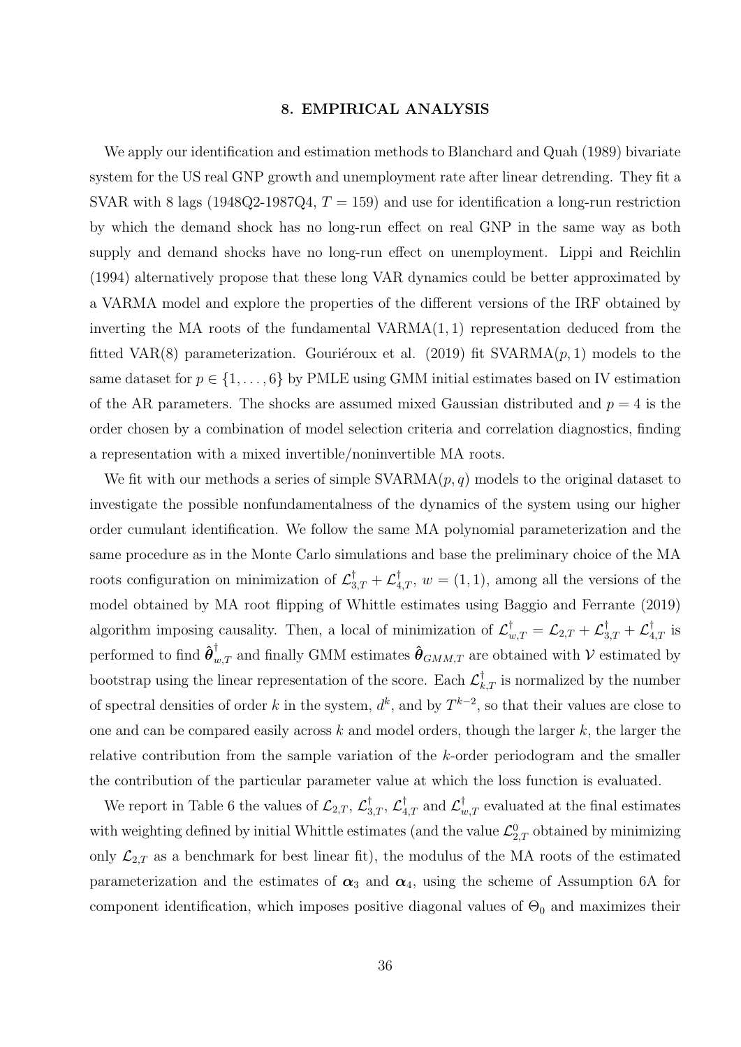## 8. EMPIRICAL ANALYSIS

We apply our identification and estimation methods to Blanchard and Quah (1989) bivariate system for the US real GNP growth and unemployment rate after linear detrending. They fit a SVAR with 8 lags (1948Q2-1987Q4, $T = 159$) and use for identification a long-run restriction by which the demand shock has no long-run effect on real GNP in the same way as both supply and demand shocks have no long-run effect on unemployment. Lippi and Reichlin (1994) alternatively propose that these long VAR dynamics could be better approximated by a VARMA model and explore the properties of the different versions of the IRF obtained by inverting the MA roots of the fundamental VARMA$(1, 1)$ representation deduced from the fitted VAR(8) parameterization. Gouriéroux et al. (2019) fit SVARMA$(p, 1)$ models to the same dataset for $p \in \{1, \ldots, 6\}$ by PMLE using GMM initial estimates based on IV estimation of the AR parameters. The shocks are assumed mixed Gaussian distributed and $p = 4$ is the order chosen by a combination of model selection criteria and correlation diagnostics, finding a representation with a mixed invertible/noninvertible MA roots.

We fit with our methods a series of simple SVARMA$(p, q)$ models to the original dataset to investigate the possible nonfundamentalness of the dynamics of the system using our higher order cumulant identification. We follow the same MA polynomial parameterization and the same procedure as in the Monte Carlo simulations and base the preliminary choice of the MA roots configuration on minimization of $\mathcal{L}^{\dagger}_{3,T} + \mathcal{L}^{\dagger}_{4,T}$, $w = (1, 1)$, among all the versions of the model obtained by MA root flipping of Whittle estimates using Baggio and Ferrante (2019) algorithm imposing causality. Then, a local of minimization of $\mathcal{L}^{\dagger}_{w,T} = \mathcal{L}_{2,T} + \mathcal{L}^{\dagger}_{3,T} + \mathcal{L}^{\dagger}_{4,T}$ is performed to find $\hat{\boldsymbol{\theta}}^{\dagger}_{w,T}$ and finally GMM estimates $\hat{\boldsymbol{\theta}}_{GMM,T}$ are obtained with $\mathcal{V}$ estimated by bootstrap using the linear representation of the score. Each $\mathcal{L}^{\dagger}_{k,T}$ is normalized by the number of spectral densities of order $k$ in the system, $d^k$, and by $T^{k-2}$, so that their values are close to one and can be compared easily across $k$ and model orders, though the larger $k$, the larger the relative contribution from the sample variation of the $k$-order periodogram and the smaller the contribution of the particular parameter value at which the loss function is evaluated.

We report in Table 6 the values of $\mathcal{L}_{2,T}$, $\mathcal{L}^{\dagger}_{3,T}$, $\mathcal{L}^{\dagger}_{4,T}$ and $\mathcal{L}^{\dagger}_{w,T}$ evaluated at the final estimates with weighting defined by initial Whittle estimates (and the value $\mathcal{L}^{0}_{2,T}$ obtained by minimizing only $\mathcal{L}_{2,T}$ as a benchmark for best linear fit), the modulus of the MA roots of the estimated parameterization and the estimates of $\boldsymbol{\alpha}_3$ and $\boldsymbol{\alpha}_4$, using the scheme of Assumption 6A for component identification, which imposes positive diagonal values of $\Theta_0$ and maximizes their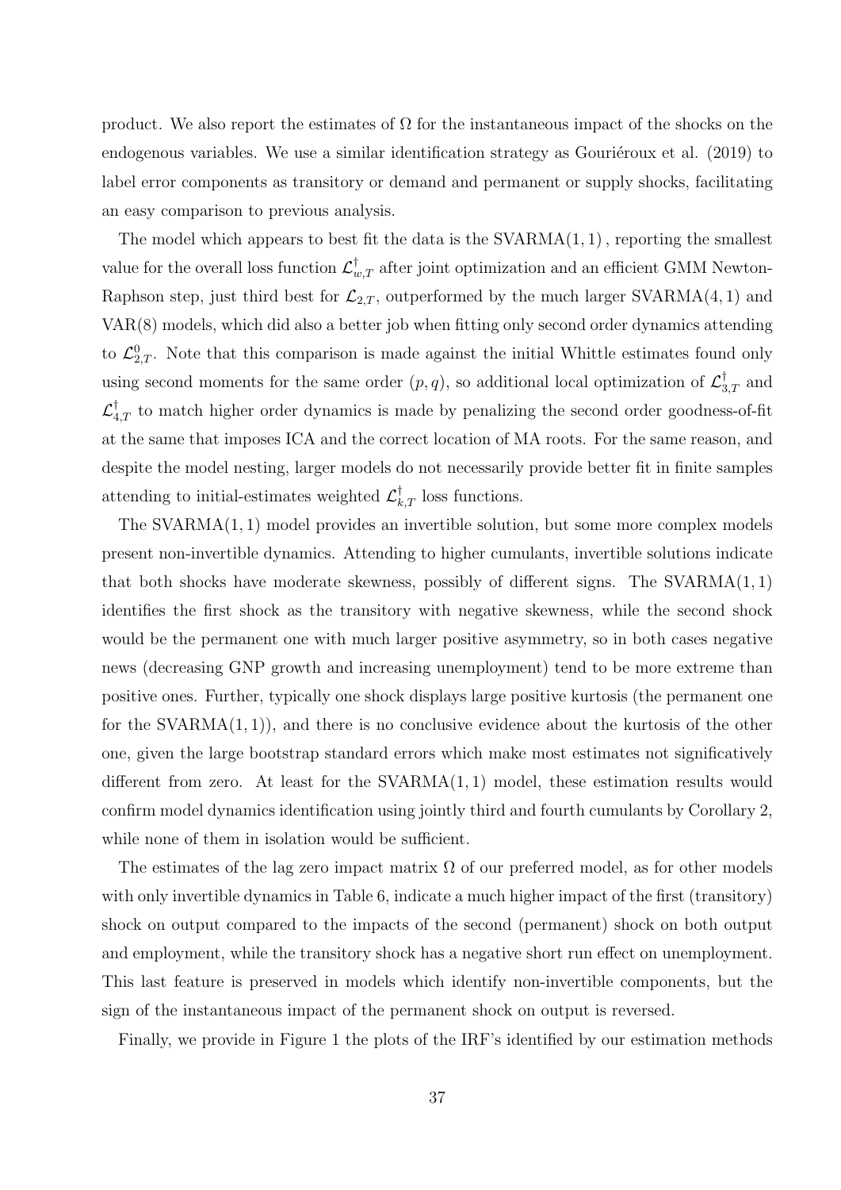product. We also report the estimates of $\Omega$ for the instantaneous impact of the shocks on the endogenous variables. We use a similar identification strategy as Gouriéroux et al. (2019) to label error components as transitory or demand and permanent or supply shocks, facilitating an easy comparison to previous analysis.

The model which appears to best fit the data is the SVARMA$(1, 1)$, reporting the smallest value for the overall loss function $\mathcal{L}^{\dagger}_{w,T}$ after joint optimization and an efficient GMM Newton-Raphson step, just third best for $\mathcal{L}_{2,T}$, outperformed by the much larger SVARMA$(4, 1)$ and VAR$(8)$ models, which did also a better job when fitting only second order dynamics attending to $\mathcal{L}^{0}_{2,T}$. Note that this comparison is made against the initial Whittle estimates found only using second moments for the same order $(p, q)$, so additional local optimization of $\mathcal{L}^{\dagger}_{3,T}$ and $\mathcal{L}^{\dagger}_{4,T}$ to match higher order dynamics is made by penalizing the second order goodness-of-fit at the same that imposes ICA and the correct location of MA roots. For the same reason, and despite the model nesting, larger models do not necessarily provide better fit in finite samples attending to initial-estimates weighted $\mathcal{L}^{\dagger}_{k,T}$ loss functions.

The SVARMA$(1, 1)$ model provides an invertible solution, but some more complex models present non-invertible dynamics. Attending to higher cumulants, invertible solutions indicate that both shocks have moderate skewness, possibly of different signs. The SVARMA$(1, 1)$ identifies the first shock as the transitory with negative skewness, while the second shock would be the permanent one with much larger positive asymmetry, so in both cases negative news (decreasing GNP growth and increasing unemployment) tend to be more extreme than positive ones. Further, typically one shock displays large positive kurtosis (the permanent one for the SVARMA$(1, 1)$), and there is no conclusive evidence about the kurtosis of the other one, given the large bootstrap standard errors which make most estimates not significatively different from zero. At least for the SVARMA$(1, 1)$ model, these estimation results would confirm model dynamics identification using jointly third and fourth cumulants by Corollary 2, while none of them in isolation would be sufficient.

The estimates of the lag zero impact matrix $\Omega$ of our preferred model, as for other models with only invertible dynamics in Table 6, indicate a much higher impact of the first (transitory) shock on output compared to the impacts of the second (permanent) shock on both output and employment, while the transitory shock has a negative short run effect on unemployment. This last feature is preserved in models which identify non-invertible components, but the sign of the instantaneous impact of the permanent shock on output is reversed.

Finally, we provide in Figure 1 the plots of the IRF's identified by our estimation methods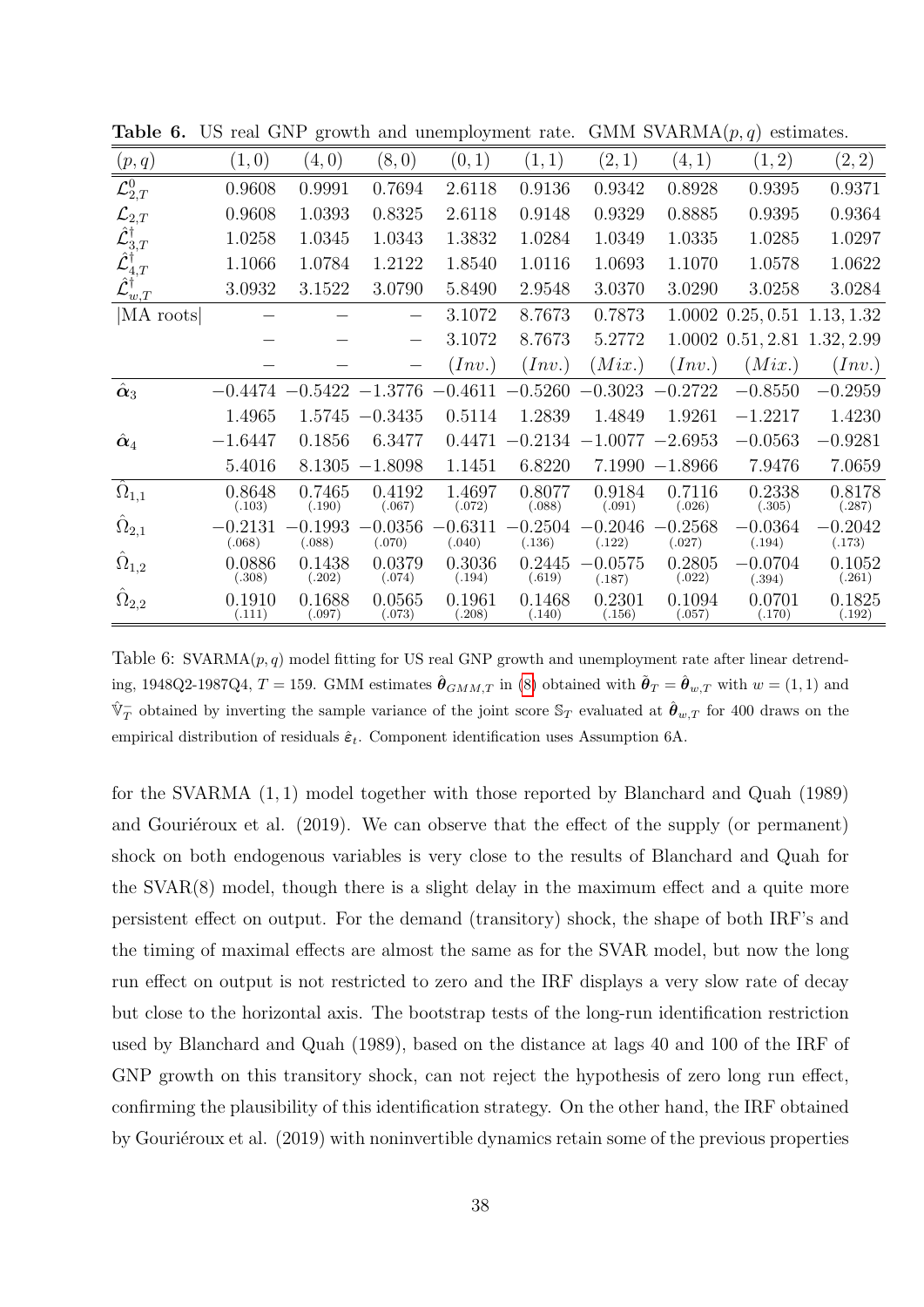**Table 6.** US real GNP growth and unemployment rate. GMM SVARMA$(p,q)$ estimates.

| $(p,q)$ | $(1,0)$ | $(4,0)$ | $(8,0)$ | $(0,1)$ | $(1,1)$ | $(2,1)$ | $(4,1)$ | $(1,2)$ | $(2,2)$ |
|---|---|---|---|---|---|---|---|---|---|
| $\mathcal{L}^0_{2,T}$ | 0.9608 | 0.9991 | 0.7694 | 2.6118 | 0.9136 | 0.9342 | 0.8928 | 0.9395 | 0.9371 |
| $\mathcal{L}_{2,T}$ | 0.9608 | 1.0393 | 0.8325 | 2.6118 | 0.9148 | 0.9329 | 0.8885 | 0.9395 | 0.9364 |
| $\hat{\mathcal{L}}^\dagger_{3,T}$ | 1.0258 | 1.0345 | 1.0343 | 1.3832 | 1.0284 | 1.0349 | 1.0335 | 1.0285 | 1.0297 |
| $\hat{\mathcal{L}}^\dagger_{4,T}$ | 1.1066 | 1.0784 | 1.2122 | 1.8540 | 1.0116 | 1.0693 | 1.1070 | 1.0578 | 1.0622 |
| $\hat{\mathcal{L}}^\dagger_{w,T}$ | 3.0932 | 3.1522 | 3.0790 | 5.8490 | 2.9548 | 3.0370 | 3.0290 | 3.0258 | 3.0284 |
| \|MA roots\| | − | − | − | 3.1072 | 8.7673 | 0.7873 | 1.0002 | 0.25, 0.51 | 1.13, 1.32 |
| | − | − | − | 3.1072 | 8.7673 | 5.2772 | 1.0002 | 0.51, 2.81 | 1.32, 2.99 |
| | − | − | − | $(Inv.)$ | $(Inv.)$ | $(Mix.)$ | $(Inv.)$ | $(Mix.)$ | $(Inv.)$ |
| $\hat{\boldsymbol{\alpha}}_3$ | −0.4474 | −0.5422 | −1.3776 | −0.4611 | −0.5260 | −0.3023 | −0.2722 | −0.8550 | −0.2959 |
| | 1.4965 | 1.5745 | −0.3435 | 0.5114 | 1.2839 | 1.4849 | 1.9261 | −1.2217 | 1.4230 |
| $\hat{\boldsymbol{\alpha}}_4$ | −1.6447 | 0.1856 | 6.3477 | 0.4471 | −0.2134 | −1.0077 | −2.6953 | −0.0563 | −0.9281 |
| | 5.4016 | 8.1305 | −1.8098 | 1.1451 | 6.8220 | 7.1990 | −1.8966 | 7.9476 | 7.0659 |
| $\hat{\Omega}_{1,1}$ | 0.8648 (.103) | 0.7465 (.190) | 0.4192 (.067) | 1.4697 (.072) | 0.8077 (.088) | 0.9184 (.091) | 0.7116 (.026) | 0.2338 (.305) | 0.8178 (.287) |
| $\hat{\Omega}_{2,1}$ | −0.2131 (.068) | −0.1993 (.088) | −0.0356 (.070) | −0.6311 (.040) | −0.2504 (.136) | −0.2046 (.122) | −0.2568 (.027) | −0.0364 (.194) | −0.2042 (.173) |
| $\hat{\Omega}_{1,2}$ | 0.0886 (.308) | 0.1438 (.202) | 0.0379 (.074) | 0.3036 (.194) | 0.2445 (.619) | −0.0575 (.187) | 0.2805 (.022) | −0.0704 (.394) | 0.1052 (.261) |
| $\hat{\Omega}_{2,2}$ | 0.1910 (.111) | 0.1688 (.097) | 0.0565 (.073) | 0.1961 (.208) | 0.1468 (.140) | 0.2301 (.156) | 0.1094 (.057) | 0.0701 (.170) | 0.1825 (.192) |

Table 6: SVARMA$(p,q)$ model fitting for US real GNP growth and unemployment rate after linear detrending, 1948Q2-1987Q4, $T = 159$. GMM estimates $\hat{\boldsymbol{\theta}}_{GMM,T}$ in (8) obtained with $\tilde{\boldsymbol{\theta}}_T = \hat{\boldsymbol{\theta}}_{w,T}$ with $w = (1,1)$ and $\hat{\mathbb{V}}^-_T$ obtained by inverting the sample variance of the joint score $\mathbb{S}_T$ evaluated at $\hat{\boldsymbol{\theta}}_{w,T}$ for 400 draws on the empirical distribution of residuals $\hat{\boldsymbol{\varepsilon}}_t$. Component identification uses Assumption 6A.

for the SVARMA $(1,1)$ model together with those reported by Blanchard and Quah (1989) and Gouriéroux et al. (2019). We can observe that the effect of the supply (or permanent) shock on both endogenous variables is very close to the results of Blanchard and Quah for the SVAR(8) model, though there is a slight delay in the maximum effect and a quite more persistent effect on output. For the demand (transitory) shock, the shape of both IRF's and the timing of maximal effects are almost the same as for the SVAR model, but now the long run effect on output is not restricted to zero and the IRF displays a very slow rate of decay but close to the horizontal axis. The bootstrap tests of the long-run identification restriction used by Blanchard and Quah (1989), based on the distance at lags 40 and 100 of the IRF of GNP growth on this transitory shock, can not reject the hypothesis of zero long run effect, confirming the plausibility of this identification strategy. On the other hand, the IRF obtained by Gouriéroux et al. (2019) with noninvertible dynamics retain some of the previous properties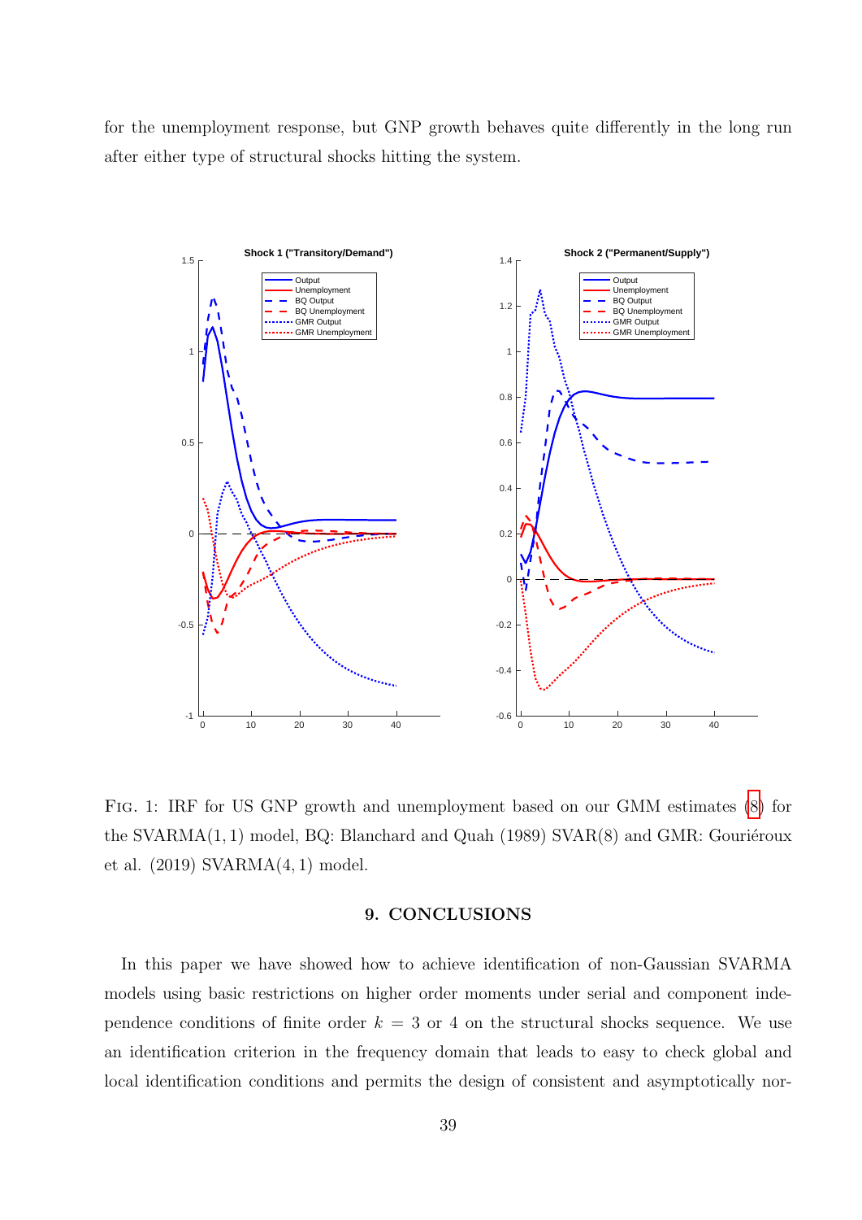for the unemployment response, but GNP growth behaves quite differently in the long run after either type of structural shocks hitting the system.

FIG. 1: IRF for US GNP growth and unemployment based on our GMM estimates (8) for the SVARMA$(1,1)$ model, BQ: Blanchard and Quah (1989) SVAR$(8)$ and GMR: Gouriéroux et al. (2019) SVARMA$(4,1)$ model.

## 9. CONCLUSIONS

In this paper we have showed how to achieve identification of non-Gaussian SVARMA models using basic restrictions on higher order moments under serial and component independence conditions of finite order $k = 3$ or $4$ on the structural shocks sequence. We use an identification criterion in the frequency domain that leads to easy to check global and local identification conditions and permits the design of consistent and asymptotically nor-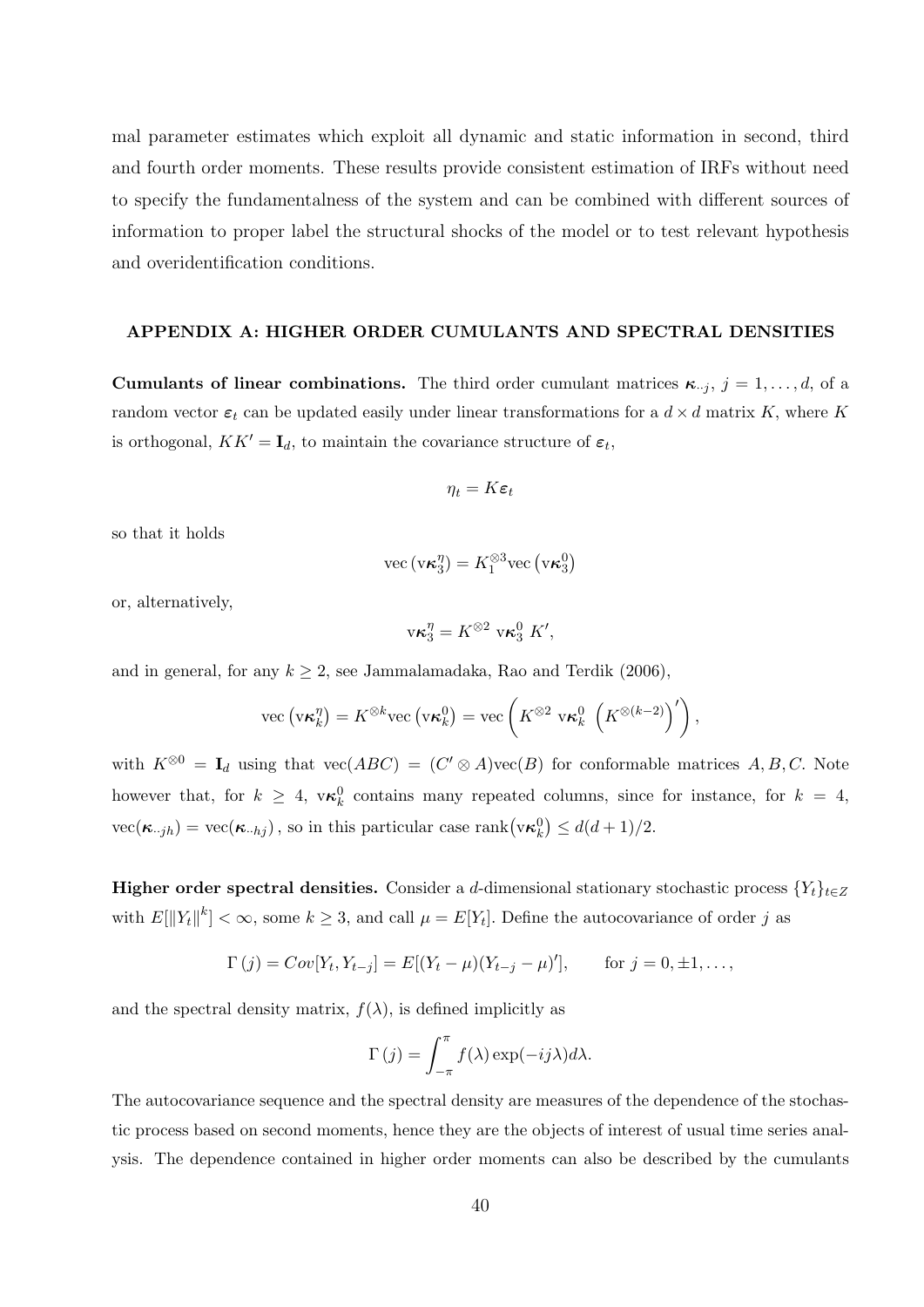mal parameter estimates which exploit all dynamic and static information in second, third and fourth order moments. These results provide consistent estimation of IRFs without need to specify the fundamentalness of the system and can be combined with different sources of information to proper label the structural shocks of the model or to test relevant hypothesis and overidentification conditions.

## APPENDIX A: HIGHER ORDER CUMULANTS AND SPECTRAL DENSITIES

**Cumulants of linear combinations.** The third order cumulant matrices $\boldsymbol{\kappa}_{\cdot\cdot j}$, $j = 1, \ldots, d$, of a random vector $\boldsymbol{\varepsilon}_t$ can be updated easily under linear transformations for a $d \times d$ matrix $K$, where $K$ is orthogonal, $KK' = \mathbf{I}_d$, to maintain the covariance structure of $\boldsymbol{\varepsilon}_t$,

$$\eta_t = K\boldsymbol{\varepsilon}_t$$

so that it holds

$$\text{vec}\left(\text{v}\boldsymbol{\kappa}_3^{\eta}\right) = K_1^{\otimes 3}\text{vec}\left(\text{v}\boldsymbol{\kappa}_3^0\right)$$

or, alternatively,

$$\text{v}\boldsymbol{\kappa}_3^{\eta} = K^{\otimes 2}\ \text{v}\boldsymbol{\kappa}_3^0\ K',$$

and in general, for any $k \geq 2$, see Jammalamadaka, Rao and Terdik (2006),

$$\text{vec}\left(\text{v}\boldsymbol{\kappa}_k^{\eta}\right) = K^{\otimes k}\text{vec}\left(\text{v}\boldsymbol{\kappa}_k^0\right) = \text{vec}\left(K^{\otimes 2}\ \text{v}\boldsymbol{\kappa}_k^0\ \left(K^{\otimes(k-2)}\right)'\right),$$

with $K^{\otimes 0} = \mathbf{I}_d$ using that $\text{vec}(ABC) = (C' \otimes A)\text{vec}(B)$ for conformable matrices $A, B, C$. Note however that, for $k \geq 4$, $\text{v}\boldsymbol{\kappa}_k^0$ contains many repeated columns, since for instance, for $k = 4$, $\text{vec}(\boldsymbol{\kappa}_{\cdot\cdot jh}) = \text{vec}(\boldsymbol{\kappa}_{\cdot\cdot hj})$, so in this particular case $\text{rank}\left(\text{v}\boldsymbol{\kappa}_k^0\right) \leq d(d+1)/2$.

**Higher order spectral densities.** Consider a $d$-dimensional stationary stochastic process $\{Y_t\}_{t \in Z}$ with $E[\|Y_t\|^k] < \infty$, some $k \geq 3$, and call $\mu = E[Y_t]$. Define the autocovariance of order $j$ as

$$\Gamma(j) = Cov[Y_t, Y_{t-j}] = E[(Y_t - \mu)(Y_{t-j} - \mu)'], \qquad \text{for } j = 0, \pm 1, \ldots,$$

and the spectral density matrix, $f(\lambda)$, is defined implicitly as

$$\Gamma(j) = \int_{-\pi}^{\pi} f(\lambda) \exp(-ij\lambda) d\lambda.$$

The autocovariance sequence and the spectral density are measures of the dependence of the stochastic process based on second moments, hence they are the objects of interest of usual time series analysis. The dependence contained in higher order moments can also be described by the cumulants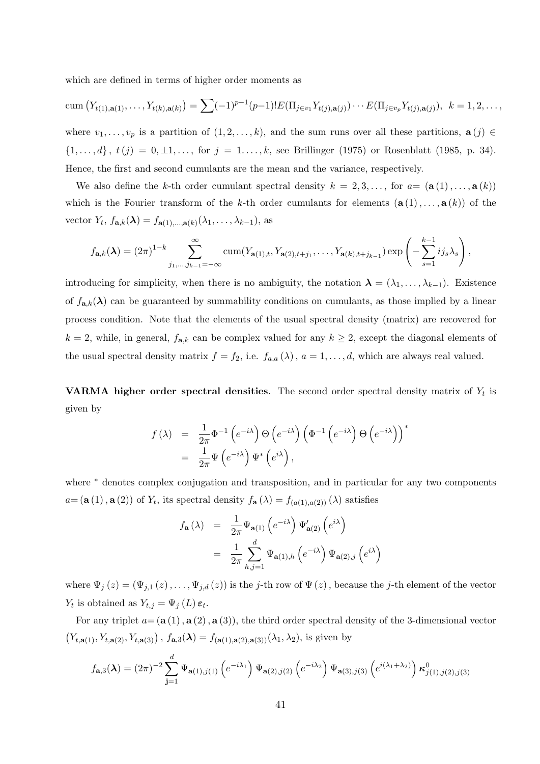which are defined in terms of higher order moments as

$$\text{cum}\left(Y_{t(1),\mathbf{a}(1)},\ldots,Y_{t(k),\mathbf{a}(k)}\right)=\sum(-1)^{p-1}(p-1)!E(\Pi_{j\in v_1}Y_{t(j),\mathbf{a}(j)})\cdots E(\Pi_{j\in v_p}Y_{t(j),\mathbf{a}(j)}),\ \ k=1,2,\ldots,$$

where $v_1,\ldots,v_p$ is a partition of $(1,2,\ldots,k)$, and the sum runs over all these partitions, $\mathbf{a}(j)\in\{1,\ldots,d\}$, $t(j)=0,\pm1,\ldots,$ for $j=1\ldots,k$, see Brillinger (1975) or Rosenblatt (1985, p. 34). Hence, the first and second cumulants are the mean and the variance, respectively.

We also define the $k$-th order cumulant spectral density $k=2,3,\ldots,$ for $a=(\mathbf{a}(1),\ldots,\mathbf{a}(k))$ which is the Fourier transform of the $k$-th order cumulants for elements $(\mathbf{a}(1),\ldots,\mathbf{a}(k))$ of the vector $Y_t$, $f_{\mathbf{a},k}(\boldsymbol{\lambda})=f_{\mathbf{a}(1),\ldots,\mathbf{a}(k)}(\lambda_1,\ldots,\lambda_{k-1})$, as

$$f_{\mathbf{a},k}(\boldsymbol{\lambda})=(2\pi)^{1-k}\sum_{j_1,\ldots,j_{k-1}=-\infty}^{\infty}\text{cum}(Y_{\mathbf{a}(1),t},Y_{\mathbf{a}(2),t+j_1},\ldots,Y_{\mathbf{a}(k),t+j_{k-1}})\exp\left(-\sum_{s=1}^{k-1}ij_s\lambda_s\right),$$

introducing for simplicity, when there is no ambiguity, the notation $\boldsymbol{\lambda}=(\lambda_1,\ldots,\lambda_{k-1})$. Existence of $f_{\mathbf{a},k}(\boldsymbol{\lambda})$ can be guaranteed by summability conditions on cumulants, as those implied by a linear process condition. Note that the elements of the usual spectral density (matrix) are recovered for $k=2$, while, in general, $f_{\mathbf{a},k}$ can be complex valued for any $k\geq2$, except the diagonal elements of the usual spectral density matrix $f=f_2$, i.e. $f_{a,a}(\lambda)$, $a=1,\ldots,d$, which are always real valued.

**VARMA higher order spectral densities**. The second order spectral density matrix of $Y_t$ is given by

$$\begin{aligned}
f(\lambda) &= \frac{1}{2\pi}\Phi^{-1}\left(e^{-i\lambda}\right)\Theta\left(e^{-i\lambda}\right)\left(\Phi^{-1}\left(e^{-i\lambda}\right)\Theta\left(e^{-i\lambda}\right)\right)^{*}\\
&= \frac{1}{2\pi}\Psi\left(e^{-i\lambda}\right)\Psi^{*}\left(e^{i\lambda}\right),
\end{aligned}$$

where $^*$ denotes complex conjugation and transposition, and in particular for any two components $a=(\mathbf{a}(1),\mathbf{a}(2))$ of $Y_t$, its spectral density $f_{\mathbf{a}}(\lambda)=f_{(a(1),a(2))}(\lambda)$ satisfies

$$\begin{aligned}
f_{\mathbf{a}}(\lambda) &= \frac{1}{2\pi}\Psi_{\mathbf{a}(1)}\left(e^{-i\lambda}\right)\Psi'_{\mathbf{a}(2)}\left(e^{i\lambda}\right)\\
&= \frac{1}{2\pi}\sum_{h,j=1}^{d}\Psi_{\mathbf{a}(1),h}\left(e^{-i\lambda}\right)\Psi_{\mathbf{a}(2),j}\left(e^{i\lambda}\right)
\end{aligned}$$

where $\Psi_j(z)=(\Psi_{j,1}(z),\ldots,\Psi_{j,d}(z))$ is the $j$-th row of $\Psi(z)$, because the $j$-th element of the vector $Y_t$ is obtained as $Y_{t,j}=\Psi_j(L)\boldsymbol{\varepsilon}_t$.

For any triplet $a=(\mathbf{a}(1),\mathbf{a}(2),\mathbf{a}(3))$, the third order spectral density of the 3-dimensional vector $\left(Y_{t,\mathbf{a}(1)},Y_{t,\mathbf{a}(2)},Y_{t,\mathbf{a}(3)}\right)$, $f_{\mathbf{a},3}(\boldsymbol{\lambda})=f_{(\mathbf{a}(1),\mathbf{a}(2),\mathbf{a}(3))}(\lambda_1,\lambda_2)$, is given by

$$f_{\mathbf{a},3}(\boldsymbol{\lambda})=(2\pi)^{-2}\sum_{\mathbf{j}=1}^{d}\Psi_{\mathbf{a}(1),j(1)}\left(e^{-i\lambda_1}\right)\Psi_{\mathbf{a}(2),j(2)}\left(e^{-i\lambda_2}\right)\Psi_{\mathbf{a}(3),j(3)}\left(e^{i(\lambda_1+\lambda_2)}\right)\boldsymbol{\kappa}^0_{j(1),j(2),j(3)}$$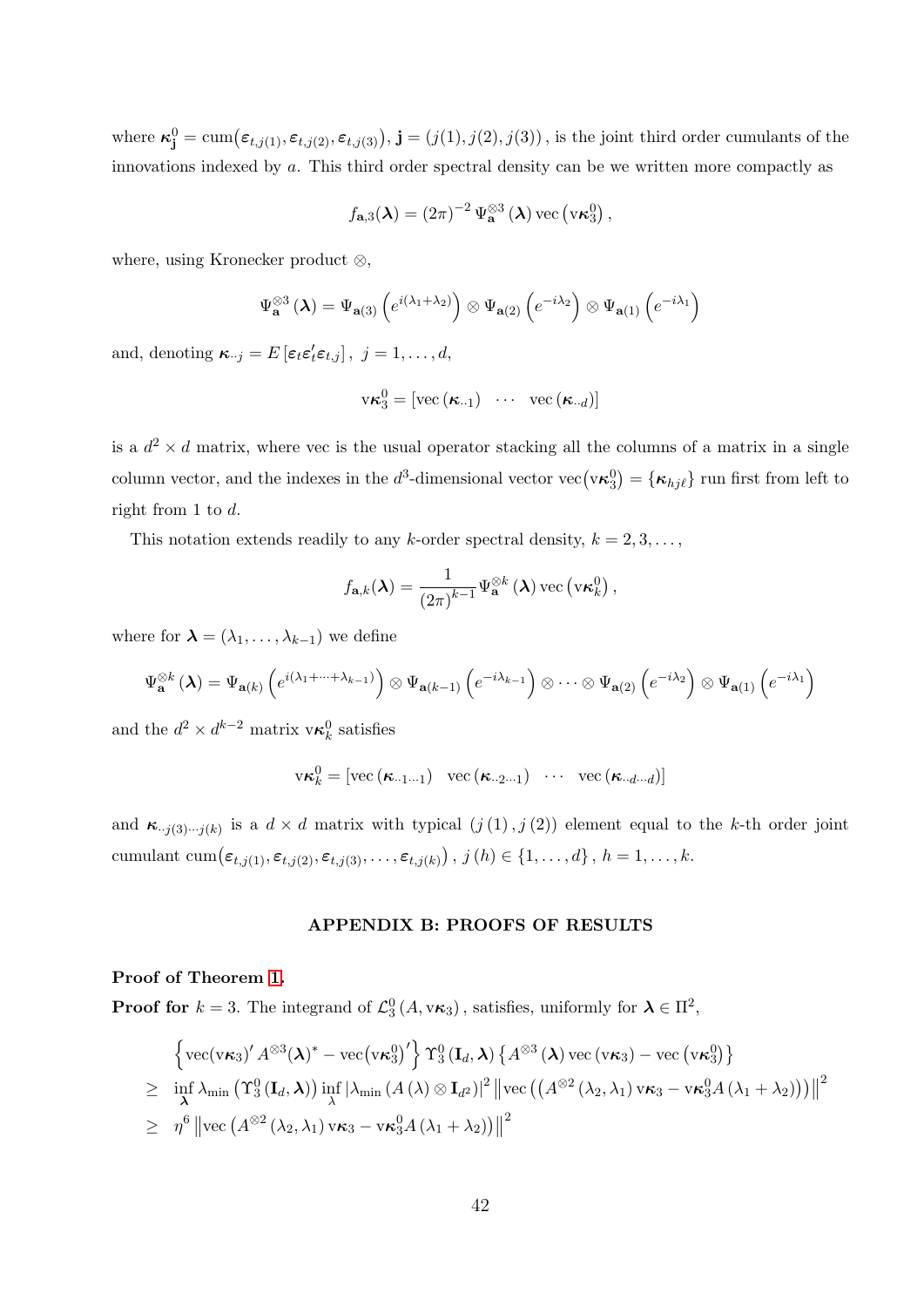where $\boldsymbol{\kappa}_{\mathbf{j}}^0 = \mathrm{cum}\big(\boldsymbol{\varepsilon}_{t,j(1)}, \boldsymbol{\varepsilon}_{t,j(2)}, \boldsymbol{\varepsilon}_{t,j(3)}\big), \mathbf{j} = (j(1), j(2), j(3))$, is the joint third order cumulants of the innovations indexed by $a$. This third order spectral density can be we written more compactly as

$$f_{\mathbf{a},3}(\boldsymbol{\lambda}) = (2\pi)^{-2}\, \Psi_{\mathbf{a}}^{\otimes 3}(\boldsymbol{\lambda}) \operatorname{vec}\left(\mathrm{v}\boldsymbol{\kappa}_3^0\right),$$

where, using Kronecker product $\otimes$,

$$\Psi_{\mathbf{a}}^{\otimes 3}(\boldsymbol{\lambda}) = \Psi_{\mathbf{a}(3)}\left(e^{i(\lambda_1+\lambda_2)}\right) \otimes \Psi_{\mathbf{a}(2)}\left(e^{-i\lambda_2}\right) \otimes \Psi_{\mathbf{a}(1)}\left(e^{-i\lambda_1}\right)$$

and, denoting $\boldsymbol{\kappa}_{\cdot\cdot j} = E\left[\boldsymbol{\varepsilon}_t \boldsymbol{\varepsilon}_t' \boldsymbol{\varepsilon}_{t,j}\right],\ j = 1, \ldots, d,$

$$\mathrm{v}\boldsymbol{\kappa}_3^0 = \left[\operatorname{vec}\left(\boldsymbol{\kappa}_{\cdot\cdot 1}\right) \quad \cdots \quad \operatorname{vec}\left(\boldsymbol{\kappa}_{\cdot\cdot d}\right)\right]$$

is a $d^2 \times d$ matrix, where vec is the usual operator stacking all the columns of a matrix in a single column vector, and the indexes in the $d^3$-dimensional vector $\operatorname{vec}\big(\mathrm{v}\boldsymbol{\kappa}_3^0\big) = \{\boldsymbol{\kappa}_{hj\ell}\}$ run first from left to right from 1 to $d$.

This notation extends readily to any $k$-order spectral density, $k = 2, 3, \ldots,$

$$f_{\mathbf{a},k}(\boldsymbol{\lambda}) = \frac{1}{(2\pi)^{k-1}} \Psi_{\mathbf{a}}^{\otimes k}(\boldsymbol{\lambda}) \operatorname{vec}\left(\mathrm{v}\boldsymbol{\kappa}_k^0\right),$$

where for $\boldsymbol{\lambda} = (\lambda_1, \ldots, \lambda_{k-1})$ we define

$$\Psi_{\mathbf{a}}^{\otimes k}(\boldsymbol{\lambda}) = \Psi_{\mathbf{a}(k)}\left(e^{i(\lambda_1+\cdots+\lambda_{k-1})}\right) \otimes \Psi_{\mathbf{a}(k-1)}\left(e^{-i\lambda_{k-1}}\right) \otimes \cdots \otimes \Psi_{\mathbf{a}(2)}\left(e^{-i\lambda_2}\right) \otimes \Psi_{\mathbf{a}(1)}\left(e^{-i\lambda_1}\right)$$

and the $d^2 \times d^{k-2}$ matrix $\mathrm{v}\boldsymbol{\kappa}_k^0$ satisfies

$$\mathrm{v}\boldsymbol{\kappa}_k^0 = \left[\operatorname{vec}\left(\boldsymbol{\kappa}_{\cdot\cdot 1\cdots 1}\right) \quad \operatorname{vec}\left(\boldsymbol{\kappa}_{\cdot\cdot 2\cdots 1}\right) \quad \cdots \quad \operatorname{vec}\left(\boldsymbol{\kappa}_{\cdot\cdot d\cdots d}\right)\right]$$

and $\boldsymbol{\kappa}_{\cdot\cdot j(3)\cdots j(k)}$ is a $d \times d$ matrix with typical $(j(1), j(2))$ element equal to the $k$-th order joint cumulant $\mathrm{cum}\big(\boldsymbol{\varepsilon}_{t,j(1)}, \boldsymbol{\varepsilon}_{t,j(2)}, \boldsymbol{\varepsilon}_{t,j(3)}, \ldots, \boldsymbol{\varepsilon}_{t,j(k)}\big),\ j(h) \in \{1, \ldots, d\},\ h = 1, \ldots, k.$

## APPENDIX B: PROOFS OF RESULTS

**Proof of Theorem 1.**

**Proof for** $k = 3$. The integrand of $\mathcal{L}_3^0(A, \mathrm{v}\boldsymbol{\kappa}_3)$, satisfies, uniformly for $\boldsymbol{\lambda} \in \Pi^2$,

$$\begin{aligned}
&\left\{\operatorname{vec}(\mathrm{v}\boldsymbol{\kappa}_3)'\, A^{\otimes 3}(\boldsymbol{\lambda})^* - \operatorname{vec}\big(\mathrm{v}\boldsymbol{\kappa}_3^0\big)'\right\} \Upsilon_3^0\left(\mathbf{I}_d, \boldsymbol{\lambda}\right) \left\{A^{\otimes 3}(\boldsymbol{\lambda}) \operatorname{vec}\left(\mathrm{v}\boldsymbol{\kappa}_3\right) - \operatorname{vec}\left(\mathrm{v}\boldsymbol{\kappa}_3^0\right)\right\} \\
\geq\ & \inf_{\boldsymbol{\lambda}} \lambda_{\min}\left(\Upsilon_3^0\left(\mathbf{I}_d, \boldsymbol{\lambda}\right)\right) \inf_{\lambda} \left|\lambda_{\min}\left(A(\lambda) \otimes \mathbf{I}_{d^2}\right)\right|^2 \left\|\operatorname{vec}\left(\left(A^{\otimes 2}(\lambda_2, \lambda_1)\, \mathrm{v}\boldsymbol{\kappa}_3 - \mathrm{v}\boldsymbol{\kappa}_3^0 A(\lambda_1 + \lambda_2)\right)\right)\right\|^2 \\
\geq\ & \eta^6 \left\|\operatorname{vec}\left(A^{\otimes 2}(\lambda_2, \lambda_1)\, \mathrm{v}\boldsymbol{\kappa}_3 - \mathrm{v}\boldsymbol{\kappa}_3^0 A(\lambda_1 + \lambda_2)\right)\right\|^2
\end{aligned}$$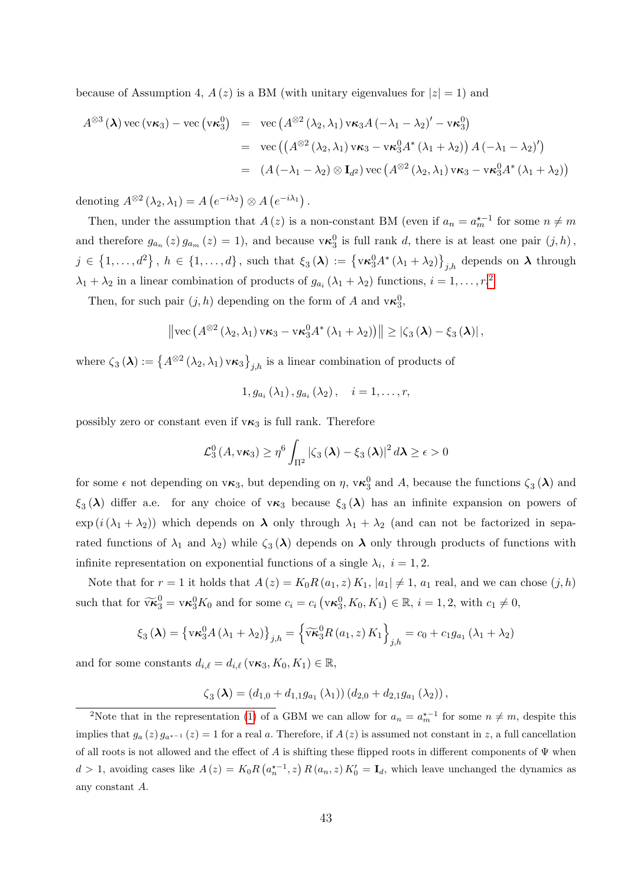because of Assumption 4, $A(z)$ is a BM (with unitary eigenvalues for $|z|=1$) and

$$
\begin{aligned}
A^{\otimes 3}(\boldsymbol{\lambda})\operatorname{vec}(\mathrm{v}\boldsymbol{\kappa}_3)-\operatorname{vec}\left(\mathrm{v}\boldsymbol{\kappa}_3^0\right) &= \operatorname{vec}\left(A^{\otimes 2}(\lambda_2,\lambda_1)\,\mathrm{v}\boldsymbol{\kappa}_3 A(-\lambda_1-\lambda_2)'-\mathrm{v}\boldsymbol{\kappa}_3^0\right)\\
&= \operatorname{vec}\left(\left(A^{\otimes 2}(\lambda_2,\lambda_1)\,\mathrm{v}\boldsymbol{\kappa}_3-\mathrm{v}\boldsymbol{\kappa}_3^0 A^*(\lambda_1+\lambda_2)\right)A(-\lambda_1-\lambda_2)'\right)\\
&= \left(A(-\lambda_1-\lambda_2)\otimes \mathbf{I}_{d^2}\right)\operatorname{vec}\left(A^{\otimes 2}(\lambda_2,\lambda_1)\,\mathrm{v}\boldsymbol{\kappa}_3-\mathrm{v}\boldsymbol{\kappa}_3^0 A^*(\lambda_1+\lambda_2)\right)
\end{aligned}
$$

denoting $A^{\otimes 2}(\lambda_2,\lambda_1)=A\left(e^{-i\lambda_2}\right)\otimes A\left(e^{-i\lambda_1}\right)$.

Then, under the assumption that $A(z)$ is a non-constant BM (even if $a_n=a_m^{\star-1}$ for some $n\neq m$ and therefore $g_{a_n}(z)\,g_{a_m}(z)=1$), and because $\mathrm{v}\boldsymbol{\kappa}_3^0$ is full rank $d$, there is at least one pair $(j,h)$, $j\in\{1,\ldots,d^2\}$, $h\in\{1,\ldots,d\}$, such that $\xi_3(\boldsymbol{\lambda}):=\left\{\mathrm{v}\boldsymbol{\kappa}_3^0 A^*(\lambda_1+\lambda_2)\right\}_{j,h}$ depends on $\boldsymbol{\lambda}$ through $\lambda_1+\lambda_2$ in a linear combination of products of $g_{a_i}(\lambda_1+\lambda_2)$ functions, $i=1,\ldots,r$.[2]

Then, for such pair $(j,h)$ depending on the form of $A$ and $\mathrm{v}\boldsymbol{\kappa}_3^0$,

$$
\left\|\operatorname{vec}\left(A^{\otimes 2}(\lambda_2,\lambda_1)\,\mathrm{v}\boldsymbol{\kappa}_3-\mathrm{v}\boldsymbol{\kappa}_3^0 A^*(\lambda_1+\lambda_2)\right)\right\|\geq\left|\zeta_3(\boldsymbol{\lambda})-\xi_3(\boldsymbol{\lambda})\right|,
$$

where $\zeta_3(\boldsymbol{\lambda}):=\left\{A^{\otimes 2}(\lambda_2,\lambda_1)\,\mathrm{v}\boldsymbol{\kappa}_3\right\}_{j,h}$ is a linear combination of products of

$$
1,g_{a_i}(\lambda_1),g_{a_i}(\lambda_2),\quad i=1,\ldots,r,
$$

possibly zero or constant even if $\mathrm{v}\boldsymbol{\kappa}_3$ is full rank. Therefore

$$
\mathcal{L}_3^0(A,\mathrm{v}\boldsymbol{\kappa}_3)\geq\eta^6\int_{\Pi^2}\left|\zeta_3(\boldsymbol{\lambda})-\xi_3(\boldsymbol{\lambda})\right|^2 d\boldsymbol{\lambda}\geq\epsilon>0
$$

for some $\epsilon$ not depending on $\mathrm{v}\boldsymbol{\kappa}_3$, but depending on $\eta$, $\mathrm{v}\boldsymbol{\kappa}_3^0$ and $A$, because the functions $\zeta_3(\boldsymbol{\lambda})$ and $\xi_3(\boldsymbol{\lambda})$ differ a.e. for any choice of $\mathrm{v}\boldsymbol{\kappa}_3$ because $\xi_3(\boldsymbol{\lambda})$ has an infinite expansion on powers of $\exp(i(\lambda_1+\lambda_2))$ which depends on $\boldsymbol{\lambda}$ only through $\lambda_1+\lambda_2$ (and can not be factorized in separated functions of $\lambda_1$ and $\lambda_2$) while $\zeta_3(\boldsymbol{\lambda})$ depends on $\boldsymbol{\lambda}$ only through products of functions with infinite representation on exponential functions of a single $\lambda_i$, $i=1,2$.

Note that for $r=1$ it holds that $A(z)=K_0R(a_1,z)K_1$, $|a_1|\neq 1$, $a_1$ real, and we can chose $(j,h)$ such that for $\widetilde{\mathrm{v}\boldsymbol{\kappa}}_3^0=\mathrm{v}\boldsymbol{\kappa}_3^0K_0$ and for some $c_i=c_i\left(\mathrm{v}\boldsymbol{\kappa}_3^0,K_0,K_1\right)\in\mathbb{R}$, $i=1,2$, with $c_1\neq 0$,

$$
\xi_3(\boldsymbol{\lambda})=\left\{\mathrm{v}\boldsymbol{\kappa}_3^0 A(\lambda_1+\lambda_2)\right\}_{j,h}=\left\{\widetilde{\mathrm{v}\boldsymbol{\kappa}}_3^0 R(a_1,z)K_1\right\}_{j,h}=c_0+c_1g_{a_1}(\lambda_1+\lambda_2)
$$

and for some constants $d_{i,\ell}=d_{i,\ell}(\mathrm{v}\boldsymbol{\kappa}_3,K_0,K_1)\in\mathbb{R}$,

$$
\zeta_3(\boldsymbol{\lambda})=\left(d_{1,0}+d_{1,1}g_{a_1}(\lambda_1)\right)\left(d_{2,0}+d_{2,1}g_{a_1}(\lambda_2)\right),
$$

[2] Note that in the representation (1) of a GBM we can allow for $a_n=a_m^{\star-1}$ for some $n\neq m$, despite this implies that $g_a(z)\,g_{a^{\star-1}}(z)=1$ for a real $a$. Therefore, if $A(z)$ is assumed not constant in $z$, a full cancellation of all roots is not allowed and the effect of $A$ is shifting these flipped roots in different components of $\Psi$ when $d>1$, avoiding cases like $A(z)=K_0R\left(a_n^{\star-1},z\right)R(a_n,z)K_0'=\mathbf{I}_d$, which leave unchanged the dynamics as any constant $A$.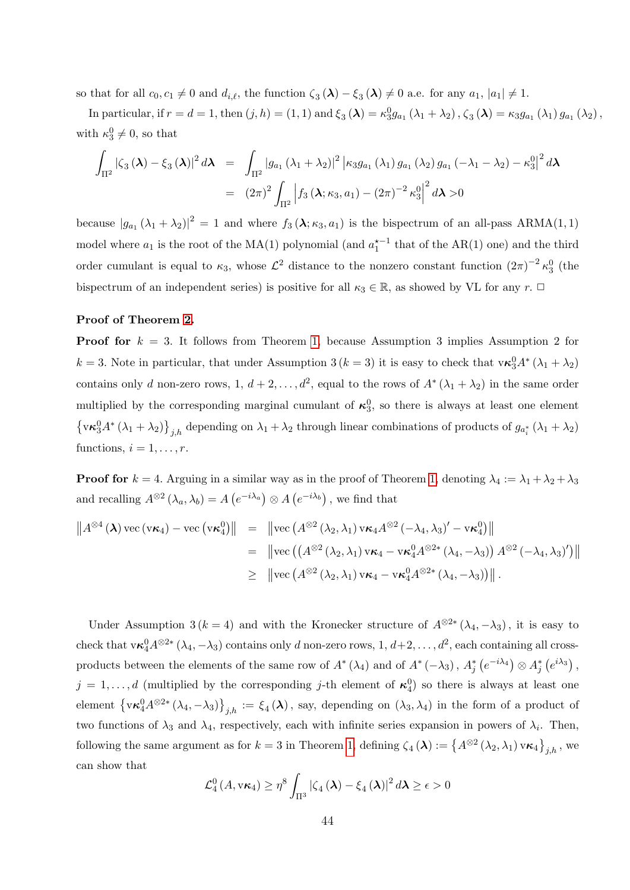so that for all $c_0, c_1 \neq 0$ and $d_{i,\ell}$, the function $\zeta_3(\boldsymbol{\lambda}) - \xi_3(\boldsymbol{\lambda}) \neq 0$ a.e. for any $a_1$, $|a_1| \neq 1$.

In particular, if $r = d = 1$, then $(j,h) = (1,1)$ and $\xi_3(\boldsymbol{\lambda}) = \kappa_3^0 g_{a_1}(\lambda_1 + \lambda_2)$, $\zeta_3(\boldsymbol{\lambda}) = \kappa_3 g_{a_1}(\lambda_1) g_{a_1}(\lambda_2)$, with $\kappa_3^0 \neq 0$, so that

$$
\begin{aligned}
\int_{\Pi^2} |\zeta_3(\boldsymbol{\lambda}) - \xi_3(\boldsymbol{\lambda})|^2 d\boldsymbol{\lambda} &= \int_{\Pi^2} |g_{a_1}(\lambda_1+\lambda_2)|^2 \left|\kappa_3 g_{a_1}(\lambda_1) g_{a_1}(\lambda_2) g_{a_1}(-\lambda_1-\lambda_2) - \kappa_3^0\right|^2 d\boldsymbol{\lambda} \\
&= (2\pi)^2 \int_{\Pi^2} \left| f_3(\boldsymbol{\lambda}; \kappa_3, a_1) - (2\pi)^{-2} \kappa_3^0 \right|^2 d\boldsymbol{\lambda} > 0
\end{aligned}
$$

because $|g_{a_1}(\lambda_1+\lambda_2)|^2 = 1$ and where $f_3(\boldsymbol{\lambda}; \kappa_3, a_1)$ is the bispectrum of an all-pass ARMA$(1,1)$ model where $a_1$ is the root of the MA(1) polynomial (and $a_1^{\star -1}$ that of the AR(1) one) and the third order cumulant is equal to $\kappa_3$, whose $\mathcal{L}^2$ distance to the nonzero constant function $(2\pi)^{-2}\kappa_3^0$ (the bispectrum of an independent series) is positive for all $\kappa_3 \in \mathbb{R}$, as showed by VL for any $r$. $\square$

**Proof of Theorem 2.**

**Proof for** $k = 3$. It follows from Theorem 1, because Assumption 3 implies Assumption 2 for $k = 3$. Note in particular, that under Assumption 3 $(k = 3)$ it is easy to check that $\mathrm{v}\boldsymbol{\kappa}_3^0 A^*(\lambda_1+\lambda_2)$ contains only $d$ non-zero rows, $1, d+2, \ldots, d^2$, equal to the rows of $A^*(\lambda_1+\lambda_2)$ in the same order multiplied by the corresponding marginal cumulant of $\boldsymbol{\kappa}_3^0$, so there is always at least one element $\left\{\mathrm{v}\boldsymbol{\kappa}_3^0 A^*(\lambda_1+\lambda_2)\right\}_{j,h}$ depending on $\lambda_1+\lambda_2$ through linear combinations of products of $g_{a_i^*}(\lambda_1+\lambda_2)$ functions, $i = 1, \ldots, r$.

**Proof for** $k = 4$. Arguing in a similar way as in the proof of Theorem 1, denoting $\lambda_4 := \lambda_1+\lambda_2+\lambda_3$ and recalling $A^{\otimes 2}(\lambda_a, \lambda_b) = A\left(e^{-i\lambda_a}\right) \otimes A\left(e^{-i\lambda_b}\right)$, we find that

$$
\begin{aligned}
\left\| A^{\otimes 4}(\boldsymbol{\lambda}) \operatorname{vec}(\mathrm{v}\boldsymbol{\kappa}_4) - \operatorname{vec}(\mathrm{v}\boldsymbol{\kappa}_4^0) \right\| &= \left\| \operatorname{vec}\left( A^{\otimes 2}(\lambda_2, \lambda_1) \mathrm{v}\boldsymbol{\kappa}_4 A^{\otimes 2}(-\lambda_4, \lambda_3)' - \mathrm{v}\boldsymbol{\kappa}_4^0 \right) \right\| \\
&= \left\| \operatorname{vec}\left( \left( A^{\otimes 2}(\lambda_2, \lambda_1) \mathrm{v}\boldsymbol{\kappa}_4 - \mathrm{v}\boldsymbol{\kappa}_4^0 A^{\otimes 2 *}(\lambda_4, -\lambda_3) \right) A^{\otimes 2}(-\lambda_4, \lambda_3)' \right) \right\| \\
&\geq \left\| \operatorname{vec}\left( A^{\otimes 2}(\lambda_2, \lambda_1) \mathrm{v}\boldsymbol{\kappa}_4 - \mathrm{v}\boldsymbol{\kappa}_4^0 A^{\otimes 2 *}(\lambda_4, -\lambda_3) \right) \right\|.
\end{aligned}
$$

Under Assumption 3 $(k = 4)$ and with the Kronecker structure of $A^{\otimes 2*}(\lambda_4, -\lambda_3)$, it is easy to check that $\mathrm{v}\boldsymbol{\kappa}_4^0 A^{\otimes 2*}(\lambda_4, -\lambda_3)$ contains only $d$ non-zero rows, $1, d+2, \ldots, d^2$, each containing all cross-products between the elements of the same row of $A^*(\lambda_4)$ and of $A^*(-\lambda_3)$, $A_j^*\left(e^{-i\lambda_4}\right) \otimes A_j^*\left(e^{i\lambda_3}\right)$, $j = 1, \ldots, d$ (multiplied by the corresponding $j$-th element of $\boldsymbol{\kappa}_4^0$) so there is always at least one element $\left\{\mathrm{v}\boldsymbol{\kappa}_4^0 A^{\otimes 2*}(\lambda_4, -\lambda_3)\right\}_{j,h} := \xi_4(\boldsymbol{\lambda})$, say, depending on $(\lambda_3, \lambda_4)$ in the form of a product of two functions of $\lambda_3$ and $\lambda_4$, respectively, each with infinite series expansion in powers of $\lambda_i$. Then, following the same argument as for $k = 3$ in Theorem 1, defining $\zeta_4(\boldsymbol{\lambda}) := \left\{A^{\otimes 2}(\lambda_2, \lambda_1) \mathrm{v}\boldsymbol{\kappa}_4\right\}_{j,h}$, we can show that

$$
\mathcal{L}_4^0(A, \mathrm{v}\boldsymbol{\kappa}_4) \geq \eta^8 \int_{\Pi^3} |\zeta_4(\boldsymbol{\lambda}) - \xi_4(\boldsymbol{\lambda})|^2 d\boldsymbol{\lambda} \geq \epsilon > 0
$$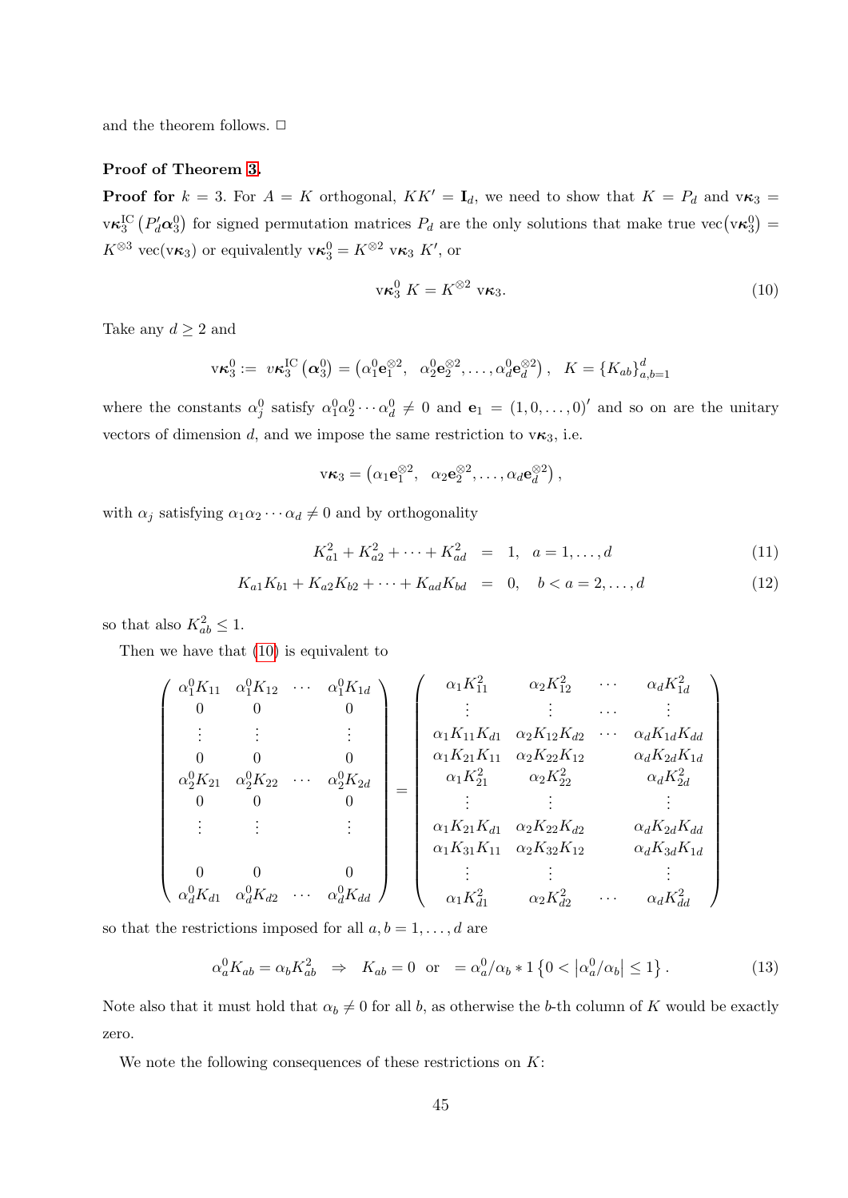and the theorem follows. □

**Proof of Theorem 3.**

**Proof for** $k = 3$. For $A = K$ orthogonal, $KK' = \mathbf{I}_d$, we need to show that $K = P_d$ and $\mathrm{v}\boldsymbol{\kappa}_3 = \mathrm{v}\boldsymbol{\kappa}_3^{\mathrm{IC}}\left(P_d'\boldsymbol{\alpha}_3^0\right)$ for signed permutation matrices $P_d$ are the only solutions that make true $\mathrm{vec}(\mathrm{v}\boldsymbol{\kappa}_3^0) = K^{\otimes 3}\,\mathrm{vec}(\mathrm{v}\boldsymbol{\kappa}_3)$ or equivalently $\mathrm{v}\boldsymbol{\kappa}_3^0 = K^{\otimes 2}\,\mathrm{v}\boldsymbol{\kappa}_3\,K'$, or

$$\mathrm{v}\boldsymbol{\kappa}_3^0\,K = K^{\otimes 2}\,\mathrm{v}\boldsymbol{\kappa}_3. \tag{10}$$

Take any $d \geq 2$ and

$$\mathrm{v}\boldsymbol{\kappa}_3^0 := \mathrm{v}\boldsymbol{\kappa}_3^{\mathrm{IC}}\left(\boldsymbol{\alpha}_3^0\right) = \left(\alpha_1^0\mathbf{e}_1^{\otimes 2},\ \ \alpha_2^0\mathbf{e}_2^{\otimes 2},\ldots,\alpha_d^0\mathbf{e}_d^{\otimes 2}\right),\quad K = \{K_{ab}\}_{a,b=1}^d$$

where the constants $\alpha_j^0$ satisfy $\alpha_1^0\alpha_2^0\cdots\alpha_d^0 \neq 0$ and $\mathbf{e}_1 = (1,0,\ldots,0)'$ and so on are the unitary vectors of dimension $d$, and we impose the same restriction to $\mathrm{v}\boldsymbol{\kappa}_3$, i.e.

$$\mathrm{v}\boldsymbol{\kappa}_3 = \left(\alpha_1\mathbf{e}_1^{\otimes 2},\ \ \alpha_2\mathbf{e}_2^{\otimes 2},\ldots,\alpha_d\mathbf{e}_d^{\otimes 2}\right),$$

with $\alpha_j$ satisfying $\alpha_1\alpha_2\cdots\alpha_d \neq 0$ and by orthogonality

$$K_{a1}^2 + K_{a2}^2 + \cdots + K_{ad}^2 \;=\; 1,\quad a = 1,\ldots,d \tag{11}$$

$$K_{a1}K_{b1} + K_{a2}K_{b2} + \cdots + K_{ad}K_{bd} \;=\; 0,\quad b < a = 2,\ldots,d \tag{12}$$

so that also $K_{ab}^2 \leq 1$.

Then we have that (10) is equivalent to

$$\begin{pmatrix} \alpha_1^0K_{11} & \alpha_1^0K_{12} & \cdots & \alpha_1^0K_{1d} \\ 0 & 0 & & 0 \\ \vdots & \vdots & & \vdots \\ 0 & 0 & & 0 \\ \alpha_2^0K_{21} & \alpha_2^0K_{22} & \cdots & \alpha_2^0K_{2d} \\ 0 & 0 & & 0 \\ \vdots & \vdots & & \vdots \\ & & & \\ 0 & 0 & & 0 \\ \alpha_d^0K_{d1} & \alpha_d^0K_{d2} & \cdots & \alpha_d^0K_{dd} \end{pmatrix} = \begin{pmatrix} \alpha_1K_{11}^2 & \alpha_2K_{12}^2 & \cdots & \alpha_dK_{1d}^2 \\ \vdots & \vdots & \cdots & \vdots \\ \alpha_1K_{11}K_{d1} & \alpha_2K_{12}K_{d2} & \cdots & \alpha_dK_{1d}K_{dd} \\ \alpha_1K_{21}K_{11} & \alpha_2K_{22}K_{12} & & \alpha_dK_{2d}K_{1d} \\ \alpha_1K_{21}^2 & \alpha_2K_{22}^2 & & \alpha_dK_{2d}^2 \\ \vdots & \vdots & & \vdots \\ \alpha_1K_{21}K_{d1} & \alpha_2K_{22}K_{d2} & & \alpha_dK_{2d}K_{dd} \\ \alpha_1K_{31}K_{11} & \alpha_2K_{32}K_{12} & & \alpha_dK_{3d}K_{1d} \\ \vdots & \vdots & & \vdots \\ \alpha_1K_{d1}^2 & \alpha_2K_{d2}^2 & \cdots & \alpha_dK_{dd}^2 \end{pmatrix}$$

so that the restrictions imposed for all $a, b = 1,\ldots,d$ are

$$\alpha_a^0K_{ab} = \alpha_bK_{ab}^2 \;\;\Rightarrow\;\; K_{ab} = 0 \;\text{ or }\; = \alpha_a^0/\alpha_b * 1\left\{0 < \left|\alpha_a^0/\alpha_b\right| \leq 1\right\}. \tag{13}$$

Note also that it must hold that $\alpha_b \neq 0$ for all $b$, as otherwise the $b$-th column of $K$ would be exactly zero.

We note the following consequences of these restrictions on $K$: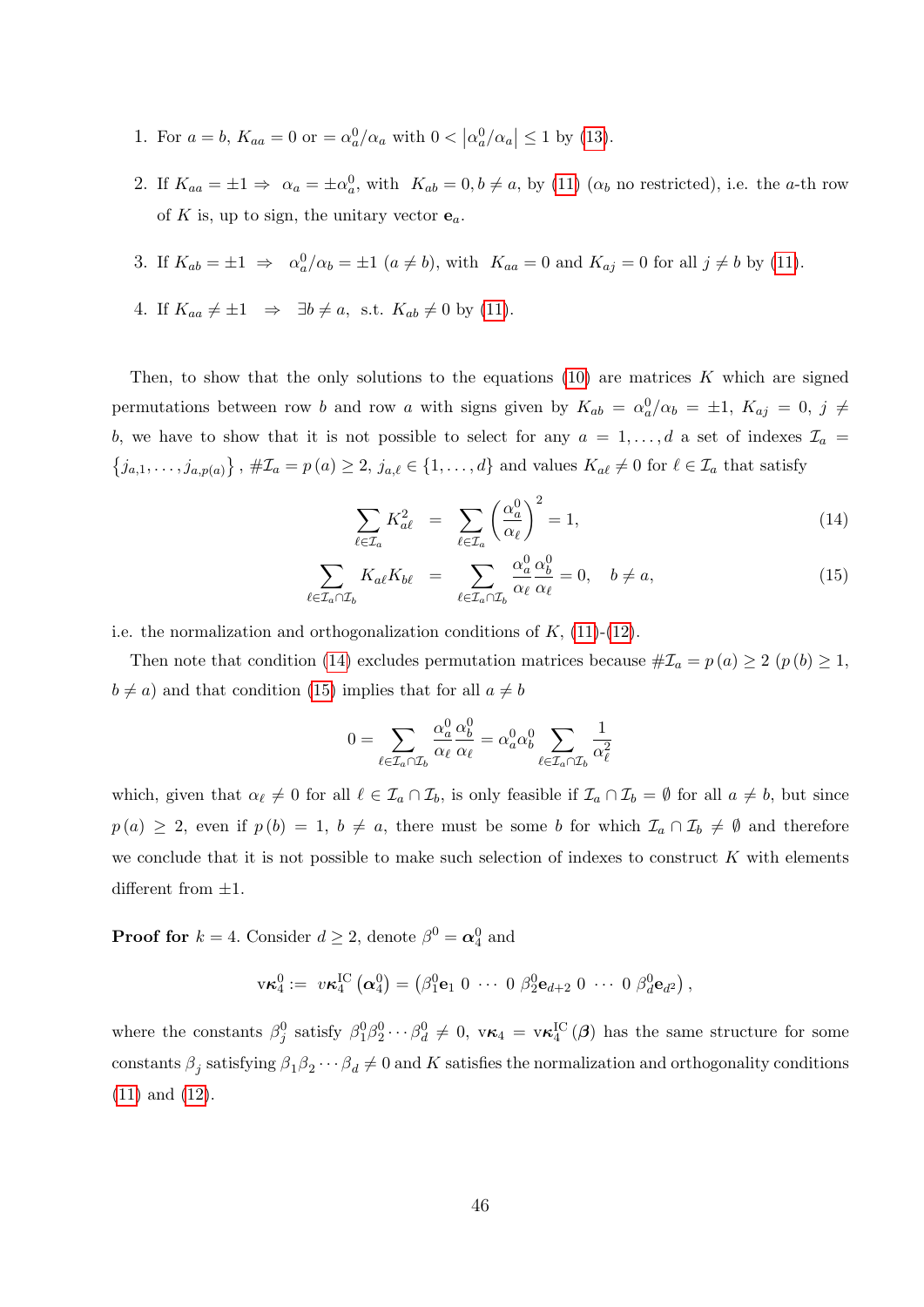1. For $a = b$, $K_{aa} = 0$ or $= \alpha_a^0/\alpha_a$ with $0 < \left|\alpha_a^0/\alpha_a\right| \leq 1$ by (13).

2. If $K_{aa} = \pm 1 \Rightarrow \alpha_a = \pm\alpha_a^0$, with $K_{ab} = 0, b \neq a$, by (11) ($\alpha_b$ no restricted), i.e. the $a$-th row of $K$ is, up to sign, the unitary vector $\mathbf{e}_a$.

3. If $K_{ab} = \pm 1 \Rightarrow \alpha_a^0/\alpha_b = \pm 1$ ($a \neq b$), with $K_{aa} = 0$ and $K_{aj} = 0$ for all $j \neq b$ by (11).

4. If $K_{aa} \neq \pm 1 \Rightarrow \exists b \neq a$, s.t. $K_{ab} \neq 0$ by (11).

Then, to show that the only solutions to the equations (10) are matrices $K$ which are signed permutations between row $b$ and row $a$ with signs given by $K_{ab} = \alpha_a^0/\alpha_b = \pm 1$, $K_{aj} = 0$, $j \neq b$, we have to show that it is not possible to select for any $a = 1, \ldots, d$ a set of indexes $\mathcal{I}_a = \{j_{a,1}, \ldots, j_{a,p(a)}\}$, $\#\mathcal{I}_a = p(a) \geq 2$, $j_{a,\ell} \in \{1, \ldots, d\}$ and values $K_{a\ell} \neq 0$ for $\ell \in \mathcal{I}_a$ that satisfy

$$
\sum_{\ell \in \mathcal{I}_a} K_{a\ell}^2 = \sum_{\ell \in \mathcal{I}_a} \left(\frac{\alpha_a^0}{\alpha_\ell}\right)^2 = 1, \tag{14}
$$

$$
\sum_{\ell \in \mathcal{I}_a \cap \mathcal{I}_b} K_{a\ell} K_{b\ell} = \sum_{\ell \in \mathcal{I}_a \cap \mathcal{I}_b} \frac{\alpha_a^0}{\alpha_\ell} \frac{\alpha_b^0}{\alpha_\ell} = 0, \quad b \neq a, \tag{15}
$$

i.e. the normalization and orthogonalization conditions of $K$, (11)-(12).

Then note that condition (14) excludes permutation matrices because $\#\mathcal{I}_a = p(a) \geq 2$ ($p(b) \geq 1$, $b \neq a$) and that condition (15) implies that for all $a \neq b$

$$
0 = \sum_{\ell \in \mathcal{I}_a \cap \mathcal{I}_b} \frac{\alpha_a^0}{\alpha_\ell} \frac{\alpha_b^0}{\alpha_\ell} = \alpha_a^0 \alpha_b^0 \sum_{\ell \in \mathcal{I}_a \cap \mathcal{I}_b} \frac{1}{\alpha_\ell^2}
$$

which, given that $\alpha_\ell \neq 0$ for all $\ell \in \mathcal{I}_a \cap \mathcal{I}_b$, is only feasible if $\mathcal{I}_a \cap \mathcal{I}_b = \emptyset$ for all $a \neq b$, but since $p(a) \geq 2$, even if $p(b) = 1$, $b \neq a$, there must be some $b$ for which $\mathcal{I}_a \cap \mathcal{I}_b \neq \emptyset$ and therefore we conclude that it is not possible to make such selection of indexes to construct $K$ with elements different from $\pm 1$.

**Proof for** $k = 4$. Consider $d \geq 2$, denote $\beta^0 = \boldsymbol{\alpha}_4^0$ and

$$
\mathrm{v}\boldsymbol{\kappa}_4^0 := v\boldsymbol{\kappa}_4^{\mathrm{IC}}\left(\boldsymbol{\alpha}_4^0\right) = \left(\beta_1^0 \mathbf{e}_1 \ 0 \ \cdots \ 0 \ \beta_2^0 \mathbf{e}_{d+2} \ 0 \ \cdots \ 0 \ \beta_d^0 \mathbf{e}_{d^2}\right),
$$

where the constants $\beta_j^0$ satisfy $\beta_1^0 \beta_2^0 \cdots \beta_d^0 \neq 0$, $\mathrm{v}\boldsymbol{\kappa}_4 = \mathrm{v}\boldsymbol{\kappa}_4^{\mathrm{IC}}(\boldsymbol{\beta})$ has the same structure for some constants $\beta_j$ satisfying $\beta_1 \beta_2 \cdots \beta_d \neq 0$ and $K$ satisfies the normalization and orthogonality conditions (11) and (12).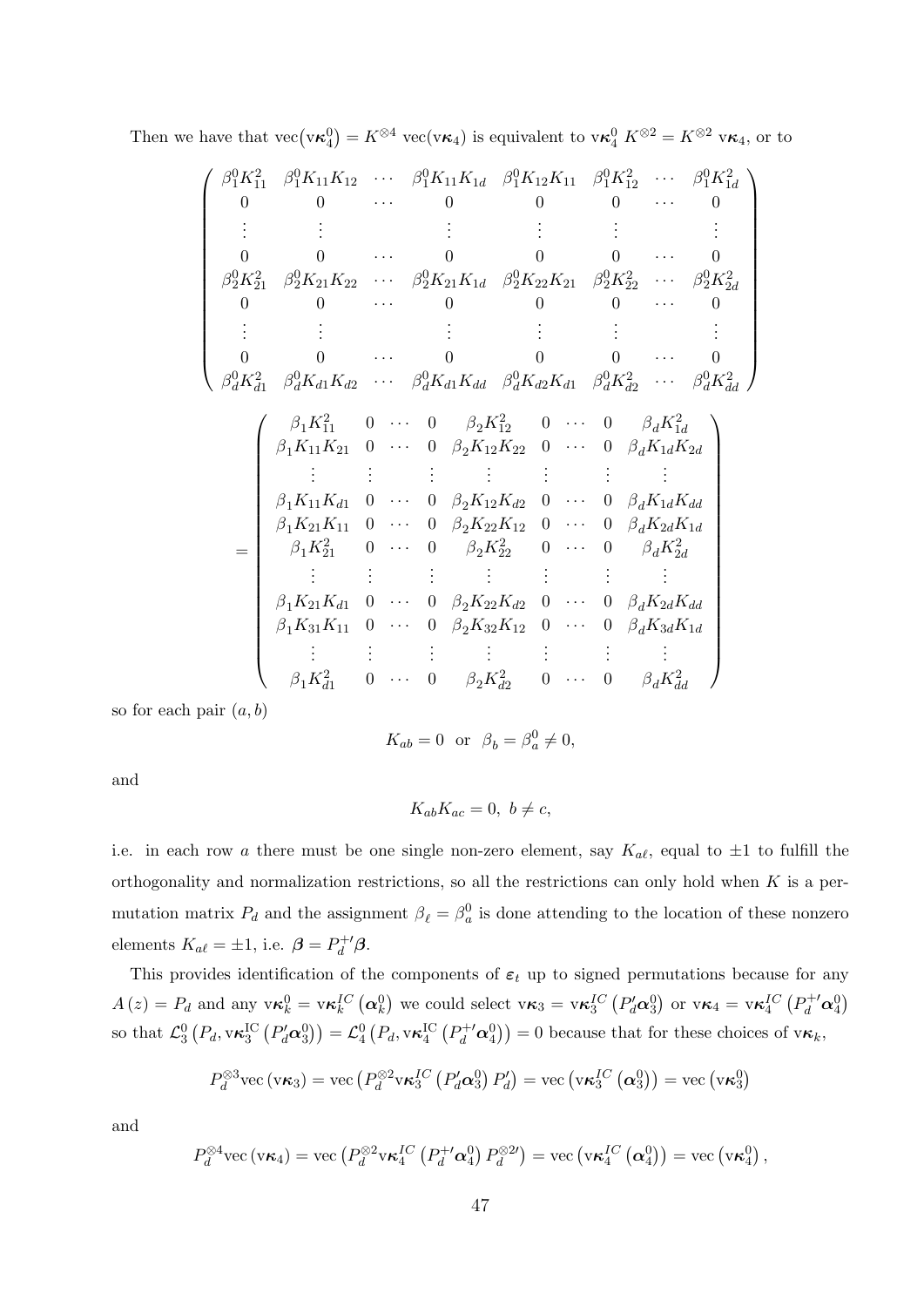Then we have that $\text{vec}(\text{v}\boldsymbol{\kappa}_4^0) = K^{\otimes 4}\ \text{vec}(\text{v}\boldsymbol{\kappa}_4)$ is equivalent to $\text{v}\boldsymbol{\kappa}_4^0\ K^{\otimes 2} = K^{\otimes 2}\ \text{v}\boldsymbol{\kappa}_4$, or to

$$
\begin{pmatrix}
\beta_1^0 K_{11}^2 & \beta_1^0 K_{11}K_{12} & \cdots & \beta_1^0 K_{11}K_{1d} & \beta_1^0 K_{12}K_{11} & \beta_1^0 K_{12}^2 & \cdots & \beta_1^0 K_{1d}^2 \\
0 & 0 & \cdots & 0 & 0 & 0 & \cdots & 0 \\
\vdots & \vdots & & \vdots & \vdots & \vdots & & \vdots \\
0 & 0 & \cdots & 0 & 0 & 0 & \cdots & 0 \\
\beta_2^0 K_{21}^2 & \beta_2^0 K_{21}K_{22} & \cdots & \beta_2^0 K_{21}K_{1d} & \beta_2^0 K_{22}K_{21} & \beta_2^0 K_{22}^2 & \cdots & \beta_2^0 K_{2d}^2 \\
0 & 0 & \cdots & 0 & 0 & 0 & \cdots & 0 \\
\vdots & \vdots & & \vdots & \vdots & \vdots & & \vdots \\
0 & 0 & \cdots & 0 & 0 & 0 & \cdots & 0 \\
\beta_d^0 K_{d1}^2 & \beta_d^0 K_{d1}K_{d2} & \cdots & \beta_d^0 K_{d1}K_{dd} & \beta_d^0 K_{d2}K_{d1} & \beta_d^0 K_{d2}^2 & \cdots & \beta_d^0 K_{dd}^2
\end{pmatrix}
$$

$$
= \begin{pmatrix}
\beta_1 K_{11}^2 & 0 & \cdots & 0 & \beta_2 K_{12}^2 & 0 & \cdots & 0 & \beta_d K_{1d}^2 \\
\beta_1 K_{11}K_{21} & 0 & \cdots & 0 & \beta_2 K_{12}K_{22} & 0 & \cdots & 0 & \beta_d K_{1d}K_{2d} \\
\vdots & \vdots & & \vdots & \vdots & \vdots & & \vdots & \vdots \\
\beta_1 K_{11}K_{d1} & 0 & \cdots & 0 & \beta_2 K_{12}K_{d2} & 0 & \cdots & 0 & \beta_d K_{1d}K_{dd} \\
\beta_1 K_{21}K_{11} & 0 & \cdots & 0 & \beta_2 K_{22}K_{12} & 0 & \cdots & 0 & \beta_d K_{2d}K_{1d} \\
\beta_1 K_{21}^2 & 0 & \cdots & 0 & \beta_2 K_{22}^2 & 0 & \cdots & 0 & \beta_d K_{2d}^2 \\
\vdots & \vdots & & \vdots & \vdots & \vdots & & \vdots & \vdots \\
\beta_1 K_{21}K_{d1} & 0 & \cdots & 0 & \beta_2 K_{22}K_{d2} & 0 & \cdots & 0 & \beta_d K_{2d}K_{dd} \\
\beta_1 K_{31}K_{11} & 0 & \cdots & 0 & \beta_2 K_{32}K_{12} & 0 & \cdots & 0 & \beta_d K_{3d}K_{1d} \\
\vdots & \vdots & & \vdots & \vdots & \vdots & & \vdots & \vdots \\
\beta_1 K_{d1}^2 & 0 & \cdots & 0 & \beta_2 K_{d2}^2 & 0 & \cdots & 0 & \beta_d K_{dd}^2
\end{pmatrix}
$$

so for each pair $(a, b)$

$$
K_{ab} = 0 \ \text{ or } \ \beta_b = \beta_a^0 \neq 0,
$$

and

$$
K_{ab}K_{ac} = 0, \ b \neq c,
$$

i.e. in each row $a$ there must be one single non-zero element, say $K_{a\ell}$, equal to $\pm 1$ to fulfill the orthogonality and normalization restrictions, so all the restrictions can only hold when $K$ is a permutation matrix $P_d$ and the assignment $\beta_\ell = \beta_a^0$ is done attending to the location of these nonzero elements $K_{a\ell} = \pm 1$, i.e. $\boldsymbol{\beta} = P_d^{+\prime}\boldsymbol{\beta}$.

This provides identification of the components of $\boldsymbol{\varepsilon}_t$ up to signed permutations because for any $A(z) = P_d$ and any $\text{v}\boldsymbol{\kappa}_k^0 = \text{v}\boldsymbol{\kappa}_k^{IC}(\boldsymbol{\alpha}_k^0)$ we could select $\text{v}\boldsymbol{\kappa}_3 = \text{v}\boldsymbol{\kappa}_3^{IC}(P_d'\boldsymbol{\alpha}_3^0)$ or $\text{v}\boldsymbol{\kappa}_4 = \text{v}\boldsymbol{\kappa}_4^{IC}(P_d^{+\prime}\boldsymbol{\alpha}_4^0)$ so that $\mathcal{L}_3^0(P_d, \text{v}\boldsymbol{\kappa}_3^{\text{IC}}(P_d'\boldsymbol{\alpha}_3^0)) = \mathcal{L}_4^0(P_d, \text{v}\boldsymbol{\kappa}_4^{\text{IC}}(P_d^{+\prime}\boldsymbol{\alpha}_4^0)) = 0$ because that for these choices of $\text{v}\boldsymbol{\kappa}_k$,

$$
P_d^{\otimes 3}\text{vec}(\text{v}\boldsymbol{\kappa}_3) = \text{vec}\left(P_d^{\otimes 2}\text{v}\boldsymbol{\kappa}_3^{IC}(P_d'\boldsymbol{\alpha}_3^0)\, P_d'\right) = \text{vec}\left(\text{v}\boldsymbol{\kappa}_3^{IC}(\boldsymbol{\alpha}_3^0)\right) = \text{vec}\left(\text{v}\boldsymbol{\kappa}_3^0\right)
$$

and

$$
P_d^{\otimes 4}\text{vec}(\text{v}\boldsymbol{\kappa}_4) = \text{vec}\left(P_d^{\otimes 2}\text{v}\boldsymbol{\kappa}_4^{IC}(P_d^{+\prime}\boldsymbol{\alpha}_4^0)\, P_d^{\otimes 2\prime}\right) = \text{vec}\left(\text{v}\boldsymbol{\kappa}_4^{IC}(\boldsymbol{\alpha}_4^0)\right) = \text{vec}\left(\text{v}\boldsymbol{\kappa}_4^0\right),
$$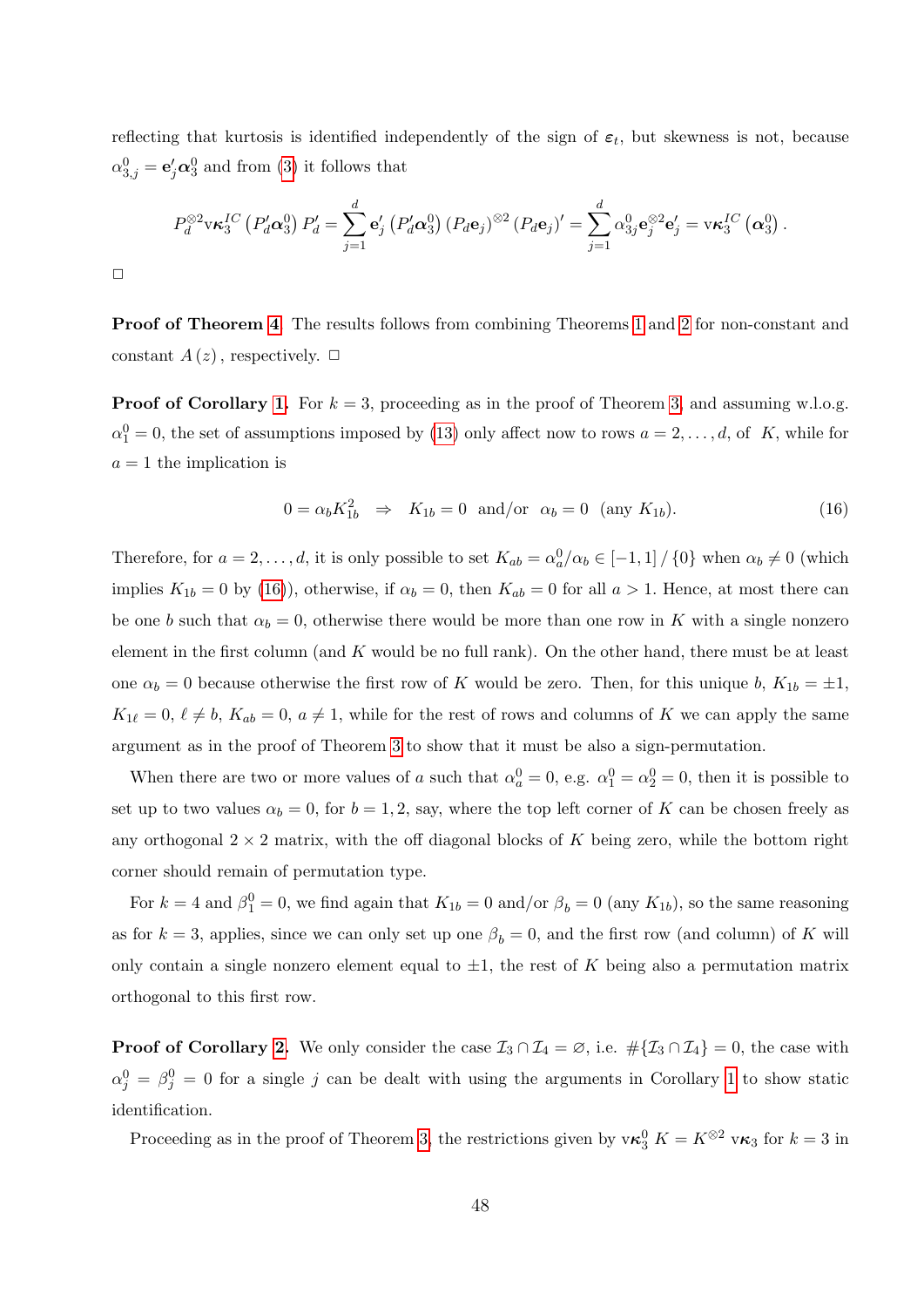reflecting that kurtosis is identified independently of the sign of $\boldsymbol{\varepsilon}_t$, but skewness is not, because $\alpha^0_{3,j} = \mathbf{e}_j'\boldsymbol{\alpha}^0_3$ and from (3) it follows that

$$P_d^{\otimes 2} \mathrm{v}\boldsymbol{\kappa}_3^{IC}\left(P_d'\boldsymbol{\alpha}_3^0\right)P_d' = \sum_{j=1}^d \mathbf{e}_j'\left(P_d'\boldsymbol{\alpha}_3^0\right)\left(P_d\mathbf{e}_j\right)^{\otimes 2}\left(P_d\mathbf{e}_j\right)' = \sum_{j=1}^d \alpha_{3j}^0 \mathbf{e}_j^{\otimes 2}\mathbf{e}_j' = \mathrm{v}\boldsymbol{\kappa}_3^{IC}\left(\boldsymbol{\alpha}_3^0\right).$$

□

**Proof of Theorem 4.** The results follows from combining Theorems 1 and 2 for non-constant and constant $A(z)$, respectively. □

**Proof of Corollary 1.** For $k=3$, proceeding as in the proof of Theorem 3 and assuming w.l.o.g. $\alpha_1^0 = 0$, the set of assumptions imposed by (13) only affect now to rows $a = 2, \ldots, d$, of $K$, while for $a=1$ the implication is

$$0 = \alpha_b K_{1b}^2 \quad \Rightarrow \quad K_{1b} = 0 \;\text{ and/or }\; \alpha_b = 0 \;\text{ (any } K_{1b}). \tag{16}$$

Therefore, for $a = 2, \ldots, d$, it is only possible to set $K_{ab} = \alpha_a^0/\alpha_b \in [-1,1]/\{0\}$ when $\alpha_b \neq 0$ (which implies $K_{1b} = 0$ by (16)), otherwise, if $\alpha_b = 0$, then $K_{ab} = 0$ for all $a > 1$. Hence, at most there can be one $b$ such that $\alpha_b = 0$, otherwise there would be more than one row in $K$ with a single nonzero element in the first column (and $K$ would be no full rank). On the other hand, there must be at least one $\alpha_b = 0$ because otherwise the first row of $K$ would be zero. Then, for this unique $b$, $K_{1b} = \pm 1$, $K_{1\ell} = 0$, $\ell \neq b$, $K_{ab} = 0$, $a \neq 1$, while for the rest of rows and columns of $K$ we can apply the same argument as in the proof of Theorem 3 to show that it must be also a sign-permutation.

When there are two or more values of $a$ such that $\alpha_a^0 = 0$, e.g. $\alpha_1^0 = \alpha_2^0 = 0$, then it is possible to set up to two values $\alpha_b = 0$, for $b = 1, 2$, say, where the top left corner of $K$ can be chosen freely as any orthogonal $2 \times 2$ matrix, with the off diagonal blocks of $K$ being zero, while the bottom right corner should remain of permutation type.

For $k = 4$ and $\beta_1^0 = 0$, we find again that $K_{1b} = 0$ and/or $\beta_b = 0$ (any $K_{1b}$), so the same reasoning as for $k = 3$, applies, since we can only set up one $\beta_b = 0$, and the first row (and column) of $K$ will only contain a single nonzero element equal to $\pm 1$, the rest of $K$ being also a permutation matrix orthogonal to this first row.

**Proof of Corollary 2.** We only consider the case $\mathcal{I}_3 \cap \mathcal{I}_4 = \varnothing$, i.e. $\#\{\mathcal{I}_3 \cap \mathcal{I}_4\} = 0$, the case with $\alpha_j^0 = \beta_j^0 = 0$ for a single $j$ can be dealt with using the arguments in Corollary 1 to show static identification.

Proceeding as in the proof of Theorem 3, the restrictions given by $\mathrm{v}\boldsymbol{\kappa}_3^0\, K = K^{\otimes 2}\, \mathrm{v}\boldsymbol{\kappa}_3$ for $k = 3$ in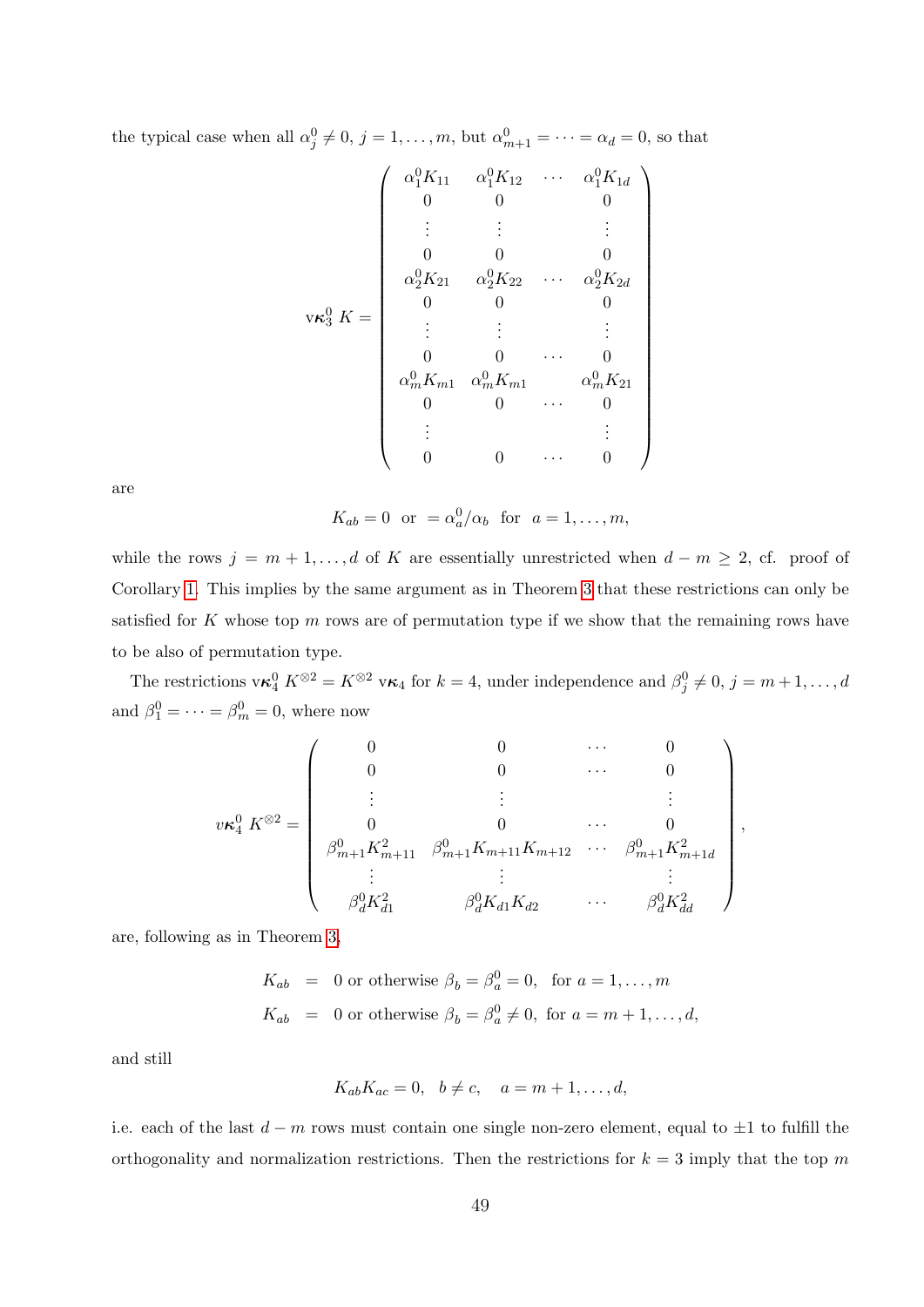the typical case when all $\alpha_j^0 \neq 0$, $j = 1, \ldots, m$, but $\alpha_{m+1}^0 = \cdots = \alpha_d = 0$, so that

$$
\mathrm{v}\boldsymbol{\kappa}_3^0 \; K = \begin{pmatrix}
\alpha_1^0 K_{11} & \alpha_1^0 K_{12} & \cdots & \alpha_1^0 K_{1d} \\
0 & 0 & & 0 \\
\vdots & \vdots & & \vdots \\
0 & 0 & & 0 \\
\alpha_2^0 K_{21} & \alpha_2^0 K_{22} & \cdots & \alpha_2^0 K_{2d} \\
0 & 0 & & 0 \\
\vdots & \vdots & & \vdots \\
0 & 0 & \cdots & 0 \\
\alpha_m^0 K_{m1} & \alpha_m^0 K_{m1} & & \alpha_m^0 K_{21} \\
0 & 0 & \cdots & 0 \\
\vdots & & & \vdots \\
0 & 0 & \cdots & 0
\end{pmatrix}
$$

are

$$
K_{ab} = 0 \;\text{ or }\; = \alpha_a^0 / \alpha_b \;\text{ for }\; a = 1, \ldots, m,
$$

while the rows $j = m+1, \ldots, d$ of $K$ are essentially unrestricted when $d - m \geq 2$, cf. proof of Corollary 1. This implies by the same argument as in Theorem 3 that these restrictions can only be satisfied for $K$ whose top $m$ rows are of permutation type if we show that the remaining rows have to be also of permutation type.

The restrictions $\mathrm{v}\boldsymbol{\kappa}_4^0 \; K^{\otimes 2} = K^{\otimes 2} \; \mathrm{v}\boldsymbol{\kappa}_4$ for $k = 4$, under independence and $\beta_j^0 \neq 0$, $j = m+1, \ldots, d$ and $\beta_1^0 = \cdots = \beta_m^0 = 0$, where now

$$
v\boldsymbol{\kappa}_4^0 \; K^{\otimes 2} = \begin{pmatrix}
0 & 0 & \cdots & 0 \\
0 & 0 & \cdots & 0 \\
\vdots & \vdots & & \vdots \\
0 & 0 & \cdots & 0 \\
\beta_{m+1}^0 K_{m+11}^2 & \beta_{m+1}^0 K_{m+11} K_{m+12} & \cdots & \beta_{m+1}^0 K_{m+1d}^2 \\
\vdots & \vdots & & \vdots \\
\beta_d^0 K_{d1}^2 & \beta_d^0 K_{d1} K_{d2} & \cdots & \beta_d^0 K_{dd}^2
\end{pmatrix},
$$

are, following as in Theorem 3,

$$
\begin{aligned}
K_{ab} &= 0 \text{ or otherwise } \beta_b = \beta_a^0 = 0, \;\text{ for } a = 1, \ldots, m \\
K_{ab} &= 0 \text{ or otherwise } \beta_b = \beta_a^0 \neq 0, \text{ for } a = m+1, \ldots, d,
\end{aligned}
$$

and still

$$
K_{ab} K_{ac} = 0, \quad b \neq c, \quad a = m+1, \ldots, d,
$$

i.e. each of the last $d - m$ rows must contain one single non-zero element, equal to $\pm 1$ to fulfill the orthogonality and normalization restrictions. Then the restrictions for $k = 3$ imply that the top $m$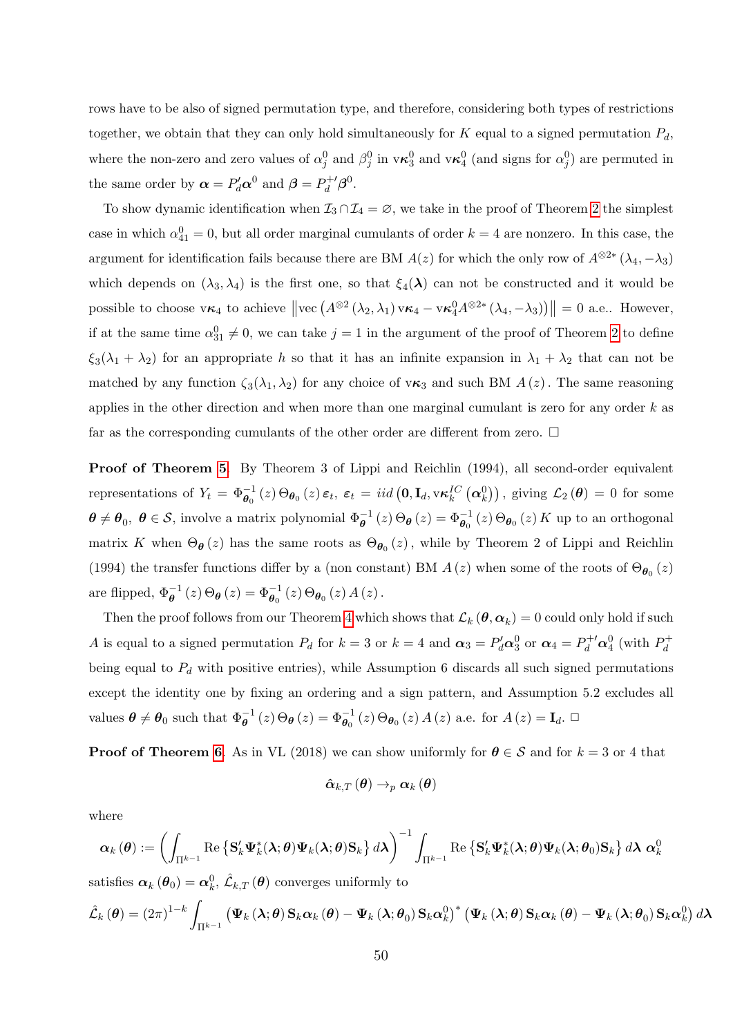rows have to be also of signed permutation type, and therefore, considering both types of restrictions together, we obtain that they can only hold simultaneously for $K$ equal to a signed permutation $P_d$, where the non-zero and zero values of $\alpha_j^0$ and $\beta_j^0$ in $\mathrm{v}\boldsymbol{\kappa}_3^0$ and $\mathrm{v}\boldsymbol{\kappa}_4^0$ (and signs for $\alpha_j^0$) are permuted in the same order by $\boldsymbol{\alpha} = P_d'\boldsymbol{\alpha}^0$ and $\boldsymbol{\beta} = P_d^{+\prime}\boldsymbol{\beta}^0$.

To show dynamic identification when $\mathcal{I}_3 \cap \mathcal{I}_4 = \varnothing$, we take in the proof of Theorem 2 the simplest case in which $\alpha_{41}^0 = 0$, but all order marginal cumulants of order $k = 4$ are nonzero. In this case, the argument for identification fails because there are BM $A(z)$ for which the only row of $A^{\otimes 2*}(\lambda_4, -\lambda_3)$ which depends on $(\lambda_3, \lambda_4)$ is the first one, so that $\xi_4(\boldsymbol{\lambda})$ can not be constructed and it would be possible to choose $\mathrm{v}\boldsymbol{\kappa}_4$ to achieve $\left\|\mathrm{vec}\left(A^{\otimes 2}(\lambda_2, \lambda_1)\,\mathrm{v}\boldsymbol{\kappa}_4 - \mathrm{v}\boldsymbol{\kappa}_4^0 A^{\otimes 2*}(\lambda_4, -\lambda_3)\right)\right\| = 0$ a.e.. However, if at the same time $\alpha_{31}^0 \neq 0$, we can take $j = 1$ in the argument of the proof of Theorem 2 to define $\xi_3(\lambda_1 + \lambda_2)$ for an appropriate $h$ so that it has an infinite expansion in $\lambda_1 + \lambda_2$ that can not be matched by any function $\zeta_3(\lambda_1, \lambda_2)$ for any choice of $\mathrm{v}\boldsymbol{\kappa}_3$ and such BM $A(z)$. The same reasoning applies in the other direction and when more than one marginal cumulant is zero for any order $k$ as far as the corresponding cumulants of the other order are different from zero. $\square$

**Proof of Theorem 5.** By Theorem 3 of Lippi and Reichlin (1994), all second-order equivalent representations of $Y_t = \Phi_{\boldsymbol{\theta}_0}^{-1}(z)\,\Theta_{\boldsymbol{\theta}_0}(z)\,\boldsymbol{\varepsilon}_t$, $\boldsymbol{\varepsilon}_t = iid\left(\mathbf{0}, \mathbf{I}_d, \mathrm{v}\boldsymbol{\kappa}_k^{IC}\left(\boldsymbol{\alpha}_k^0\right)\right)$, giving $\mathcal{L}_2(\boldsymbol{\theta}) = 0$ for some $\boldsymbol{\theta} \neq \boldsymbol{\theta}_0$, $\boldsymbol{\theta} \in \mathcal{S}$, involve a matrix polynomial $\Phi_{\boldsymbol{\theta}}^{-1}(z)\,\Theta_{\boldsymbol{\theta}}(z) = \Phi_{\boldsymbol{\theta}_0}^{-1}(z)\,\Theta_{\boldsymbol{\theta}_0}(z)\,K$ up to an orthogonal matrix $K$ when $\Theta_{\boldsymbol{\theta}}(z)$ has the same roots as $\Theta_{\boldsymbol{\theta}_0}(z)$, while by Theorem 2 of Lippi and Reichlin (1994) the transfer functions differ by a (non constant) BM $A(z)$ when some of the roots of $\Theta_{\boldsymbol{\theta}_0}(z)$ are flipped, $\Phi_{\boldsymbol{\theta}}^{-1}(z)\,\Theta_{\boldsymbol{\theta}}(z) = \Phi_{\boldsymbol{\theta}_0}^{-1}(z)\,\Theta_{\boldsymbol{\theta}_0}(z)\,A(z)$.

Then the proof follows from our Theorem 4 which shows that $\mathcal{L}_k(\boldsymbol{\theta}, \boldsymbol{\alpha}_k) = 0$ could only hold if such $A$ is equal to a signed permutation $P_d$ for $k = 3$ or $k = 4$ and $\boldsymbol{\alpha}_3 = P_d'\boldsymbol{\alpha}_3^0$ or $\boldsymbol{\alpha}_4 = P_d^{+\prime}\boldsymbol{\alpha}_4^0$ (with $P_d^+$ being equal to $P_d$ with positive entries), while Assumption 6 discards all such signed permutations except the identity one by fixing an ordering and a sign pattern, and Assumption 5.2 excludes all values $\boldsymbol{\theta} \neq \boldsymbol{\theta}_0$ such that $\Phi_{\boldsymbol{\theta}}^{-1}(z)\,\Theta_{\boldsymbol{\theta}}(z) = \Phi_{\boldsymbol{\theta}_0}^{-1}(z)\,\Theta_{\boldsymbol{\theta}_0}(z)\,A(z)$ a.e. for $A(z) = \mathbf{I}_d$. $\square$

**Proof of Theorem 6.** As in VL (2018) we can show uniformly for $\boldsymbol{\theta} \in \mathcal{S}$ and for $k = 3$ or 4 that

$$\hat{\boldsymbol{\alpha}}_{k,T}(\boldsymbol{\theta}) \rightarrow_p \boldsymbol{\alpha}_k(\boldsymbol{\theta})$$

where

$$\boldsymbol{\alpha}_k(\boldsymbol{\theta}) := \left(\int_{\Pi^{k-1}} \mathrm{Re}\left\{\mathbf{S}_k'\boldsymbol{\Psi}_k^*(\boldsymbol{\lambda};\boldsymbol{\theta})\boldsymbol{\Psi}_k(\boldsymbol{\lambda};\boldsymbol{\theta})\mathbf{S}_k\right\} d\boldsymbol{\lambda}\right)^{-1} \int_{\Pi^{k-1}} \mathrm{Re}\left\{\mathbf{S}_k'\boldsymbol{\Psi}_k^*(\boldsymbol{\lambda};\boldsymbol{\theta})\boldsymbol{\Psi}_k(\boldsymbol{\lambda};\boldsymbol{\theta}_0)\mathbf{S}_k\right\} d\boldsymbol{\lambda}\ \boldsymbol{\alpha}_k^0$$

satisfies $\boldsymbol{\alpha}_k(\boldsymbol{\theta}_0) = \boldsymbol{\alpha}_k^0$, $\hat{\mathcal{L}}_{k,T}(\boldsymbol{\theta})$ converges uniformly to

$$\hat{\mathcal{L}}_k(\boldsymbol{\theta}) = (2\pi)^{1-k} \int_{\Pi^{k-1}} \left(\boldsymbol{\Psi}_k(\boldsymbol{\lambda};\boldsymbol{\theta})\mathbf{S}_k\boldsymbol{\alpha}_k(\boldsymbol{\theta}) - \boldsymbol{\Psi}_k(\boldsymbol{\lambda};\boldsymbol{\theta}_0)\mathbf{S}_k\boldsymbol{\alpha}_k^0\right)^* \left(\boldsymbol{\Psi}_k(\boldsymbol{\lambda};\boldsymbol{\theta})\mathbf{S}_k\boldsymbol{\alpha}_k(\boldsymbol{\theta}) - \boldsymbol{\Psi}_k(\boldsymbol{\lambda};\boldsymbol{\theta}_0)\mathbf{S}_k\boldsymbol{\alpha}_k^0\right) d\boldsymbol{\lambda}$$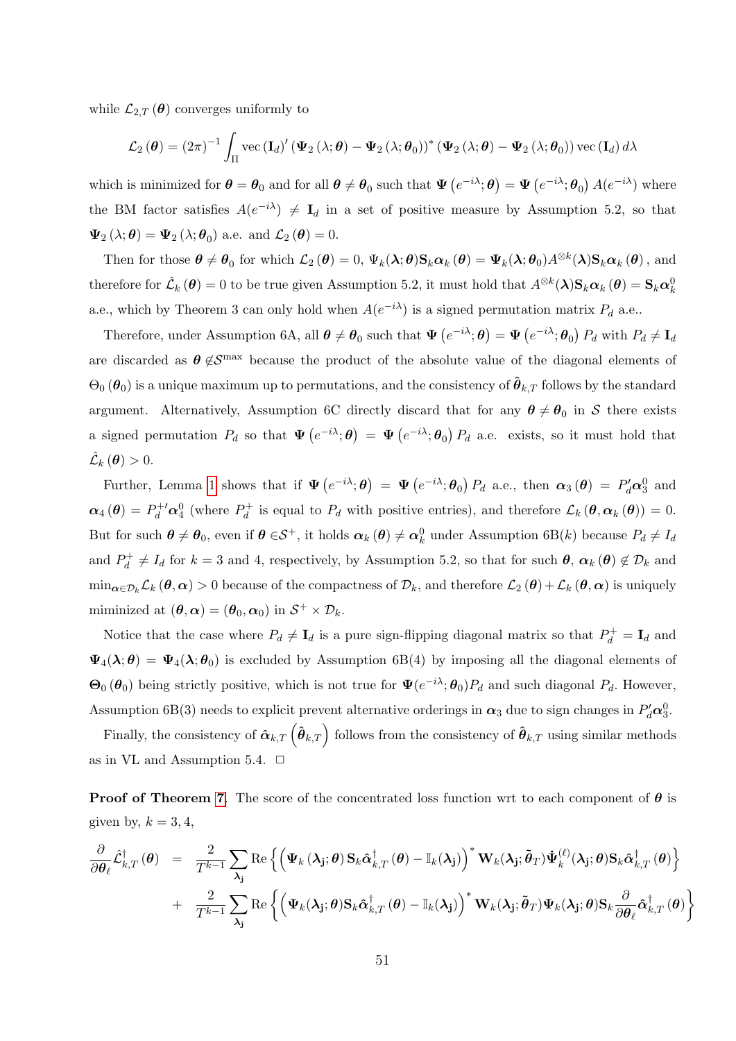while $\mathcal{L}_{2,T}(\boldsymbol{\theta})$ converges uniformly to

$$\mathcal{L}_2(\boldsymbol{\theta}) = (2\pi)^{-1} \int_{\Pi} \operatorname{vec}(\mathbf{I}_d)' \left(\boldsymbol{\Psi}_2(\lambda;\boldsymbol{\theta}) - \boldsymbol{\Psi}_2(\lambda;\boldsymbol{\theta}_0)\right)^* \left(\boldsymbol{\Psi}_2(\lambda;\boldsymbol{\theta}) - \boldsymbol{\Psi}_2(\lambda;\boldsymbol{\theta}_0)\right) \operatorname{vec}(\mathbf{I}_d)\, d\lambda$$

which is minimized for $\boldsymbol{\theta} = \boldsymbol{\theta}_0$ and for all $\boldsymbol{\theta} \neq \boldsymbol{\theta}_0$ such that $\boldsymbol{\Psi}\left(e^{-i\lambda};\boldsymbol{\theta}\right) = \boldsymbol{\Psi}\left(e^{-i\lambda};\boldsymbol{\theta}_0\right) A(e^{-i\lambda})$ where the BM factor satisfies $A(e^{-i\lambda}) \neq \mathbf{I}_d$ in a set of positive measure by Assumption 5.2, so that $\boldsymbol{\Psi}_2(\lambda;\boldsymbol{\theta}) = \boldsymbol{\Psi}_2(\lambda;\boldsymbol{\theta}_0)$ a.e. and $\mathcal{L}_2(\boldsymbol{\theta}) = 0$.

Then for those $\boldsymbol{\theta} \neq \boldsymbol{\theta}_0$ for which $\mathcal{L}_2(\boldsymbol{\theta}) = 0$, $\Psi_k(\boldsymbol{\lambda};\boldsymbol{\theta})\mathbf{S}_k\boldsymbol{\alpha}_k(\boldsymbol{\theta}) = \boldsymbol{\Psi}_k(\boldsymbol{\lambda};\boldsymbol{\theta}_0)A^{\otimes k}(\boldsymbol{\lambda})\mathbf{S}_k\boldsymbol{\alpha}_k(\boldsymbol{\theta})$, and therefore for $\hat{\mathcal{L}}_k(\boldsymbol{\theta}) = 0$ to be true given Assumption 5.2, it must hold that $A^{\otimes k}(\boldsymbol{\lambda})\mathbf{S}_k\boldsymbol{\alpha}_k(\boldsymbol{\theta}) = \mathbf{S}_k\boldsymbol{\alpha}_k^0$ a.e., which by Theorem 3 can only hold when $A(e^{-i\lambda})$ is a signed permutation matrix $P_d$ a.e..

Therefore, under Assumption 6A, all $\boldsymbol{\theta} \neq \boldsymbol{\theta}_0$ such that $\boldsymbol{\Psi}\left(e^{-i\lambda};\boldsymbol{\theta}\right) = \boldsymbol{\Psi}\left(e^{-i\lambda};\boldsymbol{\theta}_0\right) P_d$ with $P_d \neq \mathbf{I}_d$ are discarded as $\boldsymbol{\theta} \notin \mathcal{S}^{\max}$ because the product of the absolute value of the diagonal elements of $\Theta_0(\boldsymbol{\theta}_0)$ is a unique maximum up to permutations, and the consistency of $\hat{\boldsymbol{\theta}}_{k,T}$ follows by the standard argument. Alternatively, Assumption 6C directly discard that for any $\boldsymbol{\theta} \neq \boldsymbol{\theta}_0$ in $\mathcal{S}$ there exists a signed permutation $P_d$ so that $\boldsymbol{\Psi}\left(e^{-i\lambda};\boldsymbol{\theta}\right) = \boldsymbol{\Psi}\left(e^{-i\lambda};\boldsymbol{\theta}_0\right) P_d$ a.e. exists, so it must hold that $\hat{\mathcal{L}}_k(\boldsymbol{\theta}) > 0$.

Further, Lemma 1 shows that if $\boldsymbol{\Psi}\left(e^{-i\lambda};\boldsymbol{\theta}\right) = \boldsymbol{\Psi}\left(e^{-i\lambda};\boldsymbol{\theta}_0\right) P_d$ a.e., then $\boldsymbol{\alpha}_3(\boldsymbol{\theta}) = P_d'\boldsymbol{\alpha}_3^0$ and $\boldsymbol{\alpha}_4(\boldsymbol{\theta}) = P_d^{+\prime}\boldsymbol{\alpha}_4^0$ (where $P_d^+$ is equal to $P_d$ with positive entries), and therefore $\mathcal{L}_k(\boldsymbol{\theta},\boldsymbol{\alpha}_k(\boldsymbol{\theta})) = 0$. But for such $\boldsymbol{\theta} \neq \boldsymbol{\theta}_0$, even if $\boldsymbol{\theta} \in \mathcal{S}^+$, it holds $\boldsymbol{\alpha}_k(\boldsymbol{\theta}) \neq \boldsymbol{\alpha}_k^0$ under Assumption 6B($k$) because $P_d \neq I_d$ and $P_d^+ \neq I_d$ for $k = 3$ and 4, respectively, by Assumption 5.2, so that for such $\boldsymbol{\theta}$, $\boldsymbol{\alpha}_k(\boldsymbol{\theta}) \notin \mathcal{D}_k$ and $\min_{\boldsymbol{\alpha}\in\mathcal{D}_k}\mathcal{L}_k(\boldsymbol{\theta},\boldsymbol{\alpha}) > 0$ because of the compactness of $\mathcal{D}_k$, and therefore $\mathcal{L}_2(\boldsymbol{\theta}) + \mathcal{L}_k(\boldsymbol{\theta},\boldsymbol{\alpha})$ is uniquely miminized at $(\boldsymbol{\theta},\boldsymbol{\alpha}) = (\boldsymbol{\theta}_0,\boldsymbol{\alpha}_0)$ in $\mathcal{S}^+ \times \mathcal{D}_k$.

Notice that the case where $P_d \neq \mathbf{I}_d$ is a pure sign-flipping diagonal matrix so that $P_d^+ = \mathbf{I}_d$ and $\boldsymbol{\Psi}_4(\boldsymbol{\lambda};\boldsymbol{\theta}) = \boldsymbol{\Psi}_4(\boldsymbol{\lambda};\boldsymbol{\theta}_0)$ is excluded by Assumption 6B(4) by imposing all the diagonal elements of $\boldsymbol{\Theta}_0(\boldsymbol{\theta}_0)$ being strictly positive, which is not true for $\boldsymbol{\Psi}(e^{-i\lambda};\boldsymbol{\theta}_0)P_d$ and such diagonal $P_d$. However, Assumption 6B(3) needs to explicit prevent alternative orderings in $\boldsymbol{\alpha}_3$ due to sign changes in $P_d'\boldsymbol{\alpha}_3^0$.

Finally, the consistency of $\hat{\boldsymbol{\alpha}}_{k,T}\left(\hat{\boldsymbol{\theta}}_{k,T}\right)$ follows from the consistency of $\hat{\boldsymbol{\theta}}_{k,T}$ using similar methods as in VL and Assumption 5.4. $\square$

**Proof of Theorem 7.** The score of the concentrated loss function wrt to each component of $\boldsymbol{\theta}$ is given by, $k = 3, 4$,

$$\begin{aligned}
\frac{\partial}{\partial \boldsymbol{\theta}_\ell}\hat{\mathcal{L}}_{k,T}^{\dagger}(\boldsymbol{\theta}) &= \frac{2}{T^{k-1}}\sum_{\boldsymbol{\lambda}_{\mathbf{j}}} \operatorname{Re}\left\{\left(\boldsymbol{\Psi}_k(\boldsymbol{\lambda}_{\mathbf{j}};\boldsymbol{\theta})\mathbf{S}_k\hat{\boldsymbol{\alpha}}_{k,T}^{\dagger}(\boldsymbol{\theta}) - \mathbb{I}_k(\boldsymbol{\lambda}_{\mathbf{j}})\right)^* \mathbf{W}_k(\boldsymbol{\lambda}_{\mathbf{j}};\tilde{\boldsymbol{\theta}}_T)\dot{\boldsymbol{\Psi}}_k^{(\ell)}(\boldsymbol{\lambda}_{\mathbf{j}};\boldsymbol{\theta})\mathbf{S}_k\hat{\boldsymbol{\alpha}}_{k,T}^{\dagger}(\boldsymbol{\theta})\right\} \\
&+ \frac{2}{T^{k-1}}\sum_{\boldsymbol{\lambda}_{\mathbf{j}}} \operatorname{Re}\left\{\left(\boldsymbol{\Psi}_k(\boldsymbol{\lambda}_{\mathbf{j}};\boldsymbol{\theta})\mathbf{S}_k\hat{\boldsymbol{\alpha}}_{k,T}^{\dagger}(\boldsymbol{\theta}) - \mathbb{I}_k(\boldsymbol{\lambda}_{\mathbf{j}})\right)^* \mathbf{W}_k(\boldsymbol{\lambda}_{\mathbf{j}};\tilde{\boldsymbol{\theta}}_T)\boldsymbol{\Psi}_k(\boldsymbol{\lambda}_{\mathbf{j}};\boldsymbol{\theta})\mathbf{S}_k\frac{\partial}{\partial\boldsymbol{\theta}_\ell}\hat{\boldsymbol{\alpha}}_{k,T}^{\dagger}(\boldsymbol{\theta})\right\}
\end{aligned}$$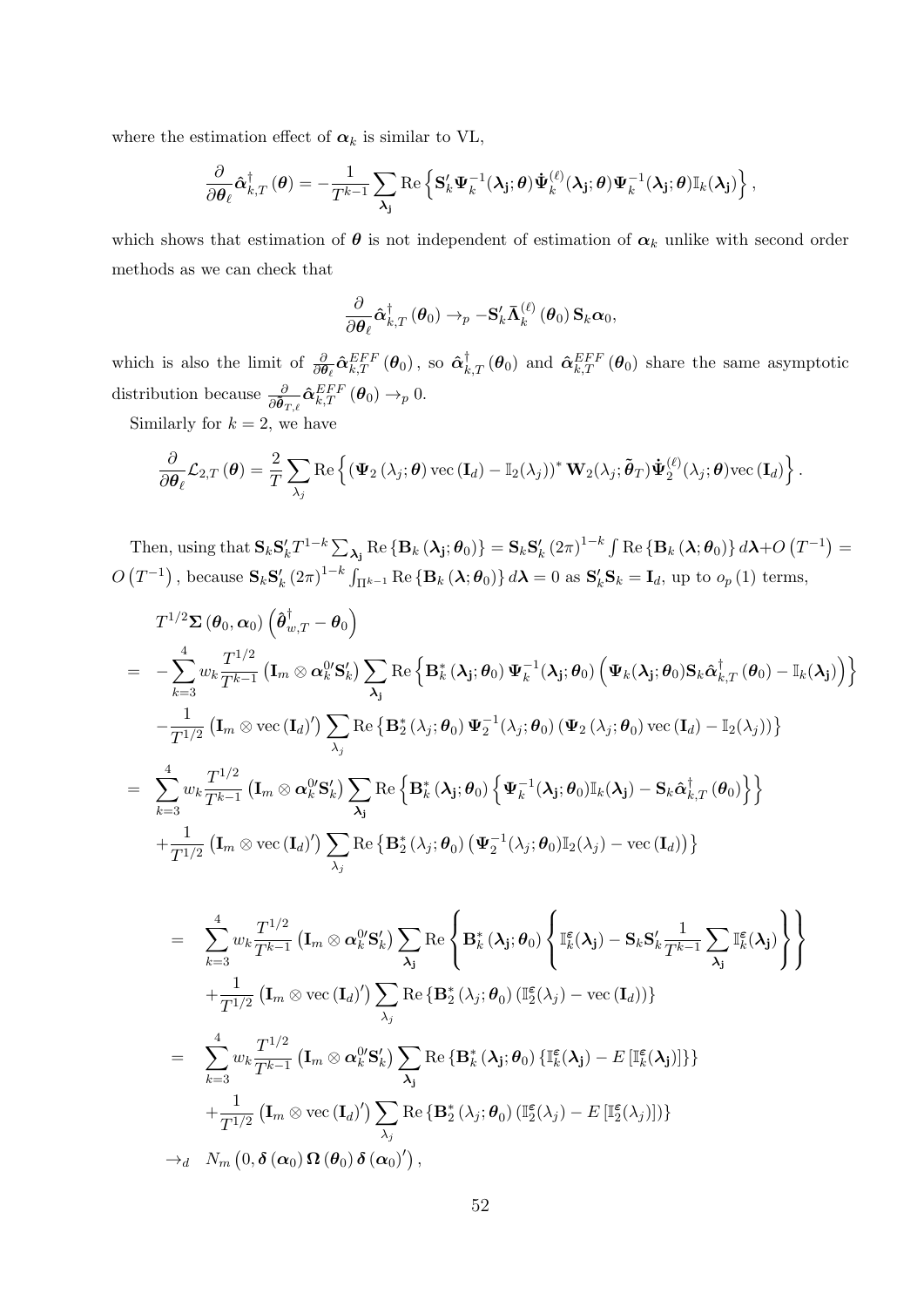where the estimation effect of $\boldsymbol{\alpha}_k$ is similar to VL,

$$\frac{\partial}{\partial \boldsymbol{\theta}_\ell}\hat{\boldsymbol{\alpha}}_{k,T}^{\dagger}(\boldsymbol{\theta}) = -\frac{1}{T^{k-1}}\sum_{\boldsymbol{\lambda}_{\mathbf{j}}}\operatorname{Re}\left\{\mathbf{S}_k'\boldsymbol{\Psi}_k^{-1}(\boldsymbol{\lambda}_{\mathbf{j}};\boldsymbol{\theta})\dot{\boldsymbol{\Psi}}_k^{(\ell)}(\boldsymbol{\lambda}_{\mathbf{j}};\boldsymbol{\theta})\boldsymbol{\Psi}_k^{-1}(\boldsymbol{\lambda}_{\mathbf{j}};\boldsymbol{\theta})\mathbb{I}_k(\boldsymbol{\lambda}_{\mathbf{j}})\right\},$$

which shows that estimation of $\boldsymbol{\theta}$ is not independent of estimation of $\boldsymbol{\alpha}_k$ unlike with second order methods as we can check that

$$\frac{\partial}{\partial \boldsymbol{\theta}_\ell}\hat{\boldsymbol{\alpha}}_{k,T}^{\dagger}(\boldsymbol{\theta}_0) \to_p -\mathbf{S}_k'\bar{\boldsymbol{\Lambda}}_k^{(\ell)}(\boldsymbol{\theta}_0)\mathbf{S}_k\boldsymbol{\alpha}_0,$$

which is also the limit of $\frac{\partial}{\partial \boldsymbol{\theta}_\ell}\hat{\boldsymbol{\alpha}}_{k,T}^{EFF}(\boldsymbol{\theta}_0)$, so $\hat{\boldsymbol{\alpha}}_{k,T}^{\dagger}(\boldsymbol{\theta}_0)$ and $\hat{\boldsymbol{\alpha}}_{k,T}^{EFF}(\boldsymbol{\theta}_0)$ share the same asymptotic distribution because $\frac{\partial}{\partial \boldsymbol{\theta}_{T,\ell}}\hat{\boldsymbol{\alpha}}_{k,T}^{EFF}(\boldsymbol{\theta}_0) \to_p 0$.

Similarly for $k=2$, we have

$$\frac{\partial}{\partial \boldsymbol{\theta}_\ell}\mathcal{L}_{2,T}(\boldsymbol{\theta}) = \frac{2}{T}\sum_{\lambda_j}\operatorname{Re}\left\{\left(\boldsymbol{\Psi}_2(\lambda_j;\boldsymbol{\theta})\operatorname{vec}(\mathbf{I}_d) - \mathbb{I}_2(\lambda_j)\right)^*\mathbf{W}_2(\lambda_j;\tilde{\boldsymbol{\theta}}_T)\dot{\boldsymbol{\Psi}}_2^{(\ell)}(\lambda_j;\boldsymbol{\theta})\operatorname{vec}(\mathbf{I}_d)\right\}.$$

Then, using that $\mathbf{S}_k\mathbf{S}_k'T^{1-k}\sum_{\boldsymbol{\lambda}_{\mathbf{j}}}\operatorname{Re}\{\mathbf{B}_k(\boldsymbol{\lambda}_{\mathbf{j}};\boldsymbol{\theta}_0)\} = \mathbf{S}_k\mathbf{S}_k'(2\pi)^{1-k}\int\operatorname{Re}\{\mathbf{B}_k(\boldsymbol{\lambda};\boldsymbol{\theta}_0)\}d\boldsymbol{\lambda} + O(T^{-1}) = O(T^{-1})$, because $\mathbf{S}_k\mathbf{S}_k'(2\pi)^{1-k}\int_{\Pi^{k-1}}\operatorname{Re}\{\mathbf{B}_k(\boldsymbol{\lambda};\boldsymbol{\theta}_0)\}d\boldsymbol{\lambda} = 0$ as $\mathbf{S}_k'\mathbf{S}_k = \mathbf{I}_d$, up to $o_p(1)$ terms,

$$\begin{aligned}
& T^{1/2}\boldsymbol{\Sigma}(\boldsymbol{\theta}_0,\boldsymbol{\alpha}_0)\left(\hat{\boldsymbol{\theta}}_{w,T}^{\dagger} - \boldsymbol{\theta}_0\right) \\
= & -\sum_{k=3}^{4} w_k \frac{T^{1/2}}{T^{k-1}}\left(\mathbf{I}_m \otimes \boldsymbol{\alpha}_k^{0\prime}\mathbf{S}_k'\right)\sum_{\boldsymbol{\lambda}_{\mathbf{j}}}\operatorname{Re}\left\{\mathbf{B}_k^*(\boldsymbol{\lambda}_{\mathbf{j}};\boldsymbol{\theta}_0)\boldsymbol{\Psi}_k^{-1}(\boldsymbol{\lambda}_{\mathbf{j}};\boldsymbol{\theta}_0)\left(\boldsymbol{\Psi}_k(\boldsymbol{\lambda}_{\mathbf{j}};\boldsymbol{\theta}_0)\mathbf{S}_k\hat{\boldsymbol{\alpha}}_{k,T}^{\dagger}(\boldsymbol{\theta}_0) - \mathbb{I}_k(\boldsymbol{\lambda}_{\mathbf{j}})\right)\right\} \\
& -\frac{1}{T^{1/2}}\left(\mathbf{I}_m \otimes \operatorname{vec}(\mathbf{I}_d)'\right)\sum_{\lambda_j}\operatorname{Re}\left\{\mathbf{B}_2^*(\lambda_j;\boldsymbol{\theta}_0)\boldsymbol{\Psi}_2^{-1}(\lambda_j;\boldsymbol{\theta}_0)\left(\boldsymbol{\Psi}_2(\lambda_j;\boldsymbol{\theta}_0)\operatorname{vec}(\mathbf{I}_d) - \mathbb{I}_2(\lambda_j)\right)\right\} \\
= & \sum_{k=3}^{4} w_k \frac{T^{1/2}}{T^{k-1}}\left(\mathbf{I}_m \otimes \boldsymbol{\alpha}_k^{0\prime}\mathbf{S}_k'\right)\sum_{\boldsymbol{\lambda}_{\mathbf{j}}}\operatorname{Re}\left\{\mathbf{B}_k^*(\boldsymbol{\lambda}_{\mathbf{j}};\boldsymbol{\theta}_0)\left\{\boldsymbol{\Psi}_k^{-1}(\boldsymbol{\lambda}_{\mathbf{j}};\boldsymbol{\theta}_0)\mathbb{I}_k(\boldsymbol{\lambda}_{\mathbf{j}}) - \mathbf{S}_k\hat{\boldsymbol{\alpha}}_{k,T}^{\dagger}(\boldsymbol{\theta}_0)\right\}\right\} \\
& +\frac{1}{T^{1/2}}\left(\mathbf{I}_m \otimes \operatorname{vec}(\mathbf{I}_d)'\right)\sum_{\lambda_j}\operatorname{Re}\left\{\mathbf{B}_2^*(\lambda_j;\boldsymbol{\theta}_0)\left(\boldsymbol{\Psi}_2^{-1}(\lambda_j;\boldsymbol{\theta}_0)\mathbb{I}_2(\lambda_j) - \operatorname{vec}(\mathbf{I}_d)\right)\right\}
\end{aligned}$$

$$\begin{aligned}
= & \sum_{k=3}^{4} w_k \frac{T^{1/2}}{T^{k-1}}\left(\mathbf{I}_m \otimes \boldsymbol{\alpha}_k^{0\prime}\mathbf{S}_k'\right)\sum_{\boldsymbol{\lambda}_{\mathbf{j}}}\operatorname{Re}\left\{\mathbf{B}_k^*(\boldsymbol{\lambda}_{\mathbf{j}};\boldsymbol{\theta}_0)\left\{\mathbb{I}_k^{\boldsymbol{\varepsilon}}(\boldsymbol{\lambda}_{\mathbf{j}}) - \mathbf{S}_k\mathbf{S}_k'\frac{1}{T^{k-1}}\sum_{\boldsymbol{\lambda}_{\mathbf{j}}}\mathbb{I}_k^{\boldsymbol{\varepsilon}}(\boldsymbol{\lambda}_{\mathbf{j}})\right\}\right\} \\
& +\frac{1}{T^{1/2}}\left(\mathbf{I}_m \otimes \operatorname{vec}(\mathbf{I}_d)'\right)\sum_{\lambda_j}\operatorname{Re}\left\{\mathbf{B}_2^*(\lambda_j;\boldsymbol{\theta}_0)\left(\mathbb{I}_2^{\boldsymbol{\varepsilon}}(\lambda_j) - \operatorname{vec}(\mathbf{I}_d)\right)\right\} \\
= & \sum_{k=3}^{4} w_k \frac{T^{1/2}}{T^{k-1}}\left(\mathbf{I}_m \otimes \boldsymbol{\alpha}_k^{0\prime}\mathbf{S}_k'\right)\sum_{\boldsymbol{\lambda}_{\mathbf{j}}}\operatorname{Re}\left\{\mathbf{B}_k^*(\boldsymbol{\lambda}_{\mathbf{j}};\boldsymbol{\theta}_0)\left\{\mathbb{I}_k^{\boldsymbol{\varepsilon}}(\boldsymbol{\lambda}_{\mathbf{j}}) - E\left[\mathbb{I}_k^{\boldsymbol{\varepsilon}}(\boldsymbol{\lambda}_{\mathbf{j}})\right]\right\}\right\} \\
& +\frac{1}{T^{1/2}}\left(\mathbf{I}_m \otimes \operatorname{vec}(\mathbf{I}_d)'\right)\sum_{\lambda_j}\operatorname{Re}\left\{\mathbf{B}_2^*(\lambda_j;\boldsymbol{\theta}_0)\left(\mathbb{I}_2^{\boldsymbol{\varepsilon}}(\lambda_j) - E\left[\mathbb{I}_2^{\boldsymbol{\varepsilon}}(\lambda_j)\right]\right)\right\} \\
\to_d\ & N_m\left(0, \boldsymbol{\delta}(\boldsymbol{\alpha}_0)\boldsymbol{\Omega}(\boldsymbol{\theta}_0)\boldsymbol{\delta}(\boldsymbol{\alpha}_0)'\right),
\end{aligned}$$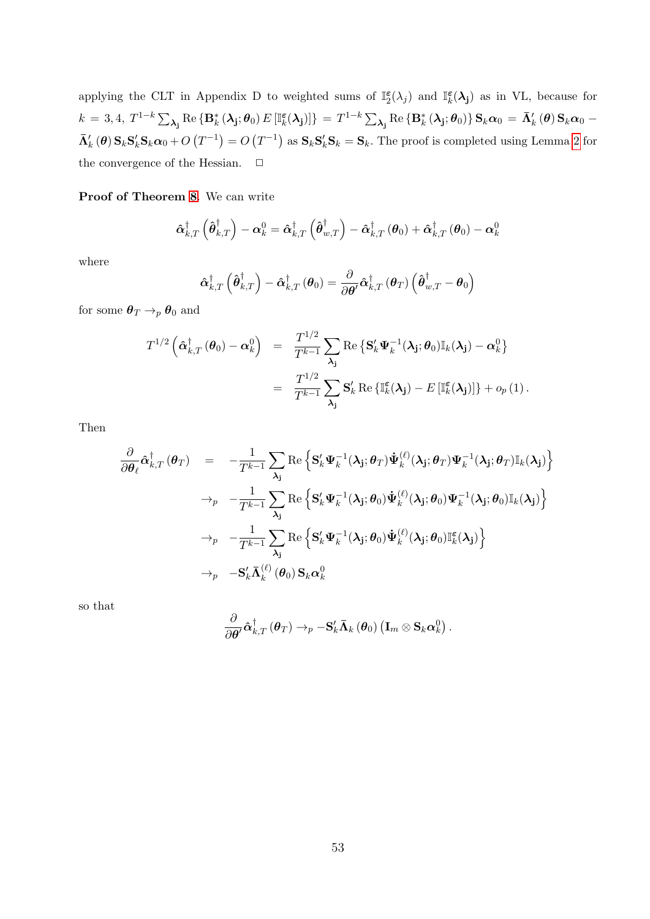applying the CLT in Appendix D to weighted sums of $\mathbb{I}_2^{\varepsilon}(\lambda_j)$ and $\mathbb{I}_k^{\varepsilon}(\boldsymbol{\lambda}_{\mathbf{j}})$ as in VL, because for $k=3,4$, $T^{1-k}\sum_{\boldsymbol{\lambda}_{\mathbf{j}}}\operatorname{Re}\left\{\mathbf{B}_k^*\left(\boldsymbol{\lambda}_{\mathbf{j}};\boldsymbol{\theta}_0\right)E\left[\mathbb{I}_k^{\varepsilon}(\boldsymbol{\lambda}_{\mathbf{j}})\right]\right\} = T^{1-k}\sum_{\boldsymbol{\lambda}_{\mathbf{j}}}\operatorname{Re}\left\{\mathbf{B}_k^*\left(\boldsymbol{\lambda}_{\mathbf{j}};\boldsymbol{\theta}_0\right)\right\}\mathbf{S}_k\boldsymbol{\alpha}_0 = \bar{\boldsymbol{\Lambda}}_k'\left(\boldsymbol{\theta}\right)\mathbf{S}_k\boldsymbol{\alpha}_0 - \bar{\boldsymbol{\Lambda}}_k'\left(\boldsymbol{\theta}\right)\mathbf{S}_k\mathbf{S}_k'\mathbf{S}_k\boldsymbol{\alpha}_0 + O\left(T^{-1}\right) = O\left(T^{-1}\right)$ as $\mathbf{S}_k\mathbf{S}_k'\mathbf{S}_k = \mathbf{S}_k$. The proof is completed using Lemma 2 for the convergence of the Hessian. $\square$

**Proof of Theorem 8.** We can write

$$\hat{\boldsymbol{\alpha}}_{k,T}^{\dagger}\left(\hat{\boldsymbol{\theta}}_{k,T}^{\dagger}\right) - \boldsymbol{\alpha}_k^0 = \hat{\boldsymbol{\alpha}}_{k,T}^{\dagger}\left(\hat{\boldsymbol{\theta}}_{w,T}^{\dagger}\right) - \hat{\boldsymbol{\alpha}}_{k,T}^{\dagger}\left(\boldsymbol{\theta}_0\right) + \hat{\boldsymbol{\alpha}}_{k,T}^{\dagger}\left(\boldsymbol{\theta}_0\right) - \boldsymbol{\alpha}_k^0$$

where

$$\hat{\boldsymbol{\alpha}}_{k,T}^{\dagger}\left(\hat{\boldsymbol{\theta}}_{k,T}^{\dagger}\right) - \hat{\boldsymbol{\alpha}}_{k,T}^{\dagger}\left(\boldsymbol{\theta}_0\right) = \frac{\partial}{\partial\boldsymbol{\theta}'}\hat{\boldsymbol{\alpha}}_{k,T}^{\dagger}\left(\boldsymbol{\theta}_T\right)\left(\hat{\boldsymbol{\theta}}_{w,T}^{\dagger} - \boldsymbol{\theta}_0\right)$$

for some $\boldsymbol{\theta}_T \to_p \boldsymbol{\theta}_0$ and

$$\begin{aligned}
T^{1/2}\left(\hat{\boldsymbol{\alpha}}_{k,T}^{\dagger}\left(\boldsymbol{\theta}_0\right) - \boldsymbol{\alpha}_k^0\right) &= \frac{T^{1/2}}{T^{k-1}}\sum_{\boldsymbol{\lambda}_{\mathbf{j}}}\operatorname{Re}\left\{\mathbf{S}_k'\boldsymbol{\Psi}_k^{-1}(\boldsymbol{\lambda}_{\mathbf{j}};\boldsymbol{\theta}_0)\mathbb{I}_k(\boldsymbol{\lambda}_{\mathbf{j}}) - \boldsymbol{\alpha}_k^0\right\} \\
&= \frac{T^{1/2}}{T^{k-1}}\sum_{\boldsymbol{\lambda}_{\mathbf{j}}}\mathbf{S}_k'\operatorname{Re}\left\{\mathbb{I}_k^{\varepsilon}(\boldsymbol{\lambda}_{\mathbf{j}}) - E\left[\mathbb{I}_k^{\varepsilon}(\boldsymbol{\lambda}_{\mathbf{j}})\right]\right\} + o_p\left(1\right).
\end{aligned}$$

Then

$$\begin{aligned}
\frac{\partial}{\partial\boldsymbol{\theta}_\ell}\hat{\boldsymbol{\alpha}}_{k,T}^{\dagger}\left(\boldsymbol{\theta}_T\right) &= -\frac{1}{T^{k-1}}\sum_{\boldsymbol{\lambda}_{\mathbf{j}}}\operatorname{Re}\left\{\mathbf{S}_k'\boldsymbol{\Psi}_k^{-1}(\boldsymbol{\lambda}_{\mathbf{j}};\boldsymbol{\theta}_T)\dot{\boldsymbol{\Psi}}_k^{(\ell)}(\boldsymbol{\lambda}_{\mathbf{j}};\boldsymbol{\theta}_T)\boldsymbol{\Psi}_k^{-1}(\boldsymbol{\lambda}_{\mathbf{j}};\boldsymbol{\theta}_T)\mathbb{I}_k(\boldsymbol{\lambda}_{\mathbf{j}})\right\} \\
&\to_p -\frac{1}{T^{k-1}}\sum_{\boldsymbol{\lambda}_{\mathbf{j}}}\operatorname{Re}\left\{\mathbf{S}_k'\boldsymbol{\Psi}_k^{-1}(\boldsymbol{\lambda}_{\mathbf{j}};\boldsymbol{\theta}_0)\dot{\boldsymbol{\Psi}}_k^{(\ell)}(\boldsymbol{\lambda}_{\mathbf{j}};\boldsymbol{\theta}_0)\boldsymbol{\Psi}_k^{-1}(\boldsymbol{\lambda}_{\mathbf{j}};\boldsymbol{\theta}_0)\mathbb{I}_k(\boldsymbol{\lambda}_{\mathbf{j}})\right\} \\
&\to_p -\frac{1}{T^{k-1}}\sum_{\boldsymbol{\lambda}_{\mathbf{j}}}\operatorname{Re}\left\{\mathbf{S}_k'\boldsymbol{\Psi}_k^{-1}(\boldsymbol{\lambda}_{\mathbf{j}};\boldsymbol{\theta}_0)\dot{\boldsymbol{\Psi}}_k^{(\ell)}(\boldsymbol{\lambda}_{\mathbf{j}};\boldsymbol{\theta}_0)\mathbb{I}_k^{\varepsilon}(\boldsymbol{\lambda}_{\mathbf{j}})\right\} \\
&\to_p -\mathbf{S}_k'\bar{\boldsymbol{\Lambda}}_k^{(\ell)}\left(\boldsymbol{\theta}_0\right)\mathbf{S}_k\boldsymbol{\alpha}_k^0
\end{aligned}$$

so that

$$\frac{\partial}{\partial\boldsymbol{\theta}'}\hat{\boldsymbol{\alpha}}_{k,T}^{\dagger}\left(\boldsymbol{\theta}_T\right) \to_p -\mathbf{S}_k'\bar{\boldsymbol{\Lambda}}_k\left(\boldsymbol{\theta}_0\right)\left(\mathbf{I}_m \otimes \mathbf{S}_k\boldsymbol{\alpha}_k^0\right).$$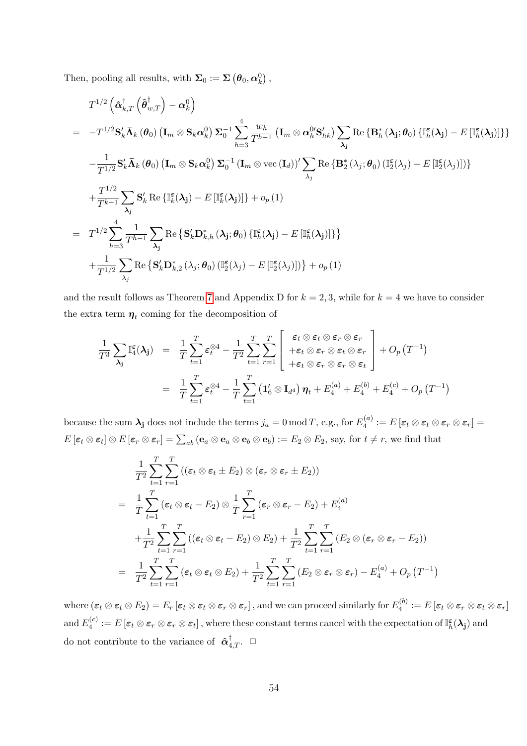Then, pooling all results, with $\mathbf{\Sigma}_0 := \mathbf{\Sigma}\left(\boldsymbol{\theta}_0, \boldsymbol{\alpha}_k^0\right)$,

$$
\begin{aligned}
& T^{1/2}\left(\hat{\boldsymbol{\alpha}}_{k,T}^{\dagger}\left(\hat{\boldsymbol{\theta}}_{w,T}^{\dagger}\right) - \boldsymbol{\alpha}_k^0\right) \\
= & -T^{1/2}\mathbf{S}_k'\bar{\mathbf{\Lambda}}_k\left(\boldsymbol{\theta}_0\right)\left(\mathbf{I}_m \otimes \mathbf{S}_k\boldsymbol{\alpha}_k^0\right)\mathbf{\Sigma}_0^{-1}\sum_{h=3}^{4}\frac{w_h}{T^{h-1}}\left(\mathbf{I}_m \otimes \boldsymbol{\alpha}_h^{0\prime}\mathbf{S}_{hk}'\right)\sum_{\boldsymbol{\lambda}_{\mathbf{j}}}\operatorname{Re}\left\{\mathbf{B}_h^*\left(\boldsymbol{\lambda}_{\mathbf{j}};\boldsymbol{\theta}_0\right)\left\{\mathbb{I}_h^{\boldsymbol{\varepsilon}}(\boldsymbol{\lambda}_{\mathbf{j}}) - E\left[\mathbb{I}_h^{\boldsymbol{\varepsilon}}(\boldsymbol{\lambda}_{\mathbf{j}})\right]\right\}\right\} \\
& -\frac{1}{T^{1/2}}\mathbf{S}_k'\bar{\mathbf{\Lambda}}_k\left(\boldsymbol{\theta}_0\right)\left(\mathbf{I}_m \otimes \mathbf{S}_k\boldsymbol{\alpha}_k^0\right)\mathbf{\Sigma}_0^{-1}\left(\mathbf{I}_m \otimes \operatorname{vec}\left(\mathbf{I}_d\right)\right)'\sum_{\lambda_j}\operatorname{Re}\left\{\mathbf{B}_2^*\left(\lambda_j;\boldsymbol{\theta}_0\right)\left(\mathbb{I}_2^{\boldsymbol{\varepsilon}}(\lambda_j) - E\left[\mathbb{I}_2^{\boldsymbol{\varepsilon}}(\lambda_j)\right]\right)\right\} \\
& +\frac{T^{1/2}}{T^{k-1}}\sum_{\boldsymbol{\lambda}_{\mathbf{j}}}\mathbf{S}_k'\operatorname{Re}\left\{\mathbb{I}_k^{\boldsymbol{\varepsilon}}(\boldsymbol{\lambda}_{\mathbf{j}}) - E\left[\mathbb{I}_k^{\boldsymbol{\varepsilon}}(\boldsymbol{\lambda}_{\mathbf{j}})\right]\right\} + o_p\left(1\right) \\
= & \; T^{1/2}\sum_{h=3}^{4}\frac{1}{T^{h-1}}\sum_{\boldsymbol{\lambda}_{\mathbf{j}}}\operatorname{Re}\left\{\mathbf{S}_k'\mathbf{D}_{k,h}^*\left(\boldsymbol{\lambda}_{\mathbf{j}};\boldsymbol{\theta}_0\right)\left\{\mathbb{I}_h^{\boldsymbol{\varepsilon}}(\boldsymbol{\lambda}_{\mathbf{j}}) - E\left[\mathbb{I}_h^{\boldsymbol{\varepsilon}}(\boldsymbol{\lambda}_{\mathbf{j}})\right]\right\}\right\} \\
& +\frac{1}{T^{1/2}}\sum_{\lambda_j}\operatorname{Re}\left\{\mathbf{S}_k'\mathbf{D}_{k,2}^*\left(\lambda_j;\boldsymbol{\theta}_0\right)\left(\mathbb{I}_2^{\boldsymbol{\varepsilon}}(\lambda_j) - E\left[\mathbb{I}_2^{\boldsymbol{\varepsilon}}(\lambda_j)\right]\right)\right\} + o_p\left(1\right)
\end{aligned}
$$

and the result follows as Theorem 7 and Appendix D for $k = 2, 3$, while for $k = 4$ we have to consider the extra term $\boldsymbol{\eta}_t$ coming for the decomposition of

$$
\begin{aligned}
\frac{1}{T^3}\sum_{\boldsymbol{\lambda}_{\mathbf{j}}}\mathbb{I}_4^{\boldsymbol{\varepsilon}}(\boldsymbol{\lambda}_{\mathbf{j}}) &= \frac{1}{T}\sum_{t=1}^{T}\boldsymbol{\varepsilon}_t^{\otimes 4} - \frac{1}{T^2}\sum_{t=1}^{T}\sum_{r=1}^{T}\left[\begin{array}{c}\boldsymbol{\varepsilon}_t \otimes \boldsymbol{\varepsilon}_t \otimes \boldsymbol{\varepsilon}_r \otimes \boldsymbol{\varepsilon}_r \\ +\boldsymbol{\varepsilon}_t \otimes \boldsymbol{\varepsilon}_r \otimes \boldsymbol{\varepsilon}_t \otimes \boldsymbol{\varepsilon}_r \\ +\boldsymbol{\varepsilon}_t \otimes \boldsymbol{\varepsilon}_r \otimes \boldsymbol{\varepsilon}_r \otimes \boldsymbol{\varepsilon}_t\end{array}\right] + O_p\left(T^{-1}\right) \\
&= \frac{1}{T}\sum_{t=1}^{T}\boldsymbol{\varepsilon}_t^{\otimes 4} - \frac{1}{T}\sum_{t=1}^{T}\left(\mathbf{1}_6' \otimes \mathbf{I}_{d^4}\right)\boldsymbol{\eta}_t + E_4^{(a)} + E_4^{(b)} + E_4^{(c)} + O_p\left(T^{-1}\right)
\end{aligned}
$$

because the sum $\boldsymbol{\lambda}_{\mathbf{j}}$ does not include the terms $j_a = 0 \bmod T$, e.g., for $E_4^{(a)} := E\left[\boldsymbol{\varepsilon}_t \otimes \boldsymbol{\varepsilon}_t \otimes \boldsymbol{\varepsilon}_r \otimes \boldsymbol{\varepsilon}_r\right] = E\left[\boldsymbol{\varepsilon}_t \otimes \boldsymbol{\varepsilon}_t\right] \otimes E\left[\boldsymbol{\varepsilon}_r \otimes \boldsymbol{\varepsilon}_r\right] = \sum_{ab}\left(\mathbf{e}_a \otimes \mathbf{e}_a \otimes \mathbf{e}_b \otimes \mathbf{e}_b\right) := E_2 \otimes E_2$, say, for $t \neq r$, we find that

$$
\begin{aligned}
& \frac{1}{T^2}\sum_{t=1}^{T}\sum_{r=1}^{T}\left(\left(\boldsymbol{\varepsilon}_t \otimes \boldsymbol{\varepsilon}_t \pm E_2\right) \otimes \left(\boldsymbol{\varepsilon}_r \otimes \boldsymbol{\varepsilon}_r \pm E_2\right)\right) \\
= & \; \frac{1}{T}\sum_{t=1}^{T}\left(\boldsymbol{\varepsilon}_t \otimes \boldsymbol{\varepsilon}_t - E_2\right) \otimes \frac{1}{T}\sum_{r=1}^{T}\left(\boldsymbol{\varepsilon}_r \otimes \boldsymbol{\varepsilon}_r - E_2\right) + E_4^{(a)} \\
& +\frac{1}{T^2}\sum_{t=1}^{T}\sum_{r=1}^{T}\left(\left(\boldsymbol{\varepsilon}_t \otimes \boldsymbol{\varepsilon}_t - E_2\right) \otimes E_2\right) + \frac{1}{T^2}\sum_{t=1}^{T}\sum_{r=1}^{T}\left(E_2 \otimes \left(\boldsymbol{\varepsilon}_r \otimes \boldsymbol{\varepsilon}_r - E_2\right)\right) \\
= & \; \frac{1}{T^2}\sum_{t=1}^{T}\sum_{r=1}^{T}\left(\boldsymbol{\varepsilon}_t \otimes \boldsymbol{\varepsilon}_t \otimes E_2\right) + \frac{1}{T^2}\sum_{t=1}^{T}\sum_{r=1}^{T}\left(E_2 \otimes \boldsymbol{\varepsilon}_r \otimes \boldsymbol{\varepsilon}_r\right) - E_4^{(a)} + O_p\left(T^{-1}\right)
\end{aligned}
$$

where $\left(\boldsymbol{\varepsilon}_t \otimes \boldsymbol{\varepsilon}_t \otimes E_2\right) = E_r\left[\boldsymbol{\varepsilon}_t \otimes \boldsymbol{\varepsilon}_t \otimes \boldsymbol{\varepsilon}_r \otimes \boldsymbol{\varepsilon}_r\right]$, and we can proceed similarly for $E_4^{(b)} := E\left[\boldsymbol{\varepsilon}_t \otimes \boldsymbol{\varepsilon}_r \otimes \boldsymbol{\varepsilon}_t \otimes \boldsymbol{\varepsilon}_r\right]$ and $E_4^{(c)} := E\left[\boldsymbol{\varepsilon}_t \otimes \boldsymbol{\varepsilon}_r \otimes \boldsymbol{\varepsilon}_r \otimes \boldsymbol{\varepsilon}_t\right]$, where these constant terms cancel with the expectation of $\mathbb{I}_h^{\boldsymbol{\varepsilon}}(\boldsymbol{\lambda}_{\mathbf{j}})$ and do not contribute to the variance of $\hat{\boldsymbol{\alpha}}_{4,T}^{\dagger}$. $\square$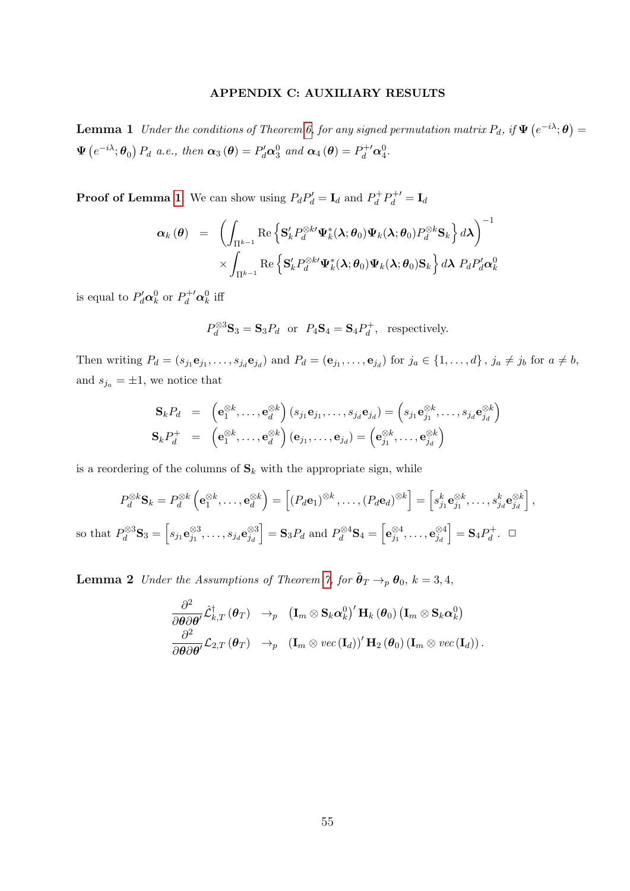## APPENDIX C: AUXILIARY RESULTS

**Lemma 1** *Under the conditions of Theorem 6, for any signed permutation matrix $P_d$, if $\mathbf{\Psi}\left(e^{-i\lambda};\boldsymbol{\theta}\right)=\mathbf{\Psi}\left(e^{-i\lambda};\boldsymbol{\theta}_0\right)P_d$ a.e., then $\boldsymbol{\alpha}_3\left(\boldsymbol{\theta}\right)=P_d'\boldsymbol{\alpha}_3^0$ and $\boldsymbol{\alpha}_4\left(\boldsymbol{\theta}\right)=P_d^{+\prime}\boldsymbol{\alpha}_4^0$.*

**Proof of Lemma 1** We can show using $P_dP_d'=\mathbf{I}_d$ and $P_d^+P_d^{+\prime}=\mathbf{I}_d$

$$
\begin{aligned}
\boldsymbol{\alpha}_k\left(\boldsymbol{\theta}\right) &= \left(\int_{\Pi^{k-1}}\operatorname{Re}\left\{\mathbf{S}_k'P_d^{\otimes k\prime}\mathbf{\Psi}_k^*(\boldsymbol{\lambda};\boldsymbol{\theta}_0)\mathbf{\Psi}_k(\boldsymbol{\lambda};\boldsymbol{\theta}_0)P_d^{\otimes k}\mathbf{S}_k\right\}d\boldsymbol{\lambda}\right)^{-1} \\
&\quad\times\int_{\Pi^{k-1}}\operatorname{Re}\left\{\mathbf{S}_k'P_d^{\otimes k\prime}\mathbf{\Psi}_k^*(\boldsymbol{\lambda};\boldsymbol{\theta}_0)\mathbf{\Psi}_k(\boldsymbol{\lambda};\boldsymbol{\theta}_0)\mathbf{S}_k\right\}d\boldsymbol{\lambda}\ P_dP_d'\boldsymbol{\alpha}_k^0
\end{aligned}
$$

is equal to $P_d'\boldsymbol{\alpha}_k^0$ or $P_d^{+\prime}\boldsymbol{\alpha}_k^0$ iff

$$
P_d^{\otimes 3}\mathbf{S}_3=\mathbf{S}_3P_d \quad\text{or}\quad P_4\mathbf{S}_4=\mathbf{S}_4P_d^+,\quad\text{respectively.}
$$

Then writing $P_d=\left(s_{j_1}\mathbf{e}_{j_1},\ldots,s_{j_d}\mathbf{e}_{j_d}\right)$ and $P_d=\left(\mathbf{e}_{j_1},\ldots,\mathbf{e}_{j_d}\right)$ for $j_a\in\{1,\ldots,d\}$, $j_a\neq j_b$ for $a\neq b$, and $s_{j_a}=\pm1$, we notice that

$$
\begin{aligned}
\mathbf{S}_kP_d &= \left(\mathbf{e}_1^{\otimes k},\ldots,\mathbf{e}_d^{\otimes k}\right)\left(s_{j_1}\mathbf{e}_{j_1},\ldots,s_{j_d}\mathbf{e}_{j_d}\right)=\left(s_{j_1}\mathbf{e}_{j_1}^{\otimes k},\ldots,s_{j_d}\mathbf{e}_{j_d}^{\otimes k}\right) \\
\mathbf{S}_kP_d^+ &= \left(\mathbf{e}_1^{\otimes k},\ldots,\mathbf{e}_d^{\otimes k}\right)\left(\mathbf{e}_{j_1},\ldots,\mathbf{e}_{j_d}\right)=\left(\mathbf{e}_{j_1}^{\otimes k},\ldots,\mathbf{e}_{j_d}^{\otimes k}\right)
\end{aligned}
$$

is a reordering of the columns of $\mathbf{S}_k$ with the appropriate sign, while

$$
P_d^{\otimes k}\mathbf{S}_k=P_d^{\otimes k}\left(\mathbf{e}_1^{\otimes k},\ldots,\mathbf{e}_d^{\otimes k}\right)=\left[\left(P_d\mathbf{e}_1\right)^{\otimes k},\ldots,\left(P_d\mathbf{e}_d\right)^{\otimes k}\right]=\left[s_{j_1}^k\mathbf{e}_{j_1}^{\otimes k},\ldots,s_{j_d}^k\mathbf{e}_{j_d}^{\otimes k}\right],
$$

so that $P_d^{\otimes 3}\mathbf{S}_3=\left[s_{j_1}\mathbf{e}_{j_1}^{\otimes 3},\ldots,s_{j_d}\mathbf{e}_{j_d}^{\otimes 3}\right]=\mathbf{S}_3P_d$ and $P_d^{\otimes 4}\mathbf{S}_4=\left[\mathbf{e}_{j_1}^{\otimes 4},\ldots,\mathbf{e}_{j_d}^{\otimes 4}\right]=\mathbf{S}_4P_d^+$. $\square$

**Lemma 2** *Under the Assumptions of Theorem 7, for $\tilde{\boldsymbol{\theta}}_T\to_p\boldsymbol{\theta}_0$, $k=3,4$,*

$$
\begin{aligned}
\frac{\partial^2}{\partial\boldsymbol{\theta}\partial\boldsymbol{\theta}'}\hat{\mathcal{L}}_{k,T}^{\dagger}\left(\boldsymbol{\theta}_T\right) &\to_p \left(\mathbf{I}_m\otimes\mathbf{S}_k\boldsymbol{\alpha}_k^0\right)'\mathbf{H}_k\left(\boldsymbol{\theta}_0\right)\left(\mathbf{I}_m\otimes\mathbf{S}_k\boldsymbol{\alpha}_k^0\right) \\
\frac{\partial^2}{\partial\boldsymbol{\theta}\partial\boldsymbol{\theta}'}\mathcal{L}_{2,T}\left(\boldsymbol{\theta}_T\right) &\to_p \left(\mathbf{I}_m\otimes vec\left(\mathbf{I}_d\right)\right)'\mathbf{H}_2\left(\boldsymbol{\theta}_0\right)\left(\mathbf{I}_m\otimes vec\left(\mathbf{I}_d\right)\right).
\end{aligned}
$$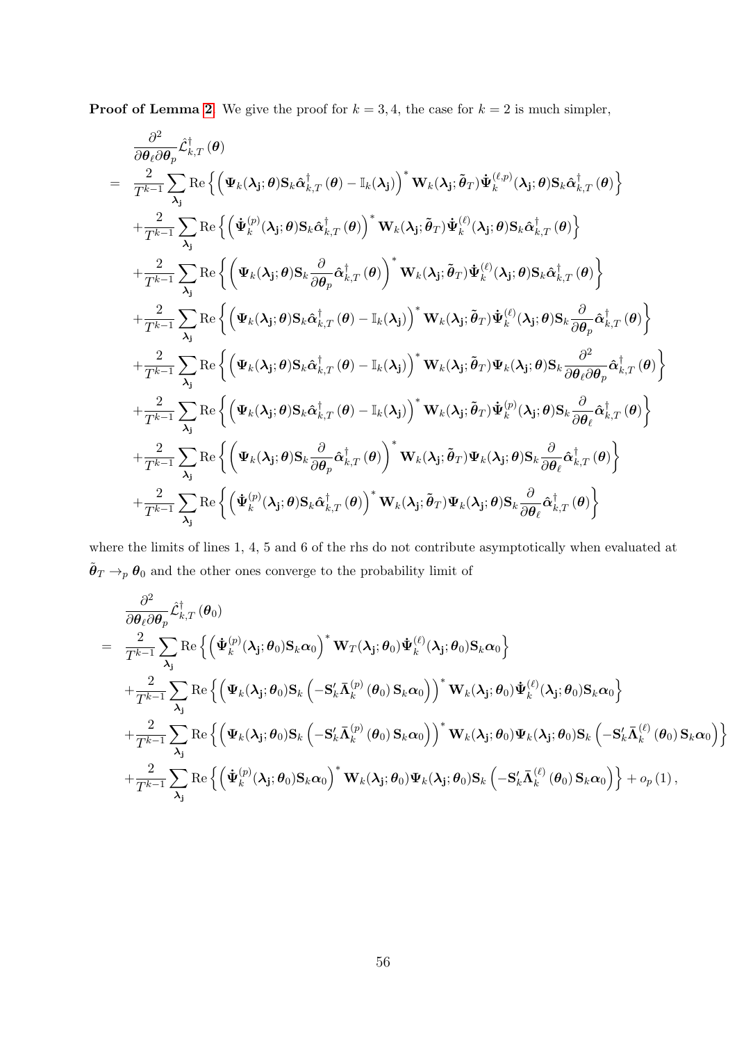**Proof of Lemma 2.** We give the proof for $k = 3, 4$, the case for $k = 2$ is much simpler,

$$
\begin{aligned}
& \frac{\partial^2}{\partial \boldsymbol{\theta}_\ell \partial \boldsymbol{\theta}_p} \hat{\mathcal{L}}^\dagger_{k,T}(\boldsymbol{\theta}) \\
= \;& \frac{2}{T^{k-1}} \sum_{\boldsymbol{\lambda}_{\mathbf{j}}} \operatorname{Re}\left\{ \left( \boldsymbol{\Psi}_k(\boldsymbol{\lambda}_{\mathbf{j}}; \boldsymbol{\theta}) \mathbf{S}_k \hat{\boldsymbol{\alpha}}^\dagger_{k,T}(\boldsymbol{\theta}) - \mathbb{I}_k(\boldsymbol{\lambda}_{\mathbf{j}}) \right)^* \mathbf{W}_k(\boldsymbol{\lambda}_{\mathbf{j}}; \tilde{\boldsymbol{\theta}}_T) \dot{\boldsymbol{\Psi}}^{(\ell,p)}_k(\boldsymbol{\lambda}_{\mathbf{j}}; \boldsymbol{\theta}) \mathbf{S}_k \hat{\boldsymbol{\alpha}}^\dagger_{k,T}(\boldsymbol{\theta}) \right\} \\
& + \frac{2}{T^{k-1}} \sum_{\boldsymbol{\lambda}_{\mathbf{j}}} \operatorname{Re}\left\{ \left( \dot{\boldsymbol{\Psi}}^{(p)}_k(\boldsymbol{\lambda}_{\mathbf{j}}; \boldsymbol{\theta}) \mathbf{S}_k \hat{\boldsymbol{\alpha}}^\dagger_{k,T}(\boldsymbol{\theta}) \right)^* \mathbf{W}_k(\boldsymbol{\lambda}_{\mathbf{j}}; \tilde{\boldsymbol{\theta}}_T) \dot{\boldsymbol{\Psi}}^{(\ell)}_k(\boldsymbol{\lambda}_{\mathbf{j}}; \boldsymbol{\theta}) \mathbf{S}_k \hat{\boldsymbol{\alpha}}^\dagger_{k,T}(\boldsymbol{\theta}) \right\} \\
& + \frac{2}{T^{k-1}} \sum_{\boldsymbol{\lambda}_{\mathbf{j}}} \operatorname{Re}\left\{ \left( \boldsymbol{\Psi}_k(\boldsymbol{\lambda}_{\mathbf{j}}; \boldsymbol{\theta}) \mathbf{S}_k \frac{\partial}{\partial \boldsymbol{\theta}_p} \hat{\boldsymbol{\alpha}}^\dagger_{k,T}(\boldsymbol{\theta}) \right)^* \mathbf{W}_k(\boldsymbol{\lambda}_{\mathbf{j}}; \tilde{\boldsymbol{\theta}}_T) \dot{\boldsymbol{\Psi}}^{(\ell)}_k(\boldsymbol{\lambda}_{\mathbf{j}}; \boldsymbol{\theta}) \mathbf{S}_k \hat{\boldsymbol{\alpha}}^\dagger_{k,T}(\boldsymbol{\theta}) \right\} \\
& + \frac{2}{T^{k-1}} \sum_{\boldsymbol{\lambda}_{\mathbf{j}}} \operatorname{Re}\left\{ \left( \boldsymbol{\Psi}_k(\boldsymbol{\lambda}_{\mathbf{j}}; \boldsymbol{\theta}) \mathbf{S}_k \hat{\boldsymbol{\alpha}}^\dagger_{k,T}(\boldsymbol{\theta}) - \mathbb{I}_k(\boldsymbol{\lambda}_{\mathbf{j}}) \right)^* \mathbf{W}_k(\boldsymbol{\lambda}_{\mathbf{j}}; \tilde{\boldsymbol{\theta}}_T) \dot{\boldsymbol{\Psi}}^{(\ell)}_k(\boldsymbol{\lambda}_{\mathbf{j}}; \boldsymbol{\theta}) \mathbf{S}_k \frac{\partial}{\partial \boldsymbol{\theta}_p} \hat{\boldsymbol{\alpha}}^\dagger_{k,T}(\boldsymbol{\theta}) \right\} \\
& + \frac{2}{T^{k-1}} \sum_{\boldsymbol{\lambda}_{\mathbf{j}}} \operatorname{Re}\left\{ \left( \boldsymbol{\Psi}_k(\boldsymbol{\lambda}_{\mathbf{j}}; \boldsymbol{\theta}) \mathbf{S}_k \hat{\boldsymbol{\alpha}}^\dagger_{k,T}(\boldsymbol{\theta}) - \mathbb{I}_k(\boldsymbol{\lambda}_{\mathbf{j}}) \right)^* \mathbf{W}_k(\boldsymbol{\lambda}_{\mathbf{j}}; \tilde{\boldsymbol{\theta}}_T) \boldsymbol{\Psi}_k(\boldsymbol{\lambda}_{\mathbf{j}}; \boldsymbol{\theta}) \mathbf{S}_k \frac{\partial^2}{\partial \boldsymbol{\theta}_\ell \partial \boldsymbol{\theta}_p} \hat{\boldsymbol{\alpha}}^\dagger_{k,T}(\boldsymbol{\theta}) \right\} \\
& + \frac{2}{T^{k-1}} \sum_{\boldsymbol{\lambda}_{\mathbf{j}}} \operatorname{Re}\left\{ \left( \boldsymbol{\Psi}_k(\boldsymbol{\lambda}_{\mathbf{j}}; \boldsymbol{\theta}) \mathbf{S}_k \hat{\boldsymbol{\alpha}}^\dagger_{k,T}(\boldsymbol{\theta}) - \mathbb{I}_k(\boldsymbol{\lambda}_{\mathbf{j}}) \right)^* \mathbf{W}_k(\boldsymbol{\lambda}_{\mathbf{j}}; \tilde{\boldsymbol{\theta}}_T) \dot{\boldsymbol{\Psi}}^{(p)}_k(\boldsymbol{\lambda}_{\mathbf{j}}; \boldsymbol{\theta}) \mathbf{S}_k \frac{\partial}{\partial \boldsymbol{\theta}_\ell} \hat{\boldsymbol{\alpha}}^\dagger_{k,T}(\boldsymbol{\theta}) \right\} \\
& + \frac{2}{T^{k-1}} \sum_{\boldsymbol{\lambda}_{\mathbf{j}}} \operatorname{Re}\left\{ \left( \boldsymbol{\Psi}_k(\boldsymbol{\lambda}_{\mathbf{j}}; \boldsymbol{\theta}) \mathbf{S}_k \frac{\partial}{\partial \boldsymbol{\theta}_p} \hat{\boldsymbol{\alpha}}^\dagger_{k,T}(\boldsymbol{\theta}) \right)^* \mathbf{W}_k(\boldsymbol{\lambda}_{\mathbf{j}}; \tilde{\boldsymbol{\theta}}_T) \boldsymbol{\Psi}_k(\boldsymbol{\lambda}_{\mathbf{j}}; \boldsymbol{\theta}) \mathbf{S}_k \frac{\partial}{\partial \boldsymbol{\theta}_\ell} \hat{\boldsymbol{\alpha}}^\dagger_{k,T}(\boldsymbol{\theta}) \right\} \\
& + \frac{2}{T^{k-1}} \sum_{\boldsymbol{\lambda}_{\mathbf{j}}} \operatorname{Re}\left\{ \left( \dot{\boldsymbol{\Psi}}^{(p)}_k(\boldsymbol{\lambda}_{\mathbf{j}}; \boldsymbol{\theta}) \mathbf{S}_k \hat{\boldsymbol{\alpha}}^\dagger_{k,T}(\boldsymbol{\theta}) \right)^* \mathbf{W}_k(\boldsymbol{\lambda}_{\mathbf{j}}; \tilde{\boldsymbol{\theta}}_T) \boldsymbol{\Psi}_k(\boldsymbol{\lambda}_{\mathbf{j}}; \boldsymbol{\theta}) \mathbf{S}_k \frac{\partial}{\partial \boldsymbol{\theta}_\ell} \hat{\boldsymbol{\alpha}}^\dagger_{k,T}(\boldsymbol{\theta}) \right\}
\end{aligned}
$$

where the limits of lines 1, 4, 5 and 6 of the rhs do not contribute asymptotically when evaluated at $\tilde{\boldsymbol{\theta}}_T \to_p \boldsymbol{\theta}_0$ and the other ones converge to the probability limit of

$$
\begin{aligned}
& \frac{\partial^2}{\partial \boldsymbol{\theta}_\ell \partial \boldsymbol{\theta}_p} \hat{\mathcal{L}}^\dagger_{k,T}(\boldsymbol{\theta}_0) \\
= \;& \frac{2}{T^{k-1}} \sum_{\boldsymbol{\lambda}_{\mathbf{j}}} \operatorname{Re}\left\{ \left( \dot{\boldsymbol{\Psi}}^{(p)}_k(\boldsymbol{\lambda}_{\mathbf{j}}; \boldsymbol{\theta}_0) \mathbf{S}_k \boldsymbol{\alpha}_0 \right)^* \mathbf{W}_T(\boldsymbol{\lambda}_{\mathbf{j}}; \boldsymbol{\theta}_0) \dot{\boldsymbol{\Psi}}^{(\ell)}_k(\boldsymbol{\lambda}_{\mathbf{j}}; \boldsymbol{\theta}_0) \mathbf{S}_k \boldsymbol{\alpha}_0 \right\} \\
& + \frac{2}{T^{k-1}} \sum_{\boldsymbol{\lambda}_{\mathbf{j}}} \operatorname{Re}\left\{ \left( \boldsymbol{\Psi}_k(\boldsymbol{\lambda}_{\mathbf{j}}; \boldsymbol{\theta}_0) \mathbf{S}_k \left( -\mathbf{S}_k' \bar{\boldsymbol{\Lambda}}^{(p)}_k(\boldsymbol{\theta}_0) \mathbf{S}_k \boldsymbol{\alpha}_0 \right) \right)^* \mathbf{W}_k(\boldsymbol{\lambda}_{\mathbf{j}}; \boldsymbol{\theta}_0) \dot{\boldsymbol{\Psi}}^{(\ell)}_k(\boldsymbol{\lambda}_{\mathbf{j}}; \boldsymbol{\theta}_0) \mathbf{S}_k \boldsymbol{\alpha}_0 \right\} \\
& + \frac{2}{T^{k-1}} \sum_{\boldsymbol{\lambda}_{\mathbf{j}}} \operatorname{Re}\left\{ \left( \boldsymbol{\Psi}_k(\boldsymbol{\lambda}_{\mathbf{j}}; \boldsymbol{\theta}_0) \mathbf{S}_k \left( -\mathbf{S}_k' \bar{\boldsymbol{\Lambda}}^{(p)}_k(\boldsymbol{\theta}_0) \mathbf{S}_k \boldsymbol{\alpha}_0 \right) \right)^* \mathbf{W}_k(\boldsymbol{\lambda}_{\mathbf{j}}; \boldsymbol{\theta}_0) \boldsymbol{\Psi}_k(\boldsymbol{\lambda}_{\mathbf{j}}; \boldsymbol{\theta}_0) \mathbf{S}_k \left( -\mathbf{S}_k' \bar{\boldsymbol{\Lambda}}^{(\ell)}_k(\boldsymbol{\theta}_0) \mathbf{S}_k \boldsymbol{\alpha}_0 \right) \right\} \\
& + \frac{2}{T^{k-1}} \sum_{\boldsymbol{\lambda}_{\mathbf{j}}} \operatorname{Re}\left\{ \left( \dot{\boldsymbol{\Psi}}^{(p)}_k(\boldsymbol{\lambda}_{\mathbf{j}}; \boldsymbol{\theta}_0) \mathbf{S}_k \boldsymbol{\alpha}_0 \right)^* \mathbf{W}_k(\boldsymbol{\lambda}_{\mathbf{j}}; \boldsymbol{\theta}_0) \boldsymbol{\Psi}_k(\boldsymbol{\lambda}_{\mathbf{j}}; \boldsymbol{\theta}_0) \mathbf{S}_k \left( -\mathbf{S}_k' \bar{\boldsymbol{\Lambda}}^{(\ell)}_k(\boldsymbol{\theta}_0) \mathbf{S}_k \boldsymbol{\alpha}_0 \right) \right\} + o_p(1),
\end{aligned}
$$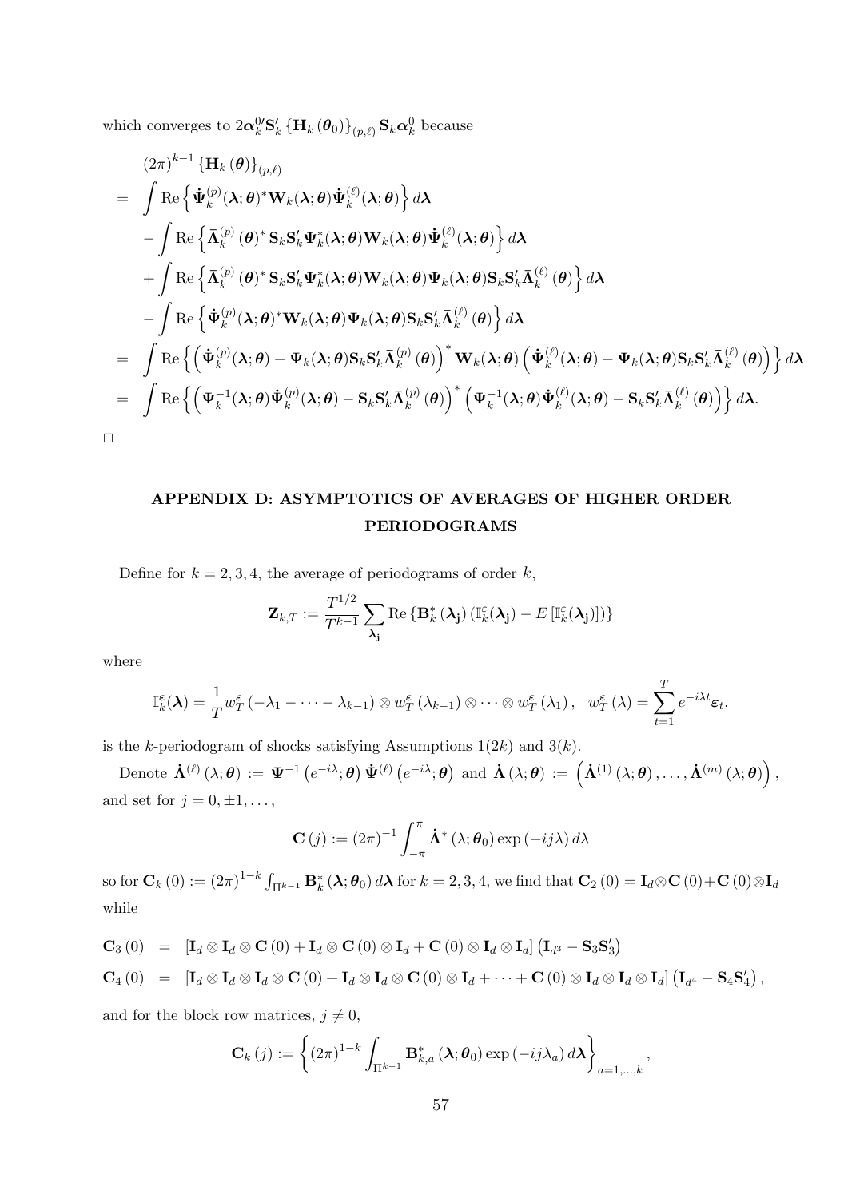which converges to $2\boldsymbol{\alpha}_k^{0\prime}\mathbf{S}_k^{\prime}\left\{\mathbf{H}_k\left(\boldsymbol{\theta}_0\right)\right\}_{(p,\ell)}\mathbf{S}_k\boldsymbol{\alpha}_k^0$ because

$$
\begin{aligned}
& (2\pi)^{k-1}\left\{\mathbf{H}_k\left(\boldsymbol{\theta}\right)\right\}_{(p,\ell)} \\
= & \int \operatorname{Re}\left\{\dot{\boldsymbol{\Psi}}_k^{(p)}(\boldsymbol{\lambda};\boldsymbol{\theta})^*\mathbf{W}_k(\boldsymbol{\lambda};\boldsymbol{\theta})\dot{\boldsymbol{\Psi}}_k^{(\ell)}(\boldsymbol{\lambda};\boldsymbol{\theta})\right\}d\boldsymbol{\lambda} \\
& -\int \operatorname{Re}\left\{\bar{\boldsymbol{\Lambda}}_k^{(p)}\left(\boldsymbol{\theta}\right)^*\mathbf{S}_k\mathbf{S}_k^{\prime}\boldsymbol{\Psi}_k^*(\boldsymbol{\lambda};\boldsymbol{\theta})\mathbf{W}_k(\boldsymbol{\lambda};\boldsymbol{\theta})\dot{\boldsymbol{\Psi}}_k^{(\ell)}(\boldsymbol{\lambda};\boldsymbol{\theta})\right\}d\boldsymbol{\lambda} \\
& +\int \operatorname{Re}\left\{\bar{\boldsymbol{\Lambda}}_k^{(p)}\left(\boldsymbol{\theta}\right)^*\mathbf{S}_k\mathbf{S}_k^{\prime}\boldsymbol{\Psi}_k^*(\boldsymbol{\lambda};\boldsymbol{\theta})\mathbf{W}_k(\boldsymbol{\lambda};\boldsymbol{\theta})\boldsymbol{\Psi}_k(\boldsymbol{\lambda};\boldsymbol{\theta})\mathbf{S}_k\mathbf{S}_k^{\prime}\bar{\boldsymbol{\Lambda}}_k^{(\ell)}\left(\boldsymbol{\theta}\right)\right\}d\boldsymbol{\lambda} \\
& -\int \operatorname{Re}\left\{\dot{\boldsymbol{\Psi}}_k^{(p)}(\boldsymbol{\lambda};\boldsymbol{\theta})^*\mathbf{W}_k(\boldsymbol{\lambda};\boldsymbol{\theta})\boldsymbol{\Psi}_k(\boldsymbol{\lambda};\boldsymbol{\theta})\mathbf{S}_k\mathbf{S}_k^{\prime}\bar{\boldsymbol{\Lambda}}_k^{(\ell)}\left(\boldsymbol{\theta}\right)\right\}d\boldsymbol{\lambda} \\
= & \int \operatorname{Re}\left\{\left(\dot{\boldsymbol{\Psi}}_k^{(p)}(\boldsymbol{\lambda};\boldsymbol{\theta})-\boldsymbol{\Psi}_k(\boldsymbol{\lambda};\boldsymbol{\theta})\mathbf{S}_k\mathbf{S}_k^{\prime}\bar{\boldsymbol{\Lambda}}_k^{(p)}\left(\boldsymbol{\theta}\right)\right)^*\mathbf{W}_k(\boldsymbol{\lambda};\boldsymbol{\theta})\left(\dot{\boldsymbol{\Psi}}_k^{(\ell)}(\boldsymbol{\lambda};\boldsymbol{\theta})-\boldsymbol{\Psi}_k(\boldsymbol{\lambda};\boldsymbol{\theta})\mathbf{S}_k\mathbf{S}_k^{\prime}\bar{\boldsymbol{\Lambda}}_k^{(\ell)}\left(\boldsymbol{\theta}\right)\right)\right\}d\boldsymbol{\lambda} \\
= & \int \operatorname{Re}\left\{\left(\boldsymbol{\Psi}_k^{-1}(\boldsymbol{\lambda};\boldsymbol{\theta})\dot{\boldsymbol{\Psi}}_k^{(p)}(\boldsymbol{\lambda};\boldsymbol{\theta})-\mathbf{S}_k\mathbf{S}_k^{\prime}\bar{\boldsymbol{\Lambda}}_k^{(p)}\left(\boldsymbol{\theta}\right)\right)^*\left(\boldsymbol{\Psi}_k^{-1}(\boldsymbol{\lambda};\boldsymbol{\theta})\dot{\boldsymbol{\Psi}}_k^{(\ell)}(\boldsymbol{\lambda};\boldsymbol{\theta})-\mathbf{S}_k\mathbf{S}_k^{\prime}\bar{\boldsymbol{\Lambda}}_k^{(\ell)}\left(\boldsymbol{\theta}\right)\right)\right\}d\boldsymbol{\lambda}.
\end{aligned}
$$

□

## APPENDIX D: ASYMPTOTICS OF AVERAGES OF HIGHER ORDER PERIODOGRAMS

Define for $k=2,3,4$, the average of periodograms of order $k$,

$$
\mathbf{Z}_{k,T} := \frac{T^{1/2}}{T^{k-1}}\sum_{\boldsymbol{\lambda}_{\mathbf{j}}}\operatorname{Re}\left\{\mathbf{B}_k^*\left(\boldsymbol{\lambda}_{\mathbf{j}}\right)\left(\mathbb{I}_k^{\varepsilon}(\boldsymbol{\lambda}_{\mathbf{j}})-E\left[\mathbb{I}_k^{\varepsilon}(\boldsymbol{\lambda}_{\mathbf{j}})\right]\right)\right\}
$$

where

$$
\mathbb{I}_k^{\boldsymbol{\varepsilon}}(\boldsymbol{\lambda}) = \frac{1}{T}w_T^{\boldsymbol{\varepsilon}}\left(-\lambda_1-\cdots-\lambda_{k-1}\right)\otimes w_T^{\boldsymbol{\varepsilon}}\left(\lambda_{k-1}\right)\otimes\cdots\otimes w_T^{\boldsymbol{\varepsilon}}\left(\lambda_1\right), \quad w_T^{\boldsymbol{\varepsilon}}\left(\lambda\right)=\sum_{t=1}^{T}e^{-i\lambda t}\boldsymbol{\varepsilon}_t.
$$

is the $k$-periodogram of shocks satisfying Assumptions 1(2$k$) and 3($k$).

Denote $\dot{\boldsymbol{\Lambda}}^{(\ell)}\left(\lambda;\boldsymbol{\theta}\right) := \boldsymbol{\Psi}^{-1}\left(e^{-i\lambda};\boldsymbol{\theta}\right)\dot{\boldsymbol{\Psi}}^{(\ell)}\left(e^{-i\lambda};\boldsymbol{\theta}\right)$ and $\dot{\boldsymbol{\Lambda}}\left(\lambda;\boldsymbol{\theta}\right) := \left(\dot{\boldsymbol{\Lambda}}^{(1)}\left(\lambda;\boldsymbol{\theta}\right),\ldots,\dot{\boldsymbol{\Lambda}}^{(m)}\left(\lambda;\boldsymbol{\theta}\right)\right)$, and set for $j=0,\pm1,\ldots,$

$$
\mathbf{C}\left(j\right) := (2\pi)^{-1}\int_{-\pi}^{\pi}\dot{\boldsymbol{\Lambda}}^*\left(\lambda;\boldsymbol{\theta}_0\right)\exp\left(-ij\lambda\right)d\lambda
$$

so for $\mathbf{C}_k\left(0\right) := (2\pi)^{1-k}\int_{\Pi^{k-1}}\mathbf{B}_k^*\left(\boldsymbol{\lambda};\boldsymbol{\theta}_0\right)d\boldsymbol{\lambda}$ for $k=2,3,4$, we find that $\mathbf{C}_2\left(0\right)=\mathbf{I}_d\otimes\mathbf{C}\left(0\right)+\mathbf{C}\left(0\right)\otimes\mathbf{I}_d$ while

$$
\begin{aligned}
\mathbf{C}_3\left(0\right) &= \left[\mathbf{I}_d\otimes\mathbf{I}_d\otimes\mathbf{C}\left(0\right)+\mathbf{I}_d\otimes\mathbf{C}\left(0\right)\otimes\mathbf{I}_d+\mathbf{C}\left(0\right)\otimes\mathbf{I}_d\otimes\mathbf{I}_d\right]\left(\mathbf{I}_{d^3}-\mathbf{S}_3\mathbf{S}_3^{\prime}\right) \\
\mathbf{C}_4\left(0\right) &= \left[\mathbf{I}_d\otimes\mathbf{I}_d\otimes\mathbf{I}_d\otimes\mathbf{C}\left(0\right)+\mathbf{I}_d\otimes\mathbf{I}_d\otimes\mathbf{C}\left(0\right)\otimes\mathbf{I}_d+\cdots+\mathbf{C}\left(0\right)\otimes\mathbf{I}_d\otimes\mathbf{I}_d\otimes\mathbf{I}_d\right]\left(\mathbf{I}_{d^4}-\mathbf{S}_4\mathbf{S}_4^{\prime}\right),
\end{aligned}
$$

and for the block row matrices, $j\neq0$,

$$
\mathbf{C}_k\left(j\right) := \left\{(2\pi)^{1-k}\int_{\Pi^{k-1}}\mathbf{B}_{k,a}^*\left(\boldsymbol{\lambda};\boldsymbol{\theta}_0\right)\exp\left(-ij\lambda_a\right)d\boldsymbol{\lambda}\right\}_{a=1,\ldots,k},
$$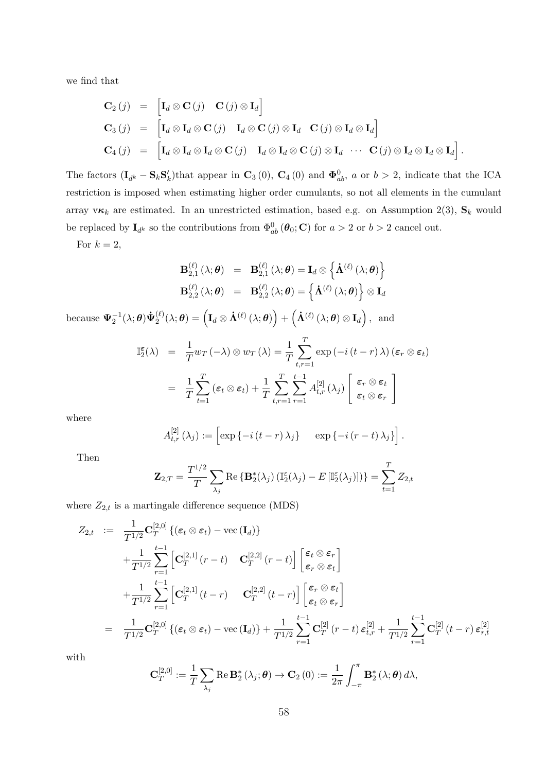we find that

$$
\begin{aligned}
\mathbf{C}_2(j) &= \begin{bmatrix} \mathbf{I}_d \otimes \mathbf{C}(j) & \mathbf{C}(j) \otimes \mathbf{I}_d \end{bmatrix} \\
\mathbf{C}_3(j) &= \begin{bmatrix} \mathbf{I}_d \otimes \mathbf{I}_d \otimes \mathbf{C}(j) & \mathbf{I}_d \otimes \mathbf{C}(j) \otimes \mathbf{I}_d & \mathbf{C}(j) \otimes \mathbf{I}_d \otimes \mathbf{I}_d \end{bmatrix} \\
\mathbf{C}_4(j) &= \begin{bmatrix} \mathbf{I}_d \otimes \mathbf{I}_d \otimes \mathbf{I}_d \otimes \mathbf{C}(j) & \mathbf{I}_d \otimes \mathbf{I}_d \otimes \mathbf{C}(j) \otimes \mathbf{I}_d & \cdots & \mathbf{C}(j) \otimes \mathbf{I}_d \otimes \mathbf{I}_d \otimes \mathbf{I}_d \end{bmatrix}.
\end{aligned}
$$

The factors $(\mathbf{I}_{d^k} - \mathbf{S}_k \mathbf{S}_k')$that appear in $\mathbf{C}_3(0)$, $\mathbf{C}_4(0)$ and $\mathbf{\Phi}^0_{ab}$, $a$ or $b > 2$, indicate that the ICA restriction is imposed when estimating higher order cumulants, so not all elements in the cumulant array $\mathrm{v}\boldsymbol{\kappa}_k$ are estimated. In an unrestricted estimation, based e.g. on Assumption 2(3), $\mathbf{S}_k$ would be replaced by $\mathbf{I}_{d^k}$ so the contributions from $\Phi^0_{ab}(\boldsymbol{\theta}_0; \mathbf{C})$ for $a > 2$ or $b > 2$ cancel out.

For $k = 2$,

$$
\begin{aligned}
\mathbf{B}^{(\ell)}_{2,1}(\lambda; \boldsymbol{\theta}) &= \mathbf{B}^{(\ell)}_{2,1}(\lambda; \boldsymbol{\theta}) = \mathbf{I}_d \otimes \left\{ \dot{\mathbf{\Lambda}}^{(\ell)}(\lambda; \boldsymbol{\theta}) \right\} \\
\mathbf{B}^{(\ell)}_{2,2}(\lambda; \boldsymbol{\theta}) &= \mathbf{B}^{(\ell)}_{2,2}(\lambda; \boldsymbol{\theta}) = \left\{ \dot{\mathbf{\Lambda}}^{(\ell)}(\lambda; \boldsymbol{\theta}) \right\} \otimes \mathbf{I}_d
\end{aligned}
$$

because $\mathbf{\Psi}_2^{-1}(\lambda; \boldsymbol{\theta}) \dot{\mathbf{\Psi}}_2^{(\ell)}(\lambda; \boldsymbol{\theta}) = \left( \mathbf{I}_d \otimes \dot{\mathbf{\Lambda}}^{(\ell)}(\lambda; \boldsymbol{\theta}) \right) + \left( \dot{\mathbf{\Lambda}}^{(\ell)}(\lambda; \boldsymbol{\theta}) \otimes \mathbf{I}_d \right)$, and

$$
\begin{aligned}
\mathbb{I}_2^{\boldsymbol{\varepsilon}}(\lambda) &= \frac{1}{T} w_T(-\lambda) \otimes w_T(\lambda) = \frac{1}{T} \sum_{t,r=1}^{T} \exp(-i(t-r)\lambda)(\boldsymbol{\varepsilon}_r \otimes \boldsymbol{\varepsilon}_t) \\
&= \frac{1}{T} \sum_{t=1}^{T} (\boldsymbol{\varepsilon}_t \otimes \boldsymbol{\varepsilon}_t) + \frac{1}{T} \sum_{t,r=1}^{T} \sum_{r=1}^{t-1} A^{[2]}_{t,r}(\lambda_j) \begin{bmatrix} \boldsymbol{\varepsilon}_r \otimes \boldsymbol{\varepsilon}_t \\ \boldsymbol{\varepsilon}_t \otimes \boldsymbol{\varepsilon}_r \end{bmatrix}
\end{aligned}
$$

where

$$
A^{[2]}_{t,r}(\lambda_j) := \begin{bmatrix} \exp\{-i(t-r)\lambda_j\} & \exp\{-i(r-t)\lambda_j\} \end{bmatrix}.
$$

Then

$$
\mathbf{Z}_{2,T} = \frac{T^{1/2}}{T} \sum_{\lambda_j} \mathrm{Re}\left\{ \mathbf{B}_2^*(\lambda_j) \left( \mathbb{I}_2^{\varepsilon}(\lambda_j) - E\left[ \mathbb{I}_2^{\varepsilon}(\lambda_j) \right] \right) \right\} = \sum_{t=1}^{T} Z_{2,t}
$$

where $Z_{2,t}$ is a martingale difference sequence (MDS)

$$
\begin{aligned}
Z_{2,t} &:= \frac{1}{T^{1/2}} \mathbf{C}_T^{[2,0]} \left\{ (\boldsymbol{\varepsilon}_t \otimes \boldsymbol{\varepsilon}_t) - \mathrm{vec}(\mathbf{I}_d) \right\} \\
&\quad + \frac{1}{T^{1/2}} \sum_{r=1}^{t-1} \begin{bmatrix} \mathbf{C}_T^{[2,1]}(r-t) & \mathbf{C}_T^{[2,2]}(r-t) \end{bmatrix} \begin{bmatrix} \boldsymbol{\varepsilon}_t \otimes \boldsymbol{\varepsilon}_r \\ \boldsymbol{\varepsilon}_r \otimes \boldsymbol{\varepsilon}_t \end{bmatrix} \\
&\quad + \frac{1}{T^{1/2}} \sum_{r=1}^{t-1} \begin{bmatrix} \mathbf{C}_T^{[2,1]}(t-r) & \mathbf{C}_T^{[2,2]}(t-r) \end{bmatrix} \begin{bmatrix} \boldsymbol{\varepsilon}_r \otimes \boldsymbol{\varepsilon}_t \\ \boldsymbol{\varepsilon}_t \otimes \boldsymbol{\varepsilon}_r \end{bmatrix} \\
&= \frac{1}{T^{1/2}} \mathbf{C}_T^{[2,0]} \left\{ (\boldsymbol{\varepsilon}_t \otimes \boldsymbol{\varepsilon}_t) - \mathrm{vec}(\mathbf{I}_d) \right\} + \frac{1}{T^{1/2}} \sum_{r=1}^{t-1} \mathbf{C}_T^{[2]}(r-t) \boldsymbol{\varepsilon}^{[2]}_{t,r} + \frac{1}{T^{1/2}} \sum_{r=1}^{t-1} \mathbf{C}_T^{[2]}(t-r) \boldsymbol{\varepsilon}^{[2]}_{r,t}
\end{aligned}
$$

with

$$
\mathbf{C}_T^{[2,0]} := \frac{1}{T} \sum_{\lambda_j} \mathrm{Re}\, \mathbf{B}_2^*(\lambda_j; \boldsymbol{\theta}) \to \mathbf{C}_2(0) := \frac{1}{2\pi} \int_{-\pi}^{\pi} \mathbf{B}_2^*(\lambda; \boldsymbol{\theta}) \, d\lambda,
$$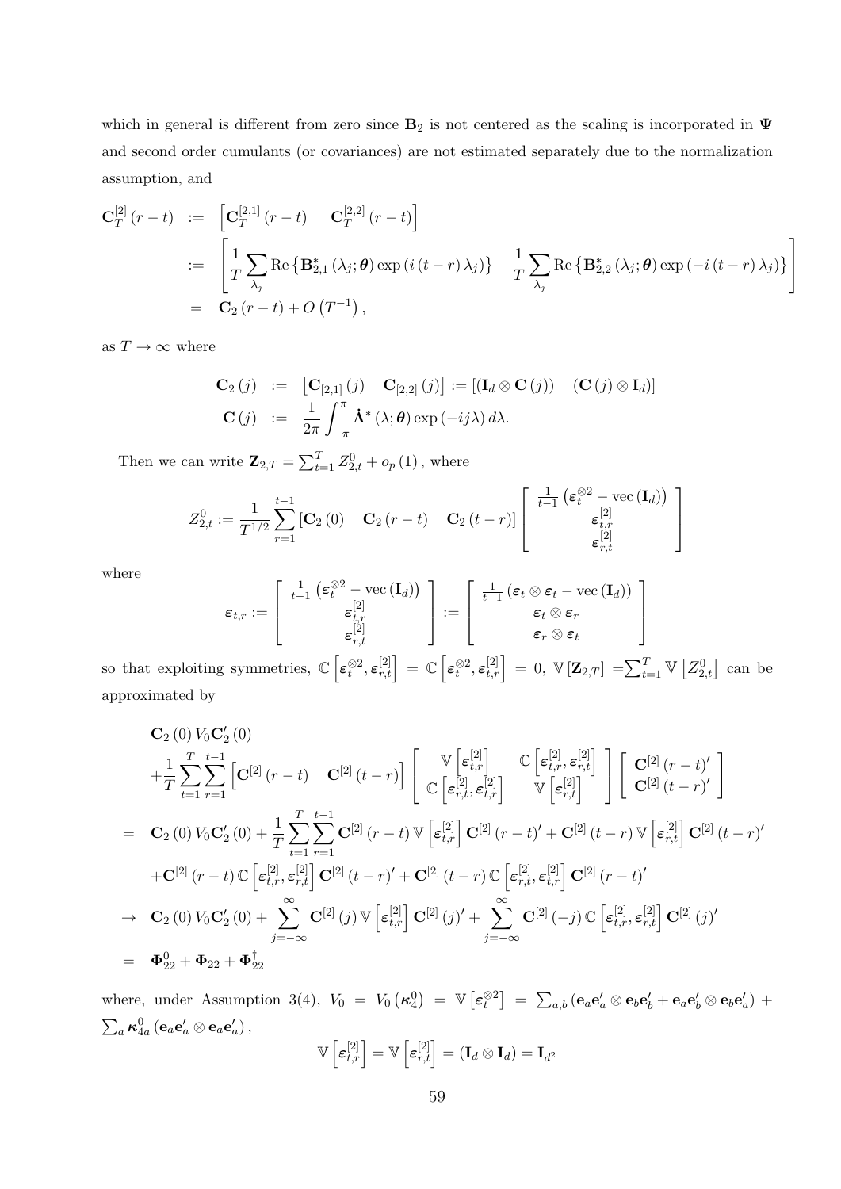which in general is different from zero since $\mathbf{B}_2$ is not centered as the scaling is incorporated in $\boldsymbol{\Psi}$ and second order cumulants (or covariances) are not estimated separately due to the normalization assumption, and

$$
\begin{aligned}
\mathbf{C}_T^{[2]}(r-t) &:= \left[\mathbf{C}_T^{[2,1]}(r-t) \quad \mathbf{C}_T^{[2,2]}(r-t)\right] \\
&:= \left[\frac{1}{T}\sum_{\lambda_j}\mathrm{Re}\left\{\mathbf{B}_{2,1}^*(\lambda_j;\boldsymbol{\theta})\exp\left(i(t-r)\lambda_j\right)\right\} \quad \frac{1}{T}\sum_{\lambda_j}\mathrm{Re}\left\{\mathbf{B}_{2,2}^*(\lambda_j;\boldsymbol{\theta})\exp\left(-i(t-r)\lambda_j\right)\right\}\right] \\
&= \mathbf{C}_2(r-t) + O\left(T^{-1}\right),
\end{aligned}
$$

as $T\to\infty$ where

$$
\begin{aligned}
\mathbf{C}_2(j) &:= \left[\mathbf{C}_{[2,1]}(j) \quad \mathbf{C}_{[2,2]}(j)\right] := \left[(\mathbf{I}_d\otimes\mathbf{C}(j)) \quad (\mathbf{C}(j)\otimes\mathbf{I}_d)\right] \\
\mathbf{C}(j) &:= \frac{1}{2\pi}\int_{-\pi}^{\pi}\dot{\mathbf{\Lambda}}^*(\lambda;\boldsymbol{\theta})\exp(-ij\lambda)\,d\lambda.
\end{aligned}
$$

Then we can write $\mathbf{Z}_{2,T} = \sum_{t=1}^{T} Z_{2,t}^0 + o_p(1)$, where

$$
Z_{2,t}^0 := \frac{1}{T^{1/2}}\sum_{r=1}^{t-1}\left[\mathbf{C}_2(0) \quad \mathbf{C}_2(r-t) \quad \mathbf{C}_2(t-r)\right]\left[\begin{array}{c}\frac{1}{t-1}\left(\boldsymbol{\varepsilon}_t^{\otimes 2}-\mathrm{vec}(\mathbf{I}_d)\right)\\ \boldsymbol{\varepsilon}_{t,r}^{[2]}\\ \boldsymbol{\varepsilon}_{r,t}^{[2]}\end{array}\right]
$$

where

$$
\boldsymbol{\varepsilon}_{t,r} := \left[\begin{array}{c}\frac{1}{t-1}\left(\boldsymbol{\varepsilon}_t^{\otimes 2}-\mathrm{vec}(\mathbf{I}_d)\right)\\ \boldsymbol{\varepsilon}_{t,r}^{[2]}\\ \boldsymbol{\varepsilon}_{r,t}^{[2]}\end{array}\right] := \left[\begin{array}{c}\frac{1}{t-1}\left(\boldsymbol{\varepsilon}_t\otimes\boldsymbol{\varepsilon}_t-\mathrm{vec}(\mathbf{I}_d)\right)\\ \boldsymbol{\varepsilon}_t\otimes\boldsymbol{\varepsilon}_r\\ \boldsymbol{\varepsilon}_r\otimes\boldsymbol{\varepsilon}_t\end{array}\right]
$$

so that exploiting symmetries, $\mathbb{C}\left[\boldsymbol{\varepsilon}_t^{\otimes 2},\boldsymbol{\varepsilon}_{r,t}^{[2]}\right] = \mathbb{C}\left[\boldsymbol{\varepsilon}_t^{\otimes 2},\boldsymbol{\varepsilon}_{t,r}^{[2]}\right] = 0$, $\mathbb{V}\left[\mathbf{Z}_{2,T}\right] = \sum_{t=1}^{T}\mathbb{V}\left[Z_{2,t}^0\right]$ can be approximated by

$$
\begin{aligned}
&\mathbf{C}_2(0)V_0\mathbf{C}_2'(0) \\
&+\frac{1}{T}\sum_{t=1}^{T}\sum_{r=1}^{t-1}\left[\mathbf{C}^{[2]}(r-t) \quad \mathbf{C}^{[2]}(t-r)\right]\left[\begin{array}{cc}\mathbb{V}\left[\boldsymbol{\varepsilon}_{t,r}^{[2]}\right] & \mathbb{C}\left[\boldsymbol{\varepsilon}_{t,r}^{[2]},\boldsymbol{\varepsilon}_{r,t}^{[2]}\right]\\ \mathbb{C}\left[\boldsymbol{\varepsilon}_{r,t}^{[2]},\boldsymbol{\varepsilon}_{t,r}^{[2]}\right] & \mathbb{V}\left[\boldsymbol{\varepsilon}_{r,t}^{[2]}\right]\end{array}\right]\left[\begin{array}{c}\mathbf{C}^{[2]}(r-t)'\\ \mathbf{C}^{[2]}(t-r)'\end{array}\right] \\
=\ &\mathbf{C}_2(0)V_0\mathbf{C}_2'(0) + \frac{1}{T}\sum_{t=1}^{T}\sum_{r=1}^{t-1}\mathbf{C}^{[2]}(r-t)\,\mathbb{V}\left[\boldsymbol{\varepsilon}_{t,r}^{[2]}\right]\mathbf{C}^{[2]}(r-t)' + \mathbf{C}^{[2]}(t-r)\,\mathbb{V}\left[\boldsymbol{\varepsilon}_{r,t}^{[2]}\right]\mathbf{C}^{[2]}(t-r)' \\
&+\mathbf{C}^{[2]}(r-t)\,\mathbb{C}\left[\boldsymbol{\varepsilon}_{t,r}^{[2]},\boldsymbol{\varepsilon}_{r,t}^{[2]}\right]\mathbf{C}^{[2]}(t-r)' + \mathbf{C}^{[2]}(t-r)\,\mathbb{C}\left[\boldsymbol{\varepsilon}_{r,t}^{[2]},\boldsymbol{\varepsilon}_{t,r}^{[2]}\right]\mathbf{C}^{[2]}(r-t)' \\
\to\ &\mathbf{C}_2(0)V_0\mathbf{C}_2'(0) + \sum_{j=-\infty}^{\infty}\mathbf{C}^{[2]}(j)\,\mathbb{V}\left[\boldsymbol{\varepsilon}_{t,r}^{[2]}\right]\mathbf{C}^{[2]}(j)' + \sum_{j=-\infty}^{\infty}\mathbf{C}^{[2]}(-j)\,\mathbb{C}\left[\boldsymbol{\varepsilon}_{t,r}^{[2]},\boldsymbol{\varepsilon}_{r,t}^{[2]}\right]\mathbf{C}^{[2]}(j)' \\
=\ &\mathbf{\Phi}_{22}^0 + \mathbf{\Phi}_{22} + \mathbf{\Phi}_{22}^{\dagger}
\end{aligned}
$$

where, under Assumption 3(4), $V_0 = V_0\left(\boldsymbol{\kappa}_4^0\right) = \mathbb{V}\left[\boldsymbol{\varepsilon}_t^{\otimes 2}\right] = \sum_{a,b}\left(\mathbf{e}_a\mathbf{e}_a'\otimes\mathbf{e}_b\mathbf{e}_b' + \mathbf{e}_a\mathbf{e}_b'\otimes\mathbf{e}_b\mathbf{e}_a'\right) + \sum_a\boldsymbol{\kappa}_{4a}^0\left(\mathbf{e}_a\mathbf{e}_a'\otimes\mathbf{e}_a\mathbf{e}_a'\right)$,

$$
\mathbb{V}\left[\boldsymbol{\varepsilon}_{t,r}^{[2]}\right] = \mathbb{V}\left[\boldsymbol{\varepsilon}_{r,t}^{[2]}\right] = (\mathbf{I}_d\otimes\mathbf{I}_d) = \mathbf{I}_{d^2}
$$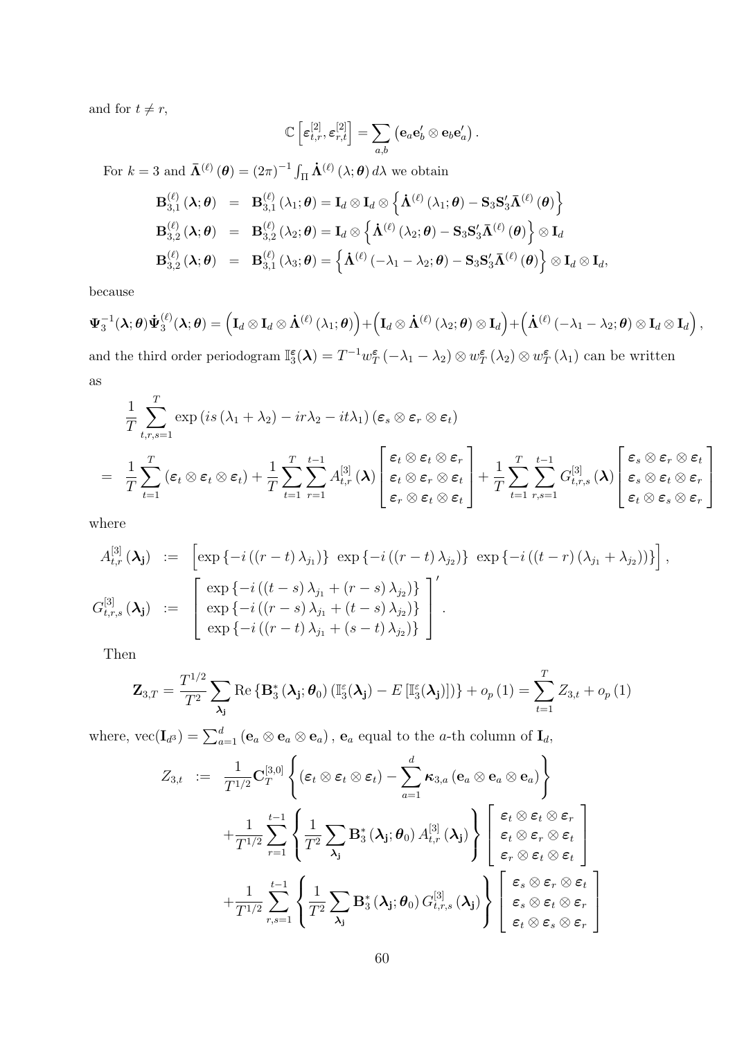and for $t \neq r$,

$$\mathbb{C}\left[\boldsymbol{\varepsilon}_{t,r}^{[2]}, \boldsymbol{\varepsilon}_{r,t}^{[2]}\right] = \sum_{a,b} \left(\mathbf{e}_a \mathbf{e}_b' \otimes \mathbf{e}_b \mathbf{e}_a'\right).$$

For $k = 3$ and $\bar{\boldsymbol{\Lambda}}^{(\ell)}(\boldsymbol{\theta}) = (2\pi)^{-1} \int_{\Pi} \dot{\boldsymbol{\Lambda}}^{(\ell)}(\lambda; \boldsymbol{\theta})\, d\lambda$ we obtain

$$\begin{aligned}
\mathbf{B}_{3,1}^{(\ell)}(\boldsymbol{\lambda}; \boldsymbol{\theta}) &= \mathbf{B}_{3,1}^{(\ell)}(\lambda_1; \boldsymbol{\theta}) = \mathbf{I}_d \otimes \mathbf{I}_d \otimes \left\{\dot{\boldsymbol{\Lambda}}^{(\ell)}(\lambda_1; \boldsymbol{\theta}) - \mathbf{S}_3 \mathbf{S}_3' \bar{\boldsymbol{\Lambda}}^{(\ell)}(\boldsymbol{\theta})\right\} \\
\mathbf{B}_{3,2}^{(\ell)}(\boldsymbol{\lambda}; \boldsymbol{\theta}) &= \mathbf{B}_{3,2}^{(\ell)}(\lambda_2; \boldsymbol{\theta}) = \mathbf{I}_d \otimes \left\{\dot{\boldsymbol{\Lambda}}^{(\ell)}(\lambda_2; \boldsymbol{\theta}) - \mathbf{S}_3 \mathbf{S}_3' \bar{\boldsymbol{\Lambda}}^{(\ell)}(\boldsymbol{\theta})\right\} \otimes \mathbf{I}_d \\
\mathbf{B}_{3,2}^{(\ell)}(\boldsymbol{\lambda}; \boldsymbol{\theta}) &= \mathbf{B}_{3,1}^{(\ell)}(\lambda_3; \boldsymbol{\theta}) = \left\{\dot{\boldsymbol{\Lambda}}^{(\ell)}(-\lambda_1 - \lambda_2; \boldsymbol{\theta}) - \mathbf{S}_3 \mathbf{S}_3' \bar{\boldsymbol{\Lambda}}^{(\ell)}(\boldsymbol{\theta})\right\} \otimes \mathbf{I}_d \otimes \mathbf{I}_d,
\end{aligned}$$

because

$$\boldsymbol{\Psi}_3^{-1}(\boldsymbol{\lambda}; \boldsymbol{\theta}) \dot{\boldsymbol{\Psi}}_3^{(\ell)}(\boldsymbol{\lambda}; \boldsymbol{\theta}) = \left(\mathbf{I}_d \otimes \mathbf{I}_d \otimes \dot{\boldsymbol{\Lambda}}^{(\ell)}(\lambda_1; \boldsymbol{\theta})\right) + \left(\mathbf{I}_d \otimes \dot{\boldsymbol{\Lambda}}^{(\ell)}(\lambda_2; \boldsymbol{\theta}) \otimes \mathbf{I}_d\right) + \left(\dot{\boldsymbol{\Lambda}}^{(\ell)}(-\lambda_1 - \lambda_2; \boldsymbol{\theta}) \otimes \mathbf{I}_d \otimes \mathbf{I}_d\right),$$

and the third order periodogram $\mathbb{I}_3^{\varepsilon}(\boldsymbol{\lambda}) = T^{-1} w_T^{\varepsilon}(-\lambda_1 - \lambda_2) \otimes w_T^{\varepsilon}(\lambda_2) \otimes w_T^{\varepsilon}(\lambda_1)$ can be written as

$$\begin{aligned}
& \frac{1}{T} \sum_{t,r,s=1}^{T} \exp\left(is(\lambda_1 + \lambda_2) - ir\lambda_2 - it\lambda_1\right)(\boldsymbol{\varepsilon}_s \otimes \boldsymbol{\varepsilon}_r \otimes \boldsymbol{\varepsilon}_t) \\
=\; & \frac{1}{T} \sum_{t=1}^{T} (\boldsymbol{\varepsilon}_t \otimes \boldsymbol{\varepsilon}_t \otimes \boldsymbol{\varepsilon}_t) + \frac{1}{T} \sum_{t=1}^{T} \sum_{r=1}^{t-1} A_{t,r}^{[3]}(\boldsymbol{\lambda}) \begin{bmatrix} \boldsymbol{\varepsilon}_t \otimes \boldsymbol{\varepsilon}_t \otimes \boldsymbol{\varepsilon}_r \\ \boldsymbol{\varepsilon}_t \otimes \boldsymbol{\varepsilon}_r \otimes \boldsymbol{\varepsilon}_t \\ \boldsymbol{\varepsilon}_r \otimes \boldsymbol{\varepsilon}_t \otimes \boldsymbol{\varepsilon}_t \end{bmatrix} + \frac{1}{T} \sum_{t=1}^{T} \sum_{r,s=1}^{t-1} G_{t,r,s}^{[3]}(\boldsymbol{\lambda}) \begin{bmatrix} \boldsymbol{\varepsilon}_s \otimes \boldsymbol{\varepsilon}_r \otimes \boldsymbol{\varepsilon}_t \\ \boldsymbol{\varepsilon}_s \otimes \boldsymbol{\varepsilon}_t \otimes \boldsymbol{\varepsilon}_r \\ \boldsymbol{\varepsilon}_t \otimes \boldsymbol{\varepsilon}_s \otimes \boldsymbol{\varepsilon}_r \end{bmatrix}
\end{aligned}$$

where

$$\begin{aligned}
A_{t,r}^{[3]}(\boldsymbol{\lambda}_{\mathbf{j}}) &:= \begin{bmatrix} \exp\{-i((r-t)\lambda_{j_1})\} & \exp\{-i((r-t)\lambda_{j_2})\} & \exp\{-i((t-r)(\lambda_{j_1} + \lambda_{j_2}))\} \end{bmatrix}, \\
G_{t,r,s}^{[3]}(\boldsymbol{\lambda}_{\mathbf{j}}) &:= \begin{bmatrix} \exp\{-i((t-s)\lambda_{j_1} + (r-s)\lambda_{j_2})\} \\ \exp\{-i((r-s)\lambda_{j_1} + (t-s)\lambda_{j_2})\} \\ \exp\{-i((r-t)\lambda_{j_1} + (s-t)\lambda_{j_2})\} \end{bmatrix}'.
\end{aligned}$$

Then

$$\mathbf{Z}_{3,T} = \frac{T^{1/2}}{T^2} \sum_{\boldsymbol{\lambda}_{\mathbf{j}}} \operatorname{Re}\left\{\mathbf{B}_3^*(\boldsymbol{\lambda}_{\mathbf{j}}; \boldsymbol{\theta}_0)\left(\mathbb{I}_3^{\varepsilon}(\boldsymbol{\lambda}_{\mathbf{j}}) - E\left[\mathbb{I}_3^{\varepsilon}(\boldsymbol{\lambda}_{\mathbf{j}})\right]\right)\right\} + o_p(1) = \sum_{t=1}^{T} Z_{3,t} + o_p(1)$$

where, $\operatorname{vec}(\mathbf{I}_{d^3}) = \sum_{a=1}^{d} (\mathbf{e}_a \otimes \mathbf{e}_a \otimes \mathbf{e}_a)$, $\mathbf{e}_a$ equal to the $a$-th column of $\mathbf{I}_d$,

$$\begin{aligned}
Z_{3,t} &:= \frac{1}{T^{1/2}} \mathbf{C}_T^{[3,0]} \left\{(\boldsymbol{\varepsilon}_t \otimes \boldsymbol{\varepsilon}_t \otimes \boldsymbol{\varepsilon}_t) - \sum_{a=1}^{d} \boldsymbol{\kappa}_{3,a} (\mathbf{e}_a \otimes \mathbf{e}_a \otimes \mathbf{e}_a)\right\} \\
&\quad + \frac{1}{T^{1/2}} \sum_{r=1}^{t-1} \left\{\frac{1}{T^2} \sum_{\boldsymbol{\lambda}_{\mathbf{j}}} \mathbf{B}_3^*(\boldsymbol{\lambda}_{\mathbf{j}}; \boldsymbol{\theta}_0) A_{t,r}^{[3]}(\boldsymbol{\lambda}_{\mathbf{j}})\right\} \begin{bmatrix} \boldsymbol{\varepsilon}_t \otimes \boldsymbol{\varepsilon}_t \otimes \boldsymbol{\varepsilon}_r \\ \boldsymbol{\varepsilon}_t \otimes \boldsymbol{\varepsilon}_r \otimes \boldsymbol{\varepsilon}_t \\ \boldsymbol{\varepsilon}_r \otimes \boldsymbol{\varepsilon}_t \otimes \boldsymbol{\varepsilon}_t \end{bmatrix} \\
&\quad + \frac{1}{T^{1/2}} \sum_{r,s=1}^{t-1} \left\{\frac{1}{T^2} \sum_{\boldsymbol{\lambda}_{\mathbf{j}}} \mathbf{B}_3^*(\boldsymbol{\lambda}_{\mathbf{j}}; \boldsymbol{\theta}_0) G_{t,r,s}^{[3]}(\boldsymbol{\lambda}_{\mathbf{j}})\right\} \begin{bmatrix} \boldsymbol{\varepsilon}_s \otimes \boldsymbol{\varepsilon}_r \otimes \boldsymbol{\varepsilon}_t \\ \boldsymbol{\varepsilon}_s \otimes \boldsymbol{\varepsilon}_t \otimes \boldsymbol{\varepsilon}_r \\ \boldsymbol{\varepsilon}_t \otimes \boldsymbol{\varepsilon}_s \otimes \boldsymbol{\varepsilon}_r \end{bmatrix}
\end{aligned}$$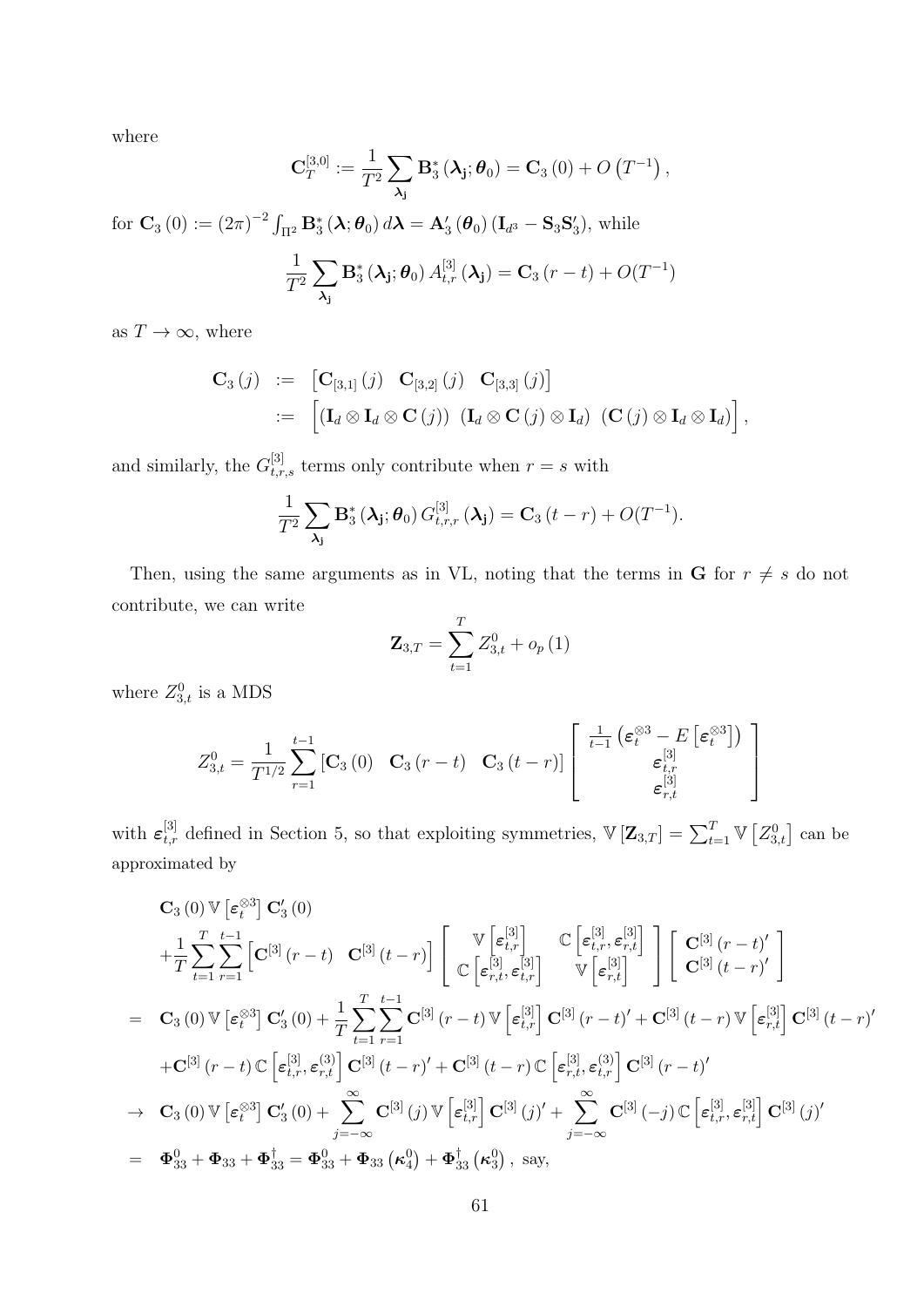where

$$\mathbf{C}_T^{[3,0]} := \frac{1}{T^2} \sum_{\boldsymbol{\lambda}_\mathbf{j}} \mathbf{B}_3^* \left( \boldsymbol{\lambda}_\mathbf{j}; \boldsymbol{\theta}_0 \right) = \mathbf{C}_3 \left( 0 \right) + O \left( T^{-1} \right),$$

for $\mathbf{C}_3 \left( 0 \right) := \left( 2\pi \right)^{-2} \int_{\Pi^2} \mathbf{B}_3^* \left( \boldsymbol{\lambda}; \boldsymbol{\theta}_0 \right) d\boldsymbol{\lambda} = \mathbf{A}_3' \left( \boldsymbol{\theta}_0 \right) \left( \mathbf{I}_{d^3} - \mathbf{S}_3 \mathbf{S}_3' \right)$, while

$$\frac{1}{T^2} \sum_{\boldsymbol{\lambda}_\mathbf{j}} \mathbf{B}_3^* \left( \boldsymbol{\lambda}_\mathbf{j}; \boldsymbol{\theta}_0 \right) A_{t,r}^{[3]} \left( \boldsymbol{\lambda}_\mathbf{j} \right) = \mathbf{C}_3 \left( r - t \right) + O(T^{-1})$$

as $T \to \infty$, where

$$\begin{aligned}
\mathbf{C}_3 \left( j \right) &:= \begin{bmatrix} \mathbf{C}_{[3,1]} \left( j \right) & \mathbf{C}_{[3,2]} \left( j \right) & \mathbf{C}_{[3,3]} \left( j \right) \end{bmatrix} \\
&:= \begin{bmatrix} \left( \mathbf{I}_d \otimes \mathbf{I}_d \otimes \mathbf{C} \left( j \right) \right) & \left( \mathbf{I}_d \otimes \mathbf{C} \left( j \right) \otimes \mathbf{I}_d \right) & \left( \mathbf{C} \left( j \right) \otimes \mathbf{I}_d \otimes \mathbf{I}_d \right) \end{bmatrix},
\end{aligned}$$

and similarly, the $G_{t,r,s}^{[3]}$ terms only contribute when $r = s$ with

$$\frac{1}{T^2} \sum_{\boldsymbol{\lambda}_\mathbf{j}} \mathbf{B}_3^* \left( \boldsymbol{\lambda}_\mathbf{j}; \boldsymbol{\theta}_0 \right) G_{t,r,r}^{[3]} \left( \boldsymbol{\lambda}_\mathbf{j} \right) = \mathbf{C}_3 \left( t - r \right) + O(T^{-1}).$$

Then, using the same arguments as in VL, noting that the terms in $\mathbf{G}$ for $r \neq s$ do not contribute, we can write

$$\mathbf{Z}_{3,T} = \sum_{t=1}^{T} Z_{3,t}^0 + o_p \left( 1 \right)$$

where $Z_{3,t}^0$ is a MDS

$$Z_{3,t}^0 = \frac{1}{T^{1/2}} \sum_{r=1}^{t-1} \begin{bmatrix} \mathbf{C}_3 \left( 0 \right) & \mathbf{C}_3 \left( r - t \right) & \mathbf{C}_3 \left( t - r \right) \end{bmatrix} \begin{bmatrix} \frac{1}{t-1} \left( \boldsymbol{\varepsilon}_t^{\otimes 3} - E \left[ \boldsymbol{\varepsilon}_t^{\otimes 3} \right] \right) \\ \boldsymbol{\varepsilon}_{t,r}^{[3]} \\ \boldsymbol{\varepsilon}_{r,t}^{[3]} \end{bmatrix}$$

with $\boldsymbol{\varepsilon}_{t,r}^{[3]}$ defined in Section 5, so that exploiting symmetries, $\mathbb{V} \left[ \mathbf{Z}_{3,T} \right] = \sum_{t=1}^{T} \mathbb{V} \left[ Z_{3,t}^0 \right]$ can be approximated by

$$\begin{aligned}
& \mathbf{C}_3 \left( 0 \right) \mathbb{V} \left[ \boldsymbol{\varepsilon}_t^{\otimes 3} \right] \mathbf{C}_3' \left( 0 \right) \\
& + \frac{1}{T} \sum_{t=1}^{T} \sum_{r=1}^{t-1} \begin{bmatrix} \mathbf{C}^{[3]} \left( r - t \right) & \mathbf{C}^{[3]} \left( t - r \right) \end{bmatrix} \begin{bmatrix} \mathbb{V} \left[ \boldsymbol{\varepsilon}_{t,r}^{[3]} \right] & \mathbb{C} \left[ \boldsymbol{\varepsilon}_{t,r}^{[3]}, \boldsymbol{\varepsilon}_{r,t}^{[3]} \right] \\ \mathbb{C} \left[ \boldsymbol{\varepsilon}_{r,t}^{[3]}, \boldsymbol{\varepsilon}_{t,r}^{[3]} \right] & \mathbb{V} \left[ \boldsymbol{\varepsilon}_{r,t}^{[3]} \right] \end{bmatrix} \begin{bmatrix} \mathbf{C}^{[3]} \left( r - t \right)' \\ \mathbf{C}^{[3]} \left( t - r \right)' \end{bmatrix} \\
= {} & \mathbf{C}_3 \left( 0 \right) \mathbb{V} \left[ \boldsymbol{\varepsilon}_t^{\otimes 3} \right] \mathbf{C}_3' \left( 0 \right) + \frac{1}{T} \sum_{t=1}^{T} \sum_{r=1}^{t-1} \mathbf{C}^{[3]} \left( r - t \right) \mathbb{V} \left[ \boldsymbol{\varepsilon}_{t,r}^{[3]} \right] \mathbf{C}^{[3]} \left( r - t \right)' + \mathbf{C}^{[3]} \left( t - r \right) \mathbb{V} \left[ \boldsymbol{\varepsilon}_{r,t}^{[3]} \right] \mathbf{C}^{[3]} \left( t - r \right)' \\
& + \mathbf{C}^{[3]} \left( r - t \right) \mathbb{C} \left[ \boldsymbol{\varepsilon}_{t,r}^{[3]}, \boldsymbol{\varepsilon}_{r,t}^{(3)} \right] \mathbf{C}^{[3]} \left( t - r \right)' + \mathbf{C}^{[3]} \left( t - r \right) \mathbb{C} \left[ \boldsymbol{\varepsilon}_{r,t}^{[3]}, \boldsymbol{\varepsilon}_{t,r}^{(3)} \right] \mathbf{C}^{[3]} \left( r - t \right)' \\
\to {} & \mathbf{C}_3 \left( 0 \right) \mathbb{V} \left[ \boldsymbol{\varepsilon}_t^{\otimes 3} \right] \mathbf{C}_3' \left( 0 \right) + \sum_{j=-\infty}^{\infty} \mathbf{C}^{[3]} \left( j \right) \mathbb{V} \left[ \boldsymbol{\varepsilon}_{t,r}^{[3]} \right] \mathbf{C}^{[3]} \left( j \right)' + \sum_{j=-\infty}^{\infty} \mathbf{C}^{[3]} \left( -j \right) \mathbb{C} \left[ \boldsymbol{\varepsilon}_{t,r}^{[3]}, \boldsymbol{\varepsilon}_{r,t}^{[3]} \right] \mathbf{C}^{[3]} \left( j \right)' \\
= {} & \boldsymbol{\Phi}_{33}^0 + \boldsymbol{\Phi}_{33} + \boldsymbol{\Phi}_{33}^\dagger = \boldsymbol{\Phi}_{33}^0 + \boldsymbol{\Phi}_{33} \left( \boldsymbol{\kappa}_4^0 \right) + \boldsymbol{\Phi}_{33}^\dagger \left( \boldsymbol{\kappa}_3^0 \right), \text{ say,}
\end{aligned}$$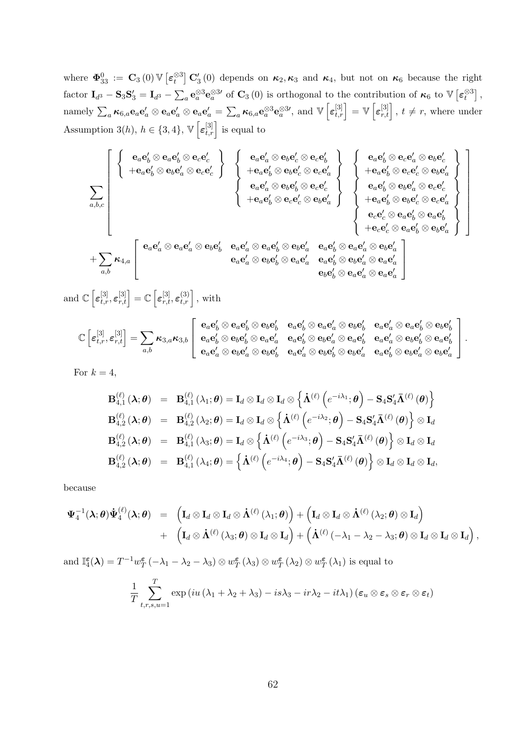where $\mathbf{\Phi}_{33}^{0} := \mathbf{C}_3(0)\,\mathbb{V}\left[\boldsymbol{\varepsilon}_t^{\otimes 3}\right]\mathbf{C}_3'(0)$ depends on $\boldsymbol{\kappa}_2, \boldsymbol{\kappa}_3$ and $\boldsymbol{\kappa}_4$, but not on $\boldsymbol{\kappa}_6$ because the right factor $\mathbf{I}_{d^3} - \mathbf{S}_3\mathbf{S}_3' = \mathbf{I}_{d^3} - \sum_a \mathbf{e}_a^{\otimes 3}\mathbf{e}_a^{\otimes 3\prime}$ of $\mathbf{C}_3(0)$ is orthogonal to the contribution of $\boldsymbol{\kappa}_6$ to $\mathbb{V}\left[\boldsymbol{\varepsilon}_t^{\otimes 3}\right]$, namely $\sum_a \boldsymbol{\kappa}_{6,a}\mathbf{e}_a\mathbf{e}_a' \otimes \mathbf{e}_a\mathbf{e}_a' \otimes \mathbf{e}_a\mathbf{e}_a' = \sum_a \boldsymbol{\kappa}_{6,a}\mathbf{e}_a^{\otimes 3}\mathbf{e}_a^{\otimes 3\prime}$, and $\mathbb{V}\left[\boldsymbol{\varepsilon}_{t,r}^{[3]}\right] = \mathbb{V}\left[\boldsymbol{\varepsilon}_{r,t}^{[3]}\right]$, $t \neq r$, where under Assumption 3($h$), $h \in \{3,4\}$, $\mathbb{V}\left[\boldsymbol{\varepsilon}_{t,r}^{[3]}\right]$ is equal to

$$
\sum_{a,b,c}\left[\begin{array}{ccc}
\left\{\begin{array}{c}\mathbf{e}_a\mathbf{e}_b' \otimes \mathbf{e}_a\mathbf{e}_b' \otimes \mathbf{e}_c\mathbf{e}_c' \\ +\mathbf{e}_a\mathbf{e}_b' \otimes \mathbf{e}_b\mathbf{e}_a' \otimes \mathbf{e}_c\mathbf{e}_c'\end{array}\right\} &
\left\{\begin{array}{c}\mathbf{e}_a\mathbf{e}_a' \otimes \mathbf{e}_b\mathbf{e}_c' \otimes \mathbf{e}_c\mathbf{e}_b' \\ +\mathbf{e}_a\mathbf{e}_b' \otimes \mathbf{e}_b\mathbf{e}_c' \otimes \mathbf{e}_c\mathbf{e}_a'\end{array}\right\} &
\left\{\begin{array}{c}\mathbf{e}_a\mathbf{e}_b' \otimes \mathbf{e}_c\mathbf{e}_a' \otimes \mathbf{e}_b\mathbf{e}_c' \\ +\mathbf{e}_a\mathbf{e}_b' \otimes \mathbf{e}_c\mathbf{e}_c' \otimes \mathbf{e}_b\mathbf{e}_a'\end{array}\right\} \\
 & \left\{\begin{array}{c}\mathbf{e}_a\mathbf{e}_a' \otimes \mathbf{e}_b\mathbf{e}_b' \otimes \mathbf{e}_c\mathbf{e}_c' \\ +\mathbf{e}_a\mathbf{e}_b' \otimes \mathbf{e}_c\mathbf{e}_c' \otimes \mathbf{e}_b\mathbf{e}_a'\end{array}\right\} &
\left\{\begin{array}{c}\mathbf{e}_a\mathbf{e}_b' \otimes \mathbf{e}_b\mathbf{e}_a' \otimes \mathbf{e}_c\mathbf{e}_c' \\ +\mathbf{e}_a\mathbf{e}_b' \otimes \mathbf{e}_b\mathbf{e}_c' \otimes \mathbf{e}_c\mathbf{e}_a'\end{array}\right\} \\
 & & \left\{\begin{array}{c}\mathbf{e}_c\mathbf{e}_c' \otimes \mathbf{e}_a\mathbf{e}_b' \otimes \mathbf{e}_a\mathbf{e}_b' \\ +\mathbf{e}_c\mathbf{e}_c' \otimes \mathbf{e}_a\mathbf{e}_b' \otimes \mathbf{e}_b\mathbf{e}_a'\end{array}\right\}
\end{array}\right]
$$

$$
+\sum_{a,b}\boldsymbol{\kappa}_{4,a}\left[\begin{array}{ccc}
\mathbf{e}_a\mathbf{e}_a' \otimes \mathbf{e}_a\mathbf{e}_a' \otimes \mathbf{e}_b\mathbf{e}_b' & \mathbf{e}_a\mathbf{e}_a' \otimes \mathbf{e}_a\mathbf{e}_b' \otimes \mathbf{e}_b\mathbf{e}_a' & \mathbf{e}_a\mathbf{e}_b' \otimes \mathbf{e}_a\mathbf{e}_a' \otimes \mathbf{e}_b\mathbf{e}_a' \\
 & \mathbf{e}_a\mathbf{e}_a' \otimes \mathbf{e}_b\mathbf{e}_b' \otimes \mathbf{e}_a\mathbf{e}_a' & \mathbf{e}_a\mathbf{e}_b' \otimes \mathbf{e}_b\mathbf{e}_a' \otimes \mathbf{e}_a\mathbf{e}_a' \\
 & & \mathbf{e}_b\mathbf{e}_b' \otimes \mathbf{e}_a\mathbf{e}_a' \otimes \mathbf{e}_a\mathbf{e}_a'
\end{array}\right]
$$

and $\mathbb{C}\left[\boldsymbol{\varepsilon}_{t,r}^{[3]}, \boldsymbol{\varepsilon}_{r,t}^{[3]}\right] = \mathbb{C}\left[\boldsymbol{\varepsilon}_{r,t}^{[3]}, \boldsymbol{\varepsilon}_{t,r}^{(3)}\right]$, with

$$
\mathbb{C}\left[\boldsymbol{\varepsilon}_{t,r}^{[3]}, \boldsymbol{\varepsilon}_{r,t}^{[3]}\right] = \sum_{a,b}\boldsymbol{\kappa}_{3,a}\boldsymbol{\kappa}_{3,b}\left[\begin{array}{ccc}
\mathbf{e}_a\mathbf{e}_b' \otimes \mathbf{e}_a\mathbf{e}_b' \otimes \mathbf{e}_b\mathbf{e}_b' & \mathbf{e}_a\mathbf{e}_b' \otimes \mathbf{e}_a\mathbf{e}_a' \otimes \mathbf{e}_b\mathbf{e}_b' & \mathbf{e}_a\mathbf{e}_a' \otimes \mathbf{e}_a\mathbf{e}_b' \otimes \mathbf{e}_b\mathbf{e}_b' \\
\mathbf{e}_a\mathbf{e}_b' \otimes \mathbf{e}_b\mathbf{e}_b' \otimes \mathbf{e}_a\mathbf{e}_a' & \mathbf{e}_a\mathbf{e}_b' \otimes \mathbf{e}_b\mathbf{e}_a' \otimes \mathbf{e}_a\mathbf{e}_b' & \mathbf{e}_a\mathbf{e}_a' \otimes \mathbf{e}_b\mathbf{e}_b' \otimes \mathbf{e}_a\mathbf{e}_b' \\
\mathbf{e}_a\mathbf{e}_a' \otimes \mathbf{e}_b\mathbf{e}_a' \otimes \mathbf{e}_b\mathbf{e}_b' & \mathbf{e}_a\mathbf{e}_a' \otimes \mathbf{e}_b\mathbf{e}_b' \otimes \mathbf{e}_b\mathbf{e}_a' & \mathbf{e}_a\mathbf{e}_b' \otimes \mathbf{e}_b\mathbf{e}_a' \otimes \mathbf{e}_b\mathbf{e}_a'
\end{array}\right].
$$

For $k = 4$,

$$
\begin{aligned}
\mathbf{B}_{4,1}^{(\ell)}(\boldsymbol{\lambda};\boldsymbol{\theta}) &= \mathbf{B}_{4,1}^{(\ell)}(\lambda_1;\boldsymbol{\theta}) = \mathbf{I}_d \otimes \mathbf{I}_d \otimes \mathbf{I}_d \otimes \left\{\dot{\boldsymbol{\Lambda}}^{(\ell)}\left(e^{-i\lambda_1};\boldsymbol{\theta}\right) - \mathbf{S}_4\mathbf{S}_4'\bar{\boldsymbol{\Lambda}}^{(\ell)}(\boldsymbol{\theta})\right\} \\
\mathbf{B}_{4,2}^{(\ell)}(\boldsymbol{\lambda};\boldsymbol{\theta}) &= \mathbf{B}_{4,2}^{(\ell)}(\lambda_2;\boldsymbol{\theta}) = \mathbf{I}_d \otimes \mathbf{I}_d \otimes \left\{\dot{\boldsymbol{\Lambda}}^{(\ell)}\left(e^{-i\lambda_2};\boldsymbol{\theta}\right) - \mathbf{S}_4\mathbf{S}_4'\bar{\boldsymbol{\Lambda}}^{(\ell)}(\boldsymbol{\theta})\right\} \otimes \mathbf{I}_d \\
\mathbf{B}_{4,2}^{(\ell)}(\boldsymbol{\lambda};\boldsymbol{\theta}) &= \mathbf{B}_{4,1}^{(\ell)}(\lambda_3;\boldsymbol{\theta}) = \mathbf{I}_d \otimes \left\{\dot{\boldsymbol{\Lambda}}^{(\ell)}\left(e^{-i\lambda_3};\boldsymbol{\theta}\right) - \mathbf{S}_4\mathbf{S}_4'\bar{\boldsymbol{\Lambda}}^{(\ell)}(\boldsymbol{\theta})\right\} \otimes \mathbf{I}_d \otimes \mathbf{I}_d \\
\mathbf{B}_{4,2}^{(\ell)}(\boldsymbol{\lambda};\boldsymbol{\theta}) &= \mathbf{B}_{4,1}^{(\ell)}(\lambda_4;\boldsymbol{\theta}) = \left\{\dot{\boldsymbol{\Lambda}}^{(\ell)}\left(e^{-i\lambda_4};\boldsymbol{\theta}\right) - \mathbf{S}_4\mathbf{S}_4'\bar{\boldsymbol{\Lambda}}^{(\ell)}(\boldsymbol{\theta})\right\} \otimes \mathbf{I}_d \otimes \mathbf{I}_d \otimes \mathbf{I}_d,
\end{aligned}
$$

because

$$
\begin{aligned}
\boldsymbol{\Psi}_4^{-1}(\boldsymbol{\lambda};\boldsymbol{\theta})\dot{\boldsymbol{\Psi}}_4^{(\ell)}(\boldsymbol{\lambda};\boldsymbol{\theta}) &= \left(\mathbf{I}_d \otimes \mathbf{I}_d \otimes \mathbf{I}_d \otimes \dot{\boldsymbol{\Lambda}}^{(\ell)}(\lambda_1;\boldsymbol{\theta})\right) + \left(\mathbf{I}_d \otimes \mathbf{I}_d \otimes \dot{\boldsymbol{\Lambda}}^{(\ell)}(\lambda_2;\boldsymbol{\theta}) \otimes \mathbf{I}_d\right) \\
&+ \left(\mathbf{I}_d \otimes \dot{\boldsymbol{\Lambda}}^{(\ell)}(\lambda_3;\boldsymbol{\theta}) \otimes \mathbf{I}_d \otimes \mathbf{I}_d\right) + \left(\dot{\boldsymbol{\Lambda}}^{(\ell)}(-\lambda_1-\lambda_2-\lambda_3;\boldsymbol{\theta}) \otimes \mathbf{I}_d \otimes \mathbf{I}_d \otimes \mathbf{I}_d\right),
\end{aligned}
$$

and $\mathbb{I}_4^{\boldsymbol{\varepsilon}}(\boldsymbol{\lambda}) = T^{-1}w_T^{\boldsymbol{\varepsilon}}(-\lambda_1-\lambda_2-\lambda_3) \otimes w_T^{\boldsymbol{\varepsilon}}(\lambda_3) \otimes w_T^{\boldsymbol{\varepsilon}}(\lambda_2) \otimes w_T^{\boldsymbol{\varepsilon}}(\lambda_1)$ is equal to

$$
\frac{1}{T}\sum_{t,r,s,u=1}^{T}\exp\left(iu\left(\lambda_1+\lambda_2+\lambda_3\right) - is\lambda_3 - ir\lambda_2 - it\lambda_1\right)\left(\boldsymbol{\varepsilon}_u \otimes \boldsymbol{\varepsilon}_s \otimes \boldsymbol{\varepsilon}_r \otimes \boldsymbol{\varepsilon}_t\right)
$$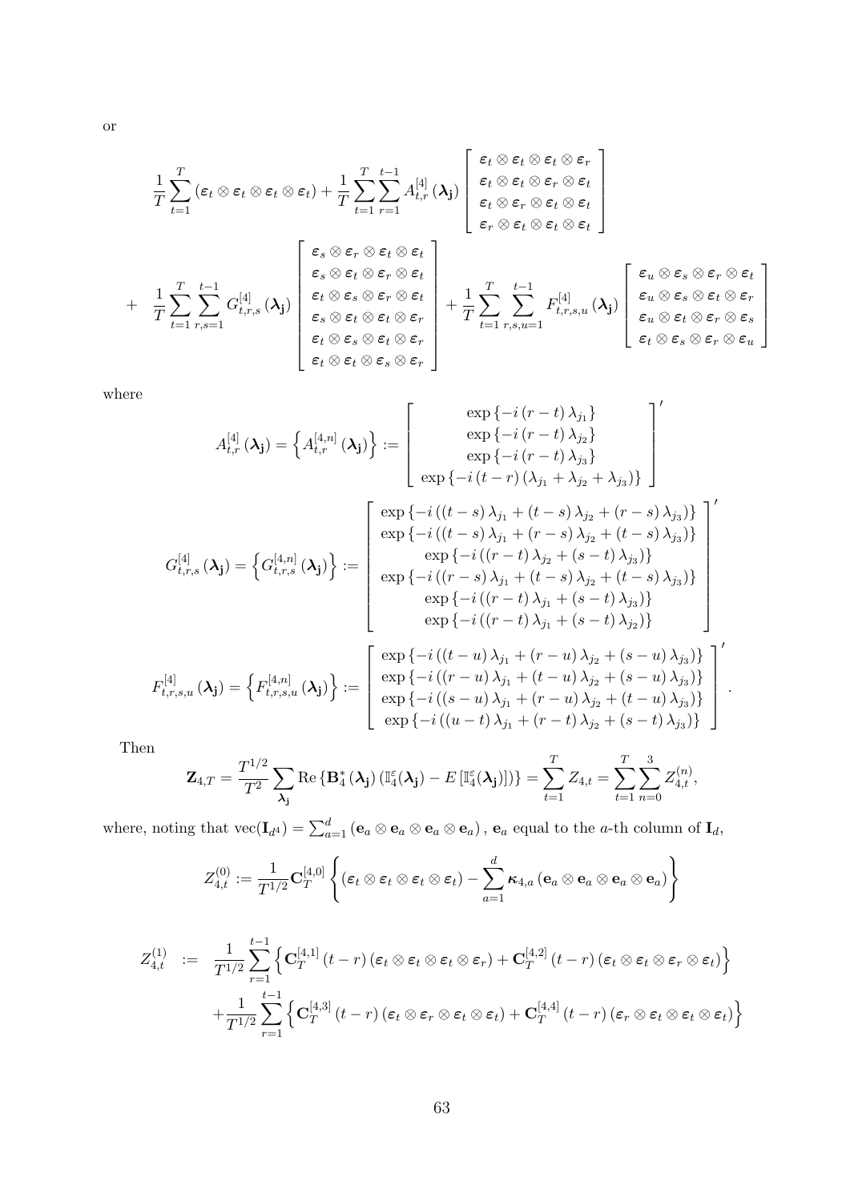or

$$
\frac{1}{T}\sum_{t=1}^{T}\left(\boldsymbol{\varepsilon}_t\otimes\boldsymbol{\varepsilon}_t\otimes\boldsymbol{\varepsilon}_t\otimes\boldsymbol{\varepsilon}_t\right)+\frac{1}{T}\sum_{t=1}^{T}\sum_{r=1}^{t-1}A_{t,r}^{[4]}\left(\boldsymbol{\lambda}_{\mathbf{j}}\right)\begin{bmatrix}\boldsymbol{\varepsilon}_t\otimes\boldsymbol{\varepsilon}_t\otimes\boldsymbol{\varepsilon}_t\otimes\boldsymbol{\varepsilon}_r\\ \boldsymbol{\varepsilon}_t\otimes\boldsymbol{\varepsilon}_t\otimes\boldsymbol{\varepsilon}_r\otimes\boldsymbol{\varepsilon}_t\\ \boldsymbol{\varepsilon}_t\otimes\boldsymbol{\varepsilon}_r\otimes\boldsymbol{\varepsilon}_t\otimes\boldsymbol{\varepsilon}_t\\ \boldsymbol{\varepsilon}_r\otimes\boldsymbol{\varepsilon}_t\otimes\boldsymbol{\varepsilon}_t\otimes\boldsymbol{\varepsilon}_t\end{bmatrix}
$$

$$
+\quad\frac{1}{T}\sum_{t=1}^{T}\sum_{r,s=1}^{t-1}G_{t,r,s}^{[4]}\left(\boldsymbol{\lambda}_{\mathbf{j}}\right)\begin{bmatrix}\boldsymbol{\varepsilon}_s\otimes\boldsymbol{\varepsilon}_r\otimes\boldsymbol{\varepsilon}_t\otimes\boldsymbol{\varepsilon}_t\\ \boldsymbol{\varepsilon}_s\otimes\boldsymbol{\varepsilon}_t\otimes\boldsymbol{\varepsilon}_r\otimes\boldsymbol{\varepsilon}_t\\ \boldsymbol{\varepsilon}_t\otimes\boldsymbol{\varepsilon}_s\otimes\boldsymbol{\varepsilon}_r\otimes\boldsymbol{\varepsilon}_t\\ \boldsymbol{\varepsilon}_s\otimes\boldsymbol{\varepsilon}_t\otimes\boldsymbol{\varepsilon}_t\otimes\boldsymbol{\varepsilon}_r\\ \boldsymbol{\varepsilon}_t\otimes\boldsymbol{\varepsilon}_s\otimes\boldsymbol{\varepsilon}_t\otimes\boldsymbol{\varepsilon}_r\\ \boldsymbol{\varepsilon}_t\otimes\boldsymbol{\varepsilon}_t\otimes\boldsymbol{\varepsilon}_s\otimes\boldsymbol{\varepsilon}_r\end{bmatrix}+\frac{1}{T}\sum_{t=1}^{T}\sum_{r,s,u=1}^{t-1}F_{t,r,s,u}^{[4]}\left(\boldsymbol{\lambda}_{\mathbf{j}}\right)\begin{bmatrix}\boldsymbol{\varepsilon}_u\otimes\boldsymbol{\varepsilon}_s\otimes\boldsymbol{\varepsilon}_r\otimes\boldsymbol{\varepsilon}_t\\ \boldsymbol{\varepsilon}_u\otimes\boldsymbol{\varepsilon}_s\otimes\boldsymbol{\varepsilon}_t\otimes\boldsymbol{\varepsilon}_r\\ \boldsymbol{\varepsilon}_u\otimes\boldsymbol{\varepsilon}_t\otimes\boldsymbol{\varepsilon}_r\otimes\boldsymbol{\varepsilon}_s\\ \boldsymbol{\varepsilon}_t\otimes\boldsymbol{\varepsilon}_s\otimes\boldsymbol{\varepsilon}_r\otimes\boldsymbol{\varepsilon}_u\end{bmatrix}
$$

where

$$
A_{t,r}^{[4]}\left(\boldsymbol{\lambda}_{\mathbf{j}}\right)=\left\{A_{t,r}^{[4,n]}\left(\boldsymbol{\lambda}_{\mathbf{j}}\right)\right\}:=\begin{bmatrix}\exp\left\{-i\left(r-t\right)\lambda_{j_1}\right\}\\ \exp\left\{-i\left(r-t\right)\lambda_{j_2}\right\}\\ \exp\left\{-i\left(r-t\right)\lambda_{j_3}\right\}\\ \exp\left\{-i\left(t-r\right)\left(\lambda_{j_1}+\lambda_{j_2}+\lambda_{j_3}\right)\right\}\end{bmatrix}'
$$

$$
G_{t,r,s}^{[4]}\left(\boldsymbol{\lambda}_{\mathbf{j}}\right)=\left\{G_{t,r,s}^{[4,n]}\left(\boldsymbol{\lambda}_{\mathbf{j}}\right)\right\}:=\begin{bmatrix}\exp\left\{-i\left(\left(t-s\right)\lambda_{j_1}+\left(t-s\right)\lambda_{j_2}+\left(r-s\right)\lambda_{j_3}\right)\right\}\\ \exp\left\{-i\left(\left(t-s\right)\lambda_{j_1}+\left(r-s\right)\lambda_{j_2}+\left(t-s\right)\lambda_{j_3}\right)\right\}\\ \exp\left\{-i\left(\left(r-t\right)\lambda_{j_2}+\left(s-t\right)\lambda_{j_3}\right)\right\}\\ \exp\left\{-i\left(\left(r-s\right)\lambda_{j_1}+\left(t-s\right)\lambda_{j_2}+\left(t-s\right)\lambda_{j_3}\right)\right\}\\ \exp\left\{-i\left(\left(r-t\right)\lambda_{j_1}+\left(s-t\right)\lambda_{j_3}\right)\right\}\\ \exp\left\{-i\left(\left(r-t\right)\lambda_{j_1}+\left(s-t\right)\lambda_{j_2}\right)\right\}\end{bmatrix}'
$$

$$
F_{t,r,s,u}^{[4]}\left(\boldsymbol{\lambda}_{\mathbf{j}}\right)=\left\{F_{t,r,s,u}^{[4,n]}\left(\boldsymbol{\lambda}_{\mathbf{j}}\right)\right\}:=\begin{bmatrix}\exp\left\{-i\left(\left(t-u\right)\lambda_{j_1}+\left(r-u\right)\lambda_{j_2}+\left(s-u\right)\lambda_{j_3}\right)\right\}\\ \exp\left\{-i\left(\left(r-u\right)\lambda_{j_1}+\left(t-u\right)\lambda_{j_2}+\left(s-u\right)\lambda_{j_3}\right)\right\}\\ \exp\left\{-i\left(\left(s-u\right)\lambda_{j_1}+\left(r-u\right)\lambda_{j_2}+\left(t-u\right)\lambda_{j_3}\right)\right\}\\ \exp\left\{-i\left(\left(u-t\right)\lambda_{j_1}+\left(r-t\right)\lambda_{j_2}+\left(s-t\right)\lambda_{j_3}\right)\right\}\end{bmatrix}'.
$$

Then

$$
\mathbf{Z}_{4,T}=\frac{T^{1/2}}{T^2}\sum_{\boldsymbol{\lambda}_{\mathbf{j}}}\mathrm{Re}\left\{\mathbf{B}_4^*\left(\boldsymbol{\lambda}_{\mathbf{j}}\right)\left(\mathbb{I}_4^{\varepsilon}(\boldsymbol{\lambda}_{\mathbf{j}})-E\left[\mathbb{I}_4^{\varepsilon}(\boldsymbol{\lambda}_{\mathbf{j}})\right]\right)\right\}=\sum_{t=1}^{T}Z_{4,t}=\sum_{t=1}^{T}\sum_{n=0}^{3}Z_{4,t}^{(n)},
$$

where, noting that $\mathrm{vec}(\mathbf{I}_{d^4})=\sum_{a=1}^{d}\left(\mathbf{e}_a\otimes\mathbf{e}_a\otimes\mathbf{e}_a\otimes\mathbf{e}_a\right)$, $\mathbf{e}_a$ equal to the $a$-th column of $\mathbf{I}_d$,

$$
Z_{4,t}^{(0)}:=\frac{1}{T^{1/2}}\mathbf{C}_T^{[4,0]}\left\{\left(\boldsymbol{\varepsilon}_t\otimes\boldsymbol{\varepsilon}_t\otimes\boldsymbol{\varepsilon}_t\otimes\boldsymbol{\varepsilon}_t\right)-\sum_{a=1}^{d}\boldsymbol{\kappa}_{4,a}\left(\mathbf{e}_a\otimes\mathbf{e}_a\otimes\mathbf{e}_a\otimes\mathbf{e}_a\right)\right\}
$$

$$
\begin{aligned}
Z_{4,t}^{(1)}\;:=\;&\frac{1}{T^{1/2}}\sum_{r=1}^{t-1}\left\{\mathbf{C}_T^{[4,1]}\left(t-r\right)\left(\boldsymbol{\varepsilon}_t\otimes\boldsymbol{\varepsilon}_t\otimes\boldsymbol{\varepsilon}_t\otimes\boldsymbol{\varepsilon}_r\right)+\mathbf{C}_T^{[4,2]}\left(t-r\right)\left(\boldsymbol{\varepsilon}_t\otimes\boldsymbol{\varepsilon}_t\otimes\boldsymbol{\varepsilon}_r\otimes\boldsymbol{\varepsilon}_t\right)\right\}\\
&+\frac{1}{T^{1/2}}\sum_{r=1}^{t-1}\left\{\mathbf{C}_T^{[4,3]}\left(t-r\right)\left(\boldsymbol{\varepsilon}_t\otimes\boldsymbol{\varepsilon}_r\otimes\boldsymbol{\varepsilon}_t\otimes\boldsymbol{\varepsilon}_t\right)+\mathbf{C}_T^{[4,4]}\left(t-r\right)\left(\boldsymbol{\varepsilon}_r\otimes\boldsymbol{\varepsilon}_t\otimes\boldsymbol{\varepsilon}_t\otimes\boldsymbol{\varepsilon}_t\right)\right\}
\end{aligned}
$$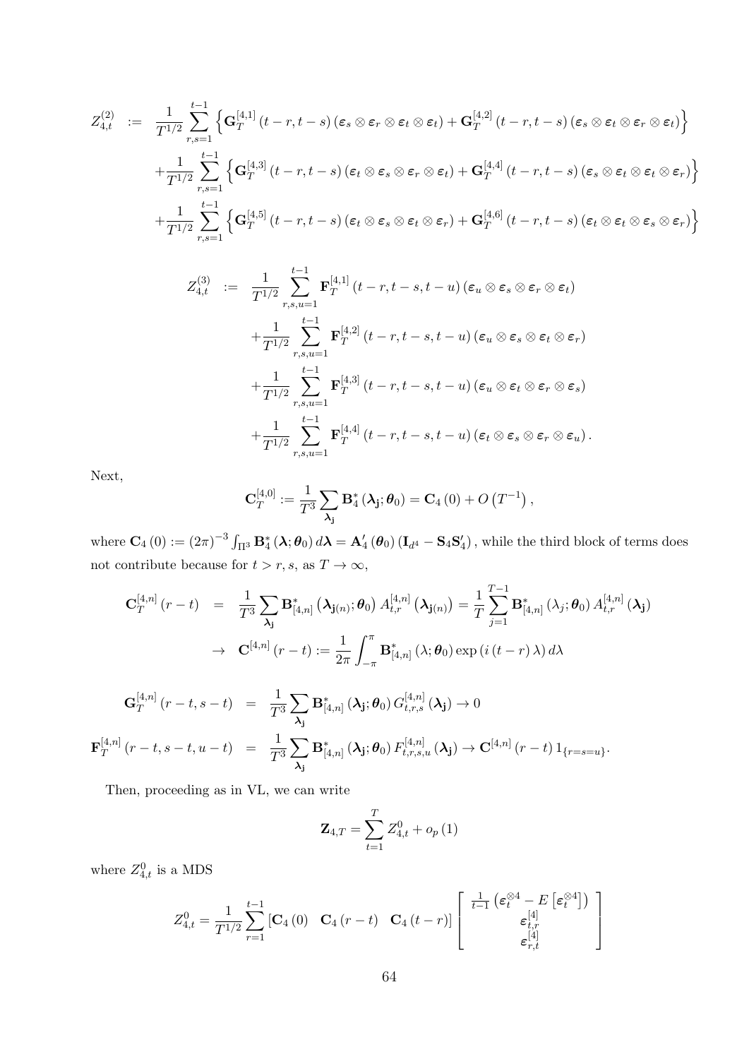$$
\begin{aligned}
Z_{4,t}^{(2)} &:= \frac{1}{T^{1/2}} \sum_{r,s=1}^{t-1} \left\{ \mathbf{G}_T^{[4,1]}(t-r,t-s)\left(\boldsymbol{\varepsilon}_s \otimes \boldsymbol{\varepsilon}_r \otimes \boldsymbol{\varepsilon}_t \otimes \boldsymbol{\varepsilon}_t\right) + \mathbf{G}_T^{[4,2]}(t-r,t-s)\left(\boldsymbol{\varepsilon}_s \otimes \boldsymbol{\varepsilon}_t \otimes \boldsymbol{\varepsilon}_r \otimes \boldsymbol{\varepsilon}_t\right) \right\} \\
&+ \frac{1}{T^{1/2}} \sum_{r,s=1}^{t-1} \left\{ \mathbf{G}_T^{[4,3]}(t-r,t-s)\left(\boldsymbol{\varepsilon}_t \otimes \boldsymbol{\varepsilon}_s \otimes \boldsymbol{\varepsilon}_r \otimes \boldsymbol{\varepsilon}_t\right) + \mathbf{G}_T^{[4,4]}(t-r,t-s)\left(\boldsymbol{\varepsilon}_s \otimes \boldsymbol{\varepsilon}_t \otimes \boldsymbol{\varepsilon}_t \otimes \boldsymbol{\varepsilon}_r\right) \right\} \\
&+ \frac{1}{T^{1/2}} \sum_{r,s=1}^{t-1} \left\{ \mathbf{G}_T^{[4,5]}(t-r,t-s)\left(\boldsymbol{\varepsilon}_t \otimes \boldsymbol{\varepsilon}_s \otimes \boldsymbol{\varepsilon}_t \otimes \boldsymbol{\varepsilon}_r\right) + \mathbf{G}_T^{[4,6]}(t-r,t-s)\left(\boldsymbol{\varepsilon}_t \otimes \boldsymbol{\varepsilon}_t \otimes \boldsymbol{\varepsilon}_s \otimes \boldsymbol{\varepsilon}_r\right) \right\}
\end{aligned}
$$

$$
\begin{aligned}
Z_{4,t}^{(3)} &:= \frac{1}{T^{1/2}} \sum_{r,s,u=1}^{t-1} \mathbf{F}_T^{[4,1]}(t-r,t-s,t-u)\left(\boldsymbol{\varepsilon}_u \otimes \boldsymbol{\varepsilon}_s \otimes \boldsymbol{\varepsilon}_r \otimes \boldsymbol{\varepsilon}_t\right) \\
&+ \frac{1}{T^{1/2}} \sum_{r,s,u=1}^{t-1} \mathbf{F}_T^{[4,2]}(t-r,t-s,t-u)\left(\boldsymbol{\varepsilon}_u \otimes \boldsymbol{\varepsilon}_s \otimes \boldsymbol{\varepsilon}_t \otimes \boldsymbol{\varepsilon}_r\right) \\
&+ \frac{1}{T^{1/2}} \sum_{r,s,u=1}^{t-1} \mathbf{F}_T^{[4,3]}(t-r,t-s,t-u)\left(\boldsymbol{\varepsilon}_u \otimes \boldsymbol{\varepsilon}_t \otimes \boldsymbol{\varepsilon}_r \otimes \boldsymbol{\varepsilon}_s\right) \\
&+ \frac{1}{T^{1/2}} \sum_{r,s,u=1}^{t-1} \mathbf{F}_T^{[4,4]}(t-r,t-s,t-u)\left(\boldsymbol{\varepsilon}_t \otimes \boldsymbol{\varepsilon}_s \otimes \boldsymbol{\varepsilon}_r \otimes \boldsymbol{\varepsilon}_u\right).
\end{aligned}
$$

Next,

$$
\mathbf{C}_T^{[4,0]} := \frac{1}{T^3} \sum_{\boldsymbol{\lambda}_{\mathbf{j}}} \mathbf{B}_4^*(\boldsymbol{\lambda}_{\mathbf{j}};\boldsymbol{\theta}_0) = \mathbf{C}_4(0) + O\left(T^{-1}\right),
$$

where $\mathbf{C}_4(0) := (2\pi)^{-3} \int_{\Pi^3} \mathbf{B}_4^*(\boldsymbol{\lambda};\boldsymbol{\theta}_0)\, d\boldsymbol{\lambda} = \mathbf{A}_4'(\boldsymbol{\theta}_0)\left(\mathbf{I}_{d^4} - \mathbf{S}_4\mathbf{S}_4'\right)$, while the third block of terms does not contribute because for $t > r, s$, as $T \to \infty$,

$$
\begin{aligned}
\mathbf{C}_T^{[4,n]}(r-t) &= \frac{1}{T^3} \sum_{\boldsymbol{\lambda}_{\mathbf{j}}} \mathbf{B}_{[4,n]}^*\left(\boldsymbol{\lambda}_{\mathbf{j}(n)};\boldsymbol{\theta}_0\right) A_{t,r}^{[4,n]}\left(\boldsymbol{\lambda}_{\mathbf{j}(n)}\right) = \frac{1}{T} \sum_{j=1}^{T-1} \mathbf{B}_{[4,n]}^*(\lambda_j;\boldsymbol{\theta}_0) A_{t,r}^{[4,n]}(\boldsymbol{\lambda}_{\mathbf{j}}) \\
&\to \mathbf{C}^{[4,n]}(r-t) := \frac{1}{2\pi} \int_{-\pi}^{\pi} \mathbf{B}_{[4,n]}^*(\lambda;\boldsymbol{\theta}_0) \exp\left(i(t-r)\lambda\right) d\lambda
\end{aligned}
$$

$$
\begin{aligned}
\mathbf{G}_T^{[4,n]}(r-t,s-t) &= \frac{1}{T^3} \sum_{\boldsymbol{\lambda}_{\mathbf{j}}} \mathbf{B}_{[4,n]}^*(\boldsymbol{\lambda}_{\mathbf{j}};\boldsymbol{\theta}_0)\, G_{t,r,s}^{[4,n]}(\boldsymbol{\lambda}_{\mathbf{j}}) \to 0 \\
\mathbf{F}_T^{[4,n]}(r-t,s-t,u-t) &= \frac{1}{T^3} \sum_{\boldsymbol{\lambda}_{\mathbf{j}}} \mathbf{B}_{[4,n]}^*(\boldsymbol{\lambda}_{\mathbf{j}};\boldsymbol{\theta}_0)\, F_{t,r,s,u}^{[4,n]}(\boldsymbol{\lambda}_{\mathbf{j}}) \to \mathbf{C}^{[4,n]}(r-t)\, 1_{\{r=s=u\}}.
\end{aligned}
$$

Then, proceeding as in VL, we can write

$$
\mathbf{Z}_{4,T} = \sum_{t=1}^{T} Z_{4,t}^0 + o_p(1)
$$

where $Z_{4,t}^0$ is a MDS

$$
Z_{4,t}^0 = \frac{1}{T^{1/2}} \sum_{r=1}^{t-1} \begin{bmatrix} \mathbf{C}_4(0) & \mathbf{C}_4(r-t) & \mathbf{C}_4(t-r) \end{bmatrix} \begin{bmatrix} \frac{1}{t-1}\left(\boldsymbol{\varepsilon}_t^{\otimes 4} - E\left[\boldsymbol{\varepsilon}_t^{\otimes 4}\right]\right) \\ \boldsymbol{\varepsilon}_{t,r}^{[4]} \\ \boldsymbol{\varepsilon}_{r,t}^{[4]} \end{bmatrix}
$$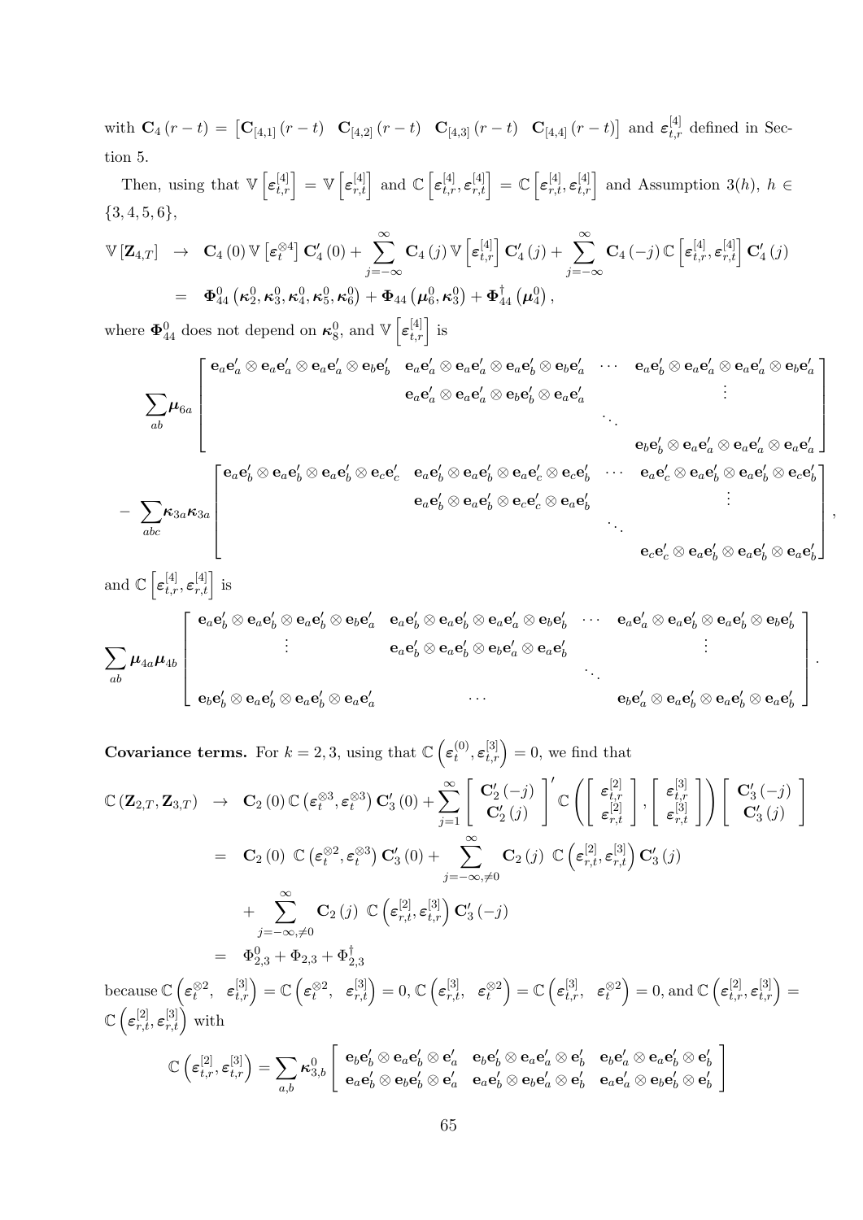with $\mathbf{C}_4(r-t) = \begin{bmatrix} \mathbf{C}_{[4,1]}(r-t) & \mathbf{C}_{[4,2]}(r-t) & \mathbf{C}_{[4,3]}(r-t) & \mathbf{C}_{[4,4]}(r-t) \end{bmatrix}$ and $\boldsymbol{\varepsilon}_{t,r}^{[4]}$ defined in Section 5.

Then, using that $\mathbb{V}\left[\boldsymbol{\varepsilon}_{t,r}^{[4]}\right] = \mathbb{V}\left[\boldsymbol{\varepsilon}_{r,t}^{[4]}\right]$ and $\mathbb{C}\left[\boldsymbol{\varepsilon}_{t,r}^{[4]}, \boldsymbol{\varepsilon}_{r,t}^{[4]}\right] = \mathbb{C}\left[\boldsymbol{\varepsilon}_{r,t}^{[4]}, \boldsymbol{\varepsilon}_{t,r}^{[4]}\right]$ and Assumption 3($h$), $h \in \{3,4,5,6\}$,

$$
\begin{aligned}
\mathbb{V}\left[\mathbf{Z}_{4,T}\right] &\to \mathbf{C}_4(0)\,\mathbb{V}\left[\boldsymbol{\varepsilon}_t^{\otimes 4}\right]\mathbf{C}_4'(0) + \sum_{j=-\infty}^{\infty}\mathbf{C}_4(j)\,\mathbb{V}\left[\boldsymbol{\varepsilon}_{t,r}^{[4]}\right]\mathbf{C}_4'(j) + \sum_{j=-\infty}^{\infty}\mathbf{C}_4(-j)\,\mathbb{C}\left[\boldsymbol{\varepsilon}_{t,r}^{[4]}, \boldsymbol{\varepsilon}_{r,t}^{[4]}\right]\mathbf{C}_4'(j) \\
&= \boldsymbol{\Phi}_{44}^0\left(\boldsymbol{\kappa}_2^0, \boldsymbol{\kappa}_3^0, \boldsymbol{\kappa}_4^0, \boldsymbol{\kappa}_5^0, \boldsymbol{\kappa}_6^0\right) + \boldsymbol{\Phi}_{44}\left(\boldsymbol{\mu}_6^0, \boldsymbol{\kappa}_3^0\right) + \boldsymbol{\Phi}_{44}^{\dagger}\left(\boldsymbol{\mu}_4^0\right),
\end{aligned}
$$

where $\boldsymbol{\Phi}_{44}^0$ does not depend on $\boldsymbol{\kappa}_8^0$, and $\mathbb{V}\left[\boldsymbol{\varepsilon}_{t,r}^{[4]}\right]$ is

$$
\begin{aligned}
&\sum_{ab}\boldsymbol{\mu}_{6a}\begin{bmatrix}
\mathbf{e}_a\mathbf{e}_a'\otimes\mathbf{e}_a\mathbf{e}_a'\otimes\mathbf{e}_a\mathbf{e}_a'\otimes\mathbf{e}_b\mathbf{e}_b' & \mathbf{e}_a\mathbf{e}_a'\otimes\mathbf{e}_a\mathbf{e}_a'\otimes\mathbf{e}_a\mathbf{e}_b'\otimes\mathbf{e}_b\mathbf{e}_a' & \cdots & \mathbf{e}_a\mathbf{e}_b'\otimes\mathbf{e}_a\mathbf{e}_a'\otimes\mathbf{e}_a\mathbf{e}_a'\otimes\mathbf{e}_b\mathbf{e}_a' \\
 & \mathbf{e}_a\mathbf{e}_a'\otimes\mathbf{e}_a\mathbf{e}_a'\otimes\mathbf{e}_b\mathbf{e}_b'\otimes\mathbf{e}_a\mathbf{e}_a' & & \vdots \\
 & & \ddots & \\
 & & & \mathbf{e}_b\mathbf{e}_b'\otimes\mathbf{e}_a\mathbf{e}_a'\otimes\mathbf{e}_a\mathbf{e}_a'\otimes\mathbf{e}_a\mathbf{e}_a'
\end{bmatrix} \\
&- \sum_{abc}\boldsymbol{\kappa}_{3a}\boldsymbol{\kappa}_{3a}\begin{bmatrix}
\mathbf{e}_a\mathbf{e}_b'\otimes\mathbf{e}_a\mathbf{e}_b'\otimes\mathbf{e}_a\mathbf{e}_b'\otimes\mathbf{e}_c\mathbf{e}_c' & \mathbf{e}_a\mathbf{e}_b'\otimes\mathbf{e}_a\mathbf{e}_b'\otimes\mathbf{e}_a\mathbf{e}_c'\otimes\mathbf{e}_c\mathbf{e}_b' & \cdots & \mathbf{e}_a\mathbf{e}_c'\otimes\mathbf{e}_a\mathbf{e}_b'\otimes\mathbf{e}_a\mathbf{e}_b'\otimes\mathbf{e}_c\mathbf{e}_b' \\
 & \mathbf{e}_a\mathbf{e}_b'\otimes\mathbf{e}_a\mathbf{e}_b'\otimes\mathbf{e}_c\mathbf{e}_c'\otimes\mathbf{e}_a\mathbf{e}_b' & & \vdots \\
 & & \ddots & \\
 & & & \mathbf{e}_c\mathbf{e}_c'\otimes\mathbf{e}_a\mathbf{e}_b'\otimes\mathbf{e}_a\mathbf{e}_b'\otimes\mathbf{e}_a\mathbf{e}_b'
\end{bmatrix},
\end{aligned}
$$

and $\mathbb{C}\left[\boldsymbol{\varepsilon}_{t,r}^{[4]}, \boldsymbol{\varepsilon}_{r,t}^{[4]}\right]$ is

$$
\sum_{ab}\boldsymbol{\mu}_{4a}\boldsymbol{\mu}_{4b}\begin{bmatrix}
\mathbf{e}_a\mathbf{e}_b'\otimes\mathbf{e}_a\mathbf{e}_b'\otimes\mathbf{e}_a\mathbf{e}_b'\otimes\mathbf{e}_b\mathbf{e}_a' & \mathbf{e}_a\mathbf{e}_b'\otimes\mathbf{e}_a\mathbf{e}_b'\otimes\mathbf{e}_a\mathbf{e}_a'\otimes\mathbf{e}_b\mathbf{e}_b' & \cdots & \mathbf{e}_a\mathbf{e}_a'\otimes\mathbf{e}_a\mathbf{e}_b'\otimes\mathbf{e}_a\mathbf{e}_b'\otimes\mathbf{e}_b\mathbf{e}_b' \\
\vdots & \mathbf{e}_a\mathbf{e}_b'\otimes\mathbf{e}_a\mathbf{e}_b'\otimes\mathbf{e}_b\mathbf{e}_a'\otimes\mathbf{e}_a\mathbf{e}_b' & & \vdots \\
 & & \ddots & \\
\mathbf{e}_b\mathbf{e}_b'\otimes\mathbf{e}_a\mathbf{e}_b'\otimes\mathbf{e}_a\mathbf{e}_b'\otimes\mathbf{e}_a\mathbf{e}_a' & \cdots & & \mathbf{e}_b\mathbf{e}_a'\otimes\mathbf{e}_a\mathbf{e}_b'\otimes\mathbf{e}_a\mathbf{e}_b'\otimes\mathbf{e}_a\mathbf{e}_b'
\end{bmatrix}.
$$

**Covariance terms.** For $k=2,3$, using that $\mathbb{C}\left(\boldsymbol{\varepsilon}_t^{(0)}, \boldsymbol{\varepsilon}_{t,r}^{[3]}\right) = 0$, we find that

$$
\begin{aligned}
\mathbb{C}\left(\mathbf{Z}_{2,T}, \mathbf{Z}_{3,T}\right) &\to \mathbf{C}_2(0)\,\mathbb{C}\left(\boldsymbol{\varepsilon}_t^{\otimes 3}, \boldsymbol{\varepsilon}_t^{\otimes 3}\right)\mathbf{C}_3'(0) + \sum_{j=1}^{\infty}\begin{bmatrix}\mathbf{C}_2'(-j)\\ \mathbf{C}_2'(j)\end{bmatrix}'\mathbb{C}\left(\begin{bmatrix}\boldsymbol{\varepsilon}_{t,r}^{[2]}\\ \boldsymbol{\varepsilon}_{r,t}^{[2]}\end{bmatrix}, \begin{bmatrix}\boldsymbol{\varepsilon}_{t,r}^{[3]}\\ \boldsymbol{\varepsilon}_{r,t}^{[3]}\end{bmatrix}\right)\begin{bmatrix}\mathbf{C}_3'(-j)\\ \mathbf{C}_3'(j)\end{bmatrix} \\
&= \mathbf{C}_2(0)\ \mathbb{C}\left(\boldsymbol{\varepsilon}_t^{\otimes 2}, \boldsymbol{\varepsilon}_t^{\otimes 3}\right)\mathbf{C}_3'(0) + \sum_{j=-\infty,\neq 0}^{\infty}\mathbf{C}_2(j)\ \mathbb{C}\left(\boldsymbol{\varepsilon}_{r,t}^{[2]}, \boldsymbol{\varepsilon}_{r,t}^{[3]}\right)\mathbf{C}_3'(j) \\
&\quad + \sum_{j=-\infty,\neq 0}^{\infty}\mathbf{C}_2(j)\ \mathbb{C}\left(\boldsymbol{\varepsilon}_{r,t}^{[2]}, \boldsymbol{\varepsilon}_{t,r}^{[3]}\right)\mathbf{C}_3'(-j) \\
&= \Phi_{2,3}^0 + \Phi_{2,3} + \Phi_{2,3}^{\dagger}
\end{aligned}
$$

because $\mathbb{C}\left(\boldsymbol{\varepsilon}_t^{\otimes 2},\ \boldsymbol{\varepsilon}_{t,r}^{[3]}\right) = \mathbb{C}\left(\boldsymbol{\varepsilon}_t^{\otimes 2},\ \boldsymbol{\varepsilon}_{r,t}^{[3]}\right) = 0$, $\mathbb{C}\left(\boldsymbol{\varepsilon}_{r,t}^{[3]},\ \boldsymbol{\varepsilon}_t^{\otimes 2}\right) = \mathbb{C}\left(\boldsymbol{\varepsilon}_{t,r}^{[3]},\ \boldsymbol{\varepsilon}_t^{\otimes 2}\right) = 0$, and $\mathbb{C}\left(\boldsymbol{\varepsilon}_{t,r}^{[2]}, \boldsymbol{\varepsilon}_{t,r}^{[3]}\right) = \mathbb{C}\left(\boldsymbol{\varepsilon}_{r,t}^{[2]}, \boldsymbol{\varepsilon}_{r,t}^{[3]}\right)$ with

$$
\mathbb{C}\left(\boldsymbol{\varepsilon}_{t,r}^{[2]}, \boldsymbol{\varepsilon}_{t,r}^{[3]}\right) = \sum_{a,b}\boldsymbol{\kappa}_{3,b}^0\begin{bmatrix}
\mathbf{e}_b\mathbf{e}_b'\otimes\mathbf{e}_a\mathbf{e}_b'\otimes\mathbf{e}_a' & \mathbf{e}_b\mathbf{e}_b'\otimes\mathbf{e}_a\mathbf{e}_a'\otimes\mathbf{e}_b' & \mathbf{e}_b\mathbf{e}_a'\otimes\mathbf{e}_a\mathbf{e}_b'\otimes\mathbf{e}_b' \\
\mathbf{e}_a\mathbf{e}_b'\otimes\mathbf{e}_b\mathbf{e}_b'\otimes\mathbf{e}_a' & \mathbf{e}_a\mathbf{e}_b'\otimes\mathbf{e}_b\mathbf{e}_a'\otimes\mathbf{e}_b' & \mathbf{e}_a\mathbf{e}_a'\otimes\mathbf{e}_b\mathbf{e}_b'\otimes\mathbf{e}_b'
\end{bmatrix}
$$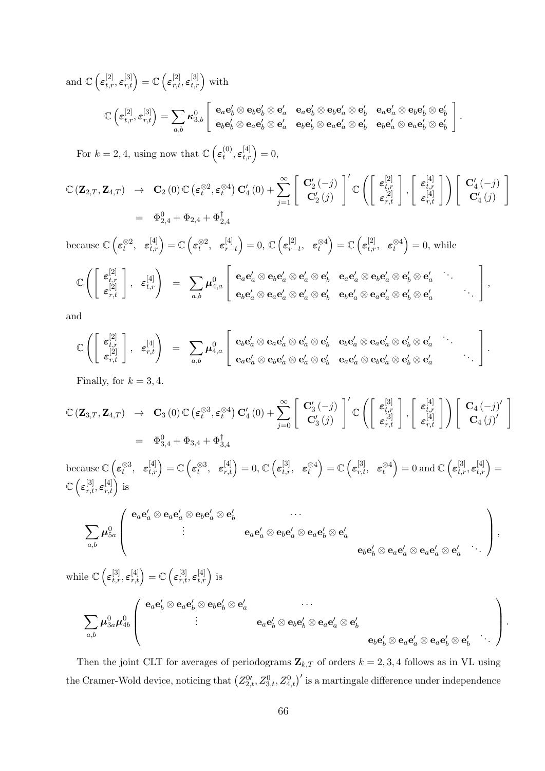and $\mathbb{C}\left(\boldsymbol{\varepsilon}_{t,r}^{[2]}, \boldsymbol{\varepsilon}_{r,t}^{[3]}\right) = \mathbb{C}\left(\boldsymbol{\varepsilon}_{r,t}^{[2]}, \boldsymbol{\varepsilon}_{t,r}^{[3]}\right)$ with

$$\mathbb{C}\left(\boldsymbol{\varepsilon}_{t,r}^{[2]}, \boldsymbol{\varepsilon}_{r,t}^{[3]}\right) = \sum_{a,b} \boldsymbol{\kappa}_{3,b}^{0} \begin{bmatrix} \mathbf{e}_a\mathbf{e}_b' \otimes \mathbf{e}_b\mathbf{e}_b' \otimes \mathbf{e}_a' & \mathbf{e}_a\mathbf{e}_b' \otimes \mathbf{e}_b\mathbf{e}_a' \otimes \mathbf{e}_b' & \mathbf{e}_a\mathbf{e}_a' \otimes \mathbf{e}_b\mathbf{e}_b' \otimes \mathbf{e}_b' \\ \mathbf{e}_b\mathbf{e}_b' \otimes \mathbf{e}_a\mathbf{e}_b' \otimes \mathbf{e}_a' & \mathbf{e}_b\mathbf{e}_b' \otimes \mathbf{e}_a\mathbf{e}_a' \otimes \mathbf{e}_b' & \mathbf{e}_b\mathbf{e}_a' \otimes \mathbf{e}_a\mathbf{e}_b' \otimes \mathbf{e}_b' \end{bmatrix}.$$

For $k = 2, 4$, using now that $\mathbb{C}\left(\boldsymbol{\varepsilon}_{t}^{(0)}, \boldsymbol{\varepsilon}_{t,r}^{[4]}\right) = 0$,

$$\begin{aligned} \mathbb{C}\left(\mathbf{Z}_{2,T}, \mathbf{Z}_{4,T}\right) &\to \mathbf{C}_2(0)\,\mathbb{C}\left(\boldsymbol{\varepsilon}_t^{\otimes 2}, \boldsymbol{\varepsilon}_t^{\otimes 4}\right)\mathbf{C}_4'(0) + \sum_{j=1}^{\infty} \begin{bmatrix} \mathbf{C}_2'(-j) \\ \mathbf{C}_2'(j) \end{bmatrix}' \mathbb{C}\left(\begin{bmatrix} \boldsymbol{\varepsilon}_{t,r}^{[2]} \\ \boldsymbol{\varepsilon}_{r,t}^{[2]} \end{bmatrix}, \begin{bmatrix} \boldsymbol{\varepsilon}_{t,r}^{[4]} \\ \boldsymbol{\varepsilon}_{r,t}^{[4]} \end{bmatrix}\right) \begin{bmatrix} \mathbf{C}_4'(-j) \\ \mathbf{C}_4'(j) \end{bmatrix} \\ &= \Phi_{2,4}^{0} + \Phi_{2,4} + \Phi_{2,4}^{\dagger} \end{aligned}$$

because $\mathbb{C}\left(\boldsymbol{\varepsilon}_t^{\otimes 2}, \ \boldsymbol{\varepsilon}_{t,r}^{[4]}\right) = \mathbb{C}\left(\boldsymbol{\varepsilon}_t^{\otimes 2}, \ \boldsymbol{\varepsilon}_{r-t}^{[4]}\right) = 0$, $\mathbb{C}\left(\boldsymbol{\varepsilon}_{r-t}^{[2]}, \ \boldsymbol{\varepsilon}_t^{\otimes 4}\right) = \mathbb{C}\left(\boldsymbol{\varepsilon}_{t,r}^{[2]}, \ \boldsymbol{\varepsilon}_t^{\otimes 4}\right) = 0$, while

$$\mathbb{C}\left(\begin{bmatrix} \boldsymbol{\varepsilon}_{t,r}^{[2]} \\ \boldsymbol{\varepsilon}_{r,t}^{[2]} \end{bmatrix}, \ \boldsymbol{\varepsilon}_{t,r}^{[4]}\right) = \sum_{a,b} \boldsymbol{\mu}_{4,a}^{0} \begin{bmatrix} \mathbf{e}_a\mathbf{e}_a' \otimes \mathbf{e}_b\mathbf{e}_a' \otimes \mathbf{e}_a' \otimes \mathbf{e}_b' & \mathbf{e}_a\mathbf{e}_a' \otimes \mathbf{e}_b\mathbf{e}_a' \otimes \mathbf{e}_b' \otimes \mathbf{e}_a' & \ddots & \\ \mathbf{e}_b\mathbf{e}_a' \otimes \mathbf{e}_a\mathbf{e}_a' \otimes \mathbf{e}_a' \otimes \mathbf{e}_b' & \mathbf{e}_b\mathbf{e}_a' \otimes \mathbf{e}_a\mathbf{e}_a' \otimes \mathbf{e}_b' \otimes \mathbf{e}_a' & & \ddots \end{bmatrix},$$

and

$$\mathbb{C}\left(\begin{bmatrix} \boldsymbol{\varepsilon}_{t,r}^{[2]} \\ \boldsymbol{\varepsilon}_{r,t}^{[2]} \end{bmatrix}, \ \boldsymbol{\varepsilon}_{r,t}^{[4]}\right) = \sum_{a,b} \boldsymbol{\mu}_{4,a}^{0} \begin{bmatrix} \mathbf{e}_b\mathbf{e}_a' \otimes \mathbf{e}_a\mathbf{e}_a' \otimes \mathbf{e}_a' \otimes \mathbf{e}_b' & \mathbf{e}_b\mathbf{e}_a' \otimes \mathbf{e}_a\mathbf{e}_a' \otimes \mathbf{e}_b' \otimes \mathbf{e}_a' & \ddots & \\ \mathbf{e}_a\mathbf{e}_a' \otimes \mathbf{e}_b\mathbf{e}_a' \otimes \mathbf{e}_a' \otimes \mathbf{e}_b' & \mathbf{e}_a\mathbf{e}_a' \otimes \mathbf{e}_b\mathbf{e}_a' \otimes \mathbf{e}_b' \otimes \mathbf{e}_a' & & \ddots \end{bmatrix}.$$

Finally, for $k = 3, 4$.

$$\begin{aligned} \mathbb{C}\left(\mathbf{Z}_{3,T}, \mathbf{Z}_{4,T}\right) &\to \mathbf{C}_3(0)\,\mathbb{C}\left(\boldsymbol{\varepsilon}_t^{\otimes 3}, \boldsymbol{\varepsilon}_t^{\otimes 4}\right)\mathbf{C}_4'(0) + \sum_{j=0}^{\infty} \begin{bmatrix} \mathbf{C}_3'(-j) \\ \mathbf{C}_3'(j) \end{bmatrix}' \mathbb{C}\left(\begin{bmatrix} \boldsymbol{\varepsilon}_{t,r}^{[3]} \\ \boldsymbol{\varepsilon}_{r,t}^{[3]} \end{bmatrix}, \begin{bmatrix} \boldsymbol{\varepsilon}_{t,r}^{[4]} \\ \boldsymbol{\varepsilon}_{r,t}^{[4]} \end{bmatrix}\right) \begin{bmatrix} \mathbf{C}_4(-j)' \\ \mathbf{C}_4(j)' \end{bmatrix} \\ &= \Phi_{3,4}^{0} + \Phi_{3,4} + \Phi_{3,4}^{\dagger} \end{aligned}$$

because $\mathbb{C}\left(\boldsymbol{\varepsilon}_t^{\otimes 3}, \ \boldsymbol{\varepsilon}_{t,r}^{[4]}\right) = \mathbb{C}\left(\boldsymbol{\varepsilon}_t^{\otimes 3}, \ \boldsymbol{\varepsilon}_{r,t}^{[4]}\right) = 0$, $\mathbb{C}\left(\boldsymbol{\varepsilon}_{t,r}^{[3]}, \ \boldsymbol{\varepsilon}_t^{\otimes 4}\right) = \mathbb{C}\left(\boldsymbol{\varepsilon}_{r,t}^{[3]}, \ \boldsymbol{\varepsilon}_t^{\otimes 4}\right) = 0$ and $\mathbb{C}\left(\boldsymbol{\varepsilon}_{t,r}^{[3]}, \boldsymbol{\varepsilon}_{t,r}^{[4]}\right) = \mathbb{C}\left(\boldsymbol{\varepsilon}_{r,t}^{[3]}, \boldsymbol{\varepsilon}_{r,t}^{[4]}\right)$ is

$$\sum_{a,b} \boldsymbol{\mu}_{5a}^{0} \begin{pmatrix} \mathbf{e}_a\mathbf{e}_a' \otimes \mathbf{e}_a\mathbf{e}_a' \otimes \mathbf{e}_b\mathbf{e}_a' \otimes \mathbf{e}_b' & \cdots & & \\ \vdots & \mathbf{e}_a\mathbf{e}_a' \otimes \mathbf{e}_b\mathbf{e}_a' \otimes \mathbf{e}_a\mathbf{e}_b' \otimes \mathbf{e}_a' & & \\ & & \mathbf{e}_b\mathbf{e}_b' \otimes \mathbf{e}_a\mathbf{e}_a' \otimes \mathbf{e}_a\mathbf{e}_a' \otimes \mathbf{e}_a' & \ddots \end{pmatrix},$$

while $\mathbb{C}\left(\boldsymbol{\varepsilon}_{t,r}^{[3]}, \boldsymbol{\varepsilon}_{r,t}^{[4]}\right) = \mathbb{C}\left(\boldsymbol{\varepsilon}_{r,t}^{[3]}, \boldsymbol{\varepsilon}_{t,r}^{[4]}\right)$ is

$$\sum_{a,b} \boldsymbol{\mu}_{3a}^{0}\boldsymbol{\mu}_{4b}^{0} \begin{pmatrix} \mathbf{e}_a\mathbf{e}_b' \otimes \mathbf{e}_a\mathbf{e}_b' \otimes \mathbf{e}_b\mathbf{e}_b' \otimes \mathbf{e}_a' & \cdots & & \\ \vdots & \mathbf{e}_a\mathbf{e}_b' \otimes \mathbf{e}_b\mathbf{e}_b' \otimes \mathbf{e}_a\mathbf{e}_a' \otimes \mathbf{e}_b' & & \\ & & \mathbf{e}_b\mathbf{e}_b' \otimes \mathbf{e}_a\mathbf{e}_a' \otimes \mathbf{e}_a\mathbf{e}_b' \otimes \mathbf{e}_b' & \ddots \end{pmatrix}.$$

Then the joint CLT for averages of periodograms $\mathbf{Z}_{k,T}$ of orders $k = 2, 3, 4$ follows as in VL using the Cramer-Wold device, noticing that $\left(Z_{2,t}^{0\prime}, Z_{3,t}^{0}, Z_{4,t}^{0}\right)'$ is a martingale difference under independence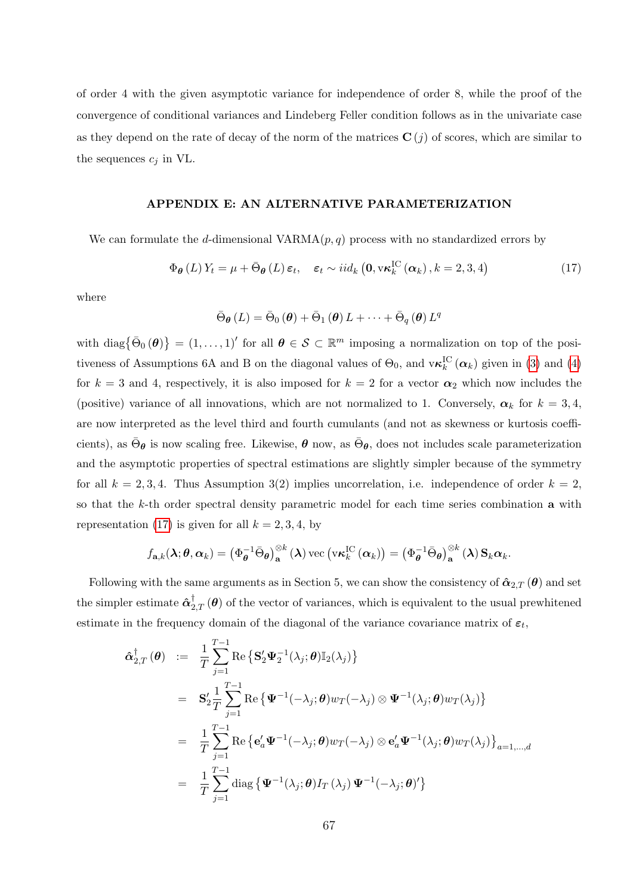of order 4 with the given asymptotic variance for independence of order 8, while the proof of the convergence of conditional variances and Lindeberg Feller condition follows as in the univariate case as they depend on the rate of decay of the norm of the matrices $\mathbf{C}(j)$ of scores, which are similar to the sequences $c_j$ in VL.

## APPENDIX E: AN ALTERNATIVE PARAMETERIZATION

We can formulate the $d$-dimensional VARMA$(p,q)$ process with no standardized errors by

$$\Phi_{\boldsymbol{\theta}}(L)Y_t = \mu + \bar{\Theta}_{\boldsymbol{\theta}}(L)\boldsymbol{\varepsilon}_t, \quad \boldsymbol{\varepsilon}_t \sim iid_k\left(\mathbf{0}, \mathrm{v}\boldsymbol{\kappa}_k^{\mathrm{IC}}(\boldsymbol{\alpha}_k), k=2,3,4\right) \tag{17}$$

where

$$\bar{\Theta}_{\boldsymbol{\theta}}(L) = \bar{\Theta}_0(\boldsymbol{\theta}) + \bar{\Theta}_1(\boldsymbol{\theta})L + \cdots + \bar{\Theta}_q(\boldsymbol{\theta})L^q$$

with $\mathrm{diag}\{\bar{\Theta}_0(\boldsymbol{\theta})\} = (1,\ldots,1)'$ for all $\boldsymbol{\theta} \in \mathcal{S} \subset \mathbb{R}^m$ imposing a normalization on top of the positiveness of Assumptions 6A and B on the diagonal values of $\Theta_0$, and $\mathrm{v}\boldsymbol{\kappa}_k^{\mathrm{IC}}(\boldsymbol{\alpha}_k)$ given in (3) and (4) for $k=3$ and 4, respectively, it is also imposed for $k=2$ for a vector $\boldsymbol{\alpha}_2$ which now includes the (positive) variance of all innovations, which are not normalized to 1. Conversely, $\boldsymbol{\alpha}_k$ for $k=3,4$, are now interpreted as the level third and fourth cumulants (and not as skewness or kurtosis coefficients), as $\bar{\Theta}_{\boldsymbol{\theta}}$ is now scaling free. Likewise, $\boldsymbol{\theta}$ now, as $\bar{\Theta}_{\boldsymbol{\theta}}$, does not includes scale parameterization and the asymptotic properties of spectral estimations are slightly simpler because of the symmetry for all $k=2,3,4$. Thus Assumption 3(2) implies uncorrelation, i.e. independence of order $k=2$, so that the $k$-th order spectral density parametric model for each time series combination $\mathbf{a}$ with representation (17) is given for all $k=2,3,4$, by

$$f_{\mathbf{a},k}(\boldsymbol{\lambda};\boldsymbol{\theta},\boldsymbol{\alpha}_k) = \left(\Phi_{\boldsymbol{\theta}}^{-1}\bar{\Theta}_{\boldsymbol{\theta}}\right)_{\mathbf{a}}^{\otimes k}(\boldsymbol{\lambda})\,\mathrm{vec}\left(\mathrm{v}\boldsymbol{\kappa}_k^{\mathrm{IC}}(\boldsymbol{\alpha}_k)\right) = \left(\Phi_{\boldsymbol{\theta}}^{-1}\bar{\Theta}_{\boldsymbol{\theta}}\right)_{\mathbf{a}}^{\otimes k}(\boldsymbol{\lambda})\,\mathbf{S}_k\boldsymbol{\alpha}_k.$$

Following with the same arguments as in Section 5, we can show the consistency of $\hat{\boldsymbol{\alpha}}_{2,T}(\boldsymbol{\theta})$ and set the simpler estimate $\hat{\boldsymbol{\alpha}}_{2,T}^{\dagger}(\boldsymbol{\theta})$ of the vector of variances, which is equivalent to the usual prewhitened estimate in the frequency domain of the diagonal of the variance covariance matrix of $\boldsymbol{\varepsilon}_t$,

$$\begin{aligned}
\hat{\boldsymbol{\alpha}}_{2,T}^{\dagger}(\boldsymbol{\theta}) &:= \frac{1}{T}\sum_{j=1}^{T-1}\mathrm{Re}\left\{\mathbf{S}_2'\boldsymbol{\Psi}_2^{-1}(\lambda_j;\boldsymbol{\theta})\mathbb{I}_2(\lambda_j)\right\} \\
&= \mathbf{S}_2'\frac{1}{T}\sum_{j=1}^{T-1}\mathrm{Re}\left\{\boldsymbol{\Psi}^{-1}(-\lambda_j;\boldsymbol{\theta})w_T(-\lambda_j)\otimes\boldsymbol{\Psi}^{-1}(\lambda_j;\boldsymbol{\theta})w_T(\lambda_j)\right\} \\
&= \frac{1}{T}\sum_{j=1}^{T-1}\mathrm{Re}\left\{\mathbf{e}_a'\boldsymbol{\Psi}^{-1}(-\lambda_j;\boldsymbol{\theta})w_T(-\lambda_j)\otimes\mathbf{e}_a'\boldsymbol{\Psi}^{-1}(\lambda_j;\boldsymbol{\theta})w_T(\lambda_j)\right\}_{a=1,\ldots,d} \\
&= \frac{1}{T}\sum_{j=1}^{T-1}\mathrm{diag}\left\{\boldsymbol{\Psi}^{-1}(\lambda_j;\boldsymbol{\theta})I_T(\lambda_j)\boldsymbol{\Psi}^{-1}(-\lambda_j;\boldsymbol{\theta})'\right\}
\end{aligned}$$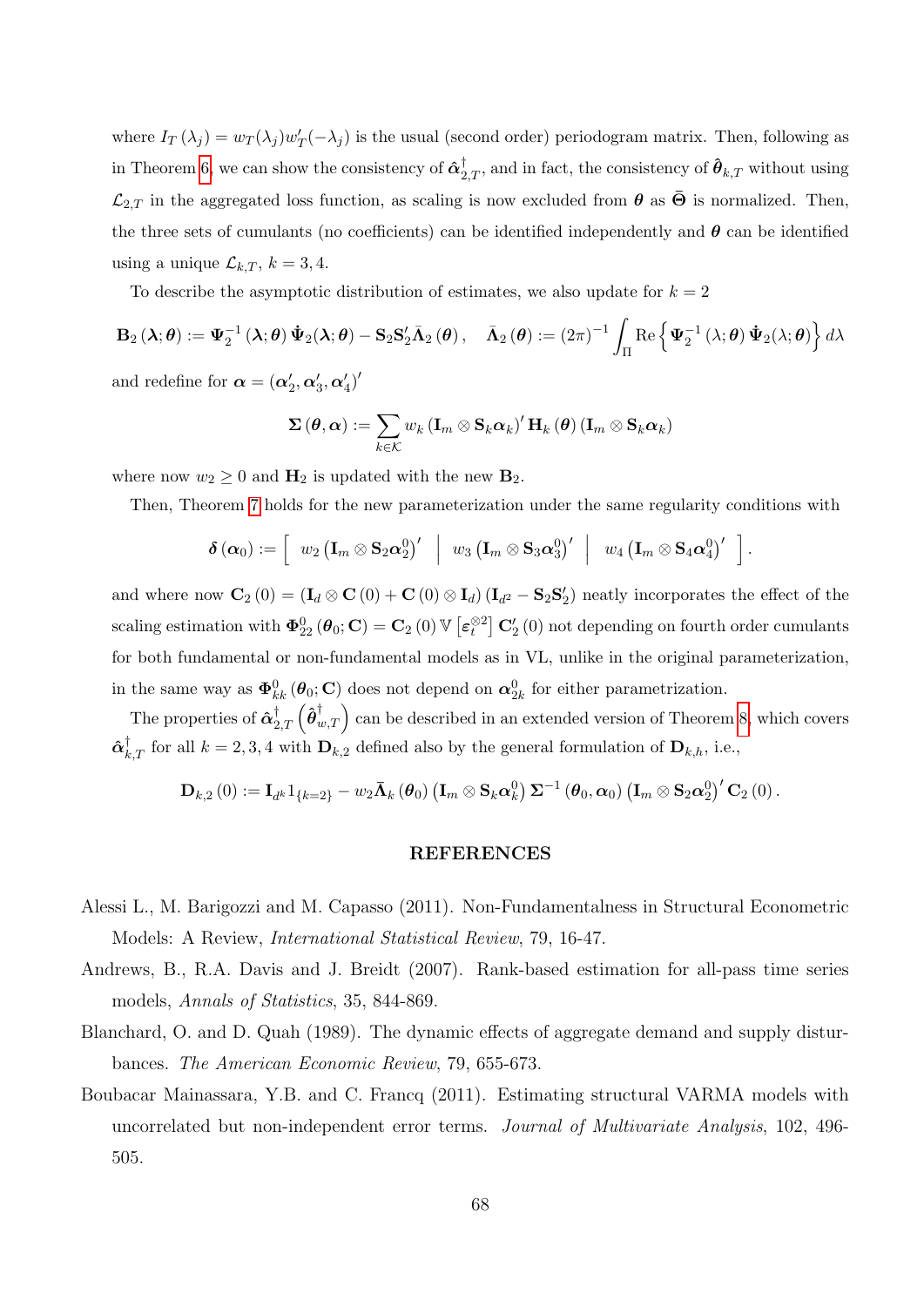where $I_T(\lambda_j) = w_T(\lambda_j)w_T'(-\lambda_j)$ is the usual (second order) periodogram matrix. Then, following as in Theorem 6, we can show the consistency of $\hat{\boldsymbol{\alpha}}_{2,T}^{\dagger}$, and in fact, the consistency of $\hat{\boldsymbol{\theta}}_{k,T}$ without using $\mathcal{L}_{2,T}$ in the aggregated loss function, as scaling is now excluded from $\boldsymbol{\theta}$ as $\bar{\boldsymbol{\Theta}}$ is normalized. Then, the three sets of cumulants (no coefficients) can be identified independently and $\boldsymbol{\theta}$ can be identified using a unique $\mathcal{L}_{k,T}$, $k = 3, 4$.

To describe the asymptotic distribution of estimates, we also update for $k = 2$

$$\mathbf{B}_2(\boldsymbol{\lambda};\boldsymbol{\theta}) := \boldsymbol{\Psi}_2^{-1}(\boldsymbol{\lambda};\boldsymbol{\theta})\,\dot{\boldsymbol{\Psi}}_2(\boldsymbol{\lambda};\boldsymbol{\theta}) - \mathbf{S}_2\mathbf{S}_2'\bar{\boldsymbol{\Lambda}}_2(\boldsymbol{\theta}), \quad \bar{\boldsymbol{\Lambda}}_2(\boldsymbol{\theta}) := (2\pi)^{-1}\int_{\Pi}\mathrm{Re}\left\{\boldsymbol{\Psi}_2^{-1}(\lambda;\boldsymbol{\theta})\,\dot{\boldsymbol{\Psi}}_2(\lambda;\boldsymbol{\theta})\right\}d\lambda$$

and redefine for $\boldsymbol{\alpha} = (\boldsymbol{\alpha}_2', \boldsymbol{\alpha}_3', \boldsymbol{\alpha}_4')'$

$$\boldsymbol{\Sigma}(\boldsymbol{\theta},\boldsymbol{\alpha}) := \sum_{k\in\mathcal{K}} w_k\left(\mathbf{I}_m \otimes \mathbf{S}_k\boldsymbol{\alpha}_k\right)'\mathbf{H}_k(\boldsymbol{\theta})\left(\mathbf{I}_m \otimes \mathbf{S}_k\boldsymbol{\alpha}_k\right)$$

where now $w_2 \geq 0$ and $\mathbf{H}_2$ is updated with the new $\mathbf{B}_2$.

Then, Theorem 7 holds for the new parameterization under the same regularity conditions with

$$\boldsymbol{\delta}(\boldsymbol{\alpha}_0) := \left[\begin{array}{c|c|c} w_2\left(\mathbf{I}_m \otimes \mathbf{S}_2\boldsymbol{\alpha}_2^0\right)' & w_3\left(\mathbf{I}_m \otimes \mathbf{S}_3\boldsymbol{\alpha}_3^0\right)' & w_4\left(\mathbf{I}_m \otimes \mathbf{S}_4\boldsymbol{\alpha}_4^0\right)' \end{array}\right].$$

and where now $\mathbf{C}_2(0) = (\mathbf{I}_d \otimes \mathbf{C}(0) + \mathbf{C}(0) \otimes \mathbf{I}_d)(\mathbf{I}_{d^2} - \mathbf{S}_2\mathbf{S}_2')$ neatly incorporates the effect of the scaling estimation with $\boldsymbol{\Phi}_{22}^0(\boldsymbol{\theta}_0;\mathbf{C}) = \mathbf{C}_2(0)\,\mathbb{V}\left[\boldsymbol{\varepsilon}_t^{\otimes 2}\right]\mathbf{C}_2'(0)$ not depending on fourth order cumulants for both fundamental or non-fundamental models as in VL, unlike in the original parameterization, in the same way as $\boldsymbol{\Phi}_{kk}^0(\boldsymbol{\theta}_0;\mathbf{C})$ does not depend on $\boldsymbol{\alpha}_{2k}^0$ for either parametrization.

The properties of $\hat{\boldsymbol{\alpha}}_{2,T}^{\dagger}\left(\hat{\boldsymbol{\theta}}_{w,T}^{\dagger}\right)$ can be described in an extended version of Theorem 8, which covers $\hat{\boldsymbol{\alpha}}_{k,T}^{\dagger}$ for all $k = 2, 3, 4$ with $\mathbf{D}_{k,2}$ defined also by the general formulation of $\mathbf{D}_{k,h}$, i.e.,

$$\mathbf{D}_{k,2}(0) := \mathbf{I}_{d^k}1_{\{k=2\}} - w_2\bar{\boldsymbol{\Lambda}}_k(\boldsymbol{\theta}_0)\left(\mathbf{I}_m \otimes \mathbf{S}_k\boldsymbol{\alpha}_k^0\right)\boldsymbol{\Sigma}^{-1}(\boldsymbol{\theta}_0,\boldsymbol{\alpha}_0)\left(\mathbf{I}_m \otimes \mathbf{S}_2\boldsymbol{\alpha}_2^0\right)'\mathbf{C}_2(0).$$

## REFERENCES

Alessi L., M. Barigozzi and M. Capasso (2011). Non-Fundamentalness in Structural Econometric Models: A Review, *International Statistical Review*, 79, 16-47.

Andrews, B., R.A. Davis and J. Breidt (2007). Rank-based estimation for all-pass time series models, *Annals of Statistics*, 35, 844-869.

Blanchard, O. and D. Quah (1989). The dynamic effects of aggregate demand and supply disturbances. *The American Economic Review*, 79, 655-673.

Boubacar Mainassara, Y.B. and C. Francq (2011). Estimating structural VARMA models with uncorrelated but non-independent error terms. *Journal of Multivariate Analysis*, 102, 496-505.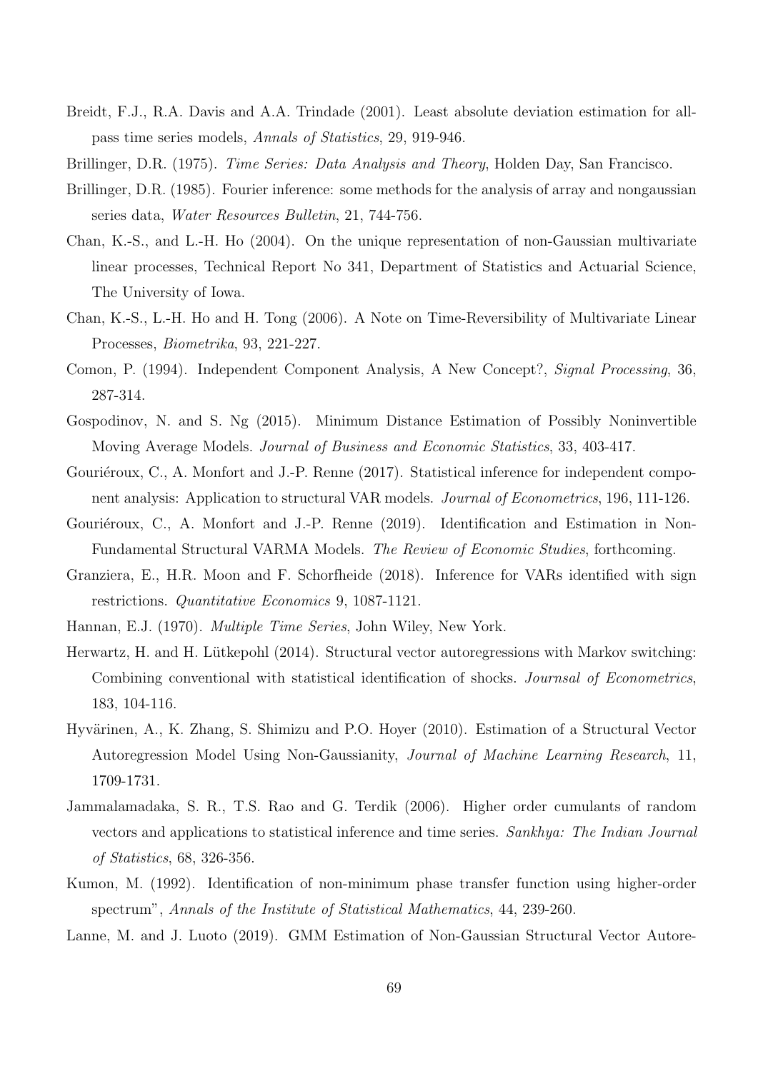Breidt, F.J., R.A. Davis and A.A. Trindade (2001). Least absolute deviation estimation for all-pass time series models, *Annals of Statistics*, 29, 919-946.

Brillinger, D.R. (1975). *Time Series: Data Analysis and Theory*, Holden Day, San Francisco.

Brillinger, D.R. (1985). Fourier inference: some methods for the analysis of array and nongaussian series data, *Water Resources Bulletin*, 21, 744-756.

Chan, K.-S., and L.-H. Ho (2004). On the unique representation of non-Gaussian multivariate linear processes, Technical Report No 341, Department of Statistics and Actuarial Science, The University of Iowa.

Chan, K.-S., L.-H. Ho and H. Tong (2006). A Note on Time-Reversibility of Multivariate Linear Processes, *Biometrika*, 93, 221-227.

Comon, P. (1994). Independent Component Analysis, A New Concept?, *Signal Processing*, 36, 287-314.

Gospodinov, N. and S. Ng (2015). Minimum Distance Estimation of Possibly Noninvertible Moving Average Models. *Journal of Business and Economic Statistics*, 33, 403-417.

Gouriéroux, C., A. Monfort and J.-P. Renne (2017). Statistical inference for independent component analysis: Application to structural VAR models. *Journal of Econometrics*, 196, 111-126.

Gouriéroux, C., A. Monfort and J.-P. Renne (2019). Identification and Estimation in Non-Fundamental Structural VARMA Models. *The Review of Economic Studies*, forthcoming.

Granziera, E., H.R. Moon and F. Schorfheide (2018). Inference for VARs identified with sign restrictions. *Quantitative Economics* 9, 1087-1121.

Hannan, E.J. (1970). *Multiple Time Series*, John Wiley, New York.

Herwartz, H. and H. Lütkepohl (2014). Structural vector autoregressions with Markov switching: Combining conventional with statistical identification of shocks. *Journsal of Econometrics*, 183, 104-116.

Hyvärinen, A., K. Zhang, S. Shimizu and P.O. Hoyer (2010). Estimation of a Structural Vector Autoregression Model Using Non-Gaussianity, *Journal of Machine Learning Research*, 11, 1709-1731.

Jammalamadaka, S. R., T.S. Rao and G. Terdik (2006). Higher order cumulants of random vectors and applications to statistical inference and time series. *Sankhya: The Indian Journal of Statistics*, 68, 326-356.

Kumon, M. (1992). Identification of non-minimum phase transfer function using higher-order spectrum", *Annals of the Institute of Statistical Mathematics*, 44, 239-260.

Lanne, M. and J. Luoto (2019). GMM Estimation of Non-Gaussian Structural Vector Autore-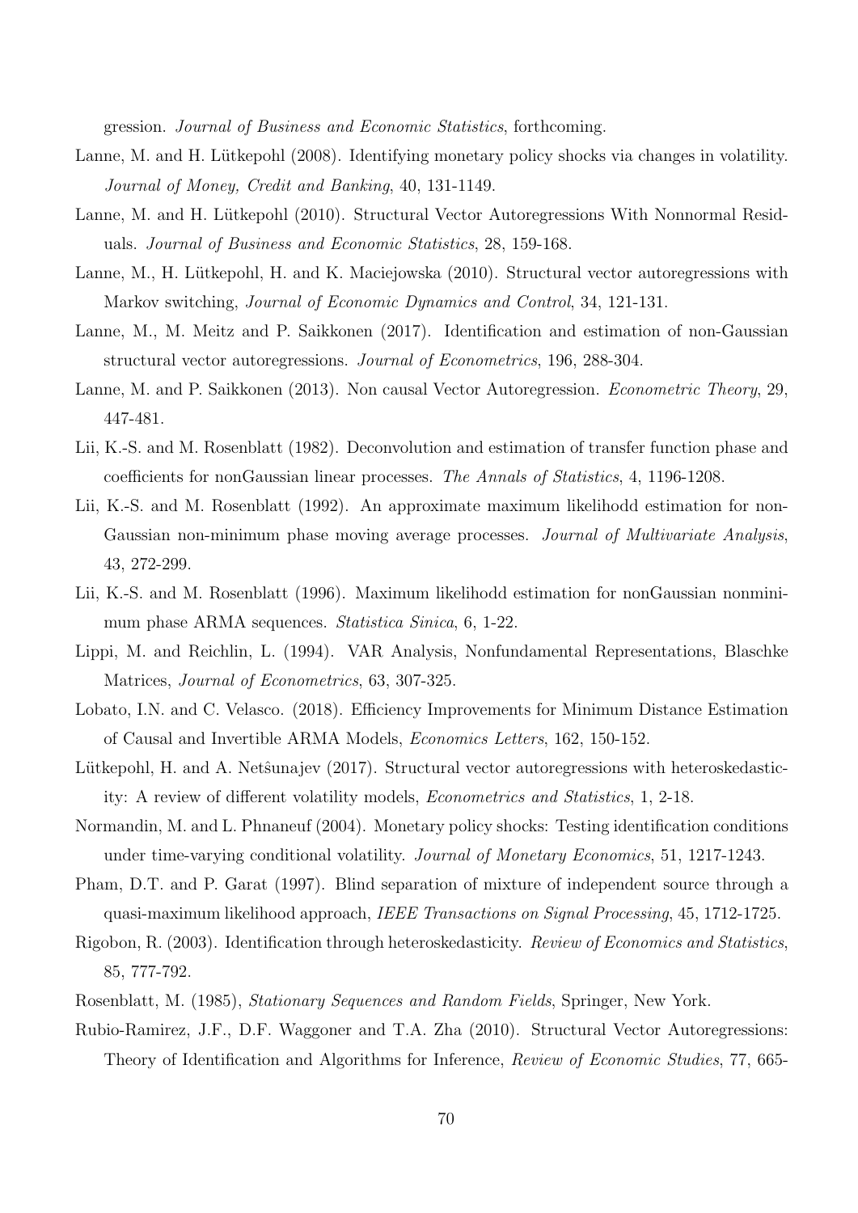gression. *Journal of Business and Economic Statistics*, forthcoming.

Lanne, M. and H. Lütkepohl (2008). Identifying monetary policy shocks via changes in volatility. *Journal of Money, Credit and Banking*, 40, 131-1149.

Lanne, M. and H. Lütkepohl (2010). Structural Vector Autoregressions With Nonnormal Residuals. *Journal of Business and Economic Statistics*, 28, 159-168.

Lanne, M., H. Lütkepohl, H. and K. Maciejowska (2010). Structural vector autoregressions with Markov switching, *Journal of Economic Dynamics and Control*, 34, 121-131.

Lanne, M., M. Meitz and P. Saikkonen (2017). Identification and estimation of non-Gaussian structural vector autoregressions. *Journal of Econometrics*, 196, 288-304.

Lanne, M. and P. Saikkonen (2013). Non causal Vector Autoregression. *Econometric Theory*, 29, 447-481.

Lii, K.-S. and M. Rosenblatt (1982). Deconvolution and estimation of transfer function phase and coefficients for nonGaussian linear processes. *The Annals of Statistics*, 4, 1196-1208.

Lii, K.-S. and M. Rosenblatt (1992). An approximate maximum likelihodd estimation for non-Gaussian non-minimum phase moving average processes. *Journal of Multivariate Analysis*, 43, 272-299.

Lii, K.-S. and M. Rosenblatt (1996). Maximum likelihodd estimation for nonGaussian nonminimum phase ARMA sequences. *Statistica Sinica*, 6, 1-22.

Lippi, M. and Reichlin, L. (1994). VAR Analysis, Nonfundamental Representations, Blaschke Matrices, *Journal of Econometrics*, 63, 307-325.

Lobato, I.N. and C. Velasco. (2018). Efficiency Improvements for Minimum Distance Estimation of Causal and Invertible ARMA Models, *Economics Letters*, 162, 150-152.

Lütkepohl, H. and A. Netŝunajev (2017). Structural vector autoregressions with heteroskedasticity: A review of different volatility models, *Econometrics and Statistics*, 1, 2-18.

Normandin, M. and L. Phnaneuf (2004). Monetary policy shocks: Testing identification conditions under time-varying conditional volatility. *Journal of Monetary Economics*, 51, 1217-1243.

Pham, D.T. and P. Garat (1997). Blind separation of mixture of independent source through a quasi-maximum likelihood approach, *IEEE Transactions on Signal Processing*, 45, 1712-1725.

Rigobon, R. (2003). Identification through heteroskedasticity. *Review of Economics and Statistics*, 85, 777-792.

Rosenblatt, M. (1985), *Stationary Sequences and Random Fields*, Springer, New York.

Rubio-Ramirez, J.F., D.F. Waggoner and T.A. Zha (2010). Structural Vector Autoregressions: Theory of Identification and Algorithms for Inference, *Review of Economic Studies*, 77, 665-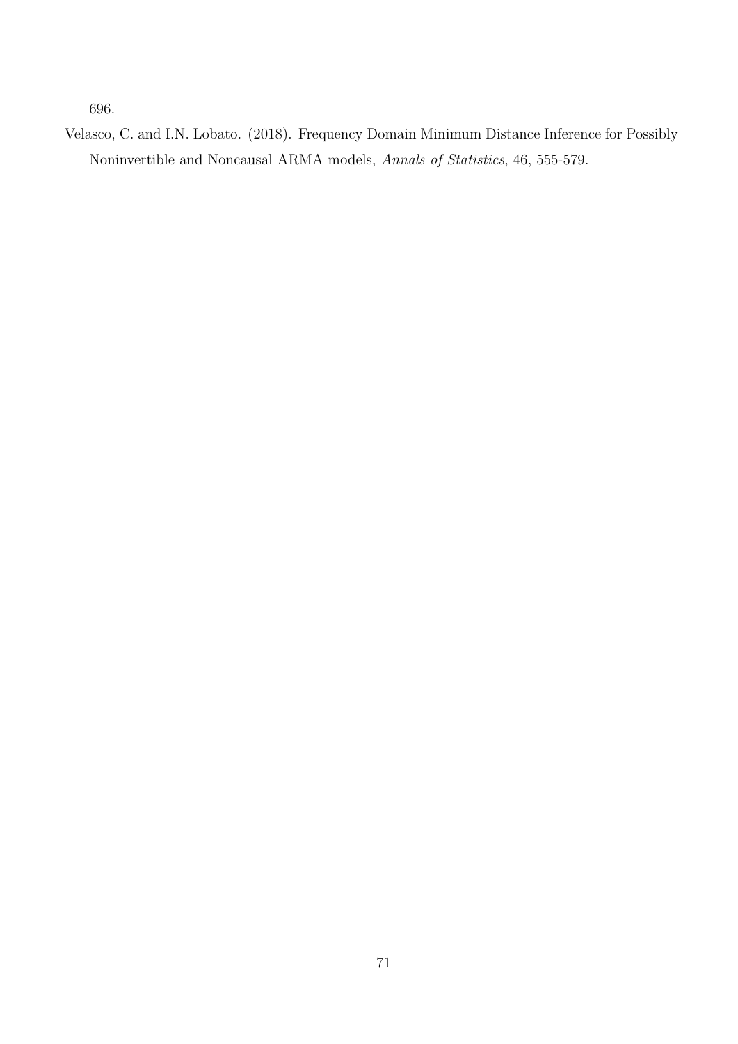696.

Velasco, C. and I.N. Lobato. (2018). Frequency Domain Minimum Distance Inference for Possibly Noninvertible and Noncausal ARMA models, *Annals of Statistics*, 46, 555-579.